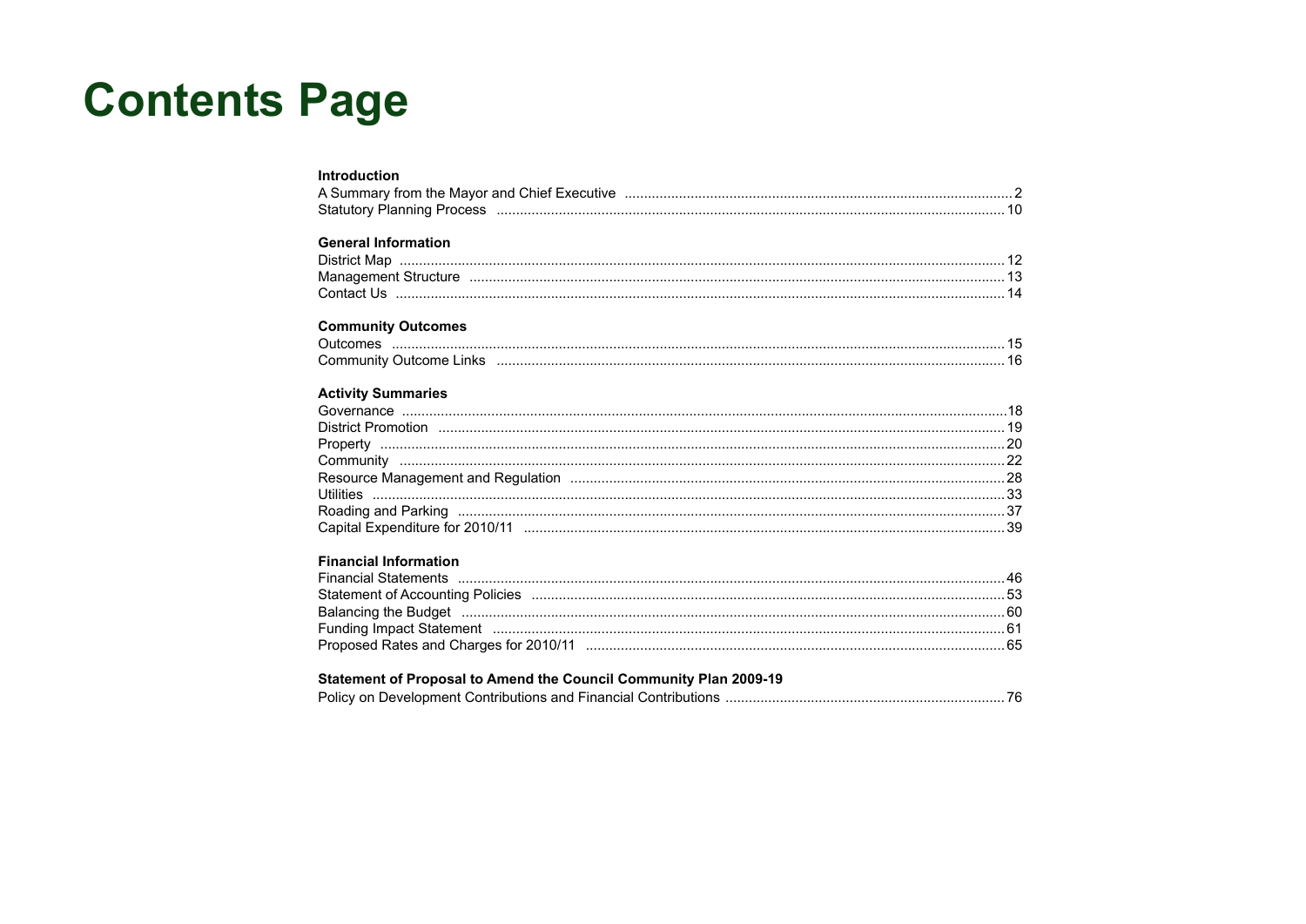# Contents Page

**Introduction**

A Summary from the Mayor and Chief Executive .......... 2
Statutory Planning Process .......... 10

**General Information**

District Map .......... 12
Management Structure .......... 13
Contact Us .......... 14

**Community Outcomes**

Outcomes .......... 15
Community Outcome Links .......... 16

**Activity Summaries**

Governance .......... 18
District Promotion .......... 19
Property .......... 20
Community .......... 22
Resource Management and Regulation .......... 28
Utilities .......... 33
Roading and Parking .......... 37
Capital Expenditure for 2010/11 .......... 39

**Financial Information**

Financial Statements .......... 46
Statement of Accounting Policies .......... 53
Balancing the Budget .......... 60
Funding Impact Statement .......... 61
Proposed Rates and Charges for 2010/11 .......... 65

**Statement of Proposal to Amend the Council Community Plan 2009-19**

Policy on Development Contributions and Financial Contributions .......... 76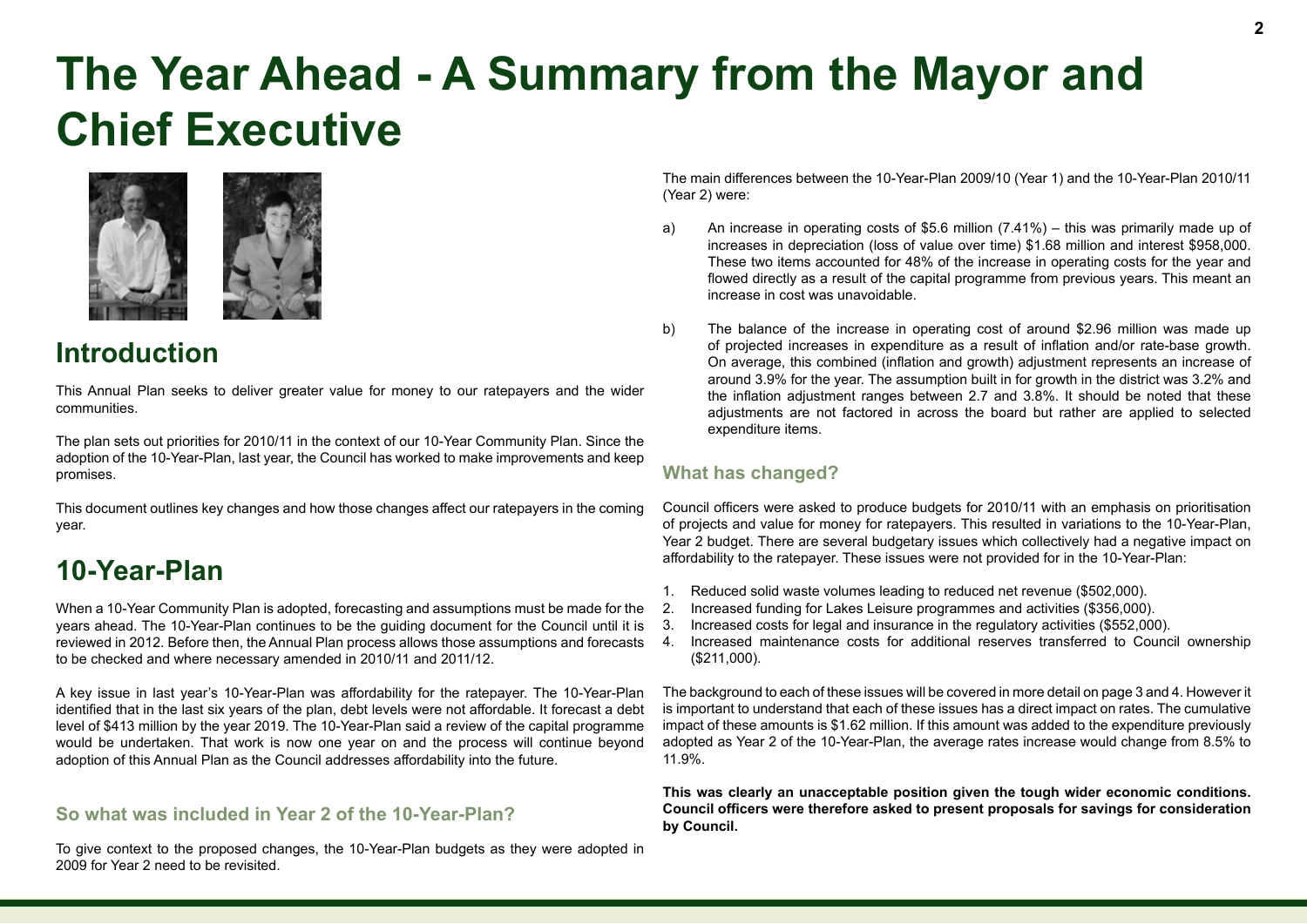# The Year Ahead - A Summary from the Mayor and Chief Executive

## Introduction

This Annual Plan seeks to deliver greater value for money to our ratepayers and the wider communities.

The plan sets out priorities for 2010/11 in the context of our 10-Year Community Plan. Since the adoption of the 10-Year-Plan, last year, the Council has worked to make improvements and keep promises.

This document outlines key changes and how those changes affect our ratepayers in the coming year.

## 10-Year-Plan

When a 10-Year Community Plan is adopted, forecasting and assumptions must be made for the years ahead. The 10-Year-Plan continues to be the guiding document for the Council until it is reviewed in 2012. Before then, the Annual Plan process allows those assumptions and forecasts to be checked and where necessary amended in 2010/11 and 2011/12.

A key issue in last year's 10-Year-Plan was affordability for the ratepayer. The 10-Year-Plan identified that in the last six years of the plan, debt levels were not affordable. It forecast a debt level of $413 million by the year 2019. The 10-Year-Plan said a review of the capital programme would be undertaken. That work is now one year on and the process will continue beyond adoption of this Annual Plan as the Council addresses affordability into the future.

### So what was included in Year 2 of the 10-Year-Plan?

To give context to the proposed changes, the 10-Year-Plan budgets as they were adopted in 2009 for Year 2 need to be revisited.

The main differences between the 10-Year-Plan 2009/10 (Year 1) and the 10-Year-Plan 2010/11 (Year 2) were:

a) An increase in operating costs of $5.6 million (7.41%) – this was primarily made up of increases in depreciation (loss of value over time) $1.68 million and interest $958,000. These two items accounted for 48% of the increase in operating costs for the year and flowed directly as a result of the capital programme from previous years. This meant an increase in cost was unavoidable.

b) The balance of the increase in operating cost of around $2.96 million was made up of projected increases in expenditure as a result of inflation and/or rate-base growth. On average, this combined (inflation and growth) adjustment represents an increase of around 3.9% for the year. The assumption built in for growth in the district was 3.2% and the inflation adjustment ranges between 2.7 and 3.8%. It should be noted that these adjustments are not factored in across the board but rather are applied to selected expenditure items.

### What has changed?

Council officers were asked to produce budgets for 2010/11 with an emphasis on prioritisation of projects and value for money for ratepayers. This resulted in variations to the 10-Year-Plan, Year 2 budget. There are several budgetary issues which collectively had a negative impact on affordability to the ratepayer. These issues were not provided for in the 10-Year-Plan:

1. Reduced solid waste volumes leading to reduced net revenue ($502,000).
2. Increased funding for Lakes Leisure programmes and activities ($356,000).
3. Increased costs for legal and insurance in the regulatory activities ($552,000).
4. Increased maintenance costs for additional reserves transferred to Council ownership ($211,000).

The background to each of these issues will be covered in more detail on page 3 and 4. However it is important to understand that each of these issues has a direct impact on rates. The cumulative impact of these amounts is $1.62 million. If this amount was added to the expenditure previously adopted as Year 2 of the 10-Year-Plan, the average rates increase would change from 8.5% to 11.9%.

**This was clearly an unacceptable position given the tough wider economic conditions. Council officers were therefore asked to present proposals for savings for consideration by Council.**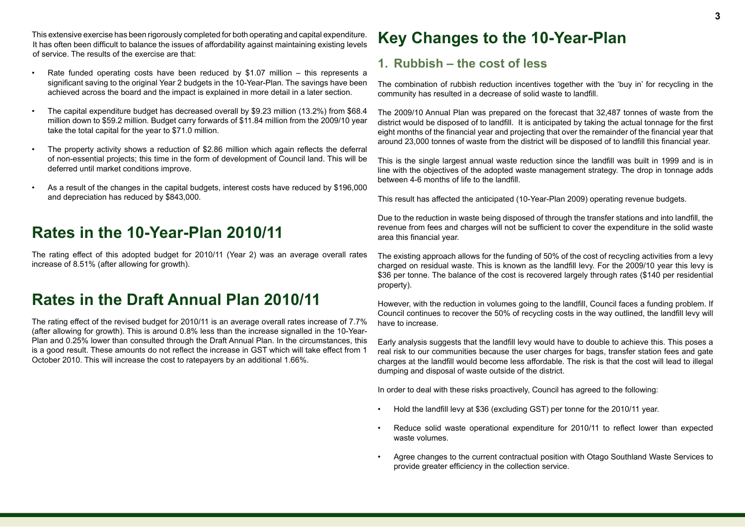This extensive exercise has been rigorously completed for both operating and capital expenditure. It has often been difficult to balance the issues of affordability against maintaining existing levels of service. The results of the exercise are that:

- Rate funded operating costs have been reduced by $1.07 million – this represents a significant saving to the original Year 2 budgets in the 10-Year-Plan. The savings have been achieved across the board and the impact is explained in more detail in a later section.
- The capital expenditure budget has decreased overall by $9.23 million (13.2%) from $68.4 million down to $59.2 million. Budget carry forwards of $11.84 million from the 2009/10 year take the total capital for the year to $71.0 million.
- The property activity shows a reduction of $2.86 million which again reflects the deferral of non-essential projects; this time in the form of development of Council land. This will be deferred until market conditions improve.
- As a result of the changes in the capital budgets, interest costs have reduced by $196,000 and depreciation has reduced by $843,000.

## Rates in the 10-Year-Plan 2010/11

The rating effect of this adopted budget for 2010/11 (Year 2) was an average overall rates increase of 8.51% (after allowing for growth).

## Rates in the Draft Annual Plan 2010/11

The rating effect of the revised budget for 2010/11 is an average overall rates increase of 7.7% (after allowing for growth). This is around 0.8% less than the increase signalled in the 10-Year-Plan and 0.25% lower than consulted through the Draft Annual Plan. In the circumstances, this is a good result. These amounts do not reflect the increase in GST which will take effect from 1 October 2010. This will increase the cost to ratepayers by an additional 1.66%.

## Key Changes to the 10-Year-Plan

### 1. Rubbish – the cost of less

The combination of rubbish reduction incentives together with the 'buy in' for recycling in the community has resulted in a decrease of solid waste to landfill.

The 2009/10 Annual Plan was prepared on the forecast that 32,487 tonnes of waste from the district would be disposed of to landfill. It is anticipated by taking the actual tonnage for the first eight months of the financial year and projecting that over the remainder of the financial year that around 23,000 tonnes of waste from the district will be disposed of to landfill this financial year.

This is the single largest annual waste reduction since the landfill was built in 1999 and is in line with the objectives of the adopted waste management strategy. The drop in tonnage adds between 4-6 months of life to the landfill.

This result has affected the anticipated (10-Year-Plan 2009) operating revenue budgets.

Due to the reduction in waste being disposed of through the transfer stations and into landfill, the revenue from fees and charges will not be sufficient to cover the expenditure in the solid waste area this financial year.

The existing approach allows for the funding of 50% of the cost of recycling activities from a levy charged on residual waste. This is known as the landfill levy. For the 2009/10 year this levy is $36 per tonne. The balance of the cost is recovered largely through rates ($140 per residential property).

However, with the reduction in volumes going to the landfill, Council faces a funding problem. If Council continues to recover the 50% of recycling costs in the way outlined, the landfill levy will have to increase.

Early analysis suggests that the landfill levy would have to double to achieve this. This poses a real risk to our communities because the user charges for bags, transfer station fees and gate charges at the landfill would become less affordable. The risk is that the cost will lead to illegal dumping and disposal of waste outside of the district.

In order to deal with these risks proactively, Council has agreed to the following:

- Hold the landfill levy at $36 (excluding GST) per tonne for the 2010/11 year.
- Reduce solid waste operational expenditure for 2010/11 to reflect lower than expected waste volumes.
- Agree changes to the current contractual position with Otago Southland Waste Services to provide greater efficiency in the collection service.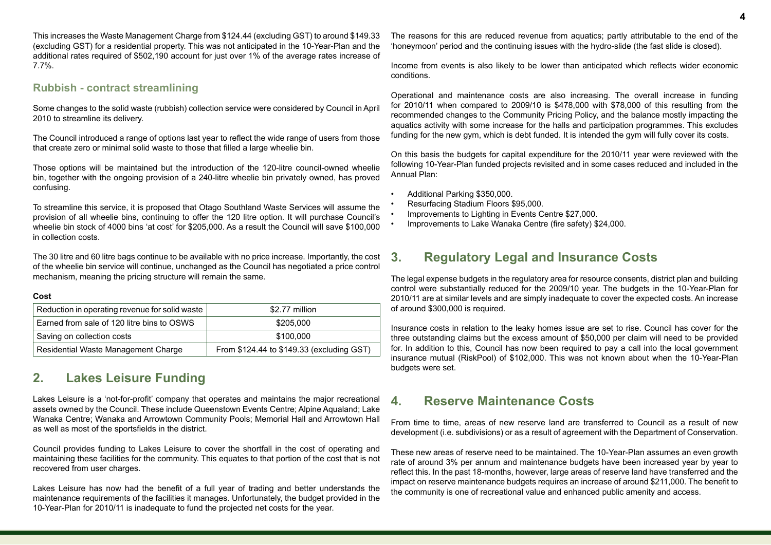This increases the Waste Management Charge from $124.44 (excluding GST) to around $149.33 (excluding GST) for a residential property. This was not anticipated in the 10-Year-Plan and the additional rates required of $502,190 account for just over 1% of the average rates increase of 7.7%.

### Rubbish - contract streamlining

Some changes to the solid waste (rubbish) collection service were considered by Council in April 2010 to streamline its delivery.

The Council introduced a range of options last year to reflect the wide range of users from those that create zero or minimal solid waste to those that filled a large wheelie bin.

Those options will be maintained but the introduction of the 120-litre council-owned wheelie bin, together with the ongoing provision of a 240-litre wheelie bin privately owned, has proved confusing.

To streamline this service, it is proposed that Otago Southland Waste Services will assume the provision of all wheelie bins, continuing to offer the 120 litre option. It will purchase Council's wheelie bin stock of 4000 bins 'at cost' for $205,000. As a result the Council will save $100,000 in collection costs.

The 30 litre and 60 litre bags continue to be available with no price increase. Importantly, the cost of the wheelie bin service will continue, unchanged as the Council has negotiated a price control mechanism, meaning the pricing structure will remain the same.

**Cost**

| | |
|---|---|
| Reduction in operating revenue for solid waste | $2.77 million |
| Earned from sale of 120 litre bins to OSWS | $205,000 |
| Saving on collection costs | $100,000 |
| Residential Waste Management Charge | From $124.44 to $149.33 (excluding GST) |

## 2. Lakes Leisure Funding

Lakes Leisure is a 'not-for-profit' company that operates and maintains the major recreational assets owned by the Council. These include Queenstown Events Centre; Alpine Aqualand; Lake Wanaka Centre; Wanaka and Arrowtown Community Pools; Memorial Hall and Arrowtown Hall as well as most of the sportsfields in the district.

Council provides funding to Lakes Leisure to cover the shortfall in the cost of operating and maintaining these facilities for the community. This equates to that portion of the cost that is not recovered from user charges.

Lakes Leisure has now had the benefit of a full year of trading and better understands the maintenance requirements of the facilities it manages. Unfortunately, the budget provided in the 10-Year-Plan for 2010/11 is inadequate to fund the projected net costs for the year.

The reasons for this are reduced revenue from aquatics; partly attributable to the end of the 'honeymoon' period and the continuing issues with the hydro-slide (the fast slide is closed).

Income from events is also likely to be lower than anticipated which reflects wider economic conditions.

Operational and maintenance costs are also increasing. The overall increase in funding for 2010/11 when compared to 2009/10 is $478,000 with $78,000 of this resulting from the recommended changes to the Community Pricing Policy, and the balance mostly impacting the aquatics activity with some increase for the halls and participation programmes. This excludes funding for the new gym, which is debt funded. It is intended the gym will fully cover its costs.

On this basis the budgets for capital expenditure for the 2010/11 year were reviewed with the following 10-Year-Plan funded projects revisited and in some cases reduced and included in the Annual Plan:

- Additional Parking $350,000.
- Resurfacing Stadium Floors $95,000.
- Improvements to Lighting in Events Centre $27,000.
- Improvements to Lake Wanaka Centre (fire safety) $24,000.

## 3. Regulatory Legal and Insurance Costs

The legal expense budgets in the regulatory area for resource consents, district plan and building control were substantially reduced for the 2009/10 year. The budgets in the 10-Year-Plan for 2010/11 are at similar levels and are simply inadequate to cover the expected costs. An increase of around $300,000 is required.

Insurance costs in relation to the leaky homes issue are set to rise. Council has cover for the three outstanding claims but the excess amount of $50,000 per claim will need to be provided for. In addition to this, Council has now been required to pay a call into the local government insurance mutual (RiskPool) of $102,000. This was not known about when the 10-Year-Plan budgets were set.

## 4. Reserve Maintenance Costs

From time to time, areas of new reserve land are transferred to Council as a result of new development (i.e. subdivisions) or as a result of agreement with the Department of Conservation.

These new areas of reserve need to be maintained. The 10-Year-Plan assumes an even growth rate of around 3% per annum and maintenance budgets have been increased year by year to reflect this. In the past 18-months, however, large areas of reserve land have transferred and the impact on reserve maintenance budgets requires an increase of around $211,000. The benefit to the community is one of recreational value and enhanced public amenity and access.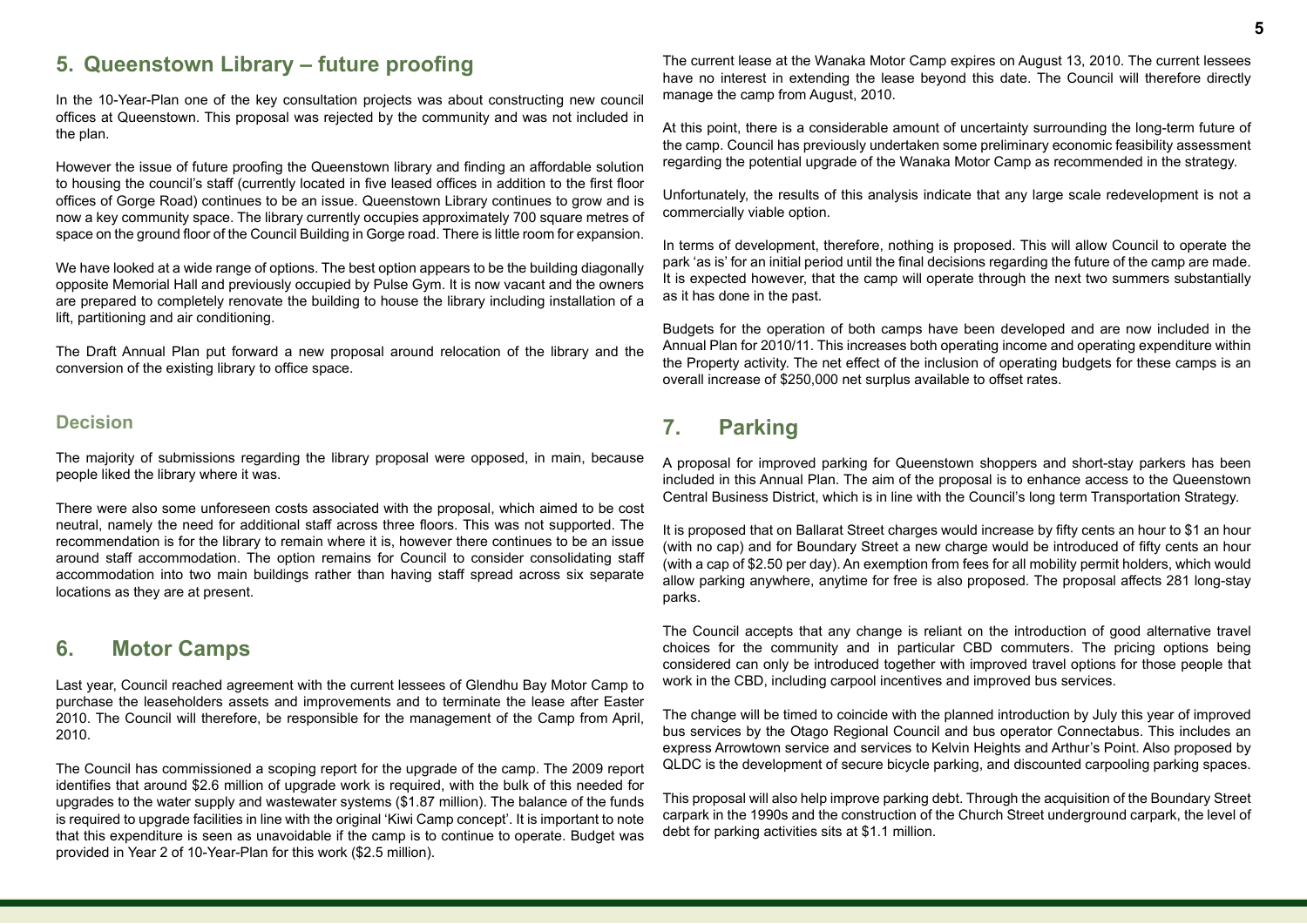## 5. Queenstown Library – future proofing

In the 10-Year-Plan one of the key consultation projects was about constructing new council offices at Queenstown. This proposal was rejected by the community and was not included in the plan.

However the issue of future proofing the Queenstown library and finding an affordable solution to housing the council's staff (currently located in five leased offices in addition to the first floor offices of Gorge Road) continues to be an issue. Queenstown Library continues to grow and is now a key community space. The library currently occupies approximately 700 square metres of space on the ground floor of the Council Building in Gorge road. There is little room for expansion.

We have looked at a wide range of options. The best option appears to be the building diagonally opposite Memorial Hall and previously occupied by Pulse Gym. It is now vacant and the owners are prepared to completely renovate the building to house the library including installation of a lift, partitioning and air conditioning.

The Draft Annual Plan put forward a new proposal around relocation of the library and the conversion of the existing library to office space.

### Decision

The majority of submissions regarding the library proposal were opposed, in main, because people liked the library where it was.

There were also some unforeseen costs associated with the proposal, which aimed to be cost neutral, namely the need for additional staff across three floors. This was not supported. The recommendation is for the library to remain where it is, however there continues to be an issue around staff accommodation. The option remains for Council to consider consolidating staff accommodation into two main buildings rather than having staff spread across six separate locations as they are at present.

## 6. Motor Camps

Last year, Council reached agreement with the current lessees of Glendhu Bay Motor Camp to purchase the leaseholders assets and improvements and to terminate the lease after Easter 2010. The Council will therefore, be responsible for the management of the Camp from April, 2010.

The Council has commissioned a scoping report for the upgrade of the camp. The 2009 report identifies that around $2.6 million of upgrade work is required, with the bulk of this needed for upgrades to the water supply and wastewater systems ($1.87 million). The balance of the funds is required to upgrade facilities in line with the original 'Kiwi Camp concept'. It is important to note that this expenditure is seen as unavoidable if the camp is to continue to operate. Budget was provided in Year 2 of 10-Year-Plan for this work ($2.5 million).

The current lease at the Wanaka Motor Camp expires on August 13, 2010. The current lessees have no interest in extending the lease beyond this date. The Council will therefore directly manage the camp from August, 2010.

At this point, there is a considerable amount of uncertainty surrounding the long-term future of the camp. Council has previously undertaken some preliminary economic feasibility assessment regarding the potential upgrade of the Wanaka Motor Camp as recommended in the strategy.

Unfortunately, the results of this analysis indicate that any large scale redevelopment is not a commercially viable option.

In terms of development, therefore, nothing is proposed. This will allow Council to operate the park 'as is' for an initial period until the final decisions regarding the future of the camp are made. It is expected however, that the camp will operate through the next two summers substantially as it has done in the past.

Budgets for the operation of both camps have been developed and are now included in the Annual Plan for 2010/11. This increases both operating income and operating expenditure within the Property activity. The net effect of the inclusion of operating budgets for these camps is an overall increase of $250,000 net surplus available to offset rates.

## 7. Parking

A proposal for improved parking for Queenstown shoppers and short-stay parkers has been included in this Annual Plan. The aim of the proposal is to enhance access to the Queenstown Central Business District, which is in line with the Council's long term Transportation Strategy.

It is proposed that on Ballarat Street charges would increase by fifty cents an hour to $1 an hour (with no cap) and for Boundary Street a new charge would be introduced of fifty cents an hour (with a cap of $2.50 per day). An exemption from fees for all mobility permit holders, which would allow parking anywhere, anytime for free is also proposed. The proposal affects 281 long-stay parks.

The Council accepts that any change is reliant on the introduction of good alternative travel choices for the community and in particular CBD commuters. The pricing options being considered can only be introduced together with improved travel options for those people that work in the CBD, including carpool incentives and improved bus services.

The change will be timed to coincide with the planned introduction by July this year of improved bus services by the Otago Regional Council and bus operator Connectabus. This includes an express Arrowtown service and services to Kelvin Heights and Arthur's Point. Also proposed by QLDC is the development of secure bicycle parking, and discounted carpooling parking spaces.

This proposal will also help improve parking debt. Through the acquisition of the Boundary Street carpark in the 1990s and the construction of the Church Street underground carpark, the level of debt for parking activities sits at $1.1 million.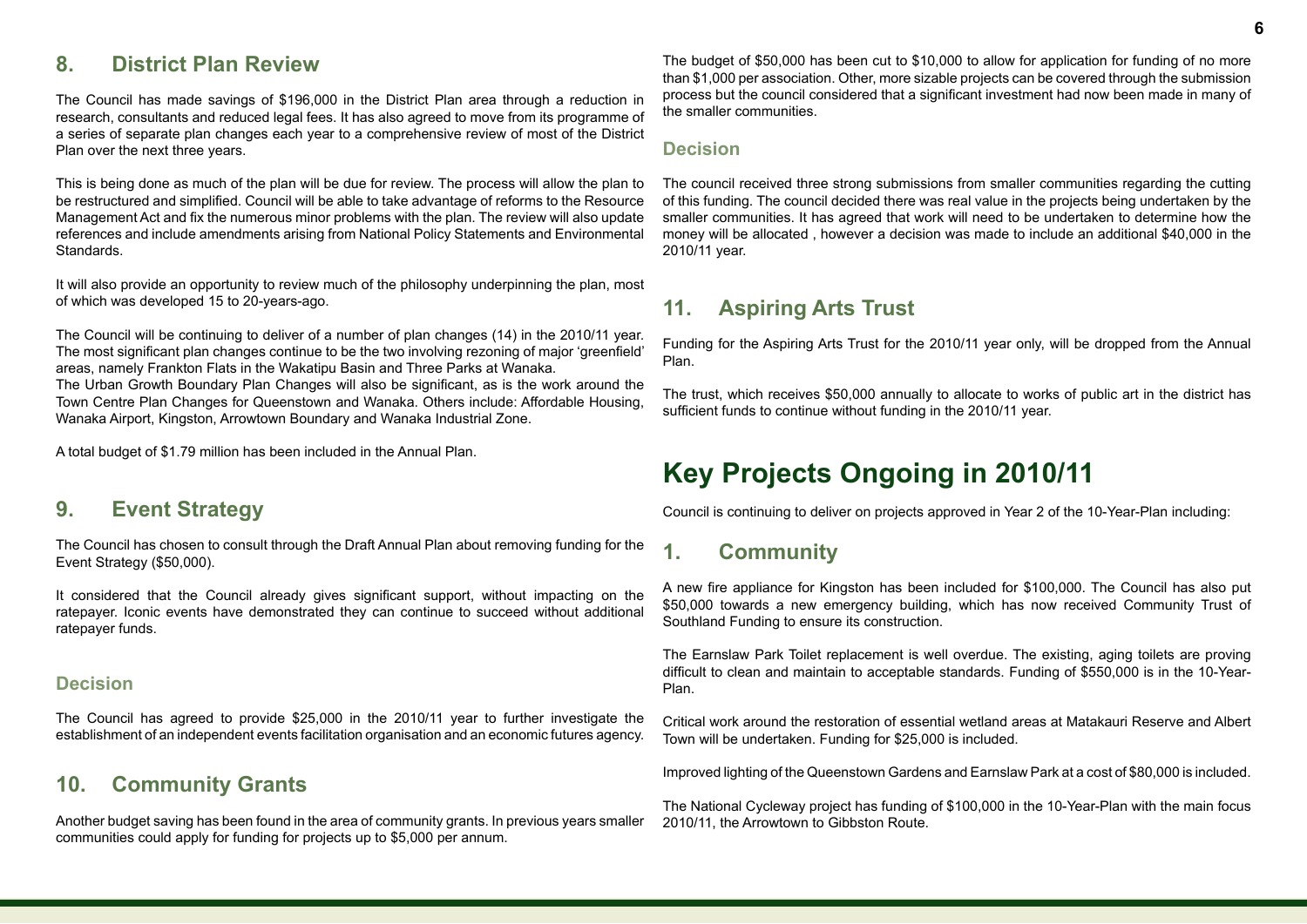## 8. District Plan Review

The Council has made savings of $196,000 in the District Plan area through a reduction in research, consultants and reduced legal fees. It has also agreed to move from its programme of a series of separate plan changes each year to a comprehensive review of most of the District Plan over the next three years.

This is being done as much of the plan will be due for review. The process will allow the plan to be restructured and simplified. Council will be able to take advantage of reforms to the Resource Management Act and fix the numerous minor problems with the plan. The review will also update references and include amendments arising from National Policy Statements and Environmental Standards.

It will also provide an opportunity to review much of the philosophy underpinning the plan, most of which was developed 15 to 20-years-ago.

The Council will be continuing to deliver of a number of plan changes (14) in the 2010/11 year. The most significant plan changes continue to be the two involving rezoning of major 'greenfield' areas, namely Frankton Flats in the Wakatipu Basin and Three Parks at Wanaka.
The Urban Growth Boundary Plan Changes will also be significant, as is the work around the Town Centre Plan Changes for Queenstown and Wanaka. Others include: Affordable Housing, Wanaka Airport, Kingston, Arrowtown Boundary and Wanaka Industrial Zone.

A total budget of $1.79 million has been included in the Annual Plan.

## 9. Event Strategy

The Council has chosen to consult through the Draft Annual Plan about removing funding for the Event Strategy ($50,000).

It considered that the Council already gives significant support, without impacting on the ratepayer. Iconic events have demonstrated they can continue to succeed without additional ratepayer funds.

### Decision

The Council has agreed to provide $25,000 in the 2010/11 year to further investigate the establishment of an independent events facilitation organisation and an economic futures agency.

## 10. Community Grants

Another budget saving has been found in the area of community grants. In previous years smaller communities could apply for funding for projects up to $5,000 per annum.

The budget of $50,000 has been cut to $10,000 to allow for application for funding of no more than $1,000 per association. Other, more sizable projects can be covered through the submission process but the council considered that a significant investment had now been made in many of the smaller communities.

### Decision

The council received three strong submissions from smaller communities regarding the cutting of this funding. The council decided there was real value in the projects being undertaken by the smaller communities. It has agreed that work will need to be undertaken to determine how the money will be allocated , however a decision was made to include an additional $40,000 in the 2010/11 year.

## 11. Aspiring Arts Trust

Funding for the Aspiring Arts Trust for the 2010/11 year only, will be dropped from the Annual Plan.

The trust, which receives $50,000 annually to allocate to works of public art in the district has sufficient funds to continue without funding in the 2010/11 year.

# Key Projects Ongoing in 2010/11

Council is continuing to deliver on projects approved in Year 2 of the 10-Year-Plan including:

## 1. Community

A new fire appliance for Kingston has been included for $100,000. The Council has also put $50,000 towards a new emergency building, which has now received Community Trust of Southland Funding to ensure its construction.

The Earnslaw Park Toilet replacement is well overdue. The existing, aging toilets are proving difficult to clean and maintain to acceptable standards. Funding of $550,000 is in the 10-Year-Plan.

Critical work around the restoration of essential wetland areas at Matakauri Reserve and Albert Town will be undertaken. Funding for $25,000 is included.

Improved lighting of the Queenstown Gardens and Earnslaw Park at a cost of $80,000 is included.

The National Cycleway project has funding of $100,000 in the 10-Year-Plan with the main focus 2010/11, the Arrowtown to Gibbston Route.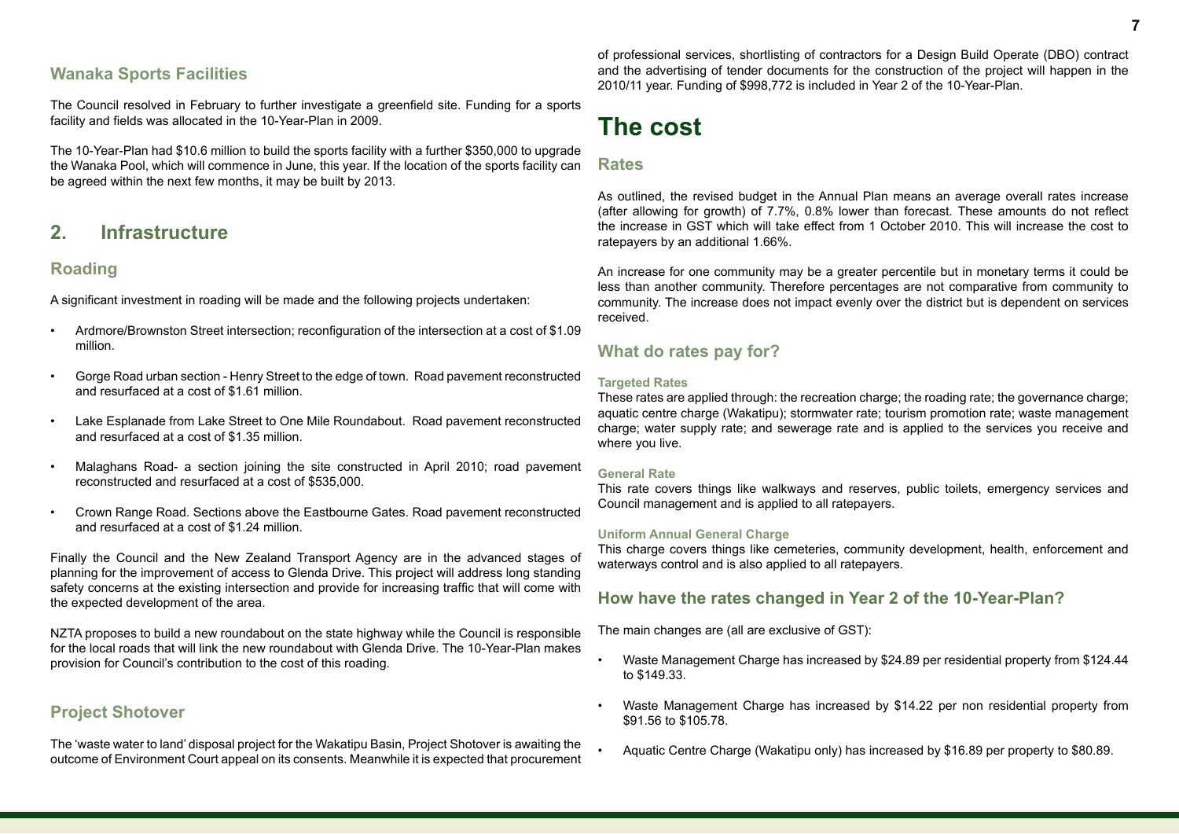## Wanaka Sports Facilities

The Council resolved in February to further investigate a greenfield site. Funding for a sports facility and fields was allocated in the 10-Year-Plan in 2009.

The 10-Year-Plan had $10.6 million to build the sports facility with a further $350,000 to upgrade the Wanaka Pool, which will commence in June, this year. If the location of the sports facility can be agreed within the next few months, it may be built by 2013.

## 2. Infrastructure

### Roading

A significant investment in roading will be made and the following projects undertaken:

- Ardmore/Brownston Street intersection; reconfiguration of the intersection at a cost of $1.09 million.
- Gorge Road urban section - Henry Street to the edge of town. Road pavement reconstructed and resurfaced at a cost of $1.61 million.
- Lake Esplanade from Lake Street to One Mile Roundabout. Road pavement reconstructed and resurfaced at a cost of $1.35 million.
- Malaghans Road- a section joining the site constructed in April 2010; road pavement reconstructed and resurfaced at a cost of $535,000.
- Crown Range Road. Sections above the Eastbourne Gates. Road pavement reconstructed and resurfaced at a cost of $1.24 million.

Finally the Council and the New Zealand Transport Agency are in the advanced stages of planning for the improvement of access to Glenda Drive. This project will address long standing safety concerns at the existing intersection and provide for increasing traffic that will come with the expected development of the area.

NZTA proposes to build a new roundabout on the state highway while the Council is responsible for the local roads that will link the new roundabout with Glenda Drive. The 10-Year-Plan makes provision for Council's contribution to the cost of this roading.

### Project Shotover

The 'waste water to land' disposal project for the Wakatipu Basin, Project Shotover is awaiting the outcome of Environment Court appeal on its consents. Meanwhile it is expected that procurement of professional services, shortlisting of contractors for a Design Build Operate (DBO) contract and the advertising of tender documents for the construction of the project will happen in the 2010/11 year. Funding of $998,772 is included in Year 2 of the 10-Year-Plan.

# The cost

### Rates

As outlined, the revised budget in the Annual Plan means an average overall rates increase (after allowing for growth) of 7.7%, 0.8% lower than forecast. These amounts do not reflect the increase in GST which will take effect from 1 October 2010. This will increase the cost to ratepayers by an additional 1.66%.

An increase for one community may be a greater percentile but in monetary terms it could be less than another community. Therefore percentages are not comparative from community to community. The increase does not impact evenly over the district but is dependent on services received.

### What do rates pay for?

#### Targeted Rates

These rates are applied through: the recreation charge; the roading rate; the governance charge; aquatic centre charge (Wakatipu); stormwater rate; tourism promotion rate; waste management charge; water supply rate; and sewerage rate and is applied to the services you receive and where you live.

#### General Rate

This rate covers things like walkways and reserves, public toilets, emergency services and Council management and is applied to all ratepayers.

#### Uniform Annual General Charge

This charge covers things like cemeteries, community development, health, enforcement and waterways control and is also applied to all ratepayers.

### How have the rates changed in Year 2 of the 10-Year-Plan?

The main changes are (all are exclusive of GST):

- Waste Management Charge has increased by $24.89 per residential property from $124.44 to $149.33.
- Waste Management Charge has increased by $14.22 per non residential property from $91.56 to $105.78.
- Aquatic Centre Charge (Wakatipu only) has increased by $16.89 per property to $80.89.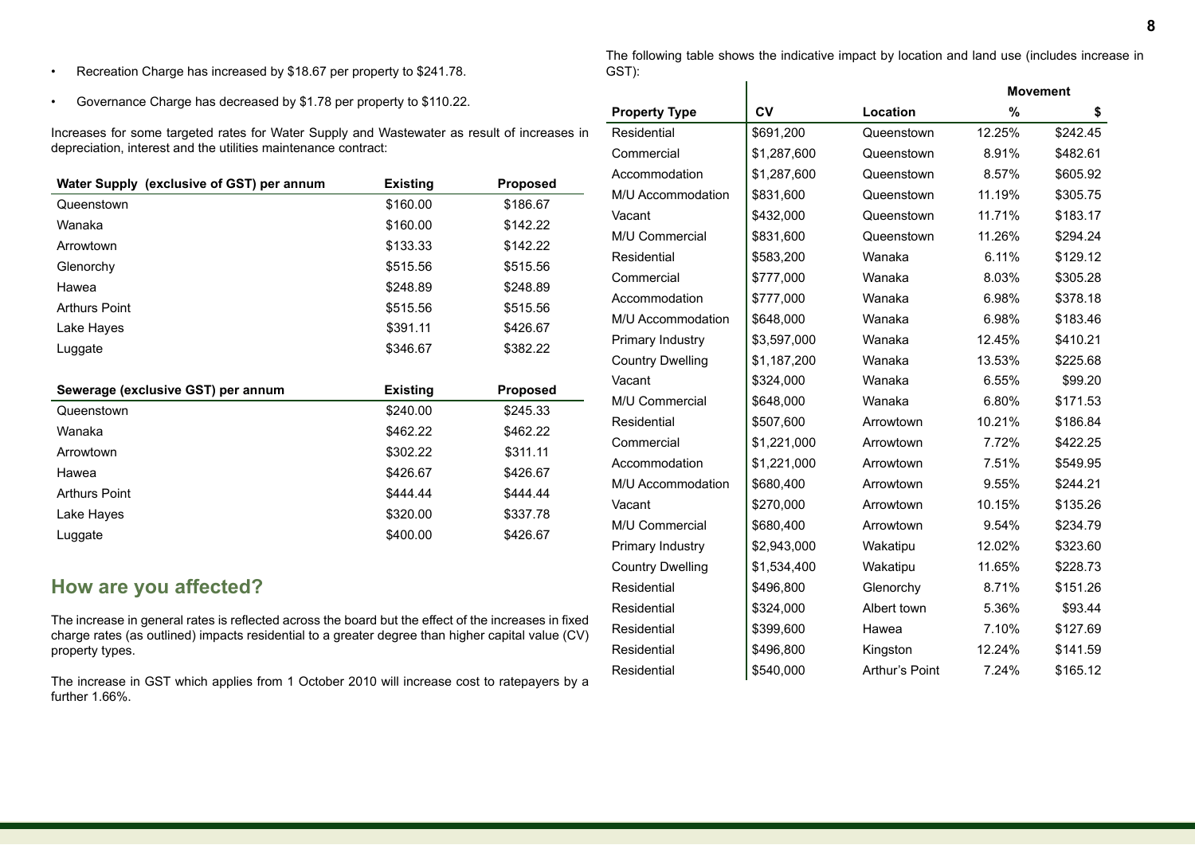- Recreation Charge has increased by $18.67 per property to $241.78.
- Governance Charge has decreased by $1.78 per property to $110.22.

Increases for some targeted rates for Water Supply and Wastewater as result of increases in depreciation, interest and the utilities maintenance contract:

| Water Supply (exclusive of GST) per annum | Existing | Proposed |
|---|---|---|
| Queenstown | $160.00 | $186.67 |
| Wanaka | $160.00 | $142.22 |
| Arrowtown | $133.33 | $142.22 |
| Glenorchy | $515.56 | $515.56 |
| Hawea | $248.89 | $248.89 |
| Arthurs Point | $515.56 | $515.56 |
| Lake Hayes | $391.11 | $426.67 |
| Luggate | $346.67 | $382.22 |

| Sewerage (exclusive GST) per annum | Existing | Proposed |
|---|---|---|
| Queenstown | $240.00 | $245.33 |
| Wanaka | $462.22 | $462.22 |
| Arrowtown | $302.22 | $311.11 |
| Hawea | $426.67 | $426.67 |
| Arthurs Point | $444.44 | $444.44 |
| Lake Hayes | $320.00 | $337.78 |
| Luggate | $400.00 | $426.67 |

## How are you affected?

The increase in general rates is reflected across the board but the effect of the increases in fixed charge rates (as outlined) impacts residential to a greater degree than higher capital value (CV) property types.

The increase in GST which applies from 1 October 2010 will increase cost to ratepayers by a further 1.66%.

The following table shows the indicative impact by location and land use (includes increase in GST):

| Property Type | CV | Location | Movement % | Movement $ |
|---|---|---|---|---|
| Residential | $691,200 | Queenstown | 12.25% | $242.45 |
| Commercial | $1,287,600 | Queenstown | 8.91% | $482.61 |
| Accommodation | $1,287,600 | Queenstown | 8.57% | $605.92 |
| M/U Accommodation | $831,600 | Queenstown | 11.19% | $305.75 |
| Vacant | $432,000 | Queenstown | 11.71% | $183.17 |
| M/U Commercial | $831,600 | Queenstown | 11.26% | $294.24 |
| Residential | $583,200 | Wanaka | 6.11% | $129.12 |
| Commercial | $777,000 | Wanaka | 8.03% | $305.28 |
| Accommodation | $777,000 | Wanaka | 6.98% | $378.18 |
| M/U Accommodation | $648,000 | Wanaka | 6.98% | $183.46 |
| Primary Industry | $3,597,000 | Wanaka | 12.45% | $410.21 |
| Country Dwelling | $1,187,200 | Wanaka | 13.53% | $225.68 |
| Vacant | $324,000 | Wanaka | 6.55% | $99.20 |
| M/U Commercial | $648,000 | Wanaka | 6.80% | $171.53 |
| Residential | $507,600 | Arrowtown | 10.21% | $186.84 |
| Commercial | $1,221,000 | Arrowtown | 7.72% | $422.25 |
| Accommodation | $1,221,000 | Arrowtown | 7.51% | $549.95 |
| M/U Accommodation | $680,400 | Arrowtown | 9.55% | $244.21 |
| Vacant | $270,000 | Arrowtown | 10.15% | $135.26 |
| M/U Commercial | $680,400 | Arrowtown | 9.54% | $234.79 |
| Primary Industry | $2,943,000 | Wakatipu | 12.02% | $323.60 |
| Country Dwelling | $1,534,400 | Wakatipu | 11.65% | $228.73 |
| Residential | $496,800 | Glenorchy | 8.71% | $151.26 |
| Residential | $324,000 | Albert town | 5.36% | $93.44 |
| Residential | $399,600 | Hawea | 7.10% | $127.69 |
| Residential | $496,800 | Kingston | 12.24% | $141.59 |
| Residential | $540,000 | Arthur's Point | 7.24% | $165.12 |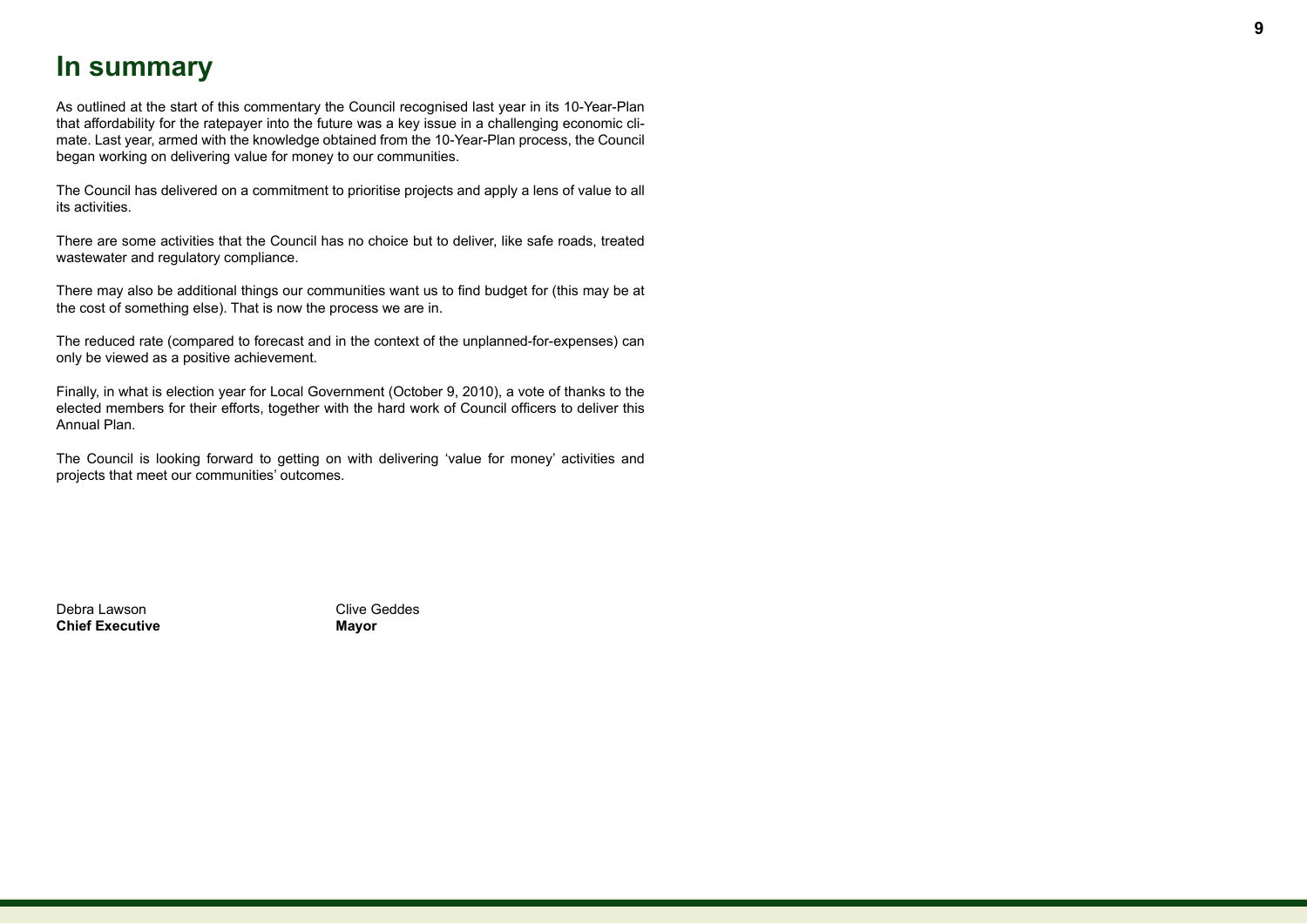# In summary

As outlined at the start of this commentary the Council recognised last year in its 10-Year-Plan that affordability for the ratepayer into the future was a key issue in a challenging economic climate. Last year, armed with the knowledge obtained from the 10-Year-Plan process, the Council began working on delivering value for money to our communities.

The Council has delivered on a commitment to prioritise projects and apply a lens of value to all its activities.

There are some activities that the Council has no choice but to deliver, like safe roads, treated wastewater and regulatory compliance.

There may also be additional things our communities want us to find budget for (this may be at the cost of something else). That is now the process we are in.

The reduced rate (compared to forecast and in the context of the unplanned-for-expenses) can only be viewed as a positive achievement.

Finally, in what is election year for Local Government (October 9, 2010), a vote of thanks to the elected members for their efforts, together with the hard work of Council officers to deliver this Annual Plan.

The Council is looking forward to getting on with delivering 'value for money' activities and projects that meet our communities' outcomes.

Debra Lawson
**Chief Executive**

Clive Geddes
**Mayor**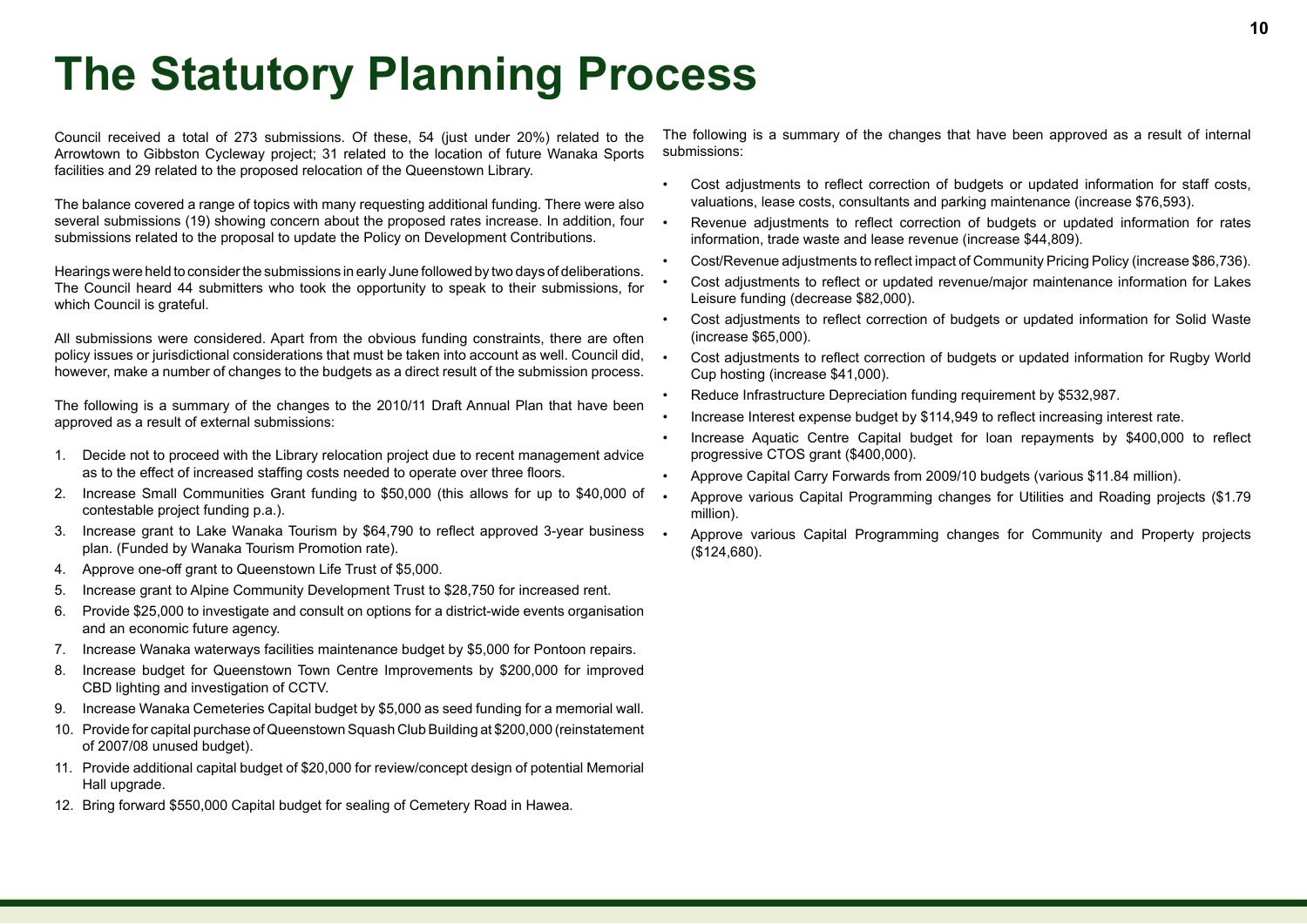# The Statutory Planning Process

Council received a total of 273 submissions. Of these, 54 (just under 20%) related to the Arrowtown to Gibbston Cycleway project; 31 related to the location of future Wanaka Sports facilities and 29 related to the proposed relocation of the Queenstown Library.

The balance covered a range of topics with many requesting additional funding. There were also several submissions (19) showing concern about the proposed rates increase. In addition, four submissions related to the proposal to update the Policy on Development Contributions.

Hearings were held to consider the submissions in early June followed by two days of deliberations. The Council heard 44 submitters who took the opportunity to speak to their submissions, for which Council is grateful.

All submissions were considered. Apart from the obvious funding constraints, there are often policy issues or jurisdictional considerations that must be taken into account as well. Council did, however, make a number of changes to the budgets as a direct result of the submission process.

The following is a summary of the changes to the 2010/11 Draft Annual Plan that have been approved as a result of external submissions:

1. Decide not to proceed with the Library relocation project due to recent management advice as to the effect of increased staffing costs needed to operate over three floors.
2. Increase Small Communities Grant funding to $50,000 (this allows for up to $40,000 of contestable project funding p.a.).
3. Increase grant to Lake Wanaka Tourism by $64,790 to reflect approved 3-year business plan. (Funded by Wanaka Tourism Promotion rate).
4. Approve one-off grant to Queenstown Life Trust of $5,000.
5. Increase grant to Alpine Community Development Trust to $28,750 for increased rent.
6. Provide $25,000 to investigate and consult on options for a district-wide events organisation and an economic future agency.
7. Increase Wanaka waterways facilities maintenance budget by $5,000 for Pontoon repairs.
8. Increase budget for Queenstown Town Centre Improvements by $200,000 for improved CBD lighting and investigation of CCTV.
9. Increase Wanaka Cemeteries Capital budget by $5,000 as seed funding for a memorial wall.
10. Provide for capital purchase of Queenstown Squash Club Building at $200,000 (reinstatement of 2007/08 unused budget).
11. Provide additional capital budget of $20,000 for review/concept design of potential Memorial Hall upgrade.
12. Bring forward $550,000 Capital budget for sealing of Cemetery Road in Hawea.

The following is a summary of the changes that have been approved as a result of internal submissions:

- Cost adjustments to reflect correction of budgets or updated information for staff costs, valuations, lease costs, consultants and parking maintenance (increase $76,593).
- Revenue adjustments to reflect correction of budgets or updated information for rates information, trade waste and lease revenue (increase $44,809).
- Cost/Revenue adjustments to reflect impact of Community Pricing Policy (increase $86,736).
- Cost adjustments to reflect or updated revenue/major maintenance information for Lakes Leisure funding (decrease $82,000).
- Cost adjustments to reflect correction of budgets or updated information for Solid Waste (increase $65,000).
- Cost adjustments to reflect correction of budgets or updated information for Rugby World Cup hosting (increase $41,000).
- Reduce Infrastructure Depreciation funding requirement by $532,987.
- Increase Interest expense budget by $114,949 to reflect increasing interest rate.
- Increase Aquatic Centre Capital budget for loan repayments by $400,000 to reflect progressive CTOS grant ($400,000).
- Approve Capital Carry Forwards from 2009/10 budgets (various $11.84 million).
- Approve various Capital Programming changes for Utilities and Roading projects ($1.79 million).
- Approve various Capital Programming changes for Community and Property projects ($124,680).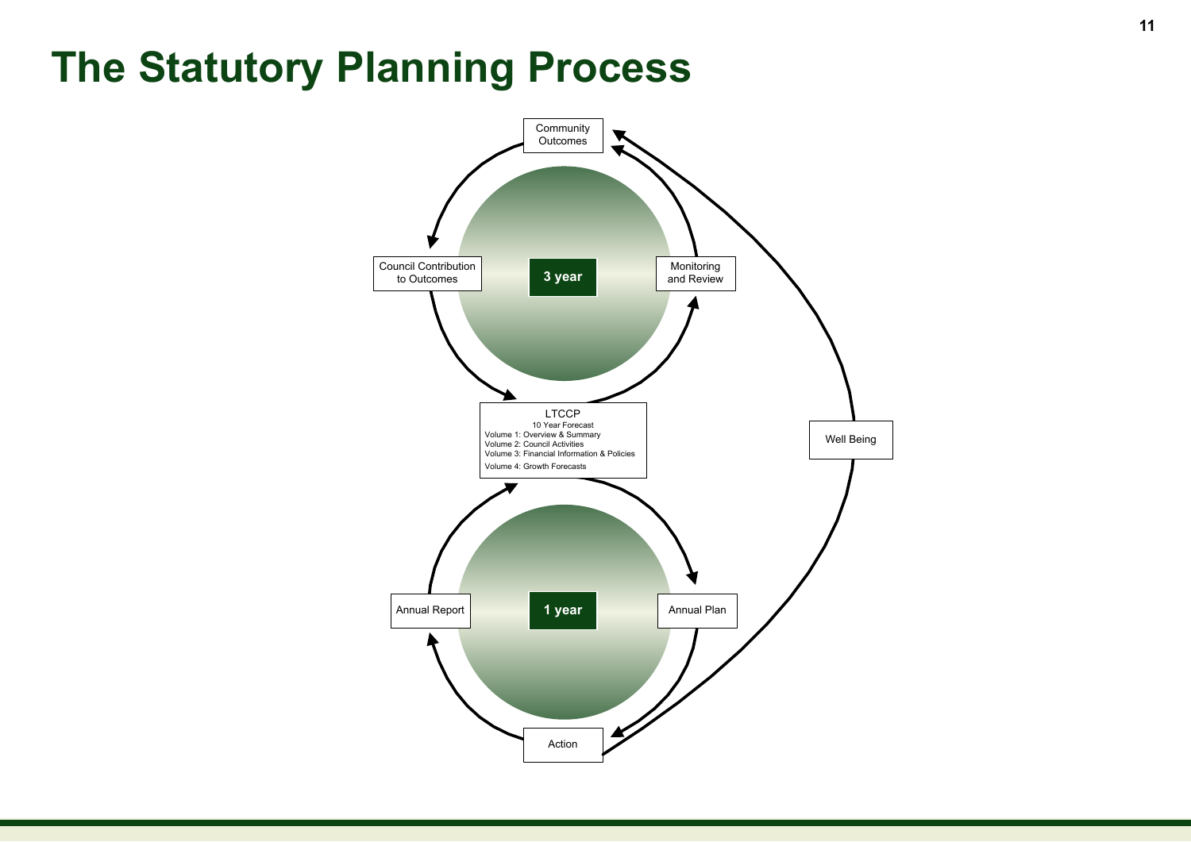# The Statutory Planning Process

Community Outcomes

Council Contribution to Outcomes

3 year

Monitoring and Review

LTCCP
10 Year Forecast
Volume 1: Overview & Summary
Volume 2: Council Activities
Volume 3: Financial Information & Policies
Volume 4: Growth Forecasts

Well Being

Annual Report

1 year

Annual Plan

Action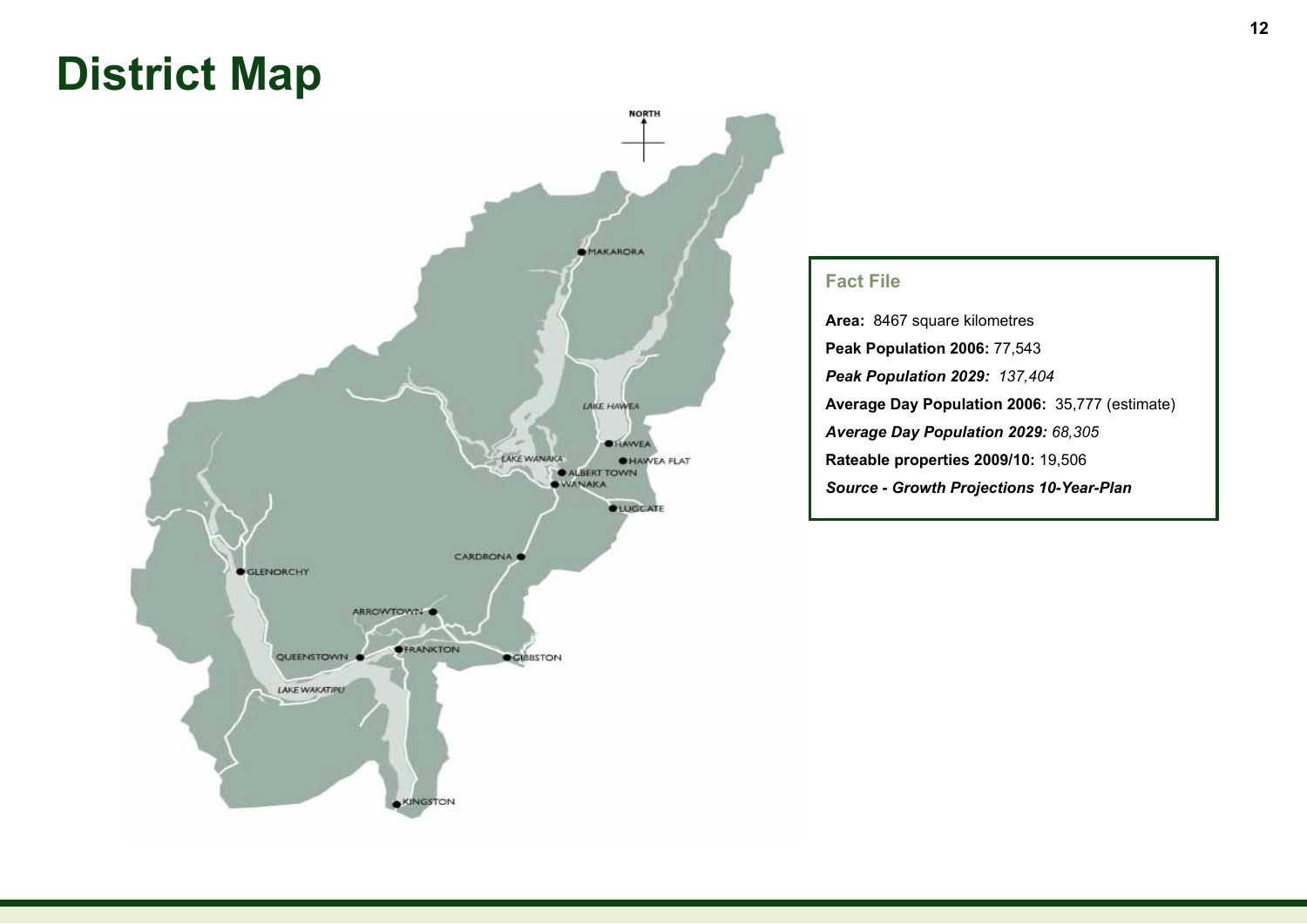# District Map

NORTH

MAKARORA

LAKE HAWEA

HAWEA

HAWEA FLAT

LAKE WANAKA

ALBERT TOWN

WANAKA

LUGGATE

CARDRONA

GLENORCHY

ARROWTOWN

FRANKTON

QUEENSTOWN

GIBBSTON

LAKE WAKATIPU

KINGSTON

## Fact File

**Area:** 8467 square kilometres

**Peak Population 2006:** 77,543

***Peak Population 2029:*** *137,404*

**Average Day Population 2006:** 35,777 (estimate)

***Average Day Population 2029:*** *68,305*

**Rateable properties 2009/10:** 19,506

***Source - Growth Projections 10-Year-Plan***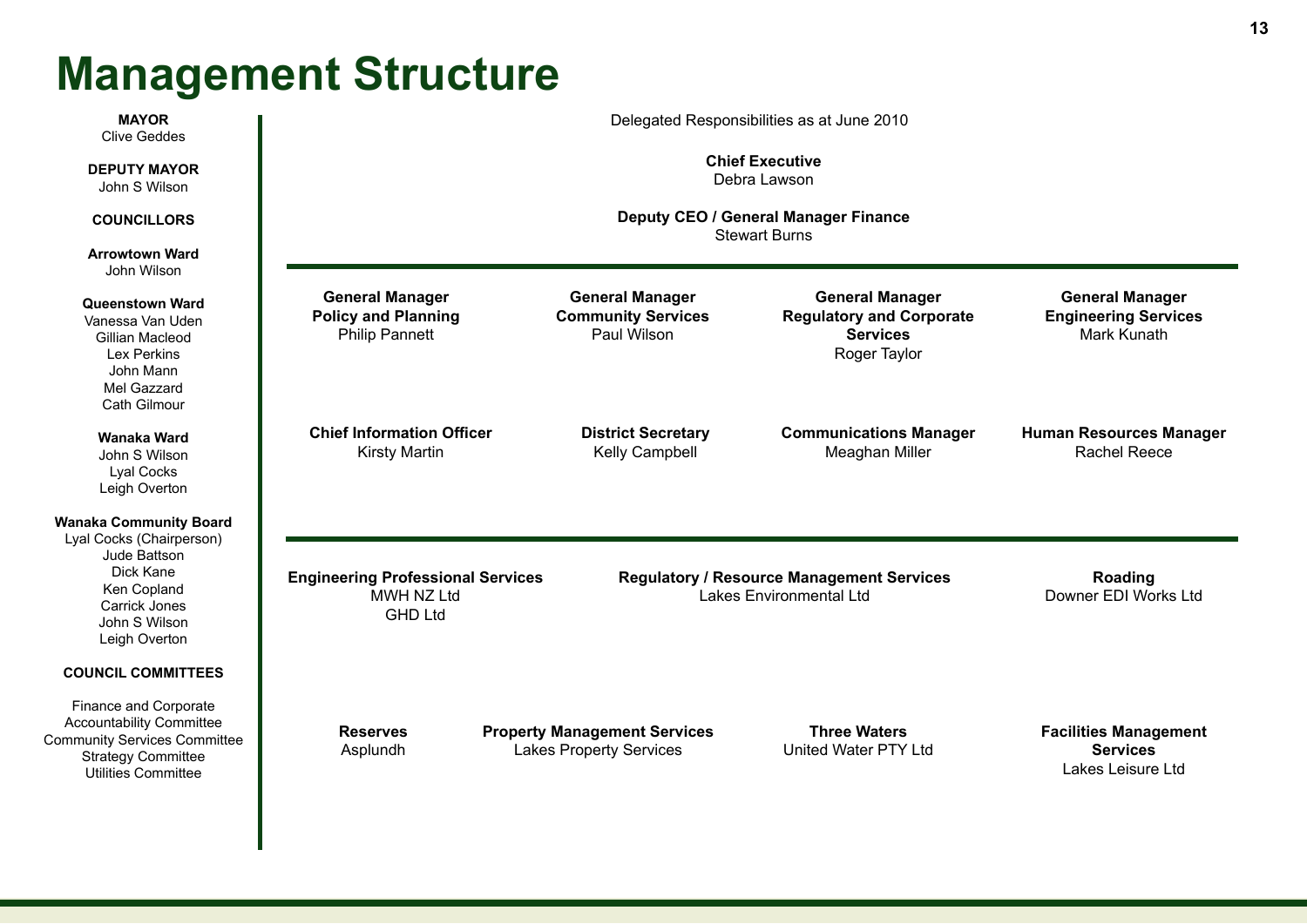# Management Structure

**MAYOR**
Clive Geddes

**DEPUTY MAYOR**
John S Wilson

**COUNCILLORS**

**Arrowtown Ward**
John Wilson

**Queenstown Ward**
Vanessa Van Uden
Gillian Macleod
Lex Perkins
John Mann
Mel Gazzard
Cath Gilmour

**Wanaka Ward**
John S Wilson
Lyal Cocks
Leigh Overton

**Wanaka Community Board**
Lyal Cocks (Chairperson)
Jude Battson
Dick Kane
Ken Copland
Carrick Jones
John S Wilson
Leigh Overton

**COUNCIL COMMITTEES**

Finance and Corporate Accountability Committee
Community Services Committee
Strategy Committee
Utilities Committee

---

Delegated Responsibilities as at June 2010

**Chief Executive**
Debra Lawson

**Deputy CEO / General Manager Finance**
Stewart Burns

**General Manager Policy and Planning**
Philip Pannett

**General Manager Community Services**
Paul Wilson

**General Manager Regulatory and Corporate Services**
Roger Taylor

**General Manager Engineering Services**
Mark Kunath

**Chief Information Officer**
Kirsty Martin

**District Secretary**
Kelly Campbell

**Communications Manager**
Meaghan Miller

**Human Resources Manager**
Rachel Reece

---

**Engineering Professional Services**
MWH NZ Ltd
GHD Ltd

**Regulatory / Resource Management Services**
Lakes Environmental Ltd

**Roading**
Downer EDI Works Ltd

**Reserves**
Asplundh

**Property Management Services**
Lakes Property Services

**Three Waters**
United Water PTY Ltd

**Facilities Management Services**
Lakes Leisure Ltd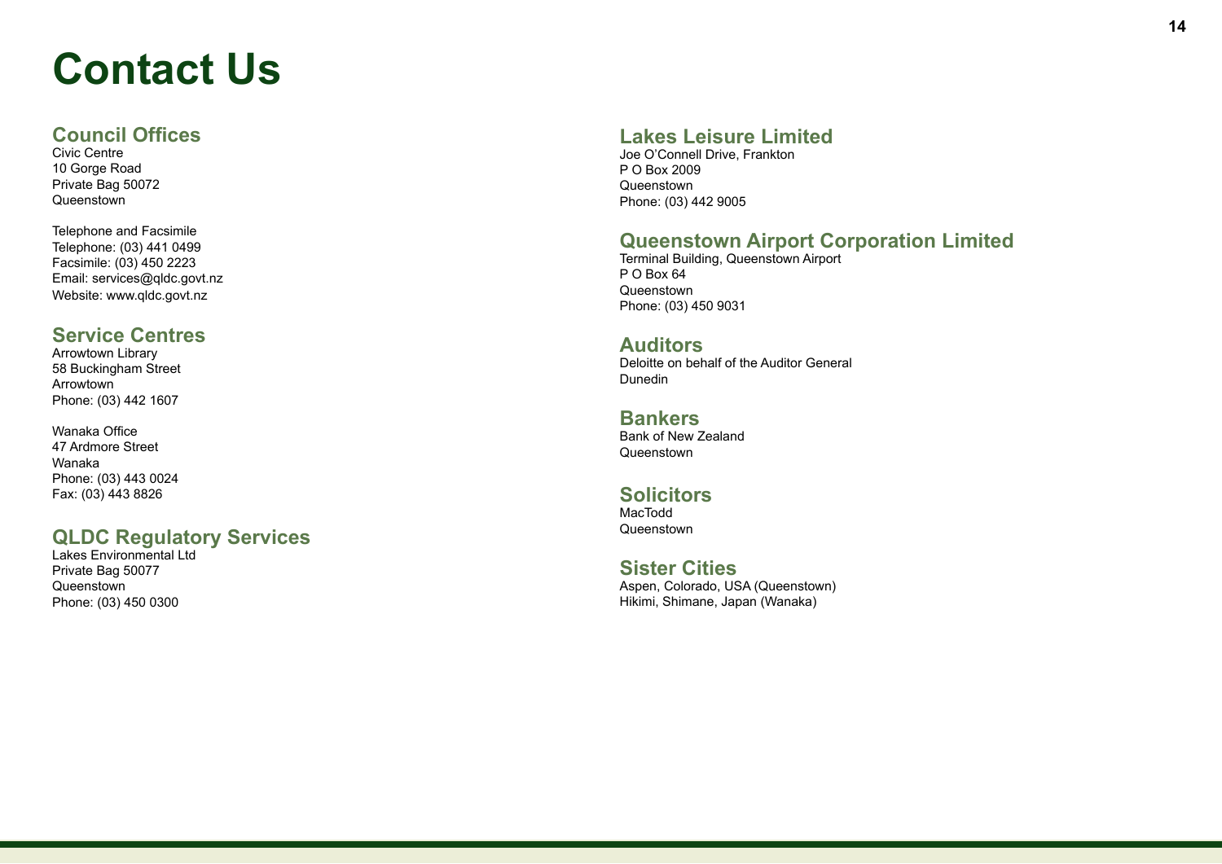# Contact Us

## Council Offices

Civic Centre
10 Gorge Road
Private Bag 50072
Queenstown

Telephone and Facsimile
Telephone: (03) 441 0499
Facsimile: (03) 450 2223
Email: services@qldc.govt.nz
Website: www.qldc.govt.nz

## Service Centres

Arrowtown Library
58 Buckingham Street
Arrowtown
Phone: (03) 442 1607

Wanaka Office
47 Ardmore Street
Wanaka
Phone: (03) 443 0024
Fax: (03) 443 8826

## QLDC Regulatory Services

Lakes Environmental Ltd
Private Bag 50077
Queenstown
Phone: (03) 450 0300

## Lakes Leisure Limited

Joe O'Connell Drive, Frankton
P O Box 2009
Queenstown
Phone: (03) 442 9005

## Queenstown Airport Corporation Limited

Terminal Building, Queenstown Airport
P O Box 64
Queenstown
Phone: (03) 450 9031

## Auditors

Deloitte on behalf of the Auditor General
Dunedin

## Bankers

Bank of New Zealand
Queenstown

## Solicitors

MacTodd
Queenstown

## Sister Cities

Aspen, Colorado, USA (Queenstown)
Hikimi, Shimane, Japan (Wanaka)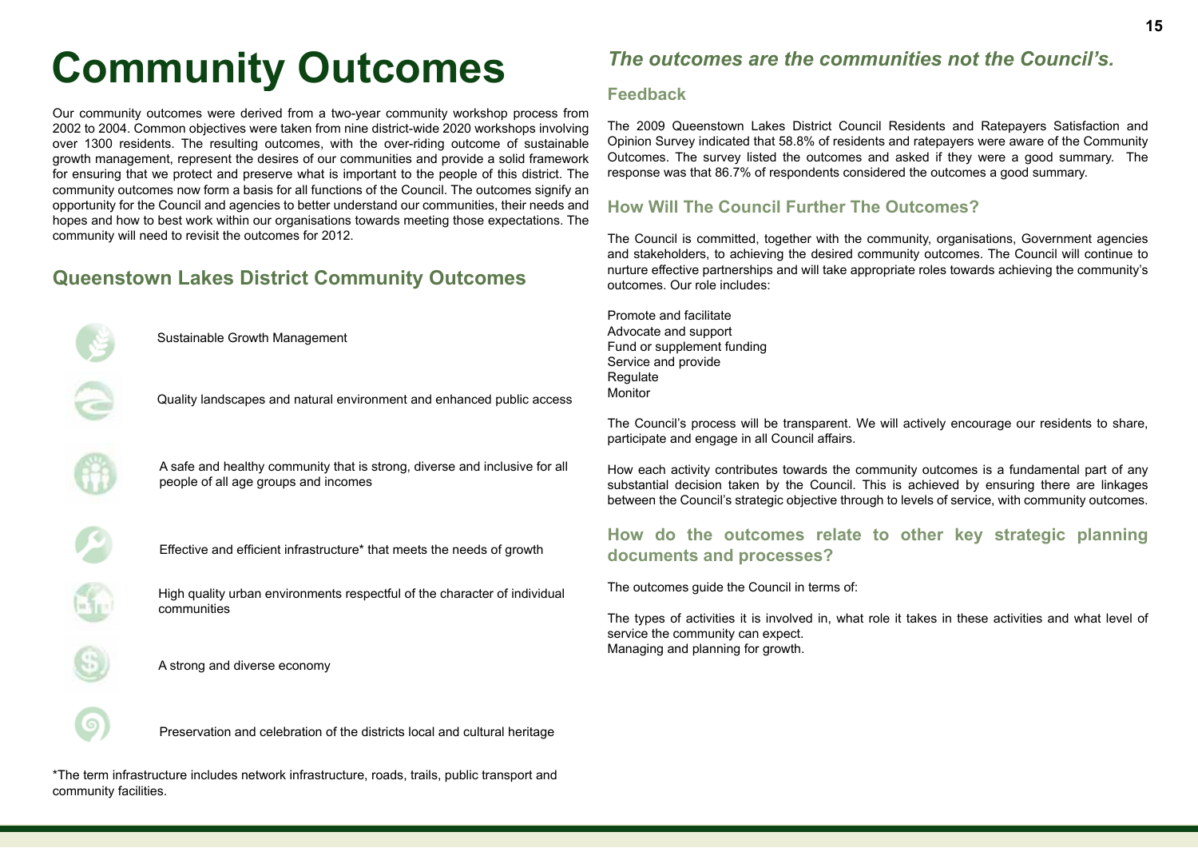# Community Outcomes

Our community outcomes were derived from a two-year community workshop process from 2002 to 2004. Common objectives were taken from nine district-wide 2020 workshops involving over 1300 residents. The resulting outcomes, with the over-riding outcome of sustainable growth management, represent the desires of our communities and provide a solid framework for ensuring that we protect and preserve what is important to the people of this district. The community outcomes now form a basis for all functions of the Council. The outcomes signify an opportunity for the Council and agencies to better understand our communities, their needs and hopes and how to best work within our organisations towards meeting those expectations. The community will need to revisit the outcomes for 2012.

## Queenstown Lakes District Community Outcomes

- Sustainable Growth Management
- Quality landscapes and natural environment and enhanced public access
- A safe and healthy community that is strong, diverse and inclusive for all people of all age groups and incomes
- Effective and efficient infrastructure* that meets the needs of growth
- High quality urban environments respectful of the character of individual communities
- A strong and diverse economy
- Preservation and celebration of the districts local and cultural heritage

*The term infrastructure includes network infrastructure, roads, trails, public transport and community facilities.

## *The outcomes are the communities not the Council's.*

### Feedback

The 2009 Queenstown Lakes District Council Residents and Ratepayers Satisfaction and Opinion Survey indicated that 58.8% of residents and ratepayers were aware of the Community Outcomes. The survey listed the outcomes and asked if they were a good summary. The response was that 86.7% of respondents considered the outcomes a good summary.

### How Will The Council Further The Outcomes?

The Council is committed, together with the community, organisations, Government agencies and stakeholders, to achieving the desired community outcomes. The Council will continue to nurture effective partnerships and will take appropriate roles towards achieving the community's outcomes. Our role includes:

Promote and facilitate
Advocate and support
Fund or supplement funding
Service and provide
Regulate
Monitor

The Council's process will be transparent. We will actively encourage our residents to share, participate and engage in all Council affairs.

How each activity contributes towards the community outcomes is a fundamental part of any substantial decision taken by the Council. This is achieved by ensuring there are linkages between the Council's strategic objective through to levels of service, with community outcomes.

### How do the outcomes relate to other key strategic planning documents and processes?

The outcomes guide the Council in terms of:

The types of activities it is involved in, what role it takes in these activities and what level of service the community can expect.
Managing and planning for growth.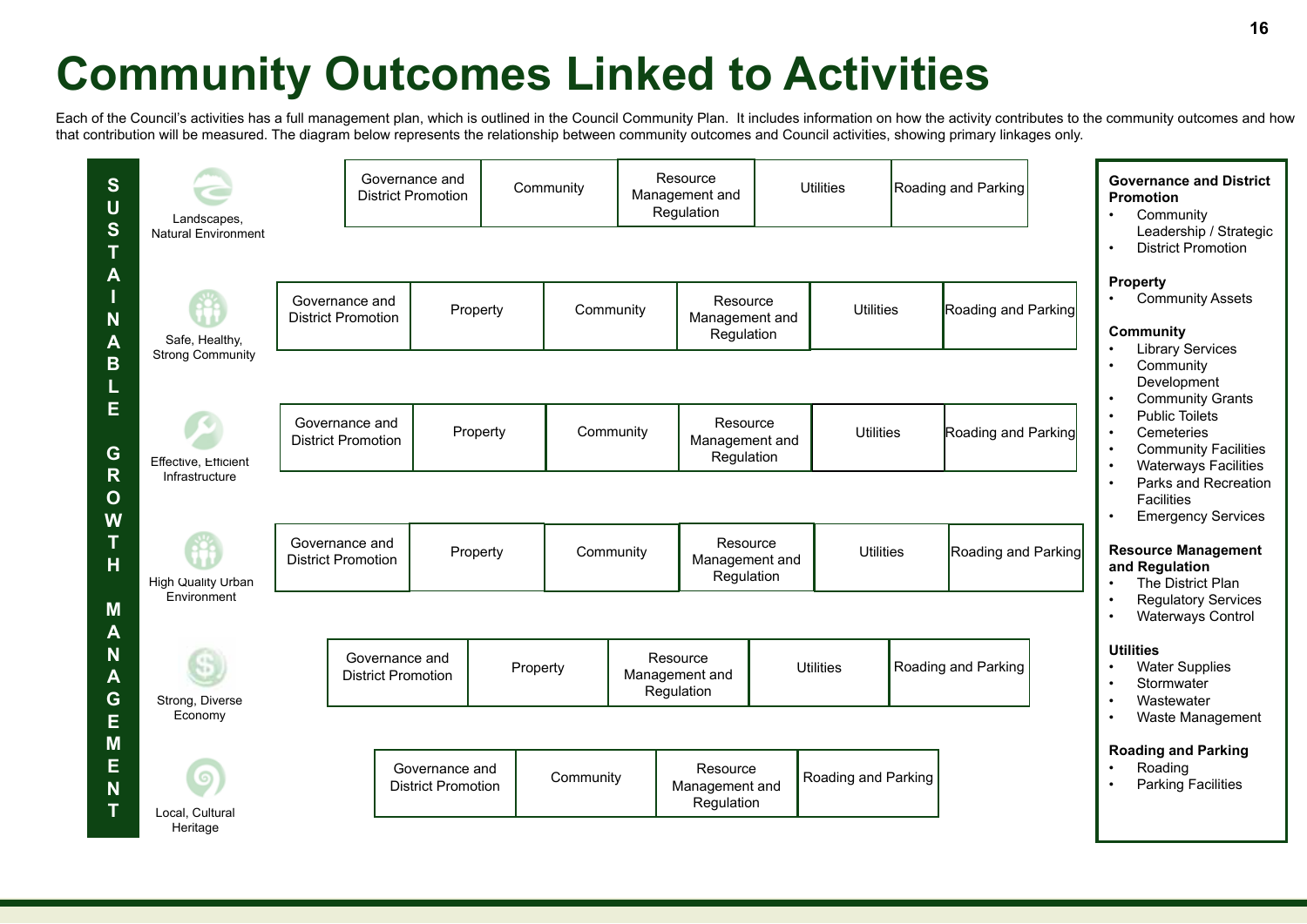# Community Outcomes Linked to Activities

Each of the Council's activities has a full management plan, which is outlined in the Council Community Plan. It includes information on how the activity contributes to the community outcomes and how that contribution will be measured. The diagram below represents the relationship between community outcomes and Council activities, showing primary linkages only.

**SUSTAINABLE GROWTH MANAGEMENT**

| Community Outcome | Linked Activities |
|---|---|
| Landscapes, Natural Environment | Governance and District Promotion; Community; Resource Management and Regulation; Utilities; Roading and Parking |
| Safe, Healthy, Strong Community | Governance and District Promotion; Property; Community; Resource Management and Regulation; Utilities; Roading and Parking |
| Effective, Efficient Infrastructure | Governance and District Promotion; Property; Community; Resource Management and Regulation; Utilities; Roading and Parking |
| High Quality Urban Environment | Governance and District Promotion; Property; Community; Resource Management and Regulation; Utilities; Roading and Parking |
| Strong, Diverse Economy | Governance and District Promotion; Property; Resource Management and Regulation; Utilities; Roading and Parking |
| Local, Cultural Heritage | Governance and District Promotion; Community; Resource Management and Regulation; Roading and Parking |

**Governance and District Promotion**
- Community Leadership / Strategic
- District Promotion

**Property**
- Community Assets

**Community**
- Library Services
- Community Development
- Community Grants
- Public Toilets
- Cemeteries
- Community Facilities
- Waterways Facilities
- Parks and Recreation Facilities
- Emergency Services

**Resource Management and Regulation**
- The District Plan
- Regulatory Services
- Waterways Control

**Utilities**
- Water Supplies
- Stormwater
- Wastewater
- Waste Management

**Roading and Parking**
- Roading
- Parking Facilities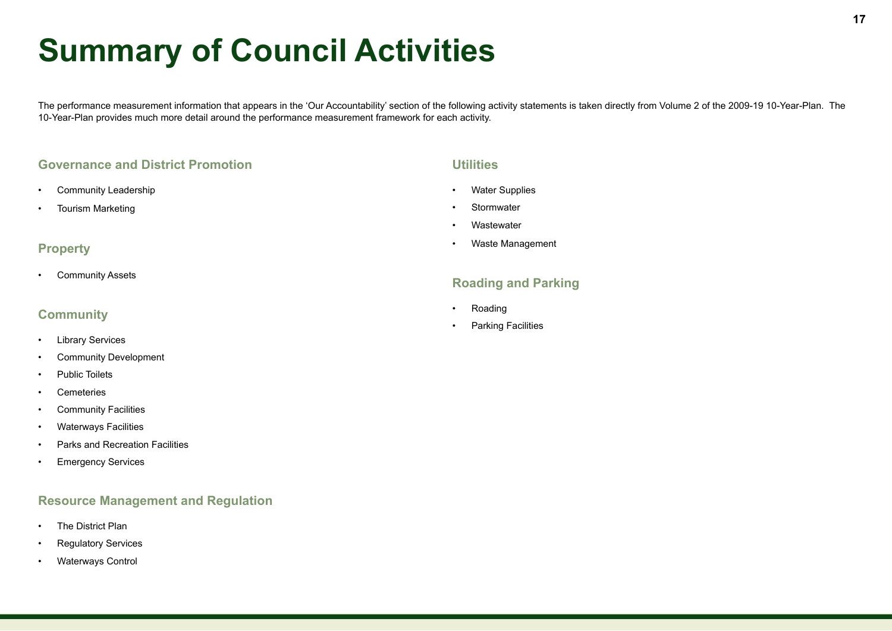# Summary of Council Activities

The performance measurement information that appears in the 'Our Accountability' section of the following activity statements is taken directly from Volume 2 of the 2009-19 10-Year-Plan. The 10-Year-Plan provides much more detail around the performance measurement framework for each activity.

## Governance and District Promotion

- Community Leadership
- Tourism Marketing

## Property

- Community Assets

## Community

- Library Services
- Community Development
- Public Toilets
- Cemeteries
- Community Facilities
- Waterways Facilities
- Parks and Recreation Facilities
- Emergency Services

## Resource Management and Regulation

- The District Plan
- Regulatory Services
- Waterways Control

## Utilities

- Water Supplies
- Stormwater
- Wastewater
- Waste Management

## Roading and Parking

- Roading
- Parking Facilities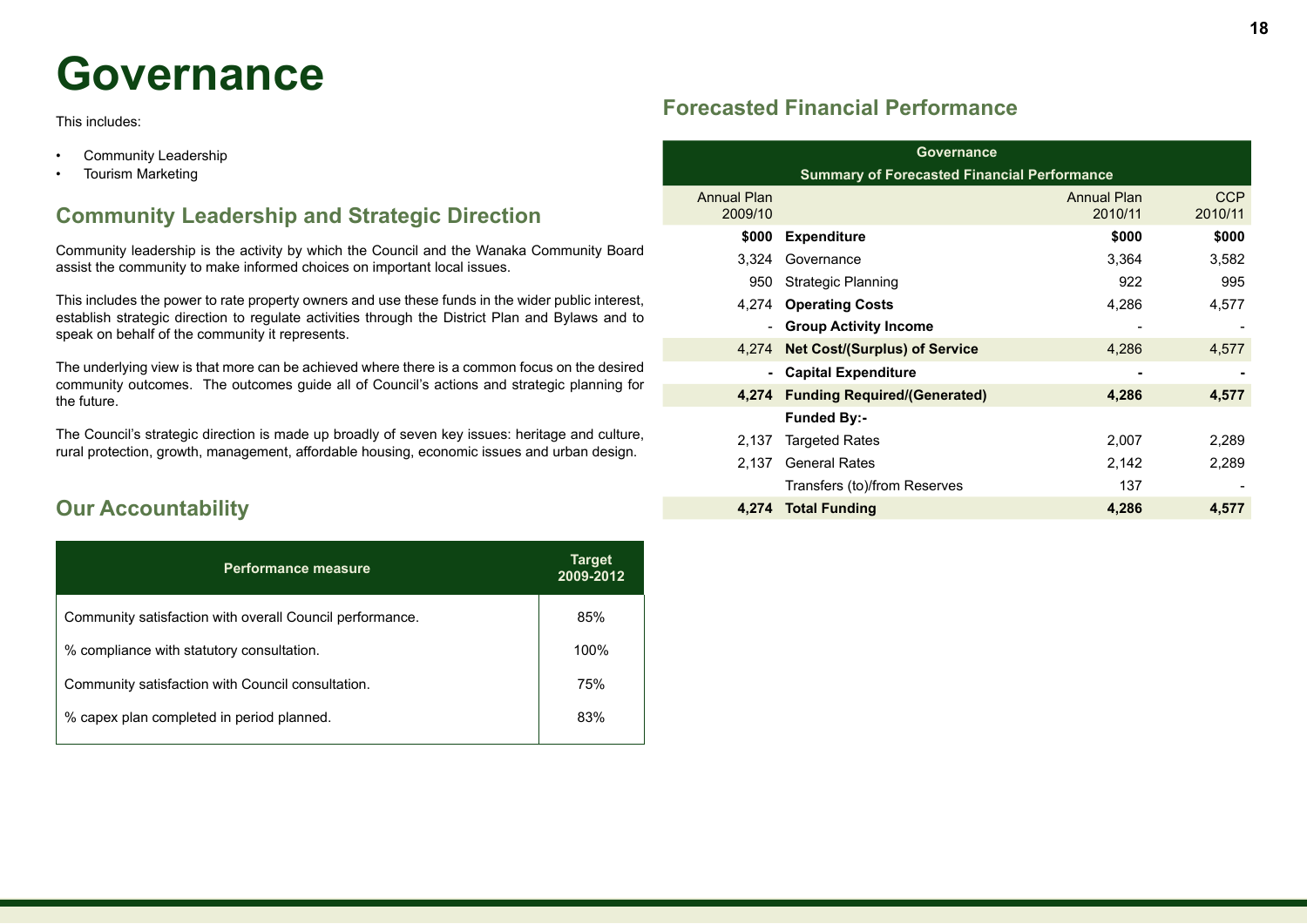# Governance

This includes:

- Community Leadership
- Tourism Marketing

## Community Leadership and Strategic Direction

Community leadership is the activity by which the Council and the Wanaka Community Board assist the community to make informed choices on important local issues.

This includes the power to rate property owners and use these funds in the wider public interest, establish strategic direction to regulate activities through the District Plan and Bylaws and to speak on behalf of the community it represents.

The underlying view is that more can be achieved where there is a common focus on the desired community outcomes. The outcomes guide all of Council's actions and strategic planning for the future.

The Council's strategic direction is made up broadly of seven key issues: heritage and culture, rural protection, growth, management, affordable housing, economic issues and urban design.

## Our Accountability

| Performance measure | Target 2009-2012 |
|---|---|
| Community satisfaction with overall Council performance. | 85% |
| % compliance with statutory consultation. | 100% |
| Community satisfaction with Council consultation. | 75% |
| % capex plan completed in period planned. | 83% |

## Forecasted Financial Performance

| Governance<br>Summary of Forecasted Financial Performance | | | |
|---|---|---|---|
| Annual Plan 2009/10 | | Annual Plan 2010/11 | CCP 2010/11 |
| **$000** | **Expenditure** | **$000** | **$000** |
| 3,324 | Governance | 3,364 | 3,582 |
| 950 | Strategic Planning | 922 | 995 |
| 4,274 | **Operating Costs** | 4,286 | 4,577 |
| - | **Group Activity Income** | - | - |
| 4,274 | **Net Cost/(Surplus) of Service** | 4,286 | 4,577 |
| **-** | **Capital Expenditure** | **-** | **-** |
| **4,274** | **Funding Required/(Generated)** | **4,286** | **4,577** |
| | **Funded By:-** | | |
| 2,137 | Targeted Rates | 2,007 | 2,289 |
| 2,137 | General Rates | 2,142 | 2,289 |
| | Transfers (to)/from Reserves | 137 | - |
| **4,274** | **Total Funding** | **4,286** | **4,577** |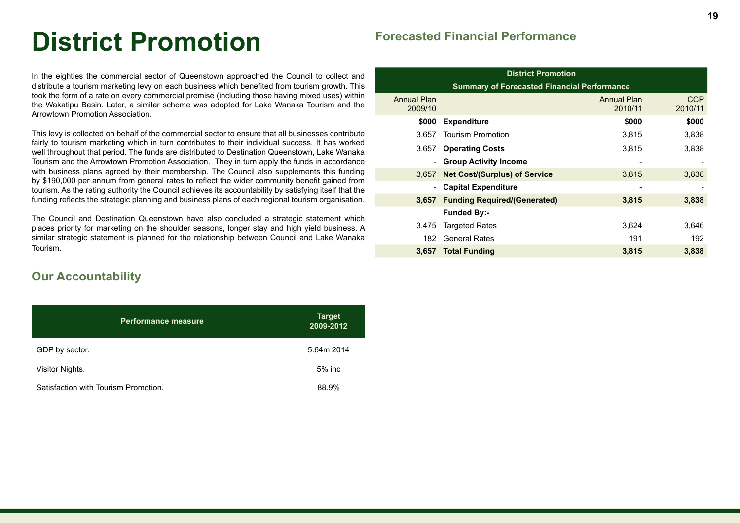# District Promotion

In the eighties the commercial sector of Queenstown approached the Council to collect and distribute a tourism marketing levy on each business which benefited from tourism growth. This took the form of a rate on every commercial premise (including those having mixed uses) within the Wakatipu Basin. Later, a similar scheme was adopted for Lake Wanaka Tourism and the Arrowtown Promotion Association.

This levy is collected on behalf of the commercial sector to ensure that all businesses contribute fairly to tourism marketing which in turn contributes to their individual success. It has worked well throughout that period. The funds are distributed to Destination Queenstown, Lake Wanaka Tourism and the Arrowtown Promotion Association. They in turn apply the funds in accordance with business plans agreed by their membership. The Council also supplements this funding by $190,000 per annum from general rates to reflect the wider community benefit gained from tourism. As the rating authority the Council achieves its accountability by satisfying itself that the funding reflects the strategic planning and business plans of each regional tourism organisation.

The Council and Destination Queenstown have also concluded a strategic statement which places priority for marketing on the shoulder seasons, longer stay and high yield business. A similar strategic statement is planned for the relationship between Council and Lake Wanaka Tourism.

## Our Accountability

| Performance measure | Target 2009-2012 |
|---|---|
| GDP by sector. | 5.64m 2014 |
| Visitor Nights. | 5% inc |
| Satisfaction with Tourism Promotion. | 88.9% |

## Forecasted Financial Performance

**District Promotion**
**Summary of Forecasted Financial Performance**

| Annual Plan 2009/10 | | Annual Plan 2010/11 | CCP 2010/11 |
|---|---|---|---|
| **$000** | **Expenditure** | **$000** | **$000** |
| 3,657 | Tourism Promotion | 3,815 | 3,838 |
| 3,657 | **Operating Costs** | 3,815 | 3,838 |
| - | **Group Activity Income** | - | - |
| 3,657 | **Net Cost/(Surplus) of Service** | 3,815 | 3,838 |
| - | **Capital Expenditure** | - | - |
| **3,657** | **Funding Required/(Generated)** | **3,815** | **3,838** |
| | **Funded By:-** | | |
| 3,475 | Targeted Rates | 3,624 | 3,646 |
| 182 | General Rates | 191 | 192 |
| **3,657** | **Total Funding** | **3,815** | **3,838** |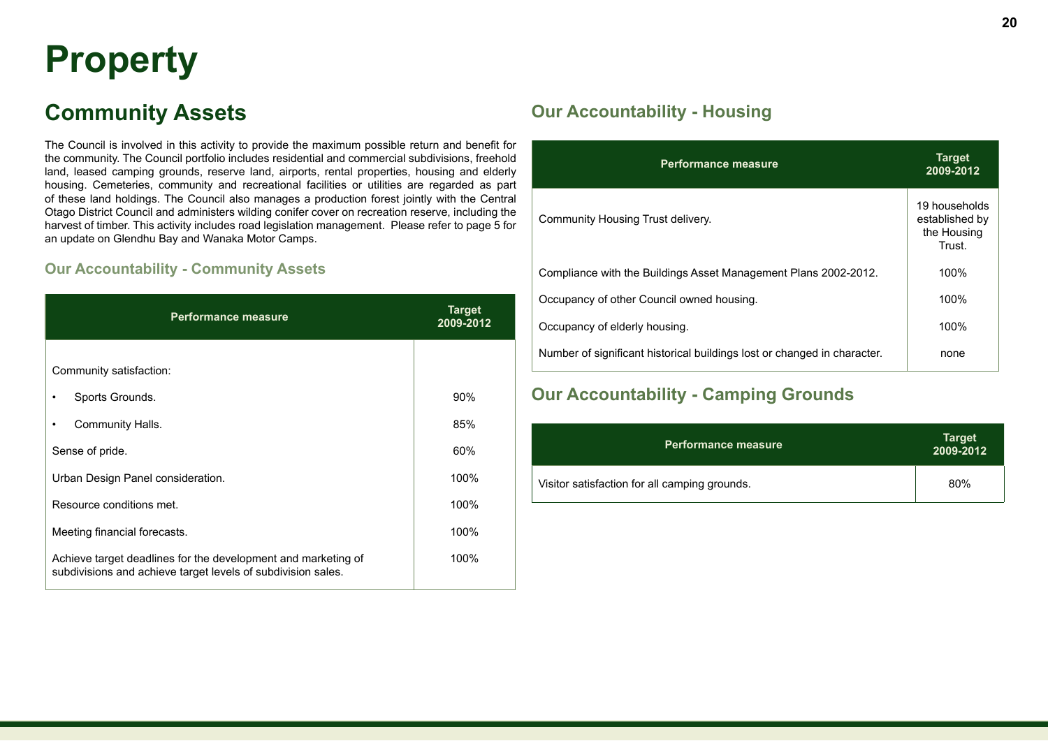# Property

## Community Assets

The Council is involved in this activity to provide the maximum possible return and benefit for the community. The Council portfolio includes residential and commercial subdivisions, freehold land, leased camping grounds, reserve land, airports, rental properties, housing and elderly housing. Cemeteries, community and recreational facilities or utilities are regarded as part of these land holdings. The Council also manages a production forest jointly with the Central Otago District Council and administers wilding conifer cover on recreation reserve, including the harvest of timber. This activity includes road legislation management. Please refer to page 5 for an update on Glendhu Bay and Wanaka Motor Camps.

### Our Accountability - Community Assets

| Performance measure | Target 2009-2012 |
|---|---|
| Community satisfaction: | |
| • Sports Grounds. | 90% |
| • Community Halls. | 85% |
| Sense of pride. | 60% |
| Urban Design Panel consideration. | 100% |
| Resource conditions met. | 100% |
| Meeting financial forecasts. | 100% |
| Achieve target deadlines for the development and marketing of subdivisions and achieve target levels of subdivision sales. | 100% |

## Our Accountability - Housing

| Performance measure | Target 2009-2012 |
|---|---|
| Community Housing Trust delivery. | 19 households established by the Housing Trust. |
| Compliance with the Buildings Asset Management Plans 2002-2012. | 100% |
| Occupancy of other Council owned housing. | 100% |
| Occupancy of elderly housing. | 100% |
| Number of significant historical buildings lost or changed in character. | none |

## Our Accountability - Camping Grounds

| Performance measure | Target 2009-2012 |
|---|---|
| Visitor satisfaction for all camping grounds. | 80% |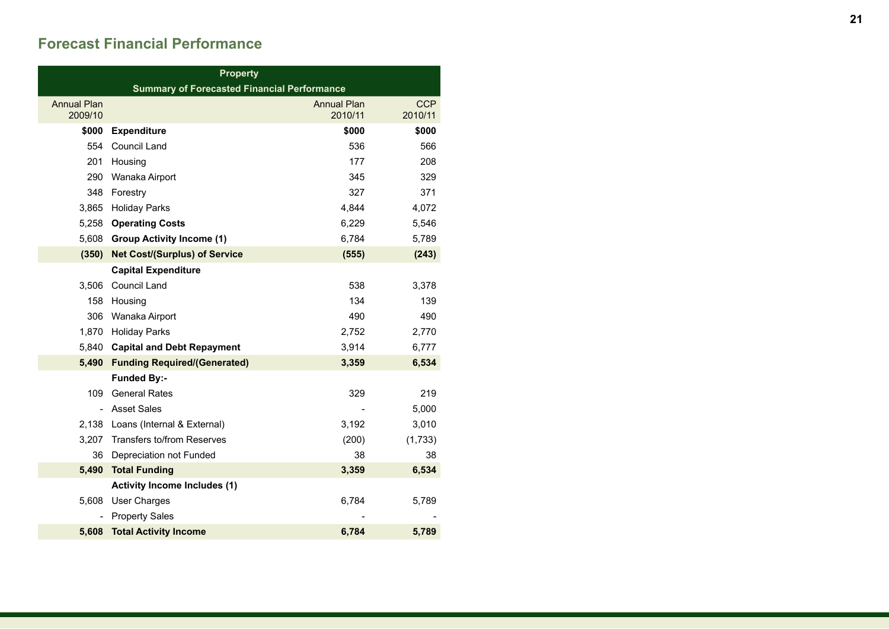## Forecast Financial Performance

| Property | | | |
|---|---|---|---|
| **Summary of Forecasted Financial Performance** | | | |
| Annual Plan 2009/10 | | Annual Plan 2010/11 | CCP 2010/11 |
| **$000** | **Expenditure** | **$000** | **$000** |
| 554 | Council Land | 536 | 566 |
| 201 | Housing | 177 | 208 |
| 290 | Wanaka Airport | 345 | 329 |
| 348 | Forestry | 327 | 371 |
| 3,865 | Holiday Parks | 4,844 | 4,072 |
| 5,258 | **Operating Costs** | 6,229 | 5,546 |
| 5,608 | **Group Activity Income (1)** | 6,784 | 5,789 |
| **(350)** | **Net Cost/(Surplus) of Service** | **(555)** | **(243)** |
| | **Capital Expenditure** | | |
| 3,506 | Council Land | 538 | 3,378 |
| 158 | Housing | 134 | 139 |
| 306 | Wanaka Airport | 490 | 490 |
| 1,870 | Holiday Parks | 2,752 | 2,770 |
| 5,840 | **Capital and Debt Repayment** | 3,914 | 6,777 |
| **5,490** | **Funding Required/(Generated)** | **3,359** | **6,534** |
| | **Funded By:-** | | |
| 109 | General Rates | 329 | 219 |
| - | Asset Sales | - | 5,000 |
| 2,138 | Loans (Internal & External) | 3,192 | 3,010 |
| 3,207 | Transfers to/from Reserves | (200) | (1,733) |
| 36 | Depreciation not Funded | 38 | 38 |
| **5,490** | **Total Funding** | **3,359** | **6,534** |
| | **Activity Income Includes (1)** | | |
| 5,608 | User Charges | 6,784 | 5,789 |
| - | Property Sales | - | - |
| **5,608** | **Total Activity Income** | **6,784** | **5,789** |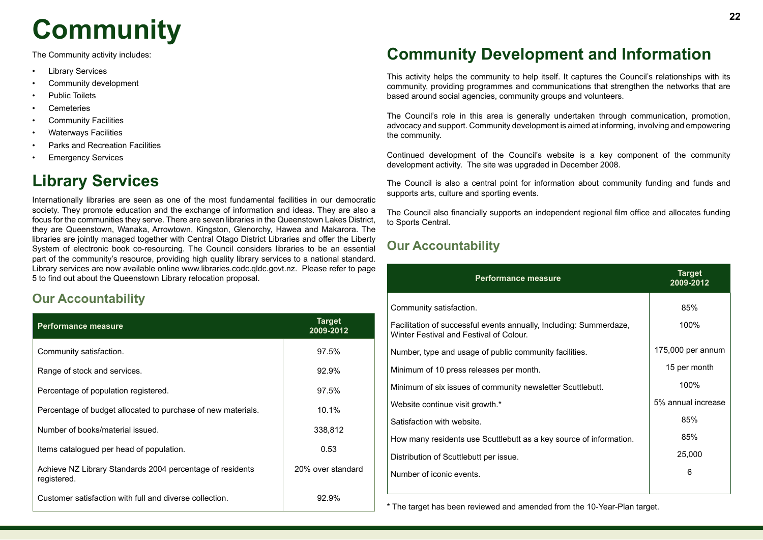# Community

The Community activity includes:

- Library Services
- Community development
- Public Toilets
- Cemeteries
- Community Facilities
- Waterways Facilities
- Parks and Recreation Facilities
- Emergency Services

## Library Services

Internationally libraries are seen as one of the most fundamental facilities in our democratic society. They promote education and the exchange of information and ideas. They are also a focus for the communities they serve. There are seven libraries in the Queenstown Lakes District, they are Queenstown, Wanaka, Arrowtown, Kingston, Glenorchy, Hawea and Makarora. The libraries are jointly managed together with Central Otago District Libraries and offer the Liberty System of electronic book co-resourcing. The Council considers libraries to be an essential part of the community's resource, providing high quality library services to a national standard. Library services are now available online www.libraries.codc.qldc.govt.nz. Please refer to page 5 to find out about the Queenstown Library relocation proposal.

### Our Accountability

| Performance measure | Target 2009-2012 |
|---|---|
| Community satisfaction. | 97.5% |
| Range of stock and services. | 92.9% |
| Percentage of population registered. | 97.5% |
| Percentage of budget allocated to purchase of new materials. | 10.1% |
| Number of books/material issued. | 338,812 |
| Items catalogued per head of population. | 0.53 |
| Achieve NZ Library Standards 2004 percentage of residents registered. | 20% over standard |
| Customer satisfaction with full and diverse collection. | 92.9% |

## Community Development and Information

This activity helps the community to help itself. It captures the Council's relationships with its community, providing programmes and communications that strengthen the networks that are based around social agencies, community groups and volunteers.

The Council's role in this area is generally undertaken through communication, promotion, advocacy and support. Community development is aimed at informing, involving and empowering the community.

Continued development of the Council's website is a key component of the community development activity. The site was upgraded in December 2008.

The Council is also a central point for information about community funding and funds and supports arts, culture and sporting events.

The Council also financially supports an independent regional film office and allocates funding to Sports Central.

### Our Accountability

| Performance measure | Target 2009-2012 |
|---|---|
| Community satisfaction. | 85% |
| Facilitation of successful events annually, Including: Summerdaze, Winter Festival and Festival of Colour. | 100% |
| Number, type and usage of public community facilities. | 175,000 per annum |
| Minimum of 10 press releases per month. | 15 per month |
| Minimum of six issues of community newsletter Scuttlebutt. | 100% |
| Website continue visit growth.* | 5% annual increase |
| Satisfaction with website. | 85% |
| How many residents use Scuttlebutt as a key source of information. | 85% |
| Distribution of Scuttlebutt per issue. | 25,000 |
| Number of iconic events. | 6 |

* The target has been reviewed and amended from the 10-Year-Plan target.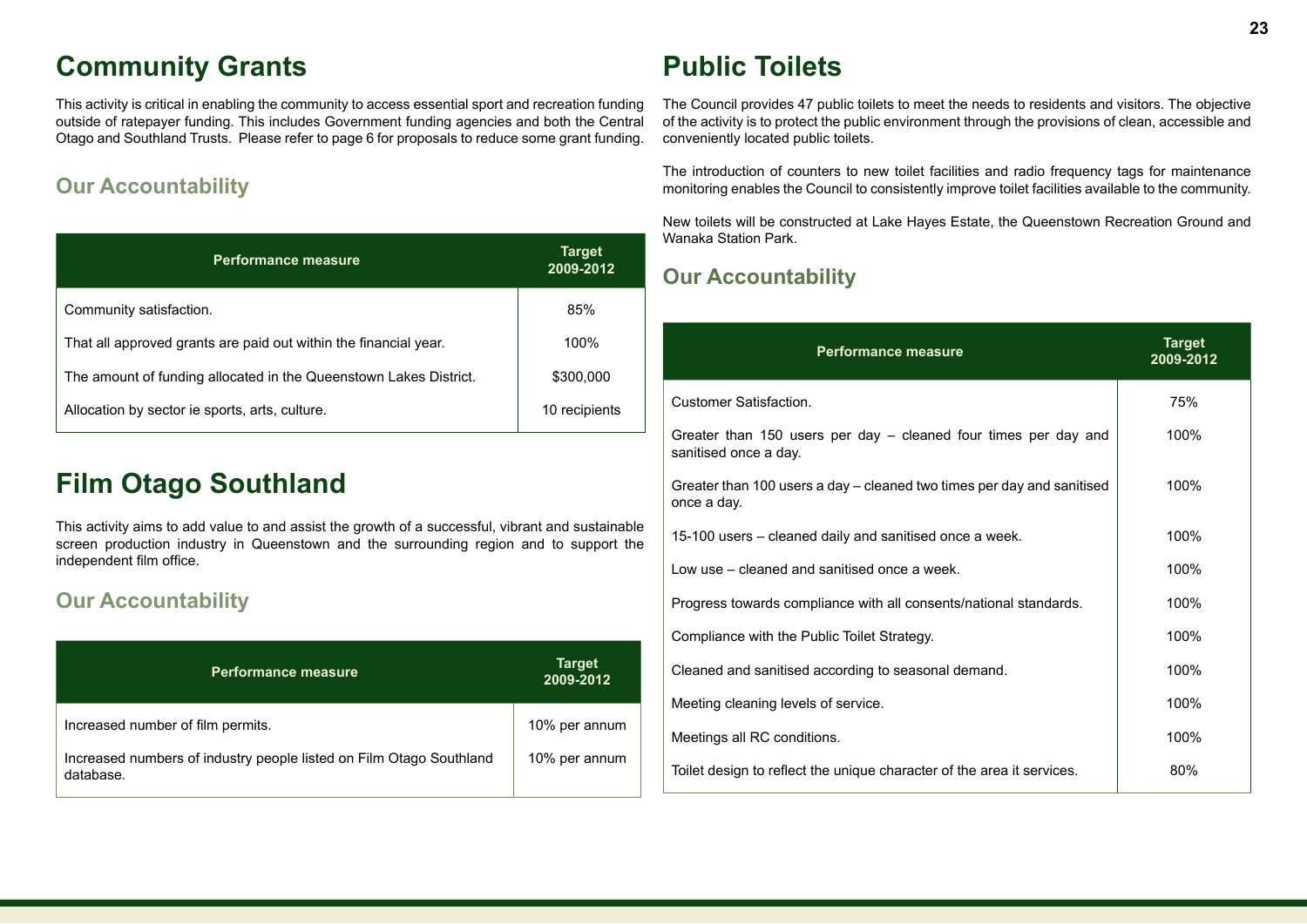# Community Grants

This activity is critical in enabling the community to access essential sport and recreation funding outside of ratepayer funding. This includes Government funding agencies and both the Central Otago and Southland Trusts. Please refer to page 6 for proposals to reduce some grant funding.

## Our Accountability

| Performance measure | Target 2009-2012 |
|---|---|
| Community satisfaction. | 85% |
| That all approved grants are paid out within the financial year. | 100% |
| The amount of funding allocated in the Queenstown Lakes District. | $300,000 |
| Allocation by sector ie sports, arts, culture. | 10 recipients |

# Film Otago Southland

This activity aims to add value to and assist the growth of a successful, vibrant and sustainable screen production industry in Queenstown and the surrounding region and to support the independent film office.

## Our Accountability

| Performance measure | Target 2009-2012 |
|---|---|
| Increased number of film permits. | 10% per annum |
| Increased numbers of industry people listed on Film Otago Southland database. | 10% per annum |

# Public Toilets

The Council provides 47 public toilets to meet the needs to residents and visitors. The objective of the activity is to protect the public environment through the provisions of clean, accessible and conveniently located public toilets.

The introduction of counters to new toilet facilities and radio frequency tags for maintenance monitoring enables the Council to consistently improve toilet facilities available to the community.

New toilets will be constructed at Lake Hayes Estate, the Queenstown Recreation Ground and Wanaka Station Park.

## Our Accountability

| Performance measure | Target 2009-2012 |
|---|---|
| Customer Satisfaction. | 75% |
| Greater than 150 users per day – cleaned four times per day and sanitised once a day. | 100% |
| Greater than 100 users a day – cleaned two times per day and sanitised once a day. | 100% |
| 15-100 users – cleaned daily and sanitised once a week. | 100% |
| Low use – cleaned and sanitised once a week. | 100% |
| Progress towards compliance with all consents/national standards. | 100% |
| Compliance with the Public Toilet Strategy. | 100% |
| Cleaned and sanitised according to seasonal demand. | 100% |
| Meeting cleaning levels of service. | 100% |
| Meetings all RC conditions. | 100% |
| Toilet design to reflect the unique character of the area it services. | 80% |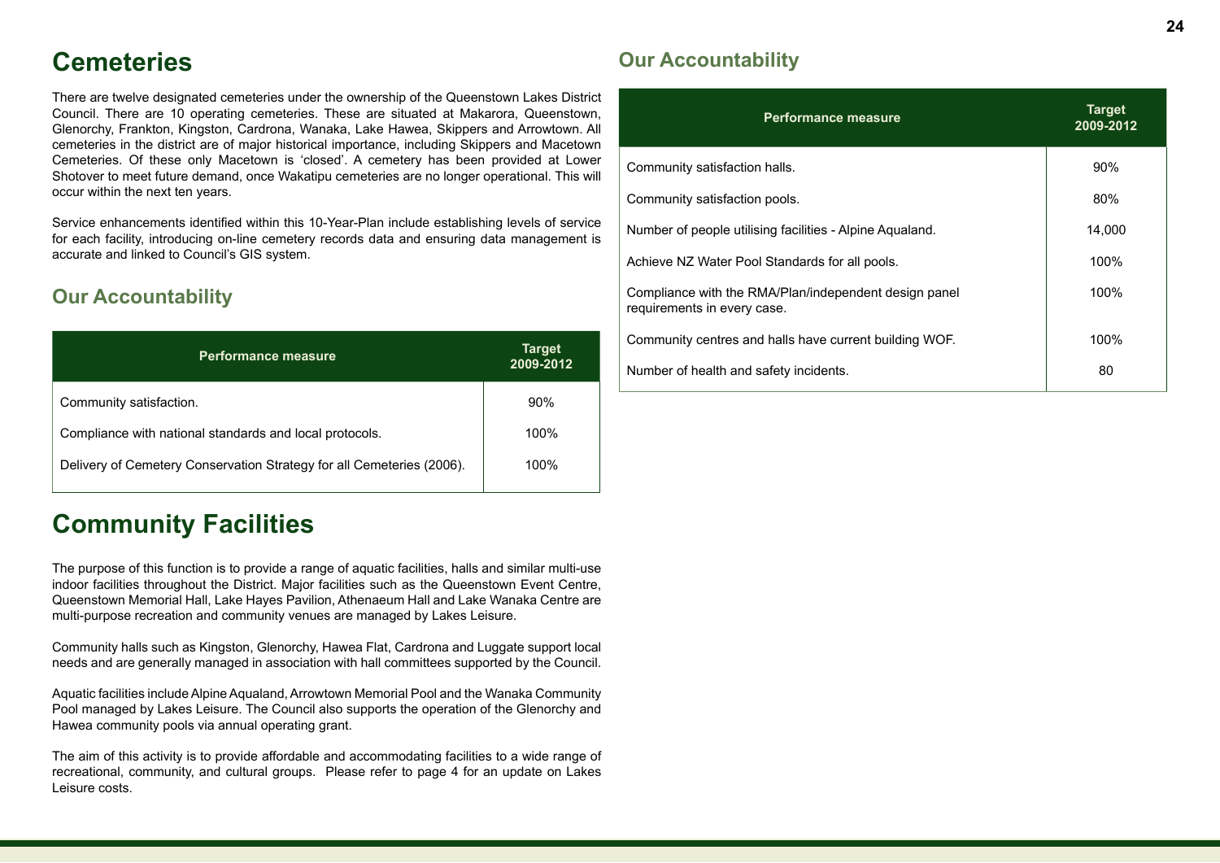# Cemeteries

There are twelve designated cemeteries under the ownership of the Queenstown Lakes District Council. There are 10 operating cemeteries. These are situated at Makarora, Queenstown, Glenorchy, Frankton, Kingston, Cardrona, Wanaka, Lake Hawea, Skippers and Arrowtown. All cemeteries in the district are of major historical importance, including Skippers and Macetown Cemeteries. Of these only Macetown is 'closed'. A cemetery has been provided at Lower Shotover to meet future demand, once Wakatipu cemeteries are no longer operational. This will occur within the next ten years.

Service enhancements identified within this 10-Year-Plan include establishing levels of service for each facility, introducing on-line cemetery records data and ensuring data management is accurate and linked to Council's GIS system.

## Our Accountability

| Performance measure | Target 2009-2012 |
|---|---|
| Community satisfaction. | 90% |
| Compliance with national standards and local protocols. | 100% |
| Delivery of Cemetery Conservation Strategy for all Cemeteries (2006). | 100% |

# Community Facilities

The purpose of this function is to provide a range of aquatic facilities, halls and similar multi-use indoor facilities throughout the District. Major facilities such as the Queenstown Event Centre, Queenstown Memorial Hall, Lake Hayes Pavilion, Athenaeum Hall and Lake Wanaka Centre are multi-purpose recreation and community venues are managed by Lakes Leisure.

Community halls such as Kingston, Glenorchy, Hawea Flat, Cardrona and Luggate support local needs and are generally managed in association with hall committees supported by the Council.

Aquatic facilities include Alpine Aqualand, Arrowtown Memorial Pool and the Wanaka Community Pool managed by Lakes Leisure. The Council also supports the operation of the Glenorchy and Hawea community pools via annual operating grant.

The aim of this activity is to provide affordable and accommodating facilities to a wide range of recreational, community, and cultural groups. Please refer to page 4 for an update on Lakes Leisure costs.

## Our Accountability

| Performance measure | Target 2009-2012 |
|---|---|
| Community satisfaction halls. | 90% |
| Community satisfaction pools. | 80% |
| Number of people utilising facilities - Alpine Aqualand. | 14,000 |
| Achieve NZ Water Pool Standards for all pools. | 100% |
| Compliance with the RMA/Plan/independent design panel requirements in every case. | 100% |
| Community centres and halls have current building WOF. | 100% |
| Number of health and safety incidents. | 80 |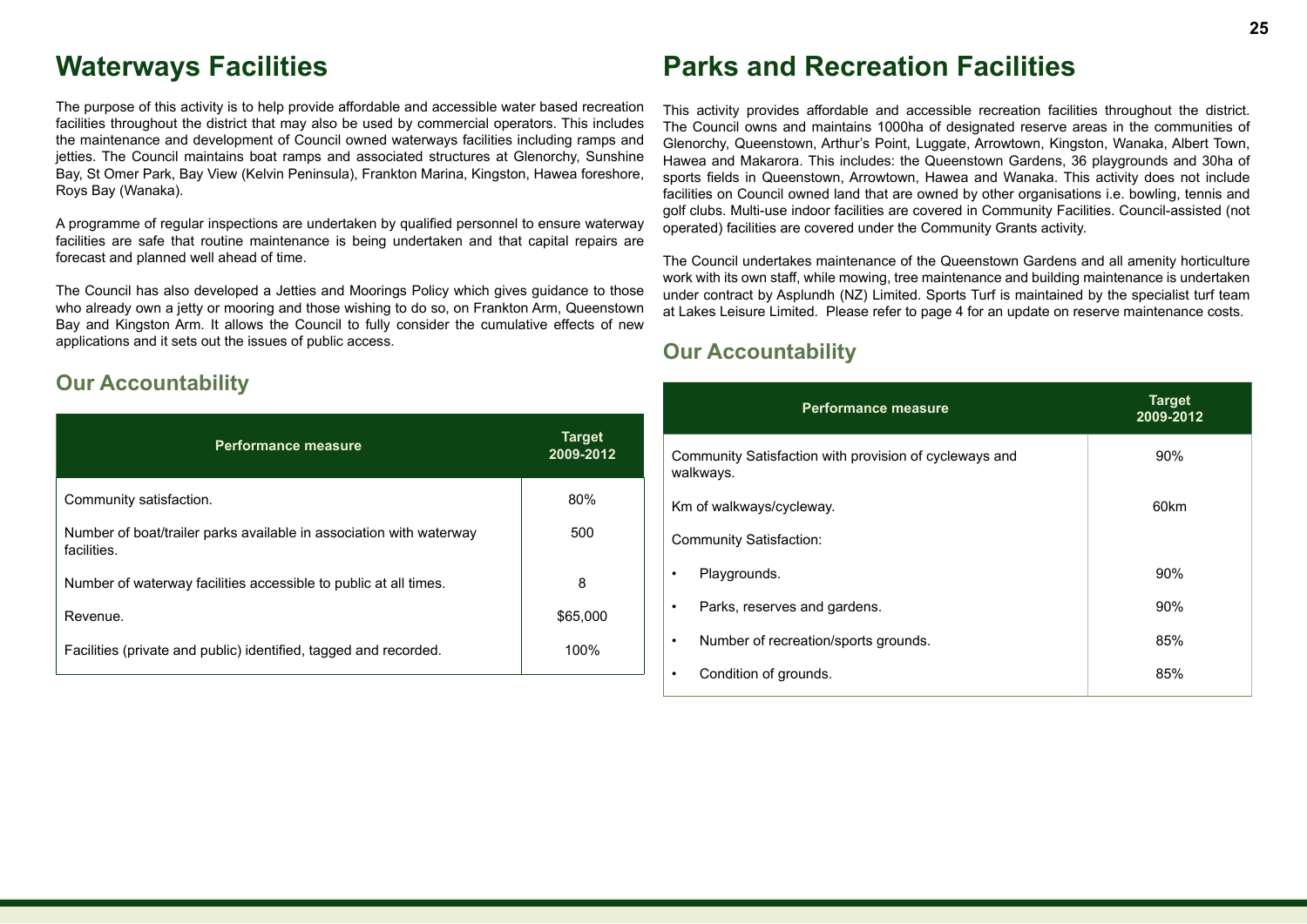# Waterways Facilities

The purpose of this activity is to help provide affordable and accessible water based recreation facilities throughout the district that may also be used by commercial operators. This includes the maintenance and development of Council owned waterways facilities including ramps and jetties. The Council maintains boat ramps and associated structures at Glenorchy, Sunshine Bay, St Omer Park, Bay View (Kelvin Peninsula), Frankton Marina, Kingston, Hawea foreshore, Roys Bay (Wanaka).

A programme of regular inspections are undertaken by qualified personnel to ensure waterway facilities are safe that routine maintenance is being undertaken and that capital repairs are forecast and planned well ahead of time.

The Council has also developed a Jetties and Moorings Policy which gives guidance to those who already own a jetty or mooring and those wishing to do so, on Frankton Arm, Queenstown Bay and Kingston Arm. It allows the Council to fully consider the cumulative effects of new applications and it sets out the issues of public access.

## Our Accountability

| Performance measure | Target 2009-2012 |
|---|---|
| Community satisfaction. | 80% |
| Number of boat/trailer parks available in association with waterway facilities. | 500 |
| Number of waterway facilities accessible to public at all times. | 8 |
| Revenue. | $65,000 |
| Facilities (private and public) identified, tagged and recorded. | 100% |

# Parks and Recreation Facilities

This activity provides affordable and accessible recreation facilities throughout the district. The Council owns and maintains 1000ha of designated reserve areas in the communities of Glenorchy, Queenstown, Arthur's Point, Luggate, Arrowtown, Kingston, Wanaka, Albert Town, Hawea and Makarora. This includes: the Queenstown Gardens, 36 playgrounds and 30ha of sports fields in Queenstown, Arrowtown, Hawea and Wanaka. This activity does not include facilities on Council owned land that are owned by other organisations i.e. bowling, tennis and golf clubs. Multi-use indoor facilities are covered in Community Facilities. Council-assisted (not operated) facilities are covered under the Community Grants activity.

The Council undertakes maintenance of the Queenstown Gardens and all amenity horticulture work with its own staff, while mowing, tree maintenance and building maintenance is undertaken under contract by Asplundh (NZ) Limited. Sports Turf is maintained by the specialist turf team at Lakes Leisure Limited. Please refer to page 4 for an update on reserve maintenance costs.

## Our Accountability

| Performance measure | Target 2009-2012 |
|---|---|
| Community Satisfaction with provision of cycleways and walkways. | 90% |
| Km of walkways/cycleway. | 60km |
| Community Satisfaction: | |
| • Playgrounds. | 90% |
| • Parks, reserves and gardens. | 90% |
| • Number of recreation/sports grounds. | 85% |
| • Condition of grounds. | 85% |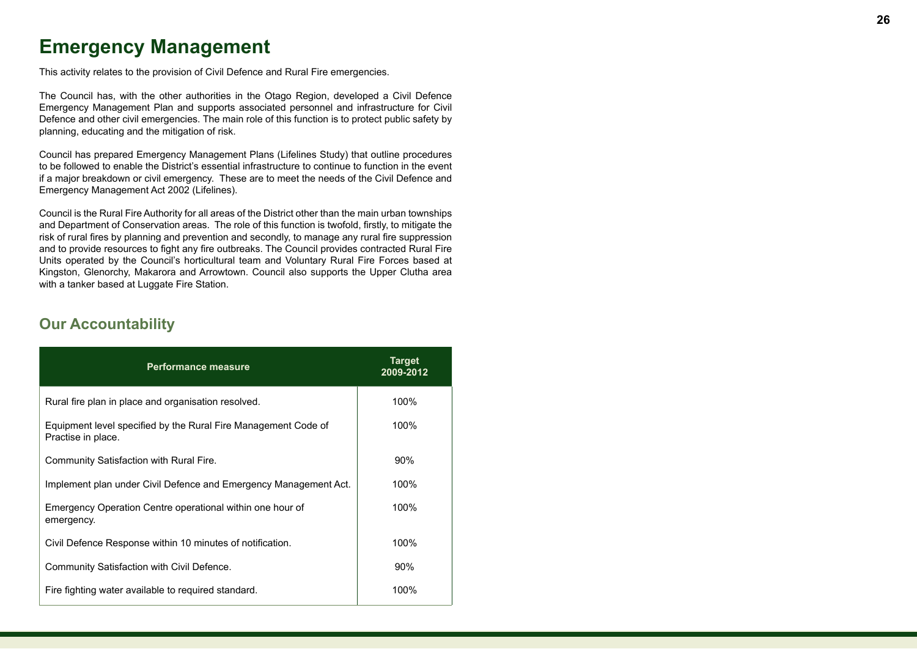# Emergency Management

This activity relates to the provision of Civil Defence and Rural Fire emergencies.

The Council has, with the other authorities in the Otago Region, developed a Civil Defence Emergency Management Plan and supports associated personnel and infrastructure for Civil Defence and other civil emergencies. The main role of this function is to protect public safety by planning, educating and the mitigation of risk.

Council has prepared Emergency Management Plans (Lifelines Study) that outline procedures to be followed to enable the District's essential infrastructure to continue to function in the event if a major breakdown or civil emergency. These are to meet the needs of the Civil Defence and Emergency Management Act 2002 (Lifelines).

Council is the Rural Fire Authority for all areas of the District other than the main urban townships and Department of Conservation areas. The role of this function is twofold, firstly, to mitigate the risk of rural fires by planning and prevention and secondly, to manage any rural fire suppression and to provide resources to fight any fire outbreaks. The Council provides contracted Rural Fire Units operated by the Council's horticultural team and Voluntary Rural Fire Forces based at Kingston, Glenorchy, Makarora and Arrowtown. Council also supports the Upper Clutha area with a tanker based at Luggate Fire Station.

## Our Accountability

| Performance measure | Target 2009-2012 |
|---|---|
| Rural fire plan in place and organisation resolved. | 100% |
| Equipment level specified by the Rural Fire Management Code of Practise in place. | 100% |
| Community Satisfaction with Rural Fire. | 90% |
| Implement plan under Civil Defence and Emergency Management Act. | 100% |
| Emergency Operation Centre operational within one hour of emergency. | 100% |
| Civil Defence Response within 10 minutes of notification. | 100% |
| Community Satisfaction with Civil Defence. | 90% |
| Fire fighting water available to required standard. | 100% |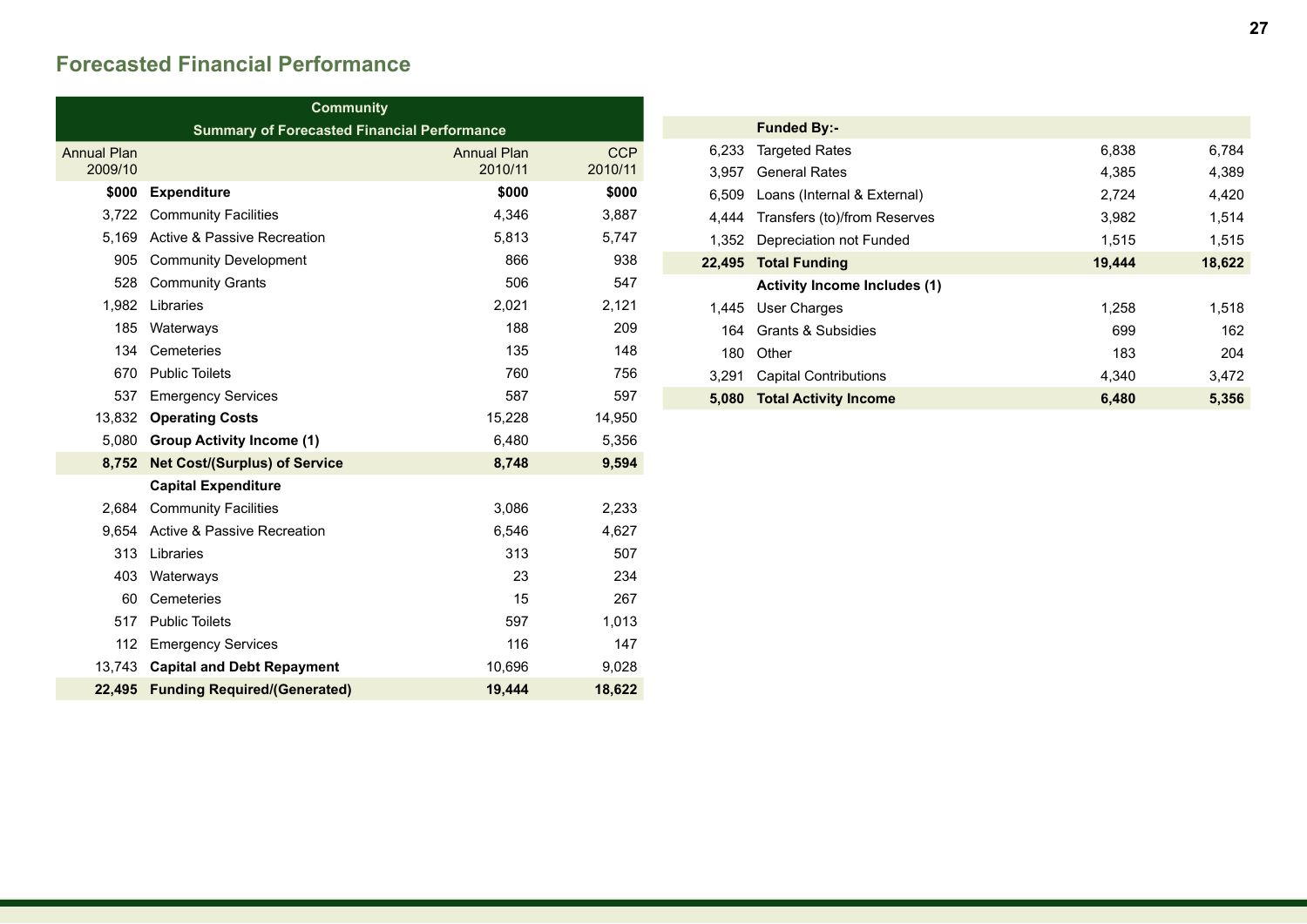## Forecasted Financial Performance

| Annual Plan 2009/10 | Community Summary of Forecasted Financial Performance | Annual Plan 2010/11 | CCP 2010/11 |
|---|---|---|---|
| **$000** | **Expenditure** | **$000** | **$000** |
| 3,722 | Community Facilities | 4,346 | 3,887 |
| 5,169 | Active & Passive Recreation | 5,813 | 5,747 |
| 905 | Community Development | 866 | 938 |
| 528 | Community Grants | 506 | 547 |
| 1,982 | Libraries | 2,021 | 2,121 |
| 185 | Waterways | 188 | 209 |
| 134 | Cemeteries | 135 | 148 |
| 670 | Public Toilets | 760 | 756 |
| 537 | Emergency Services | 587 | 597 |
| 13,832 | **Operating Costs** | 15,228 | 14,950 |
| 5,080 | **Group Activity Income (1)** | 6,480 | 5,356 |
| **8,752** | **Net Cost/(Surplus) of Service** | **8,748** | **9,594** |
| | **Capital Expenditure** | | |
| 2,684 | Community Facilities | 3,086 | 2,233 |
| 9,654 | Active & Passive Recreation | 6,546 | 4,627 |
| 313 | Libraries | 313 | 507 |
| 403 | Waterways | 23 | 234 |
| 60 | Cemeteries | 15 | 267 |
| 517 | Public Toilets | 597 | 1,013 |
| 112 | Emergency Services | 116 | 147 |
| 13,743 | **Capital and Debt Repayment** | 10,696 | 9,028 |
| **22,495** | **Funding Required/(Generated)** | **19,444** | **18,622** |
| | **Funded By:-** | | |
| 6,233 | Targeted Rates | 6,838 | 6,784 |
| 3,957 | General Rates | 4,385 | 4,389 |
| 6,509 | Loans (Internal & External) | 2,724 | 4,420 |
| 4,444 | Transfers (to)/from Reserves | 3,982 | 1,514 |
| 1,352 | Depreciation not Funded | 1,515 | 1,515 |
| **22,495** | **Total Funding** | **19,444** | **18,622** |
| | **Activity Income Includes (1)** | | |
| 1,445 | User Charges | 1,258 | 1,518 |
| 164 | Grants & Subsidies | 699 | 162 |
| 180 | Other | 183 | 204 |
| 3,291 | Capital Contributions | 4,340 | 3,472 |
| **5,080** | **Total Activity Income** | **6,480** | **5,356** |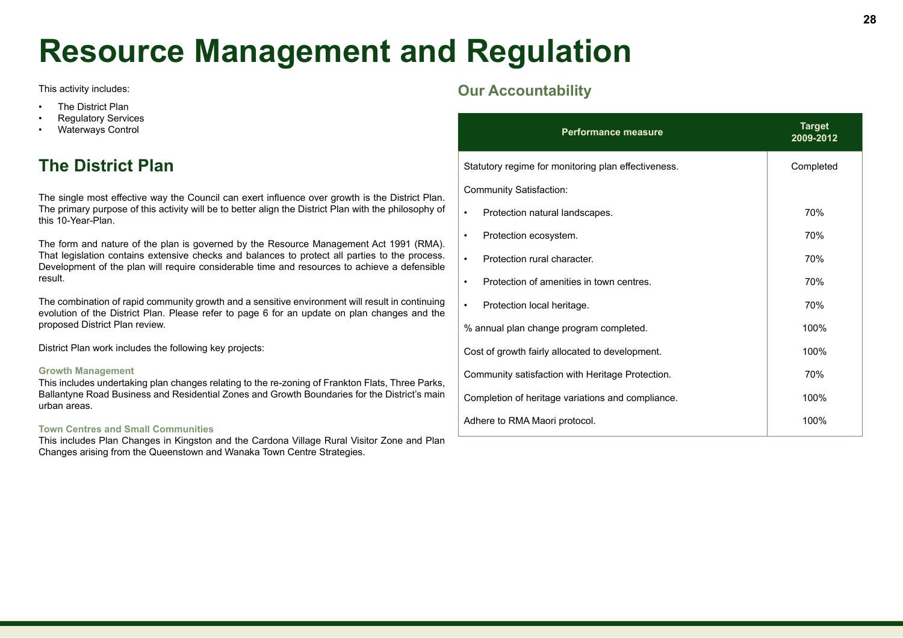# Resource Management and Regulation

This activity includes:

- The District Plan
- Regulatory Services
- Waterways Control

## The District Plan

The single most effective way the Council can exert influence over growth is the District Plan. The primary purpose of this activity will be to better align the District Plan with the philosophy of this 10-Year-Plan.

The form and nature of the plan is governed by the Resource Management Act 1991 (RMA). That legislation contains extensive checks and balances to protect all parties to the process. Development of the plan will require considerable time and resources to achieve a defensible result.

The combination of rapid community growth and a sensitive environment will result in continuing evolution of the District Plan. Please refer to page 6 for an update on plan changes and the proposed District Plan review.

District Plan work includes the following key projects:

#### Growth Management

This includes undertaking plan changes relating to the re-zoning of Frankton Flats, Three Parks, Ballantyne Road Business and Residential Zones and Growth Boundaries for the District's main urban areas.

#### Town Centres and Small Communities

This includes Plan Changes in Kingston and the Cardona Village Rural Visitor Zone and Plan Changes arising from the Queenstown and Wanaka Town Centre Strategies.

### Our Accountability

| Performance measure | Target 2009-2012 |
|---|---|
| Statutory regime for monitoring plan effectiveness. | Completed |
| Community Satisfaction: | |
| • Protection natural landscapes. | 70% |
| • Protection ecosystem. | 70% |
| • Protection rural character. | 70% |
| • Protection of amenities in town centres. | 70% |
| • Protection local heritage. | 70% |
| % annual plan change program completed. | 100% |
| Cost of growth fairly allocated to development. | 100% |
| Community satisfaction with Heritage Protection. | 70% |
| Completion of heritage variations and compliance. | 100% |
| Adhere to RMA Maori protocol. | 100% |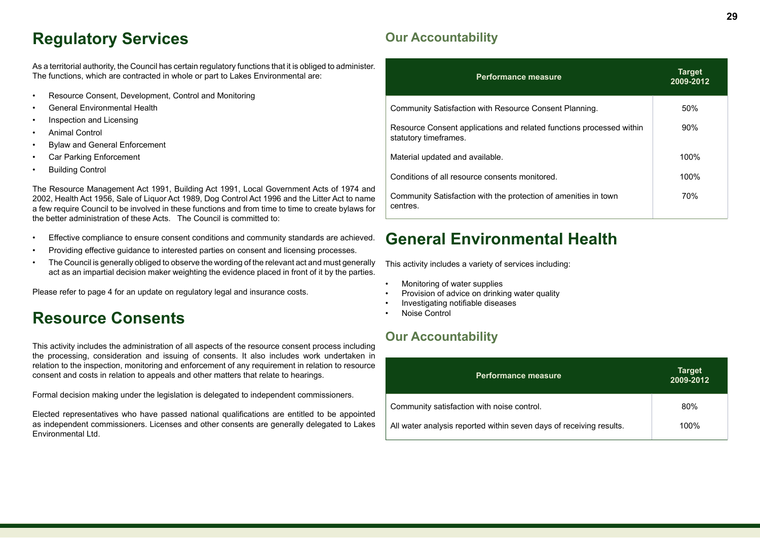# Regulatory Services

As a territorial authority, the Council has certain regulatory functions that it is obliged to administer. The functions, which are contracted in whole or part to Lakes Environmental are:

- Resource Consent, Development, Control and Monitoring
- General Environmental Health
- Inspection and Licensing
- Animal Control
- Bylaw and General Enforcement
- Car Parking Enforcement
- Building Control

The Resource Management Act 1991, Building Act 1991, Local Government Acts of 1974 and 2002, Health Act 1956, Sale of Liquor Act 1989, Dog Control Act 1996 and the Litter Act to name a few require Council to be involved in these functions and from time to time to create bylaws for the better administration of these Acts. The Council is committed to:

- Effective compliance to ensure consent conditions and community standards are achieved.
- Providing effective guidance to interested parties on consent and licensing processes.
- The Council is generally obliged to observe the wording of the relevant act and must generally act as an impartial decision maker weighting the evidence placed in front of it by the parties.

Please refer to page 4 for an update on regulatory legal and insurance costs.

# Resource Consents

This activity includes the administration of all aspects of the resource consent process including the processing, consideration and issuing of consents. It also includes work undertaken in relation to the inspection, monitoring and enforcement of any requirement in relation to resource consent and costs in relation to appeals and other matters that relate to hearings.

Formal decision making under the legislation is delegated to independent commissioners.

Elected representatives who have passed national qualifications are entitled to be appointed as independent commissioners. Licenses and other consents are generally delegated to Lakes Environmental Ltd.

## Our Accountability

| Performance measure | Target 2009-2012 |
|---|---|
| Community Satisfaction with Resource Consent Planning. | 50% |
| Resource Consent applications and related functions processed within statutory timeframes. | 90% |
| Material updated and available. | 100% |
| Conditions of all resource consents monitored. | 100% |
| Community Satisfaction with the protection of amenities in town centres. | 70% |

# General Environmental Health

This activity includes a variety of services including:

- Monitoring of water supplies
- Provision of advice on drinking water quality
- Investigating notifiable diseases
- Noise Control

## Our Accountability

| Performance measure | Target 2009-2012 |
|---|---|
| Community satisfaction with noise control. | 80% |
| All water analysis reported within seven days of receiving results. | 100% |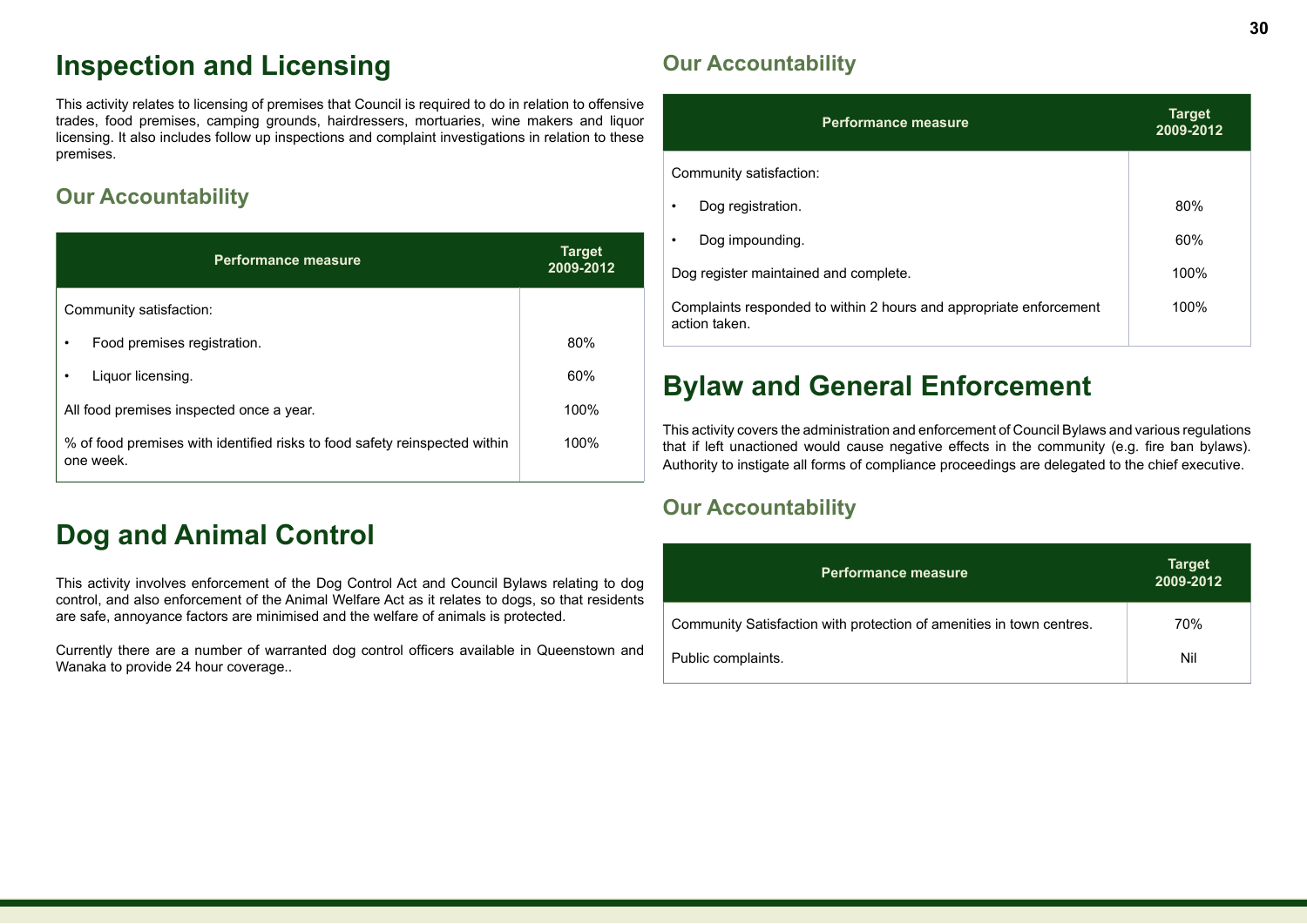# Inspection and Licensing

This activity relates to licensing of premises that Council is required to do in relation to offensive trades, food premises, camping grounds, hairdressers, mortuaries, wine makers and liquor licensing. It also includes follow up inspections and complaint investigations in relation to these premises.

## Our Accountability

| Performance measure | Target 2009-2012 |
|---|---|
| Community satisfaction: | |
| • Food premises registration. | 80% |
| • Liquor licensing. | 60% |
| All food premises inspected once a year. | 100% |
| % of food premises with identified risks to food safety reinspected within one week. | 100% |

# Dog and Animal Control

This activity involves enforcement of the Dog Control Act and Council Bylaws relating to dog control, and also enforcement of the Animal Welfare Act as it relates to dogs, so that residents are safe, annoyance factors are minimised and the welfare of animals is protected.

Currently there are a number of warranted dog control officers available in Queenstown and Wanaka to provide 24 hour coverage..

## Our Accountability

| Performance measure | Target 2009-2012 |
|---|---|
| Community satisfaction: | |
| • Dog registration. | 80% |
| • Dog impounding. | 60% |
| Dog register maintained and complete. | 100% |
| Complaints responded to within 2 hours and appropriate enforcement action taken. | 100% |

# Bylaw and General Enforcement

This activity covers the administration and enforcement of Council Bylaws and various regulations that if left unactioned would cause negative effects in the community (e.g. fire ban bylaws). Authority to instigate all forms of compliance proceedings are delegated to the chief executive.

## Our Accountability

| Performance measure | Target 2009-2012 |
|---|---|
| Community Satisfaction with protection of amenities in town centres. | 70% |
| Public complaints. | Nil |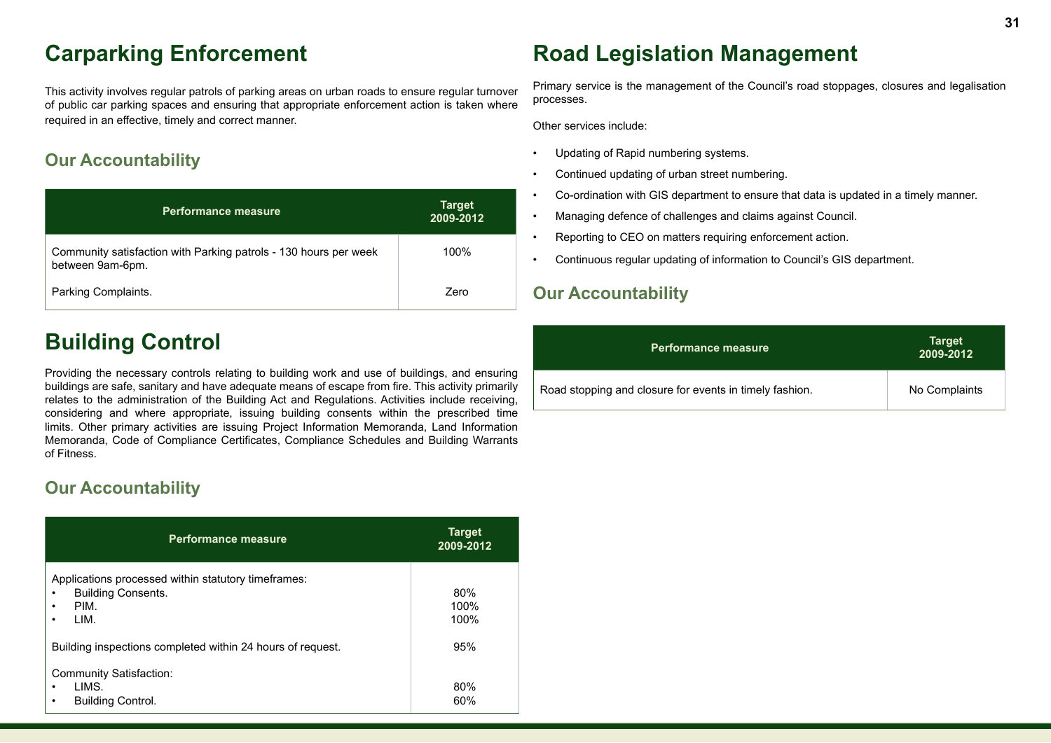# Carparking Enforcement

This activity involves regular patrols of parking areas on urban roads to ensure regular turnover of public car parking spaces and ensuring that appropriate enforcement action is taken where required in an effective, timely and correct manner.

## Our Accountability

| Performance measure | Target 2009-2012 |
|---|---|
| Community satisfaction with Parking patrols - 130 hours per week between 9am-6pm. | 100% |
| Parking Complaints. | Zero |

# Building Control

Providing the necessary controls relating to building work and use of buildings, and ensuring buildings are safe, sanitary and have adequate means of escape from fire. This activity primarily relates to the administration of the Building Act and Regulations. Activities include receiving, considering and where appropriate, issuing building consents within the prescribed time limits. Other primary activities are issuing Project Information Memoranda, Land Information Memoranda, Code of Compliance Certificates, Compliance Schedules and Building Warrants of Fitness.

## Our Accountability

| Performance measure | Target 2009-2012 |
|---|---|
| Applications processed within statutory timeframes: | |
| • Building Consents. | 80% |
| • PIM. | 100% |
| • LIM. | 100% |
| Building inspections completed within 24 hours of request. | 95% |
| Community Satisfaction: | |
| • LIMS. | 80% |
| • Building Control. | 60% |

# Road Legislation Management

Primary service is the management of the Council's road stoppages, closures and legalisation processes.

Other services include:

- Updating of Rapid numbering systems.
- Continued updating of urban street numbering.
- Co-ordination with GIS department to ensure that data is updated in a timely manner.
- Managing defence of challenges and claims against Council.
- Reporting to CEO on matters requiring enforcement action.
- Continuous regular updating of information to Council's GIS department.

## Our Accountability

| Performance measure | Target 2009-2012 |
|---|---|
| Road stopping and closure for events in timely fashion. | No Complaints |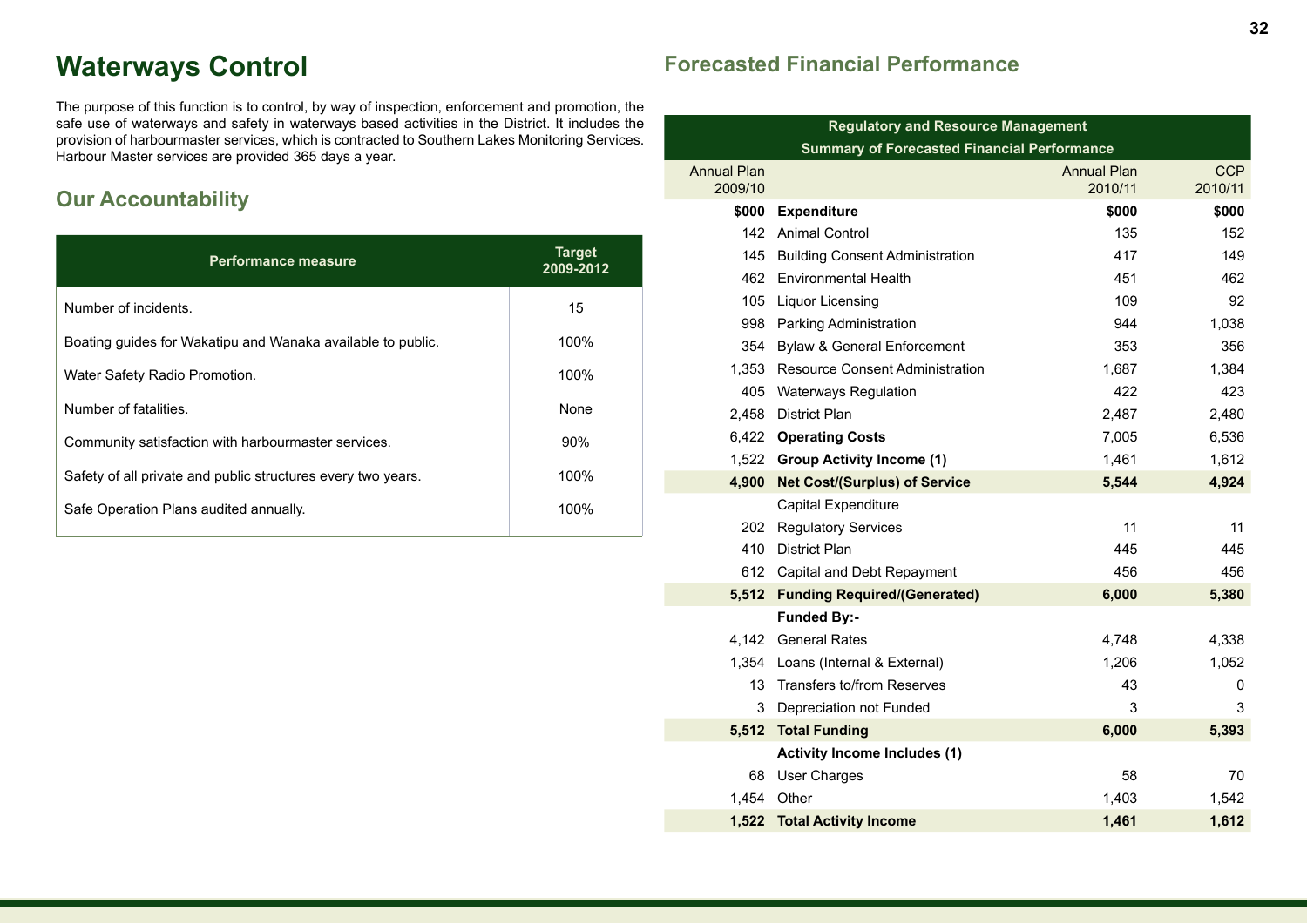# Waterways Control

The purpose of this function is to control, by way of inspection, enforcement and promotion, the safe use of waterways and safety in waterways based activities in the District. It includes the provision of harbourmaster services, which is contracted to Southern Lakes Monitoring Services. Harbour Master services are provided 365 days a year.

## Our Accountability

| Performance measure | Target 2009-2012 |
|---|---|
| Number of incidents. | 15 |
| Boating guides for Wakatipu and Wanaka available to public. | 100% |
| Water Safety Radio Promotion. | 100% |
| Number of fatalities. | None |
| Community satisfaction with harbourmaster services. | 90% |
| Safety of all private and public structures every two years. | 100% |
| Safe Operation Plans audited annually. | 100% |

## Forecasted Financial Performance

| Regulatory and Resource Management Summary of Forecasted Financial Performance | | | |
|---|---|---|---|
| Annual Plan 2009/10 | | Annual Plan 2010/11 | CCP 2010/11 |
| **$000** | **Expenditure** | **$000** | **$000** |
| 142 | Animal Control | 135 | 152 |
| 145 | Building Consent Administration | 417 | 149 |
| 462 | Environmental Health | 451 | 462 |
| 105 | Liquor Licensing | 109 | 92 |
| 998 | Parking Administration | 944 | 1,038 |
| 354 | Bylaw & General Enforcement | 353 | 356 |
| 1,353 | Resource Consent Administration | 1,687 | 1,384 |
| 405 | Waterways Regulation | 422 | 423 |
| 2,458 | District Plan | 2,487 | 2,480 |
| 6,422 | **Operating Costs** | 7,005 | 6,536 |
| 1,522 | **Group Activity Income (1)** | 1,461 | 1,612 |
| **4,900** | **Net Cost/(Surplus) of Service** | **5,544** | **4,924** |
| | Capital Expenditure | | |
| 202 | Regulatory Services | 11 | 11 |
| 410 | District Plan | 445 | 445 |
| 612 | Capital and Debt Repayment | 456 | 456 |
| **5,512** | **Funding Required/(Generated)** | **6,000** | **5,380** |
| | **Funded By:-** | | |
| 4,142 | General Rates | 4,748 | 4,338 |
| 1,354 | Loans (Internal & External) | 1,206 | 1,052 |
| 13 | Transfers to/from Reserves | 43 | 0 |
| 3 | Depreciation not Funded | 3 | 3 |
| **5,512** | **Total Funding** | **6,000** | **5,393** |
| | **Activity Income Includes (1)** | | |
| 68 | User Charges | 58 | 70 |
| 1,454 | Other | 1,403 | 1,542 |
| **1,522** | **Total Activity Income** | **1,461** | **1,612** |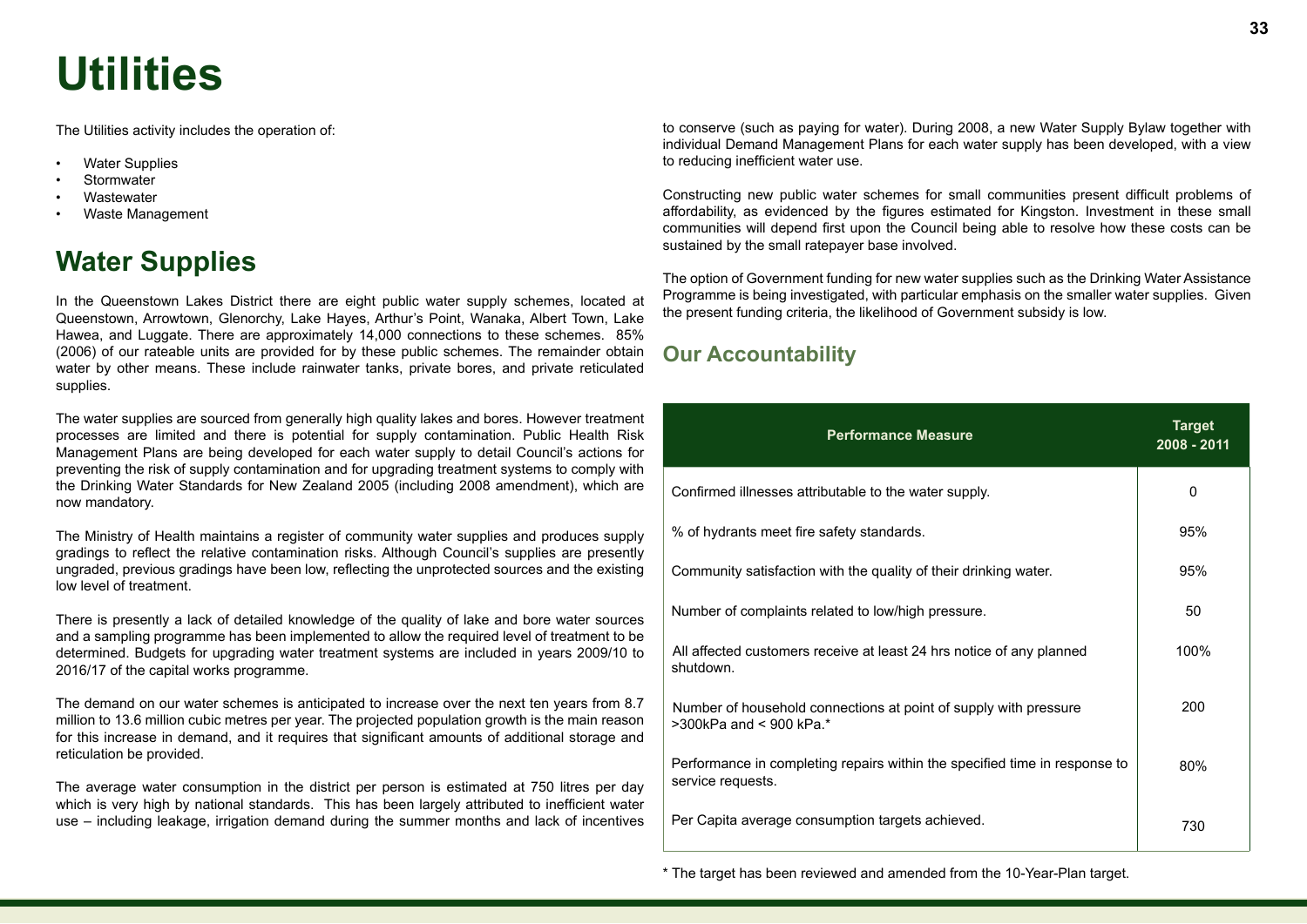# Utilities

The Utilities activity includes the operation of:

- Water Supplies
- Stormwater
- Wastewater
- Waste Management

## Water Supplies

In the Queenstown Lakes District there are eight public water supply schemes, located at Queenstown, Arrowtown, Glenorchy, Lake Hayes, Arthur's Point, Wanaka, Albert Town, Lake Hawea, and Luggate. There are approximately 14,000 connections to these schemes. 85% (2006) of our rateable units are provided for by these public schemes. The remainder obtain water by other means. These include rainwater tanks, private bores, and private reticulated supplies.

The water supplies are sourced from generally high quality lakes and bores. However treatment processes are limited and there is potential for supply contamination. Public Health Risk Management Plans are being developed for each water supply to detail Council's actions for preventing the risk of supply contamination and for upgrading treatment systems to comply with the Drinking Water Standards for New Zealand 2005 (including 2008 amendment), which are now mandatory.

The Ministry of Health maintains a register of community water supplies and produces supply gradings to reflect the relative contamination risks. Although Council's supplies are presently ungraded, previous gradings have been low, reflecting the unprotected sources and the existing low level of treatment.

There is presently a lack of detailed knowledge of the quality of lake and bore water sources and a sampling programme has been implemented to allow the required level of treatment to be determined. Budgets for upgrading water treatment systems are included in years 2009/10 to 2016/17 of the capital works programme.

The demand on our water schemes is anticipated to increase over the next ten years from 8.7 million to 13.6 million cubic metres per year. The projected population growth is the main reason for this increase in demand, and it requires that significant amounts of additional storage and reticulation be provided.

The average water consumption in the district per person is estimated at 750 litres per day which is very high by national standards. This has been largely attributed to inefficient water use – including leakage, irrigation demand during the summer months and lack of incentives to conserve (such as paying for water). During 2008, a new Water Supply Bylaw together with individual Demand Management Plans for each water supply has been developed, with a view to reducing inefficient water use.

Constructing new public water schemes for small communities present difficult problems of affordability, as evidenced by the figures estimated for Kingston. Investment in these small communities will depend first upon the Council being able to resolve how these costs can be sustained by the small ratepayer base involved.

The option of Government funding for new water supplies such as the Drinking Water Assistance Programme is being investigated, with particular emphasis on the smaller water supplies. Given the present funding criteria, the likelihood of Government subsidy is low.

### Our Accountability

| Performance Measure | Target 2008 - 2011 |
|---|---|
| Confirmed illnesses attributable to the water supply. | 0 |
| % of hydrants meet fire safety standards. | 95% |
| Community satisfaction with the quality of their drinking water. | 95% |
| Number of complaints related to low/high pressure. | 50 |
| All affected customers receive at least 24 hrs notice of any planned shutdown. | 100% |
| Number of household connections at point of supply with pressure >300kPa and < 900 kPa.* | 200 |
| Performance in completing repairs within the specified time in response to service requests. | 80% |
| Per Capita average consumption targets achieved. | 730 |

\* The target has been reviewed and amended from the 10-Year-Plan target.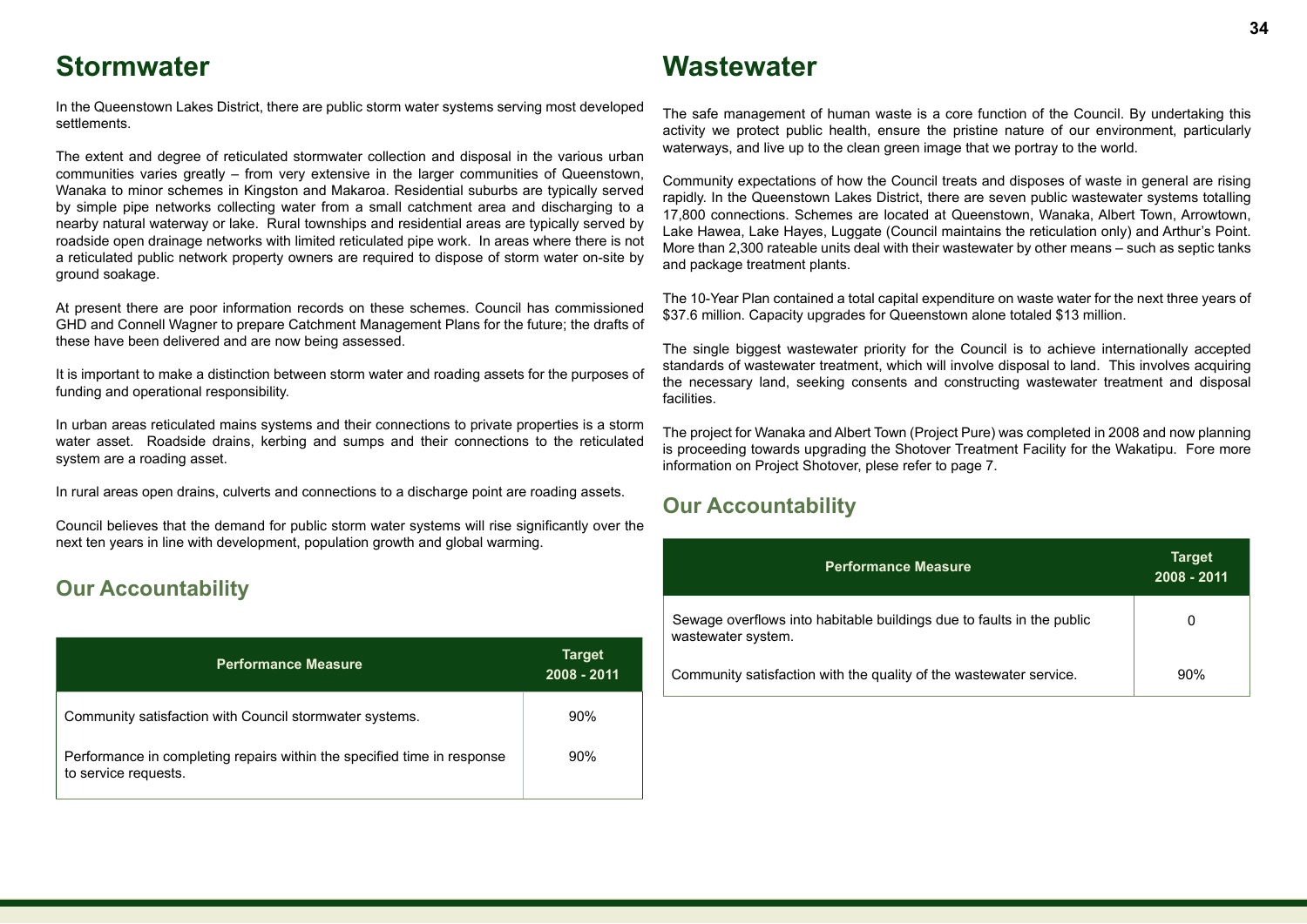# Stormwater

In the Queenstown Lakes District, there are public storm water systems serving most developed settlements.

The extent and degree of reticulated stormwater collection and disposal in the various urban communities varies greatly – from very extensive in the larger communities of Queenstown, Wanaka to minor schemes in Kingston and Makaroa. Residential suburbs are typically served by simple pipe networks collecting water from a small catchment area and discharging to a nearby natural waterway or lake. Rural townships and residential areas are typically served by roadside open drainage networks with limited reticulated pipe work. In areas where there is not a reticulated public network property owners are required to dispose of storm water on-site by ground soakage.

At present there are poor information records on these schemes. Council has commissioned GHD and Connell Wagner to prepare Catchment Management Plans for the future; the drafts of these have been delivered and are now being assessed.

It is important to make a distinction between storm water and roading assets for the purposes of funding and operational responsibility.

In urban areas reticulated mains systems and their connections to private properties is a storm water asset. Roadside drains, kerbing and sumps and their connections to the reticulated system are a roading asset.

In rural areas open drains, culverts and connections to a discharge point are roading assets.

Council believes that the demand for public storm water systems will rise significantly over the next ten years in line with development, population growth and global warming.

## Our Accountability

| Performance Measure | Target 2008 - 2011 |
|---|---|
| Community satisfaction with Council stormwater systems. | 90% |
| Performance in completing repairs within the specified time in response to service requests. | 90% |

# Wastewater

The safe management of human waste is a core function of the Council. By undertaking this activity we protect public health, ensure the pristine nature of our environment, particularly waterways, and live up to the clean green image that we portray to the world.

Community expectations of how the Council treats and disposes of waste in general are rising rapidly. In the Queenstown Lakes District, there are seven public wastewater systems totalling 17,800 connections. Schemes are located at Queenstown, Wanaka, Albert Town, Arrowtown, Lake Hawea, Lake Hayes, Luggate (Council maintains the reticulation only) and Arthur's Point. More than 2,300 rateable units deal with their wastewater by other means – such as septic tanks and package treatment plants.

The 10-Year Plan contained a total capital expenditure on waste water for the next three years of $37.6 million. Capacity upgrades for Queenstown alone totaled $13 million.

The single biggest wastewater priority for the Council is to achieve internationally accepted standards of wastewater treatment, which will involve disposal to land. This involves acquiring the necessary land, seeking consents and constructing wastewater treatment and disposal facilities.

The project for Wanaka and Albert Town (Project Pure) was completed in 2008 and now planning is proceeding towards upgrading the Shotover Treatment Facility for the Wakatipu. Fore more information on Project Shotover, plese refer to page 7.

## Our Accountability

| Performance Measure | Target 2008 - 2011 |
|---|---|
| Sewage overflows into habitable buildings due to faults in the public wastewater system. | 0 |
| Community satisfaction with the quality of the wastewater service. | 90% |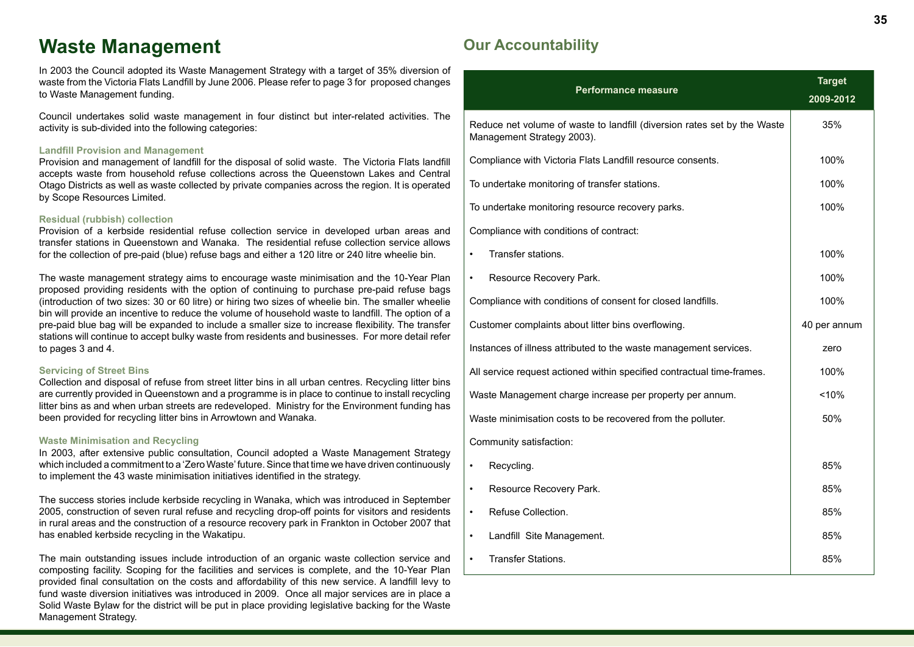# Waste Management

In 2003 the Council adopted its Waste Management Strategy with a target of 35% diversion of waste from the Victoria Flats Landfill by June 2006. Please refer to page 3 for proposed changes to Waste Management funding.

Council undertakes solid waste management in four distinct but inter-related activities. The activity is sub-divided into the following categories:

### Landfill Provision and Management

Provision and management of landfill for the disposal of solid waste. The Victoria Flats landfill accepts waste from household refuse collections across the Queenstown Lakes and Central Otago Districts as well as waste collected by private companies across the region. It is operated by Scope Resources Limited.

### Residual (rubbish) collection

Provision of a kerbside residential refuse collection service in developed urban areas and transfer stations in Queenstown and Wanaka. The residential refuse collection service allows for the collection of pre-paid (blue) refuse bags and either a 120 litre or 240 litre wheelie bin.

The waste management strategy aims to encourage waste minimisation and the 10-Year Plan proposed providing residents with the option of continuing to purchase pre-paid refuse bags (introduction of two sizes: 30 or 60 litre) or hiring two sizes of wheelie bin. The smaller wheelie bin will provide an incentive to reduce the volume of household waste to landfill. The option of a pre-paid blue bag will be expanded to include a smaller size to increase flexibility. The transfer stations will continue to accept bulky waste from residents and businesses. For more detail refer to pages 3 and 4.

### Servicing of Street Bins

Collection and disposal of refuse from street litter bins in all urban centres. Recycling litter bins are currently provided in Queenstown and a programme is in place to continue to install recycling litter bins as and when urban streets are redeveloped. Ministry for the Environment funding has been provided for recycling litter bins in Arrowtown and Wanaka.

### Waste Minimisation and Recycling

In 2003, after extensive public consultation, Council adopted a Waste Management Strategy which included a commitment to a 'Zero Waste' future. Since that time we have driven continuously to implement the 43 waste minimisation initiatives identified in the strategy.

The success stories include kerbside recycling in Wanaka, which was introduced in September 2005, construction of seven rural refuse and recycling drop-off points for visitors and residents in rural areas and the construction of a resource recovery park in Frankton in October 2007 that has enabled kerbside recycling in the Wakatipu.

The main outstanding issues include introduction of an organic waste collection service and composting facility. Scoping for the facilities and services is complete, and the 10-Year Plan provided final consultation on the costs and affordability of this new service. A landfill levy to fund waste diversion initiatives was introduced in 2009. Once all major services are in place a Solid Waste Bylaw for the district will be put in place providing legislative backing for the Waste Management Strategy.

## Our Accountability

| Performance measure | Target 2009-2012 |
|---|---|
| Reduce net volume of waste to landfill (diversion rates set by the Waste Management Strategy 2003). | 35% |
| Compliance with Victoria Flats Landfill resource consents. | 100% |
| To undertake monitoring of transfer stations. | 100% |
| To undertake monitoring resource recovery parks. | 100% |
| Compliance with conditions of contract: | |
| • Transfer stations. | 100% |
| • Resource Recovery Park. | 100% |
| Compliance with conditions of consent for closed landfills. | 100% |
| Customer complaints about litter bins overflowing. | 40 per annum |
| Instances of illness attributed to the waste management services. | zero |
| All service request actioned within specified contractual time-frames. | 100% |
| Waste Management charge increase per property per annum. | <10% |
| Waste minimisation costs to be recovered from the polluter. | 50% |
| Community satisfaction: | |
| • Recycling. | 85% |
| • Resource Recovery Park. | 85% |
| • Refuse Collection. | 85% |
| • Landfill Site Management. | 85% |
| • Transfer Stations. | 85% |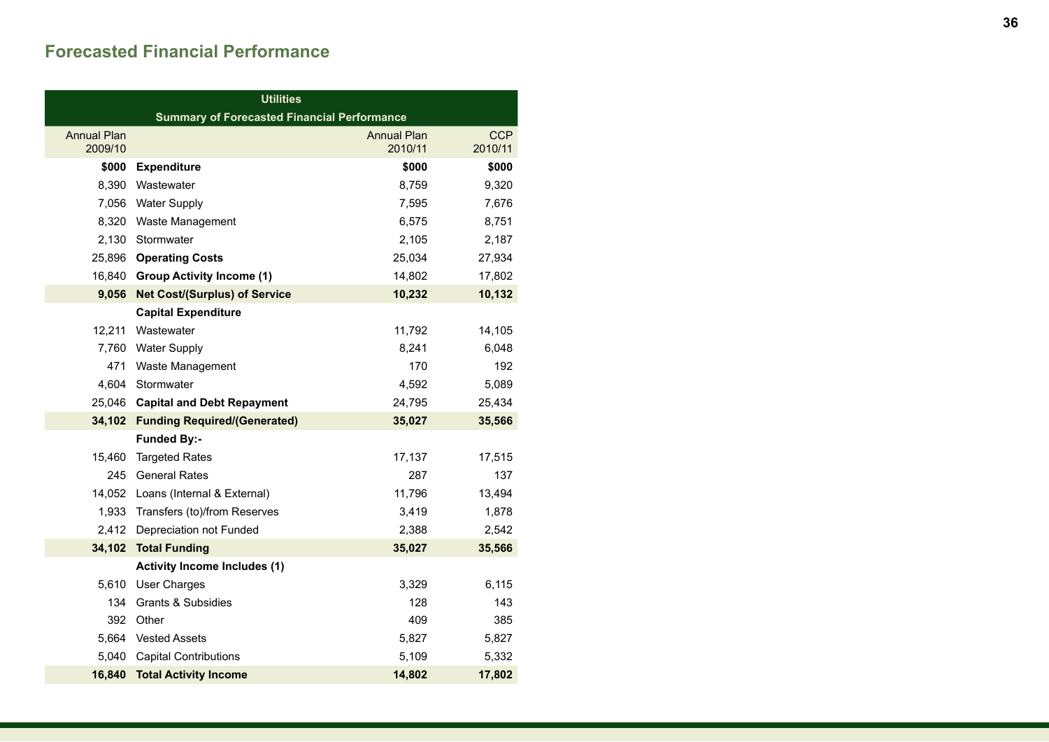## Forecasted Financial Performance

| Utilities | | | |
|---|---|---|---|
| Summary of Forecasted Financial Performance | | | |
| Annual Plan 2009/10 | | Annual Plan 2010/11 | CCP 2010/11 |
| **$000** | **Expenditure** | **$000** | **$000** |
| 8,390 | Wastewater | 8,759 | 9,320 |
| 7,056 | Water Supply | 7,595 | 7,676 |
| 8,320 | Waste Management | 6,575 | 8,751 |
| 2,130 | Stormwater | 2,105 | 2,187 |
| 25,896 | **Operating Costs** | 25,034 | 27,934 |
| 16,840 | **Group Activity Income (1)** | 14,802 | 17,802 |
| **9,056** | **Net Cost/(Surplus) of Service** | **10,232** | **10,132** |
| | **Capital Expenditure** | | |
| 12,211 | Wastewater | 11,792 | 14,105 |
| 7,760 | Water Supply | 8,241 | 6,048 |
| 471 | Waste Management | 170 | 192 |
| 4,604 | Stormwater | 4,592 | 5,089 |
| 25,046 | **Capital and Debt Repayment** | 24,795 | 25,434 |
| **34,102** | **Funding Required/(Generated)** | **35,027** | **35,566** |
| | **Funded By:-** | | |
| 15,460 | Targeted Rates | 17,137 | 17,515 |
| 245 | General Rates | 287 | 137 |
| 14,052 | Loans (Internal & External) | 11,796 | 13,494 |
| 1,933 | Transfers (to)/from Reserves | 3,419 | 1,878 |
| 2,412 | Depreciation not Funded | 2,388 | 2,542 |
| **34,102** | **Total Funding** | **35,027** | **35,566** |
| | **Activity Income Includes (1)** | | |
| 5,610 | User Charges | 3,329 | 6,115 |
| 134 | Grants & Subsidies | 128 | 143 |
| 392 | Other | 409 | 385 |
| 5,664 | Vested Assets | 5,827 | 5,827 |
| 5,040 | Capital Contributions | 5,109 | 5,332 |
| **16,840** | **Total Activity Income** | **14,802** | **17,802** |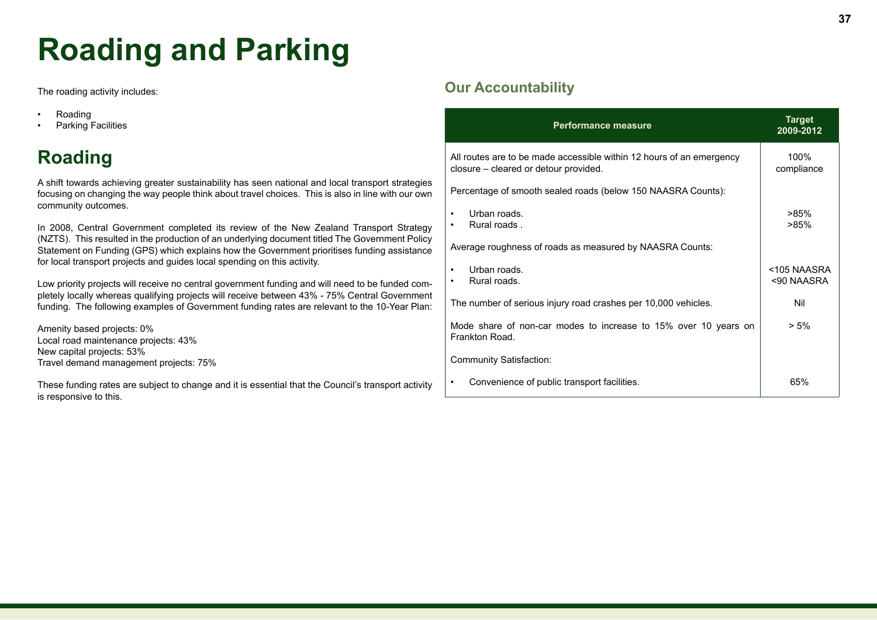# Roading and Parking

The roading activity includes:

- Roading
- Parking Facilities

## Roading

A shift towards achieving greater sustainability has seen national and local transport strategies focusing on changing the way people think about travel choices. This is also in line with our own community outcomes.

In 2008, Central Government completed its review of the New Zealand Transport Strategy (NZTS). This resulted in the production of an underlying document titled The Government Policy Statement on Funding (GPS) which explains how the Government prioritises funding assistance for local transport projects and guides local spending on this activity.

Low priority projects will receive no central government funding and will need to be funded completely locally whereas qualifying projects will receive between 43% - 75% Central Government funding. The following examples of Government funding rates are relevant to the 10-Year Plan:

Amenity based projects: 0%
Local road maintenance projects: 43%
New capital projects: 53%
Travel demand management projects: 75%

These funding rates are subject to change and it is essential that the Council's transport activity is responsive to this.

### Our Accountability

| Performance measure | Target 2009-2012 |
|---|---|
| All routes are to be made accessible within 12 hours of an emergency closure – cleared or detour provided. | 100% compliance |
| Percentage of smooth sealed roads (below 150 NAASRA Counts): | |
| • Urban roads. | >85% |
| • Rural roads . | >85% |
| Average roughness of roads as measured by NAASRA Counts: | |
| • Urban roads. | <105 NAASRA |
| • Rural roads. | <90 NAASRA |
| The number of serious injury road crashes per 10,000 vehicles. | Nil |
| Mode share of non-car modes to increase to 15% over 10 years on Frankton Road. | > 5% |
| Community Satisfaction: | |
| • Convenience of public transport facilities. | 65% |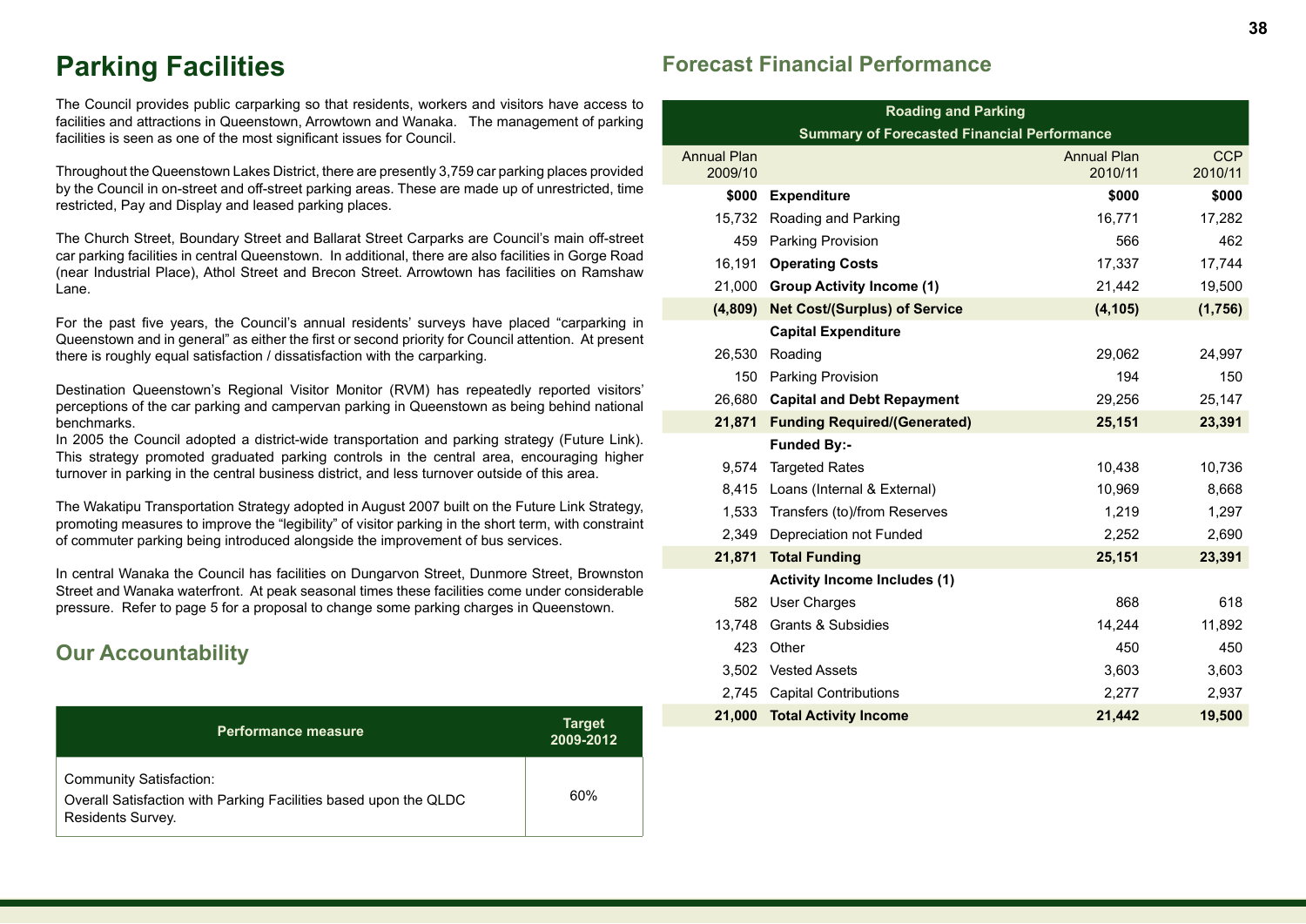# Parking Facilities

The Council provides public carparking so that residents, workers and visitors have access to facilities and attractions in Queenstown, Arrowtown and Wanaka. The management of parking facilities is seen as one of the most significant issues for Council.

Throughout the Queenstown Lakes District, there are presently 3,759 car parking places provided by the Council in on-street and off-street parking areas. These are made up of unrestricted, time restricted, Pay and Display and leased parking places.

The Church Street, Boundary Street and Ballarat Street Carparks are Council's main off-street car parking facilities in central Queenstown. In additional, there are also facilities in Gorge Road (near Industrial Place), Athol Street and Brecon Street. Arrowtown has facilities on Ramshaw Lane.

For the past five years, the Council's annual residents' surveys have placed "carparking in Queenstown and in general" as either the first or second priority for Council attention. At present there is roughly equal satisfaction / dissatisfaction with the carparking.

Destination Queenstown's Regional Visitor Monitor (RVM) has repeatedly reported visitors' perceptions of the car parking and campervan parking in Queenstown as being behind national benchmarks.

In 2005 the Council adopted a district-wide transportation and parking strategy (Future Link). This strategy promoted graduated parking controls in the central area, encouraging higher turnover in parking in the central business district, and less turnover outside of this area.

The Wakatipu Transportation Strategy adopted in August 2007 built on the Future Link Strategy, promoting measures to improve the "legibility" of visitor parking in the short term, with constraint of commuter parking being introduced alongside the improvement of bus services.

In central Wanaka the Council has facilities on Dungarvon Street, Dunmore Street, Brownston Street and Wanaka waterfront. At peak seasonal times these facilities come under considerable pressure. Refer to page 5 for a proposal to change some parking charges in Queenstown.

## Our Accountability

| Performance measure | Target 2009-2012 |
|---|---|
| Community Satisfaction:<br>Overall Satisfaction with Parking Facilities based upon the QLDC Residents Survey. | 60% |

## Forecast Financial Performance

| Roading and Parking<br>Summary of Forecasted Financial Performance | | | |
|---|---|---|---|
| Annual Plan 2009/10 | | Annual Plan 2010/11 | CCP 2010/11 |
| **$000** | **Expenditure** | **$000** | **$000** |
| 15,732 | Roading and Parking | 16,771 | 17,282 |
| 459 | Parking Provision | 566 | 462 |
| 16,191 | **Operating Costs** | 17,337 | 17,744 |
| 21,000 | **Group Activity Income (1)** | 21,442 | 19,500 |
| **(4,809)** | **Net Cost/(Surplus) of Service** | **(4,105)** | **(1,756)** |
| | **Capital Expenditure** | | |
| 26,530 | Roading | 29,062 | 24,997 |
| 150 | Parking Provision | 194 | 150 |
| 26,680 | **Capital and Debt Repayment** | 29,256 | 25,147 |
| **21,871** | **Funding Required/(Generated)** | **25,151** | **23,391** |
| | **Funded By:-** | | |
| 9,574 | Targeted Rates | 10,438 | 10,736 |
| 8,415 | Loans (Internal & External) | 10,969 | 8,668 |
| 1,533 | Transfers (to)/from Reserves | 1,219 | 1,297 |
| 2,349 | Depreciation not Funded | 2,252 | 2,690 |
| **21,871** | **Total Funding** | **25,151** | **23,391** |
| | **Activity Income Includes (1)** | | |
| 582 | User Charges | 868 | 618 |
| 13,748 | Grants & Subsidies | 14,244 | 11,892 |
| 423 | Other | 450 | 450 |
| 3,502 | Vested Assets | 3,603 | 3,603 |
| 2,745 | Capital Contributions | 2,277 | 2,937 |
| **21,000** | **Total Activity Income** | **21,442** | **19,500** |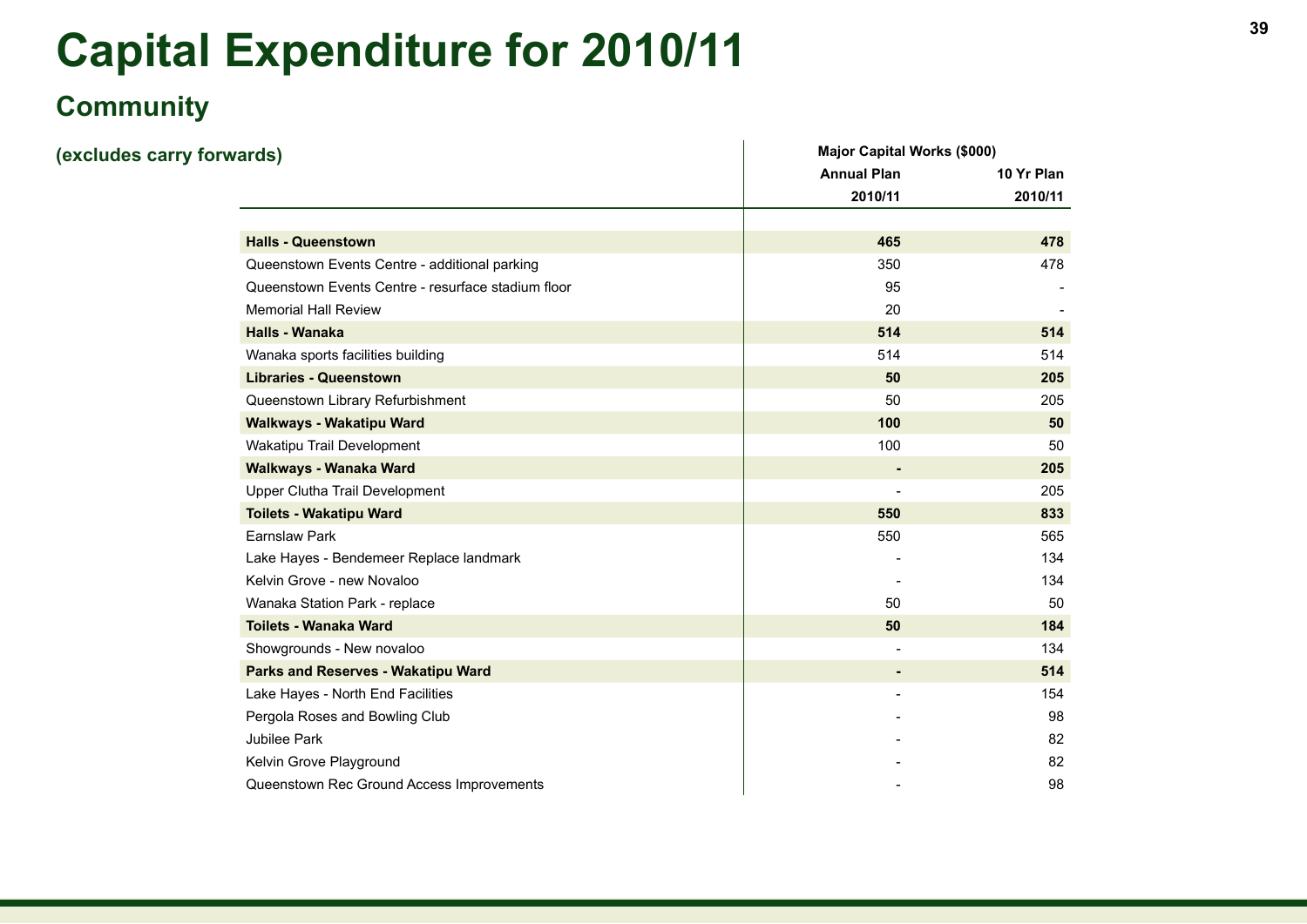# Capital Expenditure for 2010/11

## Community

**(excludes carry forwards)**

| | Major Capital Works ($000) | |
|---|---|---|
| | **Annual Plan 2010/11** | **10 Yr Plan 2010/11** |
| **Halls - Queenstown** | **465** | **478** |
| Queenstown Events Centre - additional parking | 350 | 478 |
| Queenstown Events Centre - resurface stadium floor | 95 | - |
| Memorial Hall Review | 20 | - |
| **Halls - Wanaka** | **514** | **514** |
| Wanaka sports facilities building | 514 | 514 |
| **Libraries - Queenstown** | **50** | **205** |
| Queenstown Library Refurbishment | 50 | 205 |
| **Walkways - Wakatipu Ward** | **100** | **50** |
| Wakatipu Trail Development | 100 | 50 |
| **Walkways - Wanaka Ward** | **-** | **205** |
| Upper Clutha Trail Development | - | 205 |
| **Toilets - Wakatipu Ward** | **550** | **833** |
| Earnslaw Park | 550 | 565 |
| Lake Hayes - Bendemeer Replace landmark | - | 134 |
| Kelvin Grove - new Novaloo | - | 134 |
| Wanaka Station Park - replace | 50 | 50 |
| **Toilets - Wanaka Ward** | **50** | **184** |
| Showgrounds - New novaloo | - | 134 |
| **Parks and Reserves - Wakatipu Ward** | **-** | **514** |
| Lake Hayes - North End Facilities | - | 154 |
| Pergola Roses and Bowling Club | - | 98 |
| Jubilee Park | - | 82 |
| Kelvin Grove Playground | - | 82 |
| Queenstown Rec Ground Access Improvements | - | 98 |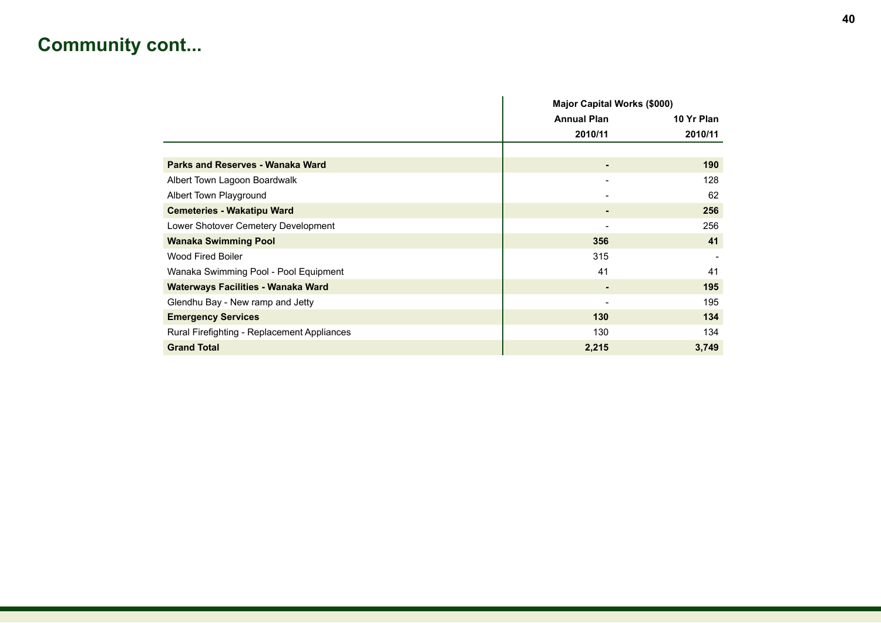# Community cont...

| | Major Capital Works ($000) | |
|---|---|---|
| | **Annual Plan** | **10 Yr Plan** |
| | **2010/11** | **2010/11** |
| **Parks and Reserves - Wanaka Ward** | **-** | **190** |
| Albert Town Lagoon Boardwalk | - | 128 |
| Albert Town Playground | - | 62 |
| **Cemeteries - Wakatipu Ward** | **-** | **256** |
| Lower Shotover Cemetery Development | - | 256 |
| **Wanaka Swimming Pool** | **356** | **41** |
| Wood Fired Boiler | 315 | - |
| Wanaka Swimming Pool - Pool Equipment | 41 | 41 |
| **Waterways Facilities - Wanaka Ward** | **-** | **195** |
| Glendhu Bay - New ramp and Jetty | - | 195 |
| **Emergency Services** | **130** | **134** |
| Rural Firefighting - Replacement Appliances | 130 | 134 |
| **Grand Total** | **2,215** | **3,749** |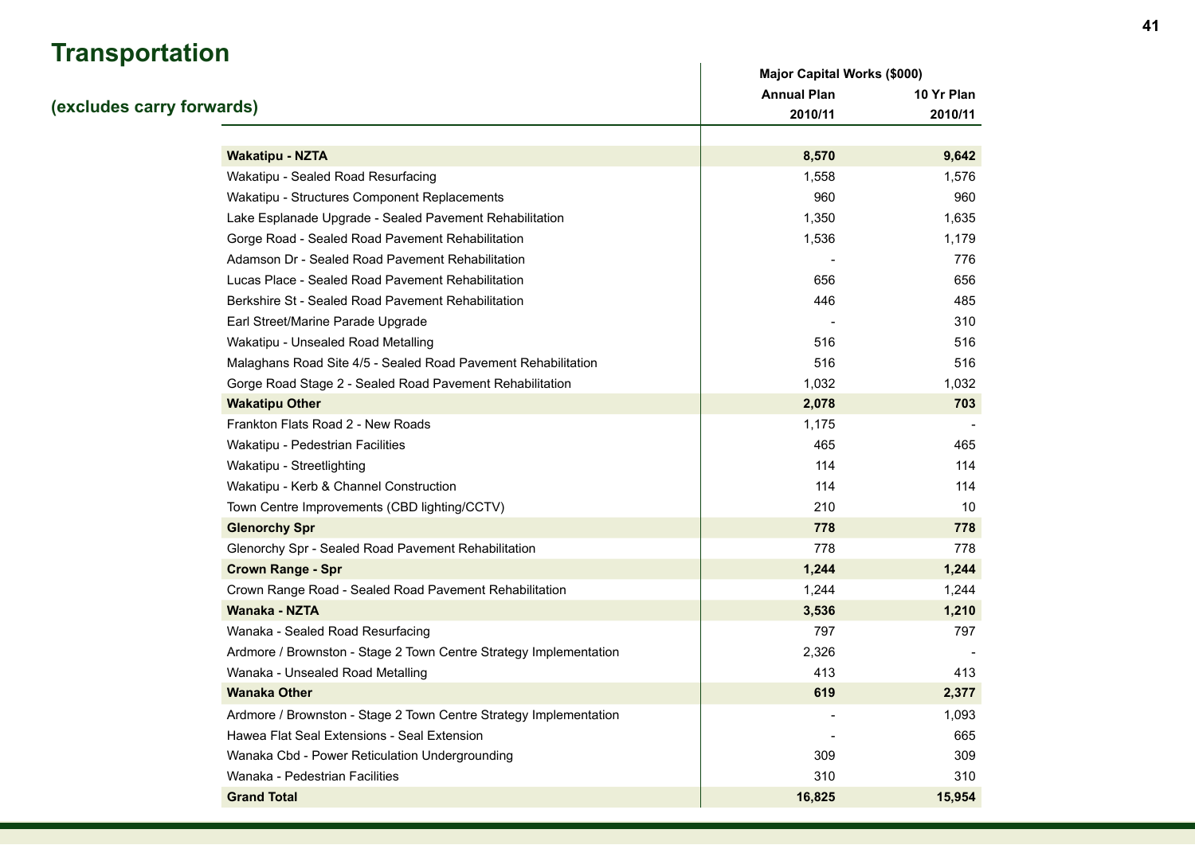# Transportation

## (excludes carry forwards)

| | Major Capital Works ($000) | |
|---|---|---|
| | **Annual Plan 2010/11** | **10 Yr Plan 2010/11** |
| **Wakatipu - NZTA** | **8,570** | **9,642** |
| Wakatipu - Sealed Road Resurfacing | 1,558 | 1,576 |
| Wakatipu - Structures Component Replacements | 960 | 960 |
| Lake Esplanade Upgrade - Sealed Pavement Rehabilitation | 1,350 | 1,635 |
| Gorge Road - Sealed Road Pavement Rehabilitation | 1,536 | 1,179 |
| Adamson Dr - Sealed Road Pavement Rehabilitation | - | 776 |
| Lucas Place - Sealed Road Pavement Rehabilitation | 656 | 656 |
| Berkshire St - Sealed Road Pavement Rehabilitation | 446 | 485 |
| Earl Street/Marine Parade Upgrade | - | 310 |
| Wakatipu - Unsealed Road Metalling | 516 | 516 |
| Malaghans Road Site 4/5 - Sealed Road Pavement Rehabilitation | 516 | 516 |
| Gorge Road Stage 2 - Sealed Road Pavement Rehabilitation | 1,032 | 1,032 |
| **Wakatipu Other** | **2,078** | **703** |
| Frankton Flats Road 2 - New Roads | 1,175 | - |
| Wakatipu - Pedestrian Facilities | 465 | 465 |
| Wakatipu - Streetlighting | 114 | 114 |
| Wakatipu - Kerb & Channel Construction | 114 | 114 |
| Town Centre Improvements (CBD lighting/CCTV) | 210 | 10 |
| **Glenorchy Spr** | **778** | **778** |
| Glenorchy Spr - Sealed Road Pavement Rehabilitation | 778 | 778 |
| **Crown Range - Spr** | **1,244** | **1,244** |
| Crown Range Road - Sealed Road Pavement Rehabilitation | 1,244 | 1,244 |
| **Wanaka - NZTA** | **3,536** | **1,210** |
| Wanaka - Sealed Road Resurfacing | 797 | 797 |
| Ardmore / Brownston - Stage 2 Town Centre Strategy Implementation | 2,326 | - |
| Wanaka - Unsealed Road Metalling | 413 | 413 |
| **Wanaka Other** | **619** | **2,377** |
| Ardmore / Brownston - Stage 2 Town Centre Strategy Implementation | - | 1,093 |
| Hawea Flat Seal Extensions - Seal Extension | - | 665 |
| Wanaka Cbd - Power Reticulation Undergrounding | 309 | 309 |
| Wanaka - Pedestrian Facilities | 310 | 310 |
| **Grand Total** | **16,825** | **15,954** |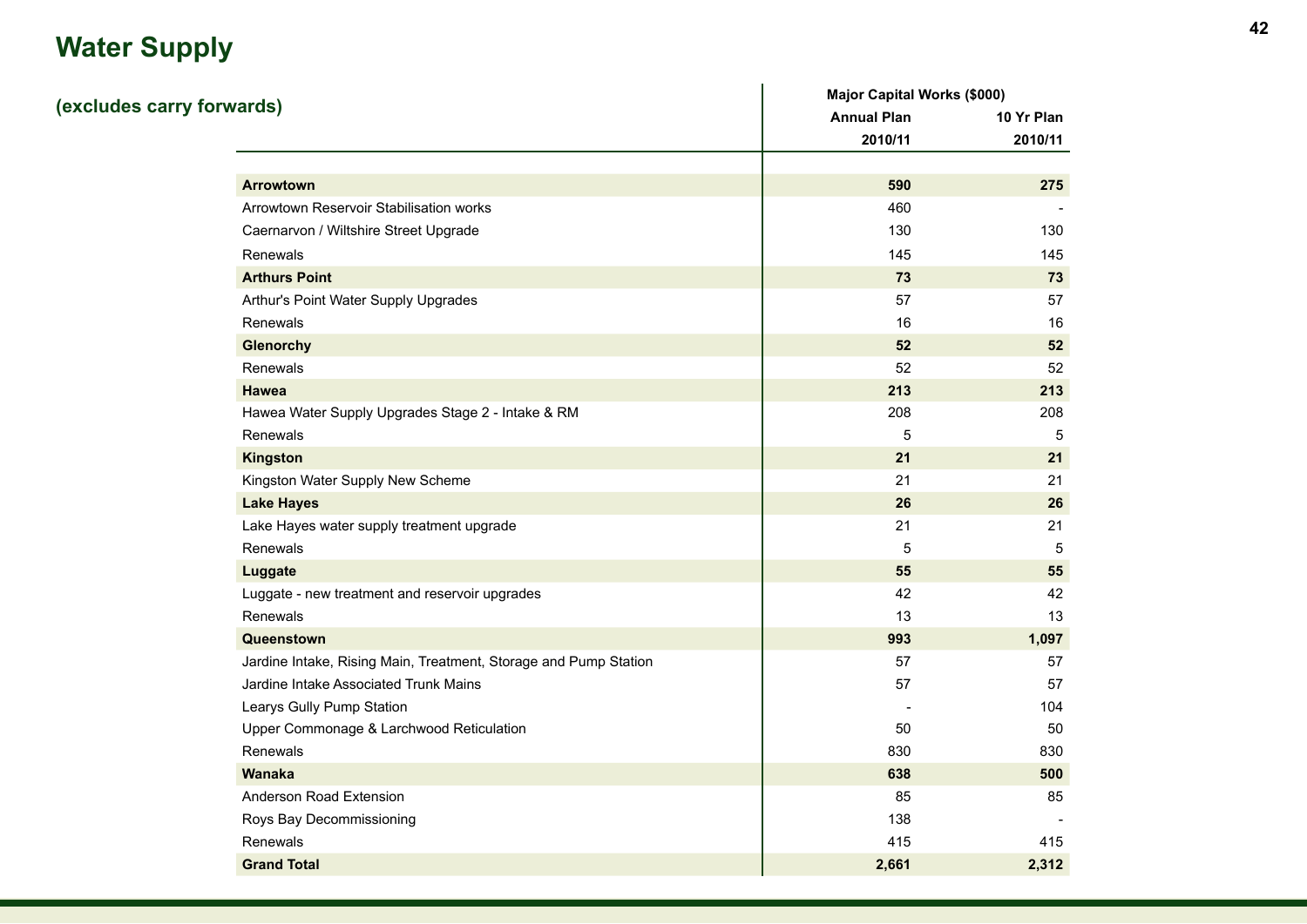# Water Supply

## (excludes carry forwards)

| | Major Capital Works ($000) | |
|---|---|---|
| | Annual Plan | 10 Yr Plan |
| | 2010/11 | 2010/11 |
| **Arrowtown** | **590** | **275** |
| Arrowtown Reservoir Stabilisation works | 460 | - |
| Caernarvon / Wiltshire Street Upgrade | 130 | 130 |
| Renewals | 145 | 145 |
| **Arthurs Point** | **73** | **73** |
| Arthur's Point Water Supply Upgrades | 57 | 57 |
| Renewals | 16 | 16 |
| **Glenorchy** | **52** | **52** |
| Renewals | 52 | 52 |
| **Hawea** | **213** | **213** |
| Hawea Water Supply Upgrades Stage 2 - Intake & RM | 208 | 208 |
| Renewals | 5 | 5 |
| **Kingston** | **21** | **21** |
| Kingston Water Supply New Scheme | 21 | 21 |
| **Lake Hayes** | **26** | **26** |
| Lake Hayes water supply treatment upgrade | 21 | 21 |
| Renewals | 5 | 5 |
| **Luggate** | **55** | **55** |
| Luggate - new treatment and reservoir upgrades | 42 | 42 |
| Renewals | 13 | 13 |
| **Queenstown** | **993** | **1,097** |
| Jardine Intake, Rising Main, Treatment, Storage and Pump Station | 57 | 57 |
| Jardine Intake Associated Trunk Mains | 57 | 57 |
| Learys Gully Pump Station | - | 104 |
| Upper Commonage & Larchwood Reticulation | 50 | 50 |
| Renewals | 830 | 830 |
| **Wanaka** | **638** | **500** |
| Anderson Road Extension | 85 | 85 |
| Roys Bay Decommissioning | 138 | - |
| Renewals | 415 | 415 |
| **Grand Total** | **2,661** | **2,312** |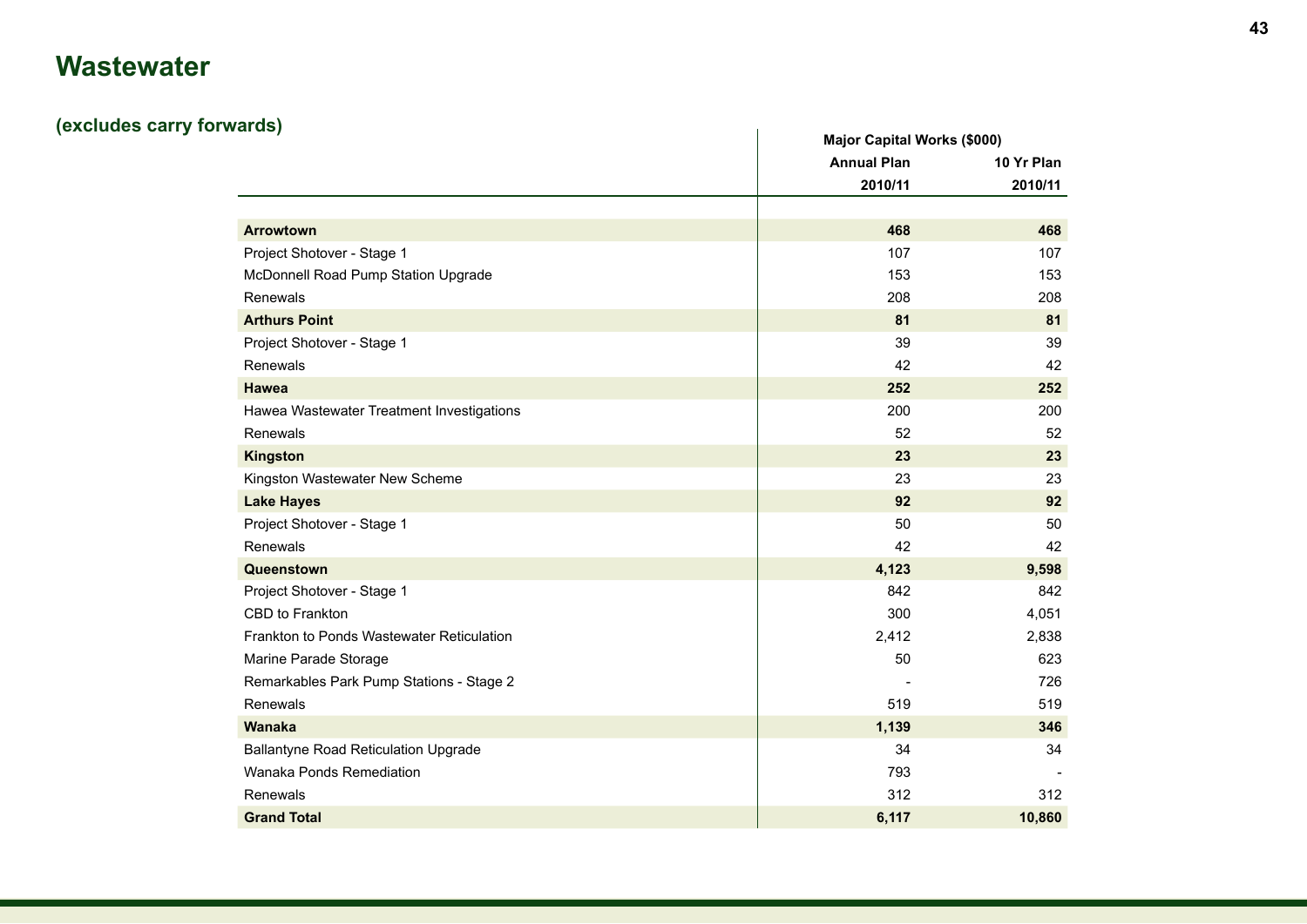# Wastewater

## (excludes carry forwards)

| | Major Capital Works ($000) | |
|---|---|---|
| | Annual Plan | 10 Yr Plan |
| | 2010/11 | 2010/11 |
| **Arrowtown** | **468** | **468** |
| Project Shotover - Stage 1 | 107 | 107 |
| McDonnell Road Pump Station Upgrade | 153 | 153 |
| Renewals | 208 | 208 |
| **Arthurs Point** | **81** | **81** |
| Project Shotover - Stage 1 | 39 | 39 |
| Renewals | 42 | 42 |
| **Hawea** | **252** | **252** |
| Hawea Wastewater Treatment Investigations | 200 | 200 |
| Renewals | 52 | 52 |
| **Kingston** | **23** | **23** |
| Kingston Wastewater New Scheme | 23 | 23 |
| **Lake Hayes** | **92** | **92** |
| Project Shotover - Stage 1 | 50 | 50 |
| Renewals | 42 | 42 |
| **Queenstown** | **4,123** | **9,598** |
| Project Shotover - Stage 1 | 842 | 842 |
| CBD to Frankton | 300 | 4,051 |
| Frankton to Ponds Wastewater Reticulation | 2,412 | 2,838 |
| Marine Parade Storage | 50 | 623 |
| Remarkables Park Pump Stations - Stage 2 | - | 726 |
| Renewals | 519 | 519 |
| **Wanaka** | **1,139** | **346** |
| Ballantyne Road Reticulation Upgrade | 34 | 34 |
| Wanaka Ponds Remediation | 793 | - |
| Renewals | 312 | 312 |
| **Grand Total** | **6,117** | **10,860** |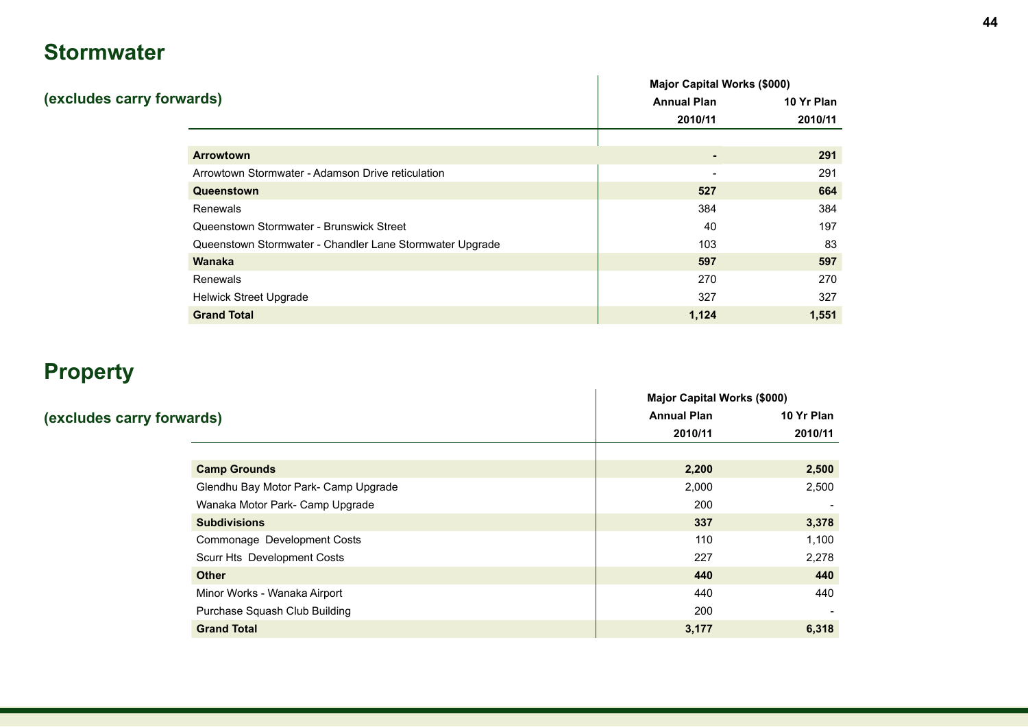## Stormwater

### (excludes carry forwards)

| | Major Capital Works ($000) | |
|---|---|---|
| | Annual Plan | 10 Yr Plan |
| | 2010/11 | 2010/11 |
| **Arrowtown** | **-** | **291** |
| Arrowtown Stormwater - Adamson Drive reticulation | - | 291 |
| **Queenstown** | **527** | **664** |
| Renewals | 384 | 384 |
| Queenstown Stormwater - Brunswick Street | 40 | 197 |
| Queenstown Stormwater - Chandler Lane Stormwater Upgrade | 103 | 83 |
| **Wanaka** | **597** | **597** |
| Renewals | 270 | 270 |
| Helwick Street Upgrade | 327 | 327 |
| **Grand Total** | **1,124** | **1,551** |

## Property

### (excludes carry forwards)

| | Major Capital Works ($000) | |
|---|---|---|
| | Annual Plan | 10 Yr Plan |
| | 2010/11 | 2010/11 |
| **Camp Grounds** | **2,200** | **2,500** |
| Glendhu Bay Motor Park- Camp Upgrade | 2,000 | 2,500 |
| Wanaka Motor Park- Camp Upgrade | 200 | - |
| **Subdivisions** | **337** | **3,378** |
| Commonage Development Costs | 110 | 1,100 |
| Scurr Hts Development Costs | 227 | 2,278 |
| **Other** | **440** | **440** |
| Minor Works - Wanaka Airport | 440 | 440 |
| Purchase Squash Club Building | 200 | - |
| **Grand Total** | **3,177** | **6,318** |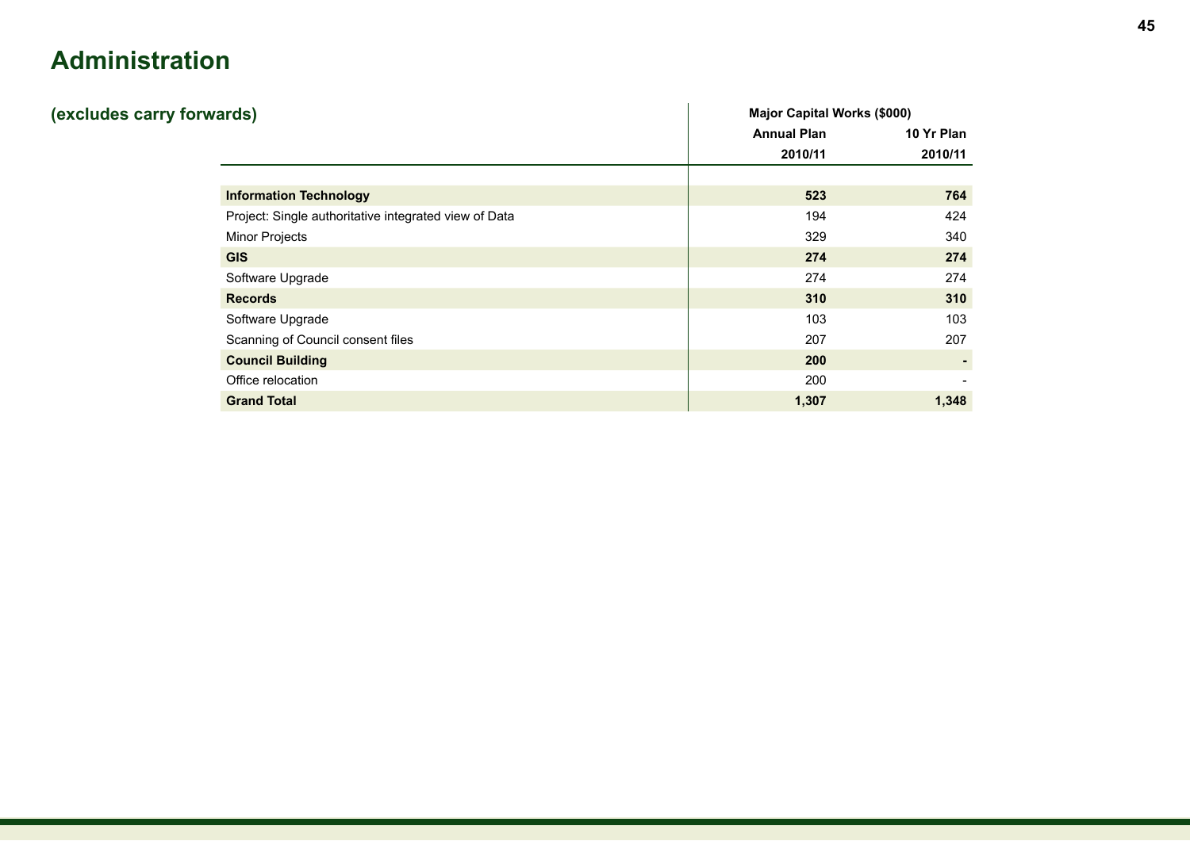# Administration

## (excludes carry forwards)

| | Major Capital Works ($000) | |
|---|---|---|
| | Annual Plan | 10 Yr Plan |
| | 2010/11 | 2010/11 |
| **Information Technology** | **523** | **764** |
| Project: Single authoritative integrated view of Data | 194 | 424 |
| Minor Projects | 329 | 340 |
| **GIS** | **274** | **274** |
| Software Upgrade | 274 | 274 |
| **Records** | **310** | **310** |
| Software Upgrade | 103 | 103 |
| Scanning of Council consent files | 207 | 207 |
| **Council Building** | **200** | **-** |
| Office relocation | 200 | - |
| **Grand Total** | **1,307** | **1,348** |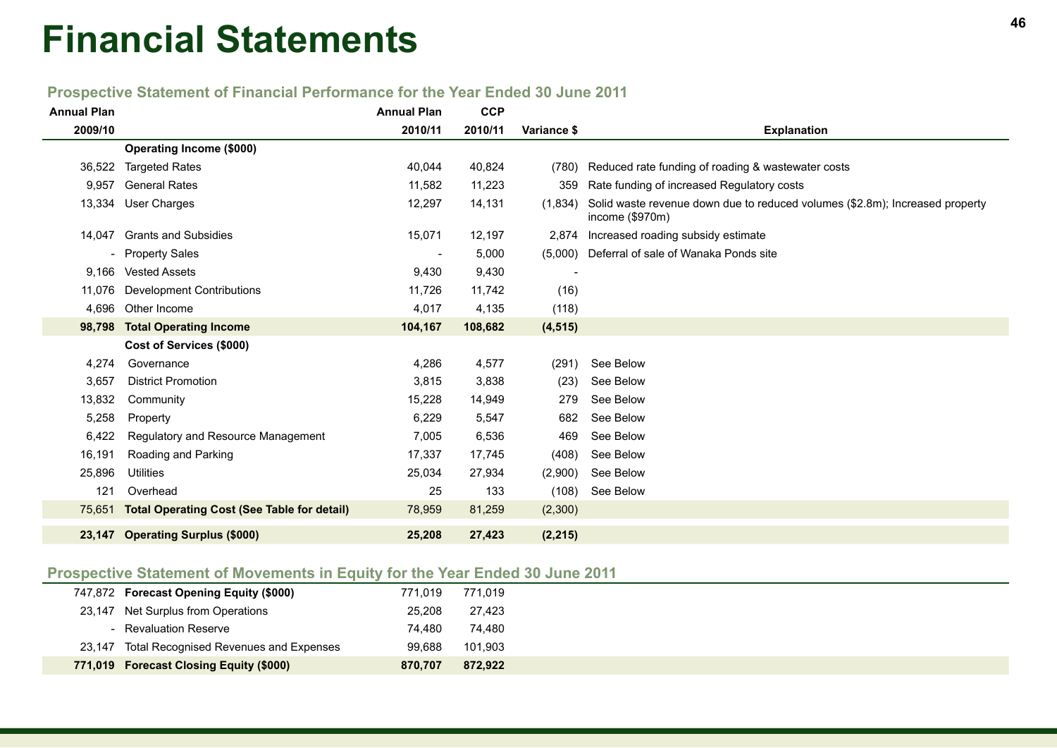# Financial Statements

## Prospective Statement of Financial Performance for the Year Ended 30 June 2011

| Annual Plan 2009/10 | | Annual Plan 2010/11 | CCP 2010/11 | Variance $ | Explanation |
|---|---|---|---|---|---|
| | **Operating Income ($000)** | | | | |
| 36,522 | Targeted Rates | 40,044 | 40,824 | (780) | Reduced rate funding of roading & wastewater costs |
| 9,957 | General Rates | 11,582 | 11,223 | 359 | Rate funding of increased Regulatory costs |
| 13,334 | User Charges | 12,297 | 14,131 | (1,834) | Solid waste revenue down due to reduced volumes ($2.8m); Increased property income ($970m) |
| 14,047 | Grants and Subsidies | 15,071 | 12,197 | 2,874 | Increased roading subsidy estimate |
| - | Property Sales | - | 5,000 | (5,000) | Deferral of sale of Wanaka Ponds site |
| 9,166 | Vested Assets | 9,430 | 9,430 | - | |
| 11,076 | Development Contributions | 11,726 | 11,742 | (16) | |
| 4,696 | Other Income | 4,017 | 4,135 | (118) | |
| **98,798** | **Total Operating Income** | **104,167** | **108,682** | **(4,515)** | |
| | **Cost of Services ($000)** | | | | |
| 4,274 | Governance | 4,286 | 4,577 | (291) | See Below |
| 3,657 | District Promotion | 3,815 | 3,838 | (23) | See Below |
| 13,832 | Community | 15,228 | 14,949 | 279 | See Below |
| 5,258 | Property | 6,229 | 5,547 | 682 | See Below |
| 6,422 | Regulatory and Resource Management | 7,005 | 6,536 | 469 | See Below |
| 16,191 | Roading and Parking | 17,337 | 17,745 | (408) | See Below |
| 25,896 | Utilities | 25,034 | 27,934 | (2,900) | See Below |
| 121 | Overhead | 25 | 133 | (108) | See Below |
| 75,651 | **Total Operating Cost (See Table for detail)** | 78,959 | 81,259 | (2,300) | |
| **23,147** | **Operating Surplus ($000)** | **25,208** | **27,423** | **(2,215)** | |

## Prospective Statement of Movements in Equity for the Year Ended 30 June 2011

| Annual Plan 2009/10 | | Annual Plan 2010/11 | CCP 2010/11 |
|---|---|---|---|
| 747,872 | **Forecast Opening Equity ($000)** | 771,019 | 771,019 |
| 23,147 | Net Surplus from Operations | 25,208 | 27,423 |
| - | Revaluation Reserve | 74,480 | 74,480 |
| 23,147 | Total Recognised Revenues and Expenses | 99,688 | 101,903 |
| **771,019** | **Forecast Closing Equity ($000)** | **870,707** | **872,922** |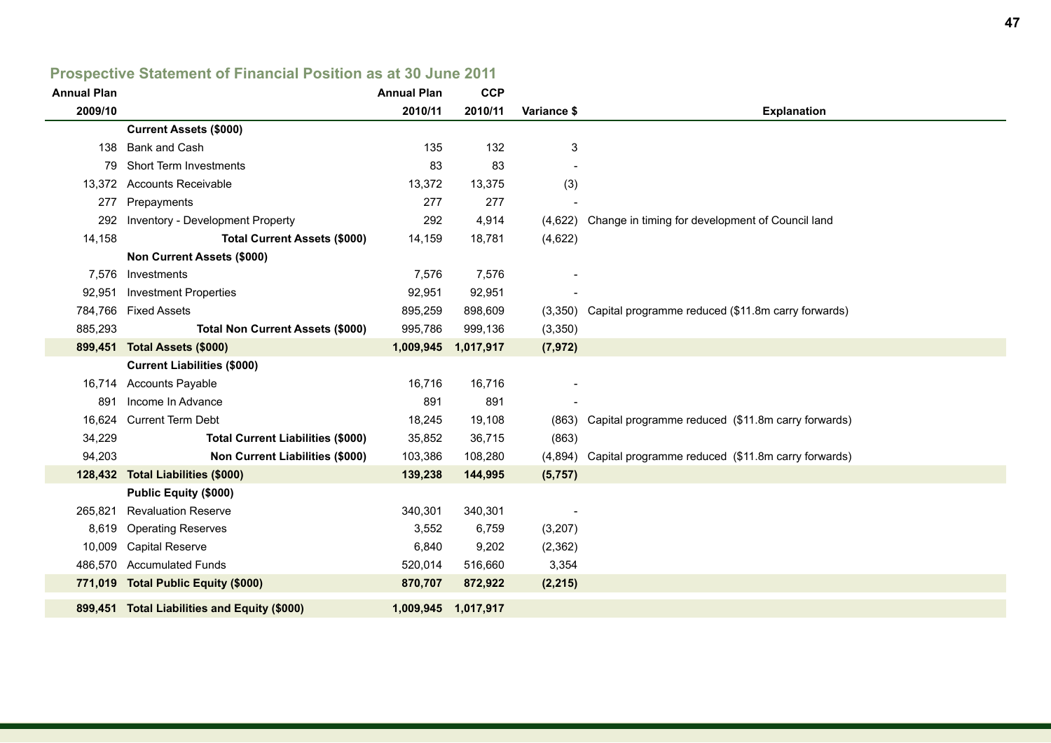## Prospective Statement of Financial Position as at 30 June 2011

| Annual Plan 2009/10 | | Annual Plan 2010/11 | CCP 2010/11 | Variance $ | Explanation |
|---|---|---|---|---|---|
| | **Current Assets ($000)** | | | | |
| 138 | Bank and Cash | 135 | 132 | 3 | |
| 79 | Short Term Investments | 83 | 83 | - | |
| 13,372 | Accounts Receivable | 13,372 | 13,375 | (3) | |
| 277 | Prepayments | 277 | 277 | - | |
| 292 | Inventory - Development Property | 292 | 4,914 | (4,622) | Change in timing for development of Council land |
| 14,158 | **Total Current Assets ($000)** | 14,159 | 18,781 | (4,622) | |
| | **Non Current Assets ($000)** | | | | |
| 7,576 | Investments | 7,576 | 7,576 | - | |
| 92,951 | Investment Properties | 92,951 | 92,951 | - | |
| 784,766 | Fixed Assets | 895,259 | 898,609 | (3,350) | Capital programme reduced ($11.8m carry forwards) |
| 885,293 | **Total Non Current Assets ($000)** | 995,786 | 999,136 | (3,350) | |
| **899,451** | **Total Assets ($000)** | **1,009,945** | **1,017,917** | **(7,972)** | |
| | **Current Liabilities ($000)** | | | | |
| 16,714 | Accounts Payable | 16,716 | 16,716 | - | |
| 891 | Income In Advance | 891 | 891 | - | |
| 16,624 | Current Term Debt | 18,245 | 19,108 | (863) | Capital programme reduced ($11.8m carry forwards) |
| 34,229 | **Total Current Liabilities ($000)** | 35,852 | 36,715 | (863) | |
| 94,203 | **Non Current Liabilities ($000)** | 103,386 | 108,280 | (4,894) | Capital programme reduced ($11.8m carry forwards) |
| **128,432** | **Total Liabilities ($000)** | **139,238** | **144,995** | **(5,757)** | |
| | **Public Equity ($000)** | | | | |
| 265,821 | Revaluation Reserve | 340,301 | 340,301 | - | |
| 8,619 | Operating Reserves | 3,552 | 6,759 | (3,207) | |
| 10,009 | Capital Reserve | 6,840 | 9,202 | (2,362) | |
| 486,570 | Accumulated Funds | 520,014 | 516,660 | 3,354 | |
| **771,019** | **Total Public Equity ($000)** | **870,707** | **872,922** | **(2,215)** | |
| **899,451** | **Total Liabilities and Equity ($000)** | **1,009,945** | **1,017,917** | | |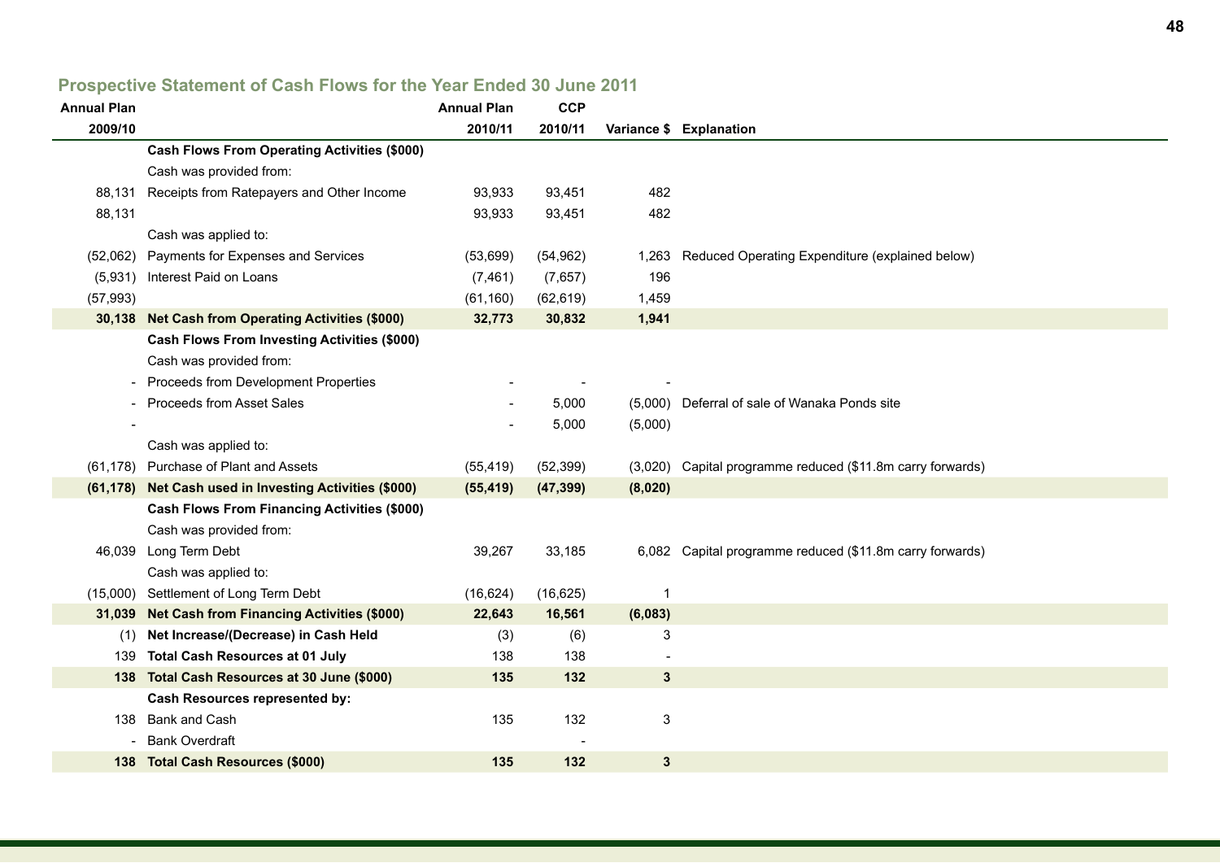## Prospective Statement of Cash Flows for the Year Ended 30 June 2011

| Annual Plan 2009/10 | | Annual Plan 2010/11 | CCP 2010/11 | Variance $ | Explanation |
|---|---|---|---|---|---|
| | **Cash Flows From Operating Activities ($000)** | | | | |
| | Cash was provided from: | | | | |
| 88,131 | Receipts from Ratepayers and Other Income | 93,933 | 93,451 | 482 | |
| 88,131 | | 93,933 | 93,451 | 482 | |
| | Cash was applied to: | | | | |
| (52,062) | Payments for Expenses and Services | (53,699) | (54,962) | 1,263 | Reduced Operating Expenditure (explained below) |
| (5,931) | Interest Paid on Loans | (7,461) | (7,657) | 196 | |
| (57,993) | | (61,160) | (62,619) | 1,459 | |
| **30,138** | **Net Cash from Operating Activities ($000)** | **32,773** | **30,832** | **1,941** | |
| | **Cash Flows From Investing Activities ($000)** | | | | |
| | Cash was provided from: | | | | |
| - | Proceeds from Development Properties | - | - | - | |
| - | Proceeds from Asset Sales | - | 5,000 | (5,000) | Deferral of sale of Wanaka Ponds site |
| - | | - | 5,000 | (5,000) | |
| | Cash was applied to: | | | | |
| (61,178) | Purchase of Plant and Assets | (55,419) | (52,399) | (3,020) | Capital programme reduced ($11.8m carry forwards) |
| **(61,178)** | **Net Cash used in Investing Activities ($000)** | **(55,419)** | **(47,399)** | **(8,020)** | |
| | **Cash Flows From Financing Activities ($000)** | | | | |
| | Cash was provided from: | | | | |
| 46,039 | Long Term Debt | 39,267 | 33,185 | 6,082 | Capital programme reduced ($11.8m carry forwards) |
| | Cash was applied to: | | | | |
| (15,000) | Settlement of Long Term Debt | (16,624) | (16,625) | 1 | |
| **31,039** | **Net Cash from Financing Activities ($000)** | **22,643** | **16,561** | **(6,083)** | |
| (1) | **Net Increase/(Decrease) in Cash Held** | (3) | (6) | 3 | |
| 139 | **Total Cash Resources at 01 July** | 138 | 138 | - | |
| **138** | **Total Cash Resources at 30 June ($000)** | **135** | **132** | **3** | |
| | **Cash Resources represented by:** | | | | |
| 138 | Bank and Cash | 135 | 132 | 3 | |
| - | Bank Overdraft | | - | | |
| **138** | **Total Cash Resources ($000)** | **135** | **132** | **3** | |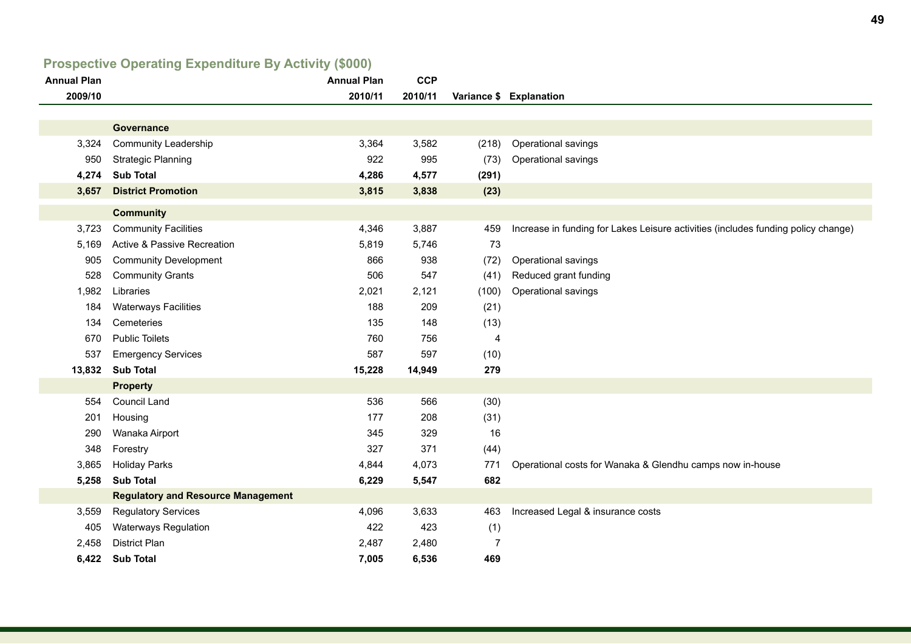## Prospective Operating Expenditure By Activity ($000)

| Annual Plan 2009/10 | | Annual Plan 2010/11 | CCP 2010/11 | Variance $ | Explanation |
|---|---|---|---|---|---|
| | **Governance** | | | | |
| 3,324 | Community Leadership | 3,364 | 3,582 | (218) | Operational savings |
| 950 | Strategic Planning | 922 | 995 | (73) | Operational savings |
| **4,274** | **Sub Total** | **4,286** | **4,577** | **(291)** | |
| **3,657** | **District Promotion** | **3,815** | **3,838** | **(23)** | |
| | **Community** | | | | |
| 3,723 | Community Facilities | 4,346 | 3,887 | 459 | Increase in funding for Lakes Leisure activities (includes funding policy change) |
| 5,169 | Active & Passive Recreation | 5,819 | 5,746 | 73 | |
| 905 | Community Development | 866 | 938 | (72) | Operational savings |
| 528 | Community Grants | 506 | 547 | (41) | Reduced grant funding |
| 1,982 | Libraries | 2,021 | 2,121 | (100) | Operational savings |
| 184 | Waterways Facilities | 188 | 209 | (21) | |
| 134 | Cemeteries | 135 | 148 | (13) | |
| 670 | Public Toilets | 760 | 756 | 4 | |
| 537 | Emergency Services | 587 | 597 | (10) | |
| **13,832** | **Sub Total** | **15,228** | **14,949** | **279** | |
| | **Property** | | | | |
| 554 | Council Land | 536 | 566 | (30) | |
| 201 | Housing | 177 | 208 | (31) | |
| 290 | Wanaka Airport | 345 | 329 | 16 | |
| 348 | Forestry | 327 | 371 | (44) | |
| 3,865 | Holiday Parks | 4,844 | 4,073 | 771 | Operational costs for Wanaka & Glendhu camps now in-house |
| **5,258** | **Sub Total** | **6,229** | **5,547** | **682** | |
| | **Regulatory and Resource Management** | | | | |
| 3,559 | Regulatory Services | 4,096 | 3,633 | 463 | Increased Legal & insurance costs |
| 405 | Waterways Regulation | 422 | 423 | (1) | |
| 2,458 | District Plan | 2,487 | 2,480 | 7 | |
| **6,422** | **Sub Total** | **7,005** | **6,536** | **469** | |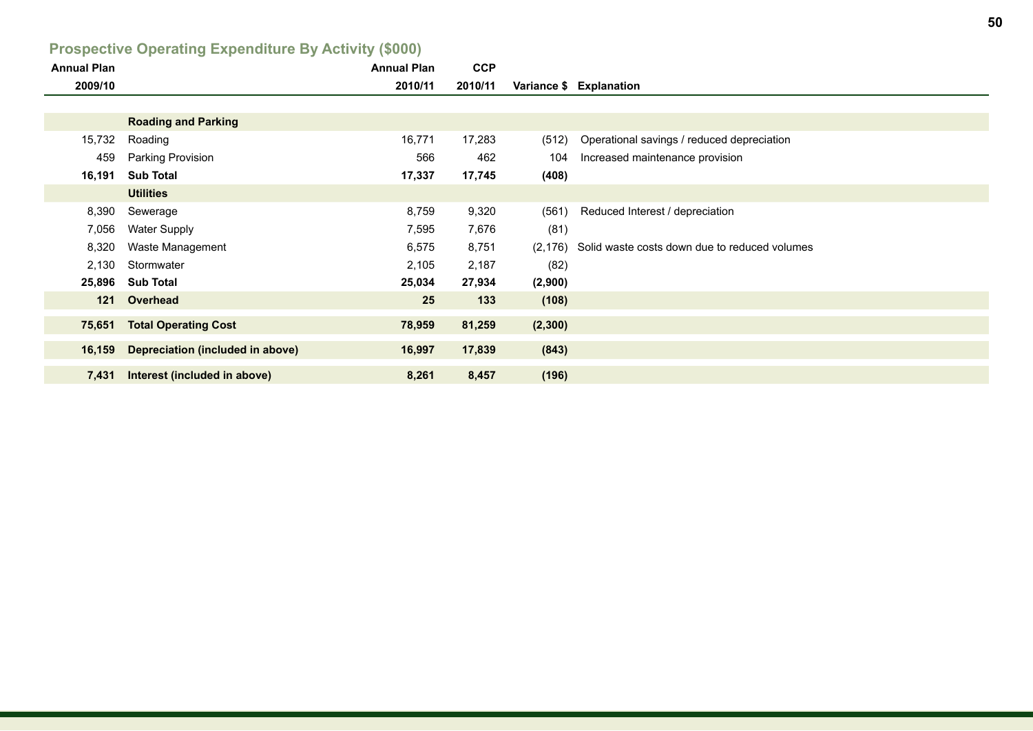## Prospective Operating Expenditure By Activity ($000)

| Annual Plan 2009/10 | | Annual Plan 2010/11 | CCP 2010/11 | Variance $ | Explanation |
|---|---|---|---|---|---|
| | **Roading and Parking** | | | | |
| 15,732 | Roading | 16,771 | 17,283 | (512) | Operational savings / reduced depreciation |
| 459 | Parking Provision | 566 | 462 | 104 | Increased maintenance provision |
| **16,191** | **Sub Total** | **17,337** | **17,745** | **(408)** | |
| | **Utilities** | | | | |
| 8,390 | Sewerage | 8,759 | 9,320 | (561) | Reduced Interest / depreciation |
| 7,056 | Water Supply | 7,595 | 7,676 | (81) | |
| 8,320 | Waste Management | 6,575 | 8,751 | (2,176) | Solid waste costs down due to reduced volumes |
| 2,130 | Stormwater | 2,105 | 2,187 | (82) | |
| **25,896** | **Sub Total** | **25,034** | **27,934** | **(2,900)** | |
| **121** | **Overhead** | **25** | **133** | **(108)** | |
| **75,651** | **Total Operating Cost** | **78,959** | **81,259** | **(2,300)** | |
| **16,159** | **Depreciation (included in above)** | **16,997** | **17,839** | **(843)** | |
| **7,431** | **Interest (included in above)** | **8,261** | **8,457** | **(196)** | |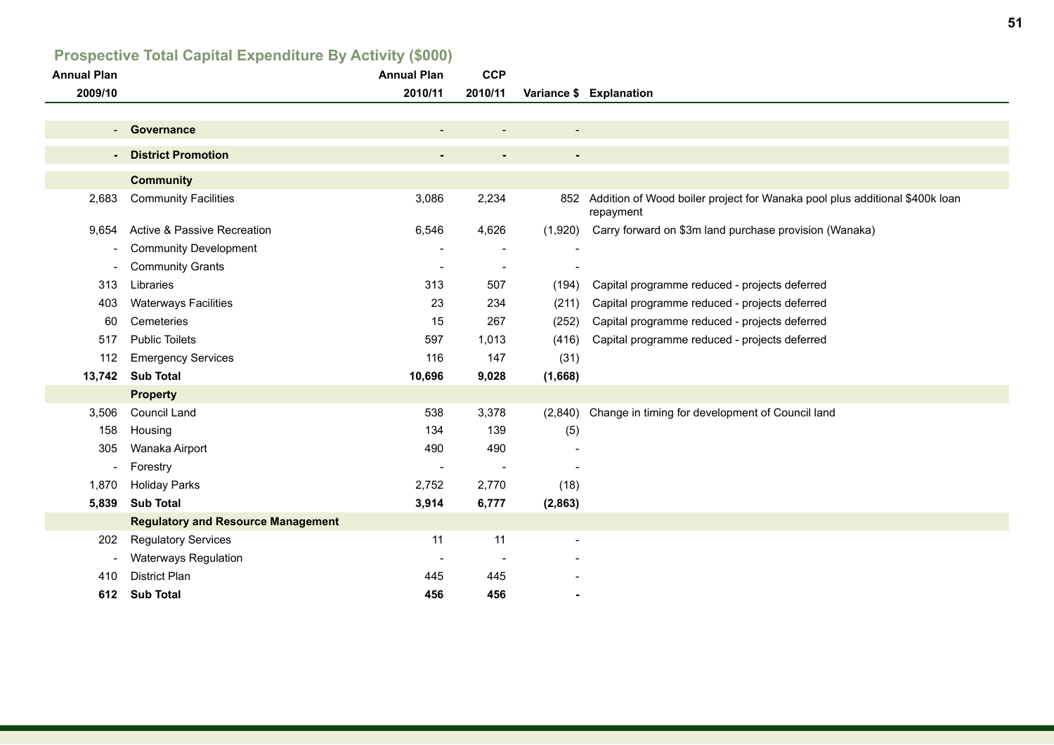## Prospective Total Capital Expenditure By Activity ($000)

| Annual Plan 2009/10 | | Annual Plan 2010/11 | CCP 2010/11 | Variance $ | Explanation |
|---|---|---|---|---|---|
| - | **Governance** | - | - | - | |
| **-** | **District Promotion** | **-** | **-** | **-** | |
| | **Community** | | | | |
| 2,683 | Community Facilities | 3,086 | 2,234 | 852 | Addition of Wood boiler project for Wanaka pool plus additional $400k loan repayment |
| 9,654 | Active & Passive Recreation | 6,546 | 4,626 | (1,920) | Carry forward on $3m land purchase provision (Wanaka) |
| - | Community Development | - | - | - | |
| - | Community Grants | - | - | - | |
| 313 | Libraries | 313 | 507 | (194) | Capital programme reduced - projects deferred |
| 403 | Waterways Facilities | 23 | 234 | (211) | Capital programme reduced - projects deferred |
| 60 | Cemeteries | 15 | 267 | (252) | Capital programme reduced - projects deferred |
| 517 | Public Toilets | 597 | 1,013 | (416) | Capital programme reduced - projects deferred |
| 112 | Emergency Services | 116 | 147 | (31) | |
| **13,742** | **Sub Total** | **10,696** | **9,028** | **(1,668)** | |
| | **Property** | | | | |
| 3,506 | Council Land | 538 | 3,378 | (2,840) | Change in timing for development of Council land |
| 158 | Housing | 134 | 139 | (5) | |
| 305 | Wanaka Airport | 490 | 490 | - | |
| - | Forestry | - | - | - | |
| 1,870 | Holiday Parks | 2,752 | 2,770 | (18) | |
| **5,839** | **Sub Total** | **3,914** | **6,777** | **(2,863)** | |
| | **Regulatory and Resource Management** | | | | |
| 202 | Regulatory Services | 11 | 11 | - | |
| - | Waterways Regulation | - | - | - | |
| 410 | District Plan | 445 | 445 | - | |
| **612** | **Sub Total** | **456** | **456** | **-** | |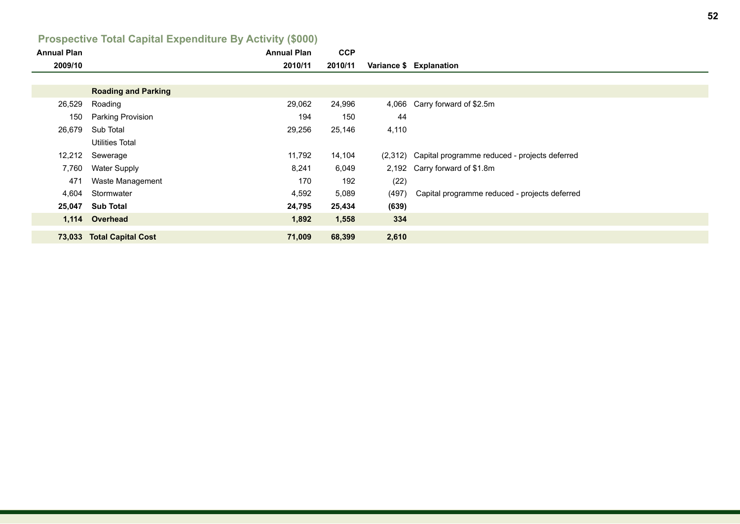## Prospective Total Capital Expenditure By Activity ($000)

| Annual Plan 2009/10 | | Annual Plan 2010/11 | CCP 2010/11 | Variance $ | Explanation |
|---|---|---|---|---|---|
| | **Roading and Parking** | | | | |
| 26,529 | Roading | 29,062 | 24,996 | 4,066 | Carry forward of $2.5m |
| 150 | Parking Provision | 194 | 150 | 44 | |
| 26,679 | Sub Total | 29,256 | 25,146 | 4,110 | |
| | Utilities Total | | | | |
| 12,212 | Sewerage | 11,792 | 14,104 | (2,312) | Capital programme reduced - projects deferred |
| 7,760 | Water Supply | 8,241 | 6,049 | 2,192 | Carry forward of $1.8m |
| 471 | Waste Management | 170 | 192 | (22) | |
| 4,604 | Stormwater | 4,592 | 5,089 | (497) | Capital programme reduced - projects deferred |
| **25,047** | **Sub Total** | **24,795** | **25,434** | **(639)** | |
| **1,114** | **Overhead** | **1,892** | **1,558** | **334** | |
| **73,033** | **Total Capital Cost** | **71,009** | **68,399** | **2,610** | |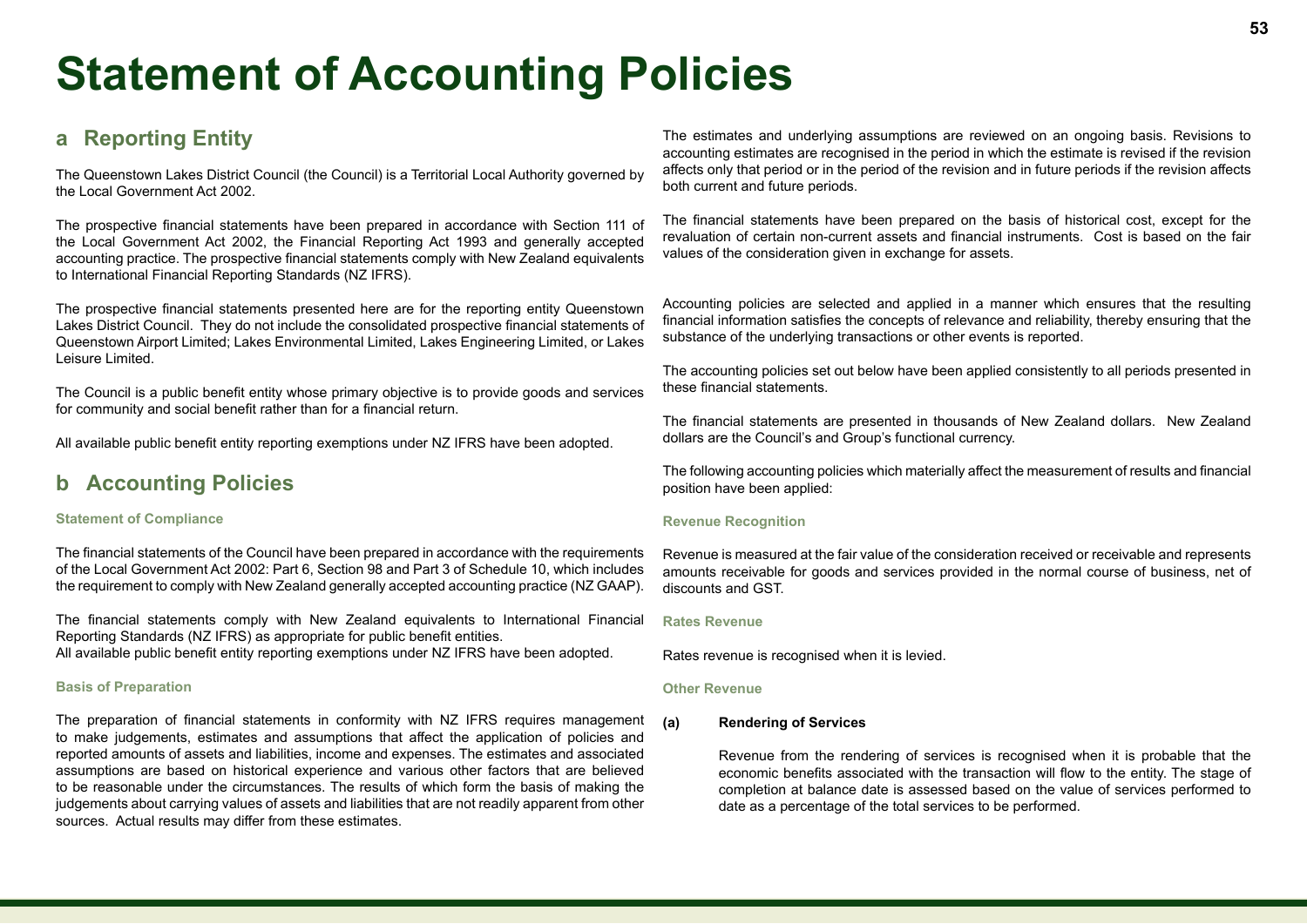# Statement of Accounting Policies

## a Reporting Entity

The Queenstown Lakes District Council (the Council) is a Territorial Local Authority governed by the Local Government Act 2002.

The prospective financial statements have been prepared in accordance with Section 111 of the Local Government Act 2002, the Financial Reporting Act 1993 and generally accepted accounting practice. The prospective financial statements comply with New Zealand equivalents to International Financial Reporting Standards (NZ IFRS).

The prospective financial statements presented here are for the reporting entity Queenstown Lakes District Council. They do not include the consolidated prospective financial statements of Queenstown Airport Limited; Lakes Environmental Limited, Lakes Engineering Limited, or Lakes Leisure Limited.

The Council is a public benefit entity whose primary objective is to provide goods and services for community and social benefit rather than for a financial return.

All available public benefit entity reporting exemptions under NZ IFRS have been adopted.

## b Accounting Policies

### Statement of Compliance

The financial statements of the Council have been prepared in accordance with the requirements of the Local Government Act 2002: Part 6, Section 98 and Part 3 of Schedule 10, which includes the requirement to comply with New Zealand generally accepted accounting practice (NZ GAAP).

The financial statements comply with New Zealand equivalents to International Financial Reporting Standards (NZ IFRS) as appropriate for public benefit entities.
All available public benefit entity reporting exemptions under NZ IFRS have been adopted.

### Basis of Preparation

The preparation of financial statements in conformity with NZ IFRS requires management to make judgements, estimates and assumptions that affect the application of policies and reported amounts of assets and liabilities, income and expenses. The estimates and associated assumptions are based on historical experience and various other factors that are believed to be reasonable under the circumstances. The results of which form the basis of making the judgements about carrying values of assets and liabilities that are not readily apparent from other sources. Actual results may differ from these estimates.

The estimates and underlying assumptions are reviewed on an ongoing basis. Revisions to accounting estimates are recognised in the period in which the estimate is revised if the revision affects only that period or in the period of the revision and in future periods if the revision affects both current and future periods.

The financial statements have been prepared on the basis of historical cost, except for the revaluation of certain non-current assets and financial instruments. Cost is based on the fair values of the consideration given in exchange for assets.

Accounting policies are selected and applied in a manner which ensures that the resulting financial information satisfies the concepts of relevance and reliability, thereby ensuring that the substance of the underlying transactions or other events is reported.

The accounting policies set out below have been applied consistently to all periods presented in these financial statements.

The financial statements are presented in thousands of New Zealand dollars. New Zealand dollars are the Council's and Group's functional currency.

The following accounting policies which materially affect the measurement of results and financial position have been applied:

### Revenue Recognition

Revenue is measured at the fair value of the consideration received or receivable and represents amounts receivable for goods and services provided in the normal course of business, net of discounts and GST.

### Rates Revenue

Rates revenue is recognised when it is levied.

### Other Revenue

**(a) Rendering of Services**

Revenue from the rendering of services is recognised when it is probable that the economic benefits associated with the transaction will flow to the entity. The stage of completion at balance date is assessed based on the value of services performed to date as a percentage of the total services to be performed.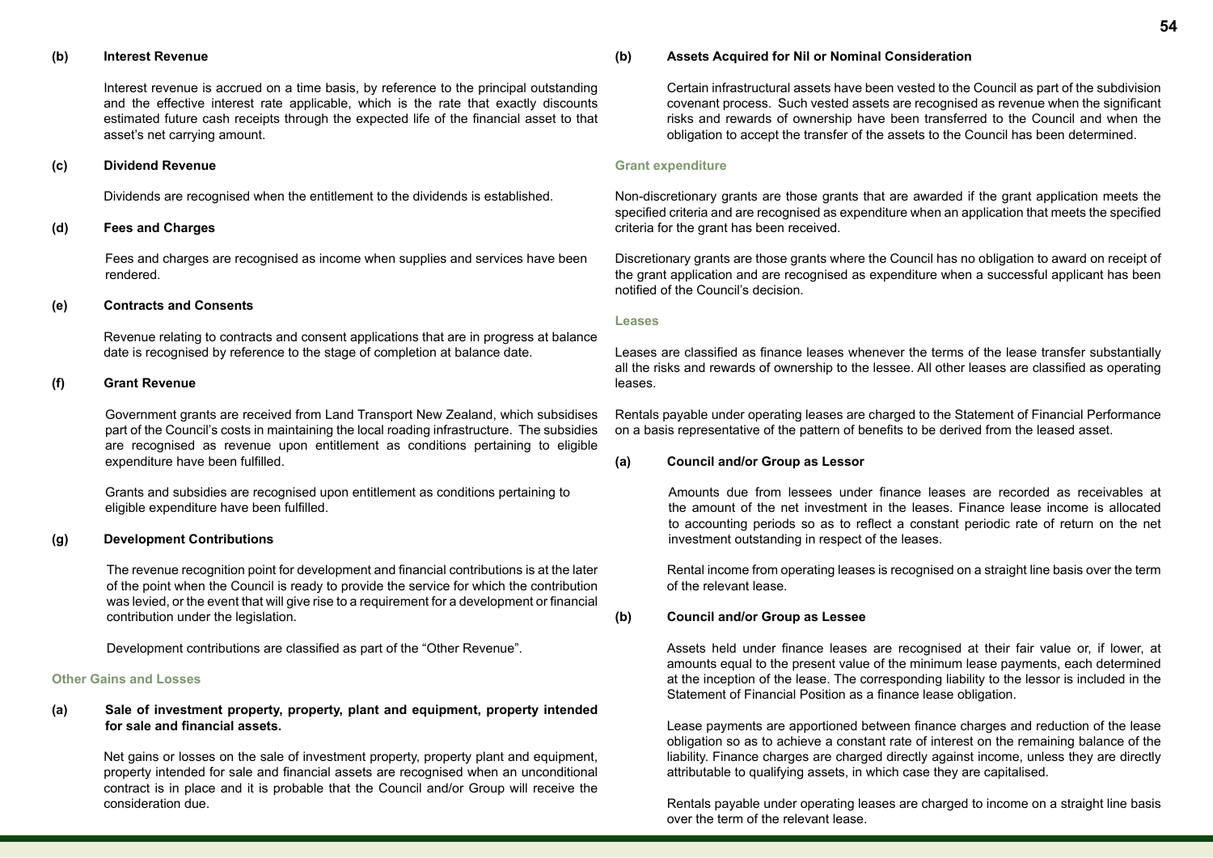**(b) Interest Revenue**

Interest revenue is accrued on a time basis, by reference to the principal outstanding and the effective interest rate applicable, which is the rate that exactly discounts estimated future cash receipts through the expected life of the financial asset to that asset's net carrying amount.

**(c) Dividend Revenue**

Dividends are recognised when the entitlement to the dividends is established.

**(d) Fees and Charges**

Fees and charges are recognised as income when supplies and services have been rendered.

**(e) Contracts and Consents**

Revenue relating to contracts and consent applications that are in progress at balance date is recognised by reference to the stage of completion at balance date.

**(f) Grant Revenue**

Government grants are received from Land Transport New Zealand, which subsidises part of the Council's costs in maintaining the local roading infrastructure. The subsidies are recognised as revenue upon entitlement as conditions pertaining to eligible expenditure have been fulfilled.

Grants and subsidies are recognised upon entitlement as conditions pertaining to eligible expenditure have been fulfilled.

**(g) Development Contributions**

The revenue recognition point for development and financial contributions is at the later of the point when the Council is ready to provide the service for which the contribution was levied, or the event that will give rise to a requirement for a development or financial contribution under the legislation.

Development contributions are classified as part of the "Other Revenue".

### Other Gains and Losses

**(a) Sale of investment property, property, plant and equipment, property intended for sale and financial assets.**

Net gains or losses on the sale of investment property, property plant and equipment, property intended for sale and financial assets are recognised when an unconditional contract is in place and it is probable that the Council and/or Group will receive the consideration due.

**(b) Assets Acquired for Nil or Nominal Consideration**

Certain infrastructural assets have been vested to the Council as part of the subdivision covenant process. Such vested assets are recognised as revenue when the significant risks and rewards of ownership have been transferred to the Council and when the obligation to accept the transfer of the assets to the Council has been determined.

### Grant expenditure

Non-discretionary grants are those grants that are awarded if the grant application meets the specified criteria and are recognised as expenditure when an application that meets the specified criteria for the grant has been received.

Discretionary grants are those grants where the Council has no obligation to award on receipt of the grant application and are recognised as expenditure when a successful applicant has been notified of the Council's decision.

### Leases

Leases are classified as finance leases whenever the terms of the lease transfer substantially all the risks and rewards of ownership to the lessee. All other leases are classified as operating leases.

Rentals payable under operating leases are charged to the Statement of Financial Performance on a basis representative of the pattern of benefits to be derived from the leased asset.

**(a) Council and/or Group as Lessor**

Amounts due from lessees under finance leases are recorded as receivables at the amount of the net investment in the leases. Finance lease income is allocated to accounting periods so as to reflect a constant periodic rate of return on the net investment outstanding in respect of the leases.

Rental income from operating leases is recognised on a straight line basis over the term of the relevant lease.

**(b) Council and/or Group as Lessee**

Assets held under finance leases are recognised at their fair value or, if lower, at amounts equal to the present value of the minimum lease payments, each determined at the inception of the lease. The corresponding liability to the lessor is included in the Statement of Financial Position as a finance lease obligation.

Lease payments are apportioned between finance charges and reduction of the lease obligation so as to achieve a constant rate of interest on the remaining balance of the liability. Finance charges are charged directly against income, unless they are directly attributable to qualifying assets, in which case they are capitalised.

Rentals payable under operating leases are charged to income on a straight line basis over the term of the relevant lease.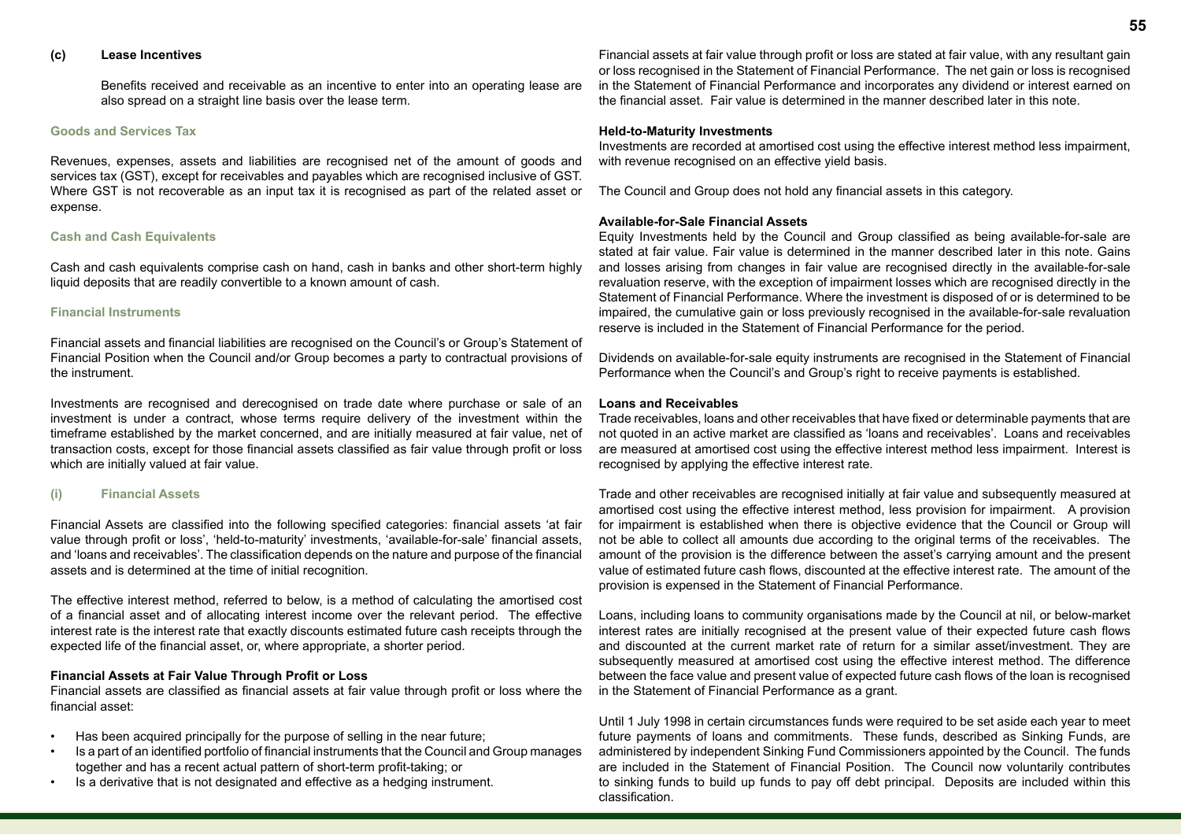#### (c) Lease Incentives

Benefits received and receivable as an incentive to enter into an operating lease are also spread on a straight line basis over the lease term.

### Goods and Services Tax

Revenues, expenses, assets and liabilities are recognised net of the amount of goods and services tax (GST), except for receivables and payables which are recognised inclusive of GST. Where GST is not recoverable as an input tax it is recognised as part of the related asset or expense.

### Cash and Cash Equivalents

Cash and cash equivalents comprise cash on hand, cash in banks and other short-term highly liquid deposits that are readily convertible to a known amount of cash.

### Financial Instruments

Financial assets and financial liabilities are recognised on the Council's or Group's Statement of Financial Position when the Council and/or Group becomes a party to contractual provisions of the instrument.

Investments are recognised and derecognised on trade date where purchase or sale of an investment is under a contract, whose terms require delivery of the investment within the timeframe established by the market concerned, and are initially measured at fair value, net of transaction costs, except for those financial assets classified as fair value through profit or loss which are initially valued at fair value.

#### (i) Financial Assets

Financial Assets are classified into the following specified categories: financial assets 'at fair value through profit or loss', 'held-to-maturity' investments, 'available-for-sale' financial assets, and 'loans and receivables'. The classification depends on the nature and purpose of the financial assets and is determined at the time of initial recognition.

The effective interest method, referred to below, is a method of calculating the amortised cost of a financial asset and of allocating interest income over the relevant period. The effective interest rate is the interest rate that exactly discounts estimated future cash receipts through the expected life of the financial asset, or, where appropriate, a shorter period.

**Financial Assets at Fair Value Through Profit or Loss**

Financial assets are classified as financial assets at fair value through profit or loss where the financial asset:

- Has been acquired principally for the purpose of selling in the near future;
- Is a part of an identified portfolio of financial instruments that the Council and Group manages together and has a recent actual pattern of short-term profit-taking; or
- Is a derivative that is not designated and effective as a hedging instrument.

Financial assets at fair value through profit or loss are stated at fair value, with any resultant gain or loss recognised in the Statement of Financial Performance. The net gain or loss is recognised in the Statement of Financial Performance and incorporates any dividend or interest earned on the financial asset. Fair value is determined in the manner described later in this note.

**Held-to-Maturity Investments**

Investments are recorded at amortised cost using the effective interest method less impairment, with revenue recognised on an effective yield basis.

The Council and Group does not hold any financial assets in this category.

**Available-for-Sale Financial Assets**

Equity Investments held by the Council and Group classified as being available-for-sale are stated at fair value. Fair value is determined in the manner described later in this note. Gains and losses arising from changes in fair value are recognised directly in the available-for-sale revaluation reserve, with the exception of impairment losses which are recognised directly in the Statement of Financial Performance. Where the investment is disposed of or is determined to be impaired, the cumulative gain or loss previously recognised in the available-for-sale revaluation reserve is included in the Statement of Financial Performance for the period.

Dividends on available-for-sale equity instruments are recognised in the Statement of Financial Performance when the Council's and Group's right to receive payments is established.

**Loans and Receivables**

Trade receivables, loans and other receivables that have fixed or determinable payments that are not quoted in an active market are classified as 'loans and receivables'. Loans and receivables are measured at amortised cost using the effective interest method less impairment. Interest is recognised by applying the effective interest rate.

Trade and other receivables are recognised initially at fair value and subsequently measured at amortised cost using the effective interest method, less provision for impairment. A provision for impairment is established when there is objective evidence that the Council or Group will not be able to collect all amounts due according to the original terms of the receivables. The amount of the provision is the difference between the asset's carrying amount and the present value of estimated future cash flows, discounted at the effective interest rate. The amount of the provision is expensed in the Statement of Financial Performance.

Loans, including loans to community organisations made by the Council at nil, or below-market interest rates are initially recognised at the present value of their expected future cash flows and discounted at the current market rate of return for a similar asset/investment. They are subsequently measured at amortised cost using the effective interest method. The difference between the face value and present value of expected future cash flows of the loan is recognised in the Statement of Financial Performance as a grant.

Until 1 July 1998 in certain circumstances funds were required to be set aside each year to meet future payments of loans and commitments. These funds, described as Sinking Funds, are administered by independent Sinking Fund Commissioners appointed by the Council. The funds are included in the Statement of Financial Position. The Council now voluntarily contributes to sinking funds to build up funds to pay off debt principal. Deposits are included within this classification.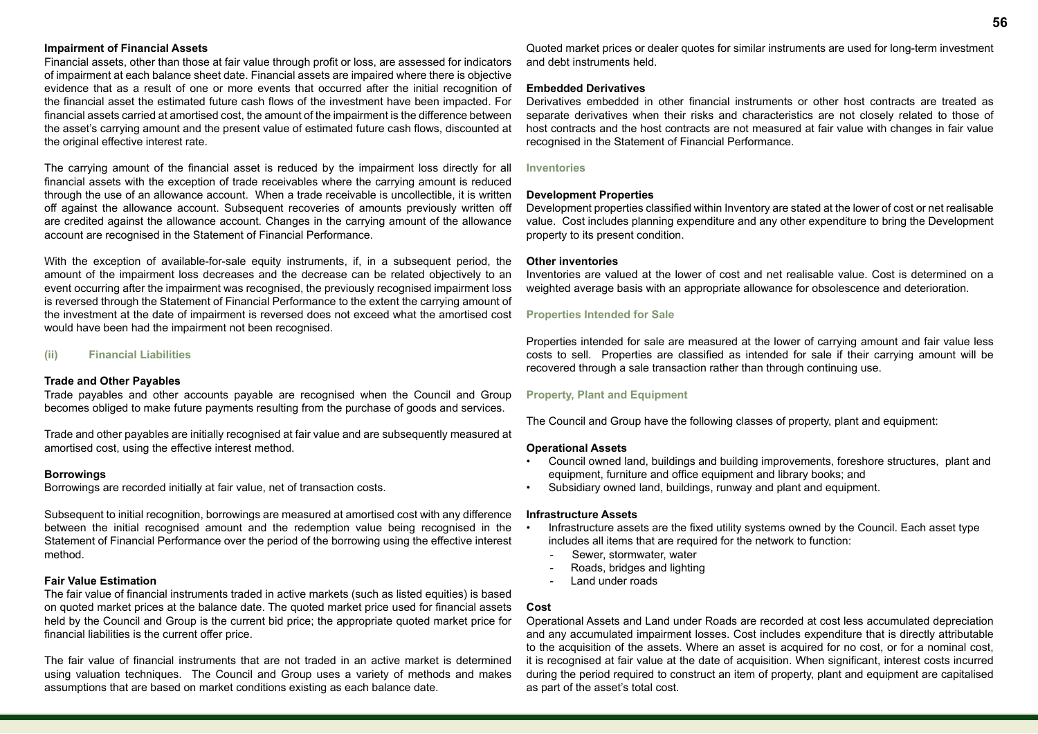### Impairment of Financial Assets

Financial assets, other than those at fair value through profit or loss, are assessed for indicators of impairment at each balance sheet date. Financial assets are impaired where there is objective evidence that as a result of one or more events that occurred after the initial recognition of the financial asset the estimated future cash flows of the investment have been impacted. For financial assets carried at amortised cost, the amount of the impairment is the difference between the asset's carrying amount and the present value of estimated future cash flows, discounted at the original effective interest rate.

The carrying amount of the financial asset is reduced by the impairment loss directly for all financial assets with the exception of trade receivables where the carrying amount is reduced through the use of an allowance account. When a trade receivable is uncollectible, it is written off against the allowance account. Subsequent recoveries of amounts previously written off are credited against the allowance account. Changes in the carrying amount of the allowance account are recognised in the Statement of Financial Performance.

With the exception of available-for-sale equity instruments, if, in a subsequent period, the amount of the impairment loss decreases and the decrease can be related objectively to an event occurring after the impairment was recognised, the previously recognised impairment loss is reversed through the Statement of Financial Performance to the extent the carrying amount of the investment at the date of impairment is reversed does not exceed what the amortised cost would have been had the impairment not been recognised.

## (ii) Financial Liabilities

### Trade and Other Payables

Trade payables and other accounts payable are recognised when the Council and Group becomes obliged to make future payments resulting from the purchase of goods and services.

Trade and other payables are initially recognised at fair value and are subsequently measured at amortised cost, using the effective interest method.

### Borrowings

Borrowings are recorded initially at fair value, net of transaction costs.

Subsequent to initial recognition, borrowings are measured at amortised cost with any difference between the initial recognised amount and the redemption value being recognised in the Statement of Financial Performance over the period of the borrowing using the effective interest method.

### Fair Value Estimation

The fair value of financial instruments traded in active markets (such as listed equities) is based on quoted market prices at the balance date. The quoted market price used for financial assets held by the Council and Group is the current bid price; the appropriate quoted market price for financial liabilities is the current offer price.

The fair value of financial instruments that are not traded in an active market is determined using valuation techniques. The Council and Group uses a variety of methods and makes assumptions that are based on market conditions existing as each balance date.

Quoted market prices or dealer quotes for similar instruments are used for long-term investment and debt instruments held.

### Embedded Derivatives

Derivatives embedded in other financial instruments or other host contracts are treated as separate derivatives when their risks and characteristics are not closely related to those of host contracts and the host contracts are not measured at fair value with changes in fair value recognised in the Statement of Financial Performance.

## Inventories

### Development Properties

Development properties classified within Inventory are stated at the lower of cost or net realisable value. Cost includes planning expenditure and any other expenditure to bring the Development property to its present condition.

### Other inventories

Inventories are valued at the lower of cost and net realisable value. Cost is determined on a weighted average basis with an appropriate allowance for obsolescence and deterioration.

## Properties Intended for Sale

Properties intended for sale are measured at the lower of carrying amount and fair value less costs to sell. Properties are classified as intended for sale if their carrying amount will be recovered through a sale transaction rather than through continuing use.

## Property, Plant and Equipment

The Council and Group have the following classes of property, plant and equipment:

### Operational Assets

- Council owned land, buildings and building improvements, foreshore structures, plant and equipment, furniture and office equipment and library books; and
- Subsidiary owned land, buildings, runway and plant and equipment.

### Infrastructure Assets

- Infrastructure assets are the fixed utility systems owned by the Council. Each asset type includes all items that are required for the network to function:
  - Sewer, stormwater, water
  - Roads, bridges and lighting
  - Land under roads

### Cost

Operational Assets and Land under Roads are recorded at cost less accumulated depreciation and any accumulated impairment losses. Cost includes expenditure that is directly attributable to the acquisition of the assets. Where an asset is acquired for no cost, or for a nominal cost, it is recognised at fair value at the date of acquisition. When significant, interest costs incurred during the period required to construct an item of property, plant and equipment are capitalised as part of the asset's total cost.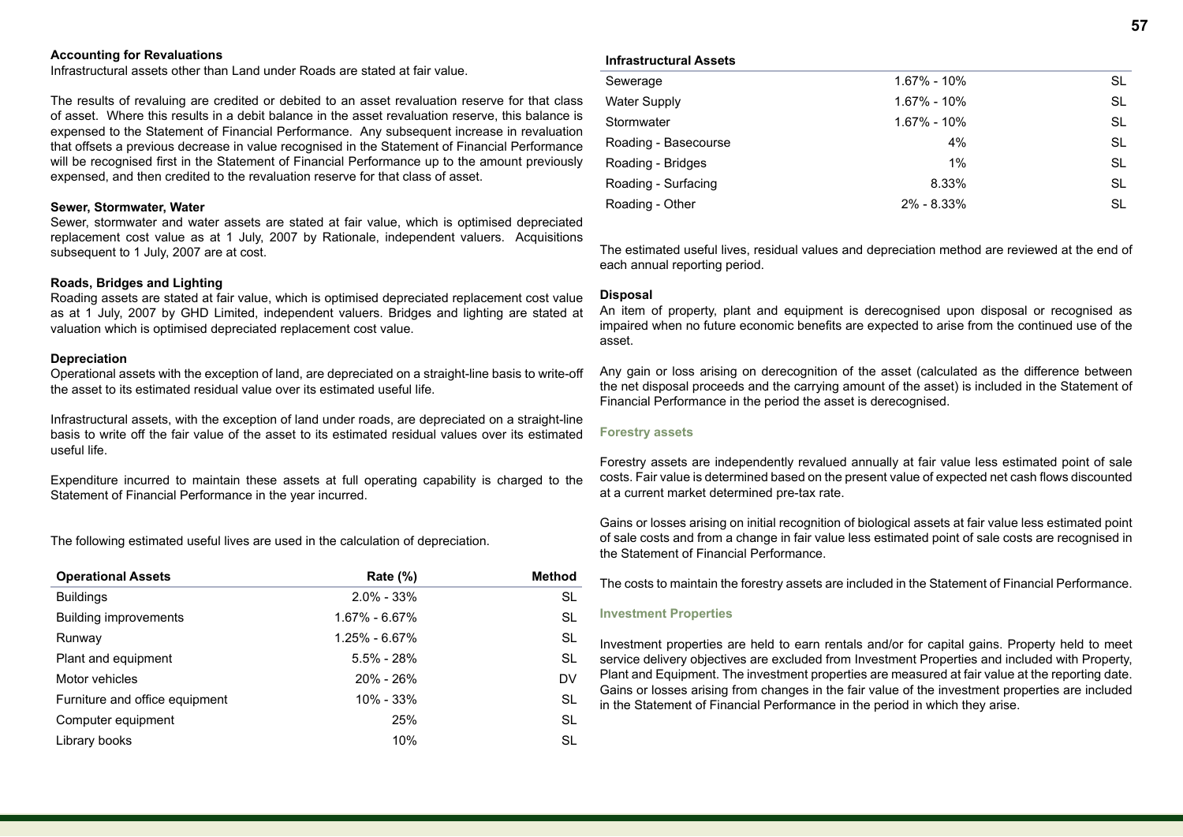### Accounting for Revaluations

Infrastructural assets other than Land under Roads are stated at fair value.

The results of revaluing are credited or debited to an asset revaluation reserve for that class of asset. Where this results in a debit balance in the asset revaluation reserve, this balance is expensed to the Statement of Financial Performance. Any subsequent increase in revaluation that offsets a previous decrease in value recognised in the Statement of Financial Performance will be recognised first in the Statement of Financial Performance up to the amount previously expensed, and then credited to the revaluation reserve for that class of asset.

### Sewer, Stormwater, Water

Sewer, stormwater and water assets are stated at fair value, which is optimised depreciated replacement cost value as at 1 July, 2007 by Rationale, independent valuers. Acquisitions subsequent to 1 July, 2007 are at cost.

### Roads, Bridges and Lighting

Roading assets are stated at fair value, which is optimised depreciated replacement cost value as at 1 July, 2007 by GHD Limited, independent valuers. Bridges and lighting are stated at valuation which is optimised depreciated replacement cost value.

### Depreciation

Operational assets with the exception of land, are depreciated on a straight-line basis to write-off the asset to its estimated residual value over its estimated useful life.

Infrastructural assets, with the exception of land under roads, are depreciated on a straight-line basis to write off the fair value of the asset to its estimated residual values over its estimated useful life.

Expenditure incurred to maintain these assets at full operating capability is charged to the Statement of Financial Performance in the year incurred.

The following estimated useful lives are used in the calculation of depreciation.

| Operational Assets | Rate (%) | Method |
|---|---|---|
| Buildings | 2.0% - 33% | SL |
| Building improvements | 1.67% - 6.67% | SL |
| Runway | 1.25% - 6.67% | SL |
| Plant and equipment | 5.5% - 28% | SL |
| Motor vehicles | 20% - 26% | DV |
| Furniture and office equipment | 10% - 33% | SL |
| Computer equipment | 25% | SL |
| Library books | 10% | SL |

| Infrastructural Assets | | |
|---|---|---|
| Sewerage | 1.67% - 10% | SL |
| Water Supply | 1.67% - 10% | SL |
| Stormwater | 1.67% - 10% | SL |
| Roading - Basecourse | 4% | SL |
| Roading - Bridges | 1% | SL |
| Roading - Surfacing | 8.33% | SL |
| Roading - Other | 2% - 8.33% | SL |

The estimated useful lives, residual values and depreciation method are reviewed at the end of each annual reporting period.

### Disposal

An item of property, plant and equipment is derecognised upon disposal or recognised as impaired when no future economic benefits are expected to arise from the continued use of the asset.

Any gain or loss arising on derecognition of the asset (calculated as the difference between the net disposal proceeds and the carrying amount of the asset) is included in the Statement of Financial Performance in the period the asset is derecognised.

### Forestry assets

Forestry assets are independently revalued annually at fair value less estimated point of sale costs. Fair value is determined based on the present value of expected net cash flows discounted at a current market determined pre-tax rate.

Gains or losses arising on initial recognition of biological assets at fair value less estimated point of sale costs and from a change in fair value less estimated point of sale costs are recognised in the Statement of Financial Performance.

The costs to maintain the forestry assets are included in the Statement of Financial Performance.

### Investment Properties

Investment properties are held to earn rentals and/or for capital gains. Property held to meet service delivery objectives are excluded from Investment Properties and included with Property, Plant and Equipment. The investment properties are measured at fair value at the reporting date. Gains or losses arising from changes in the fair value of the investment properties are included in the Statement of Financial Performance in the period in which they arise.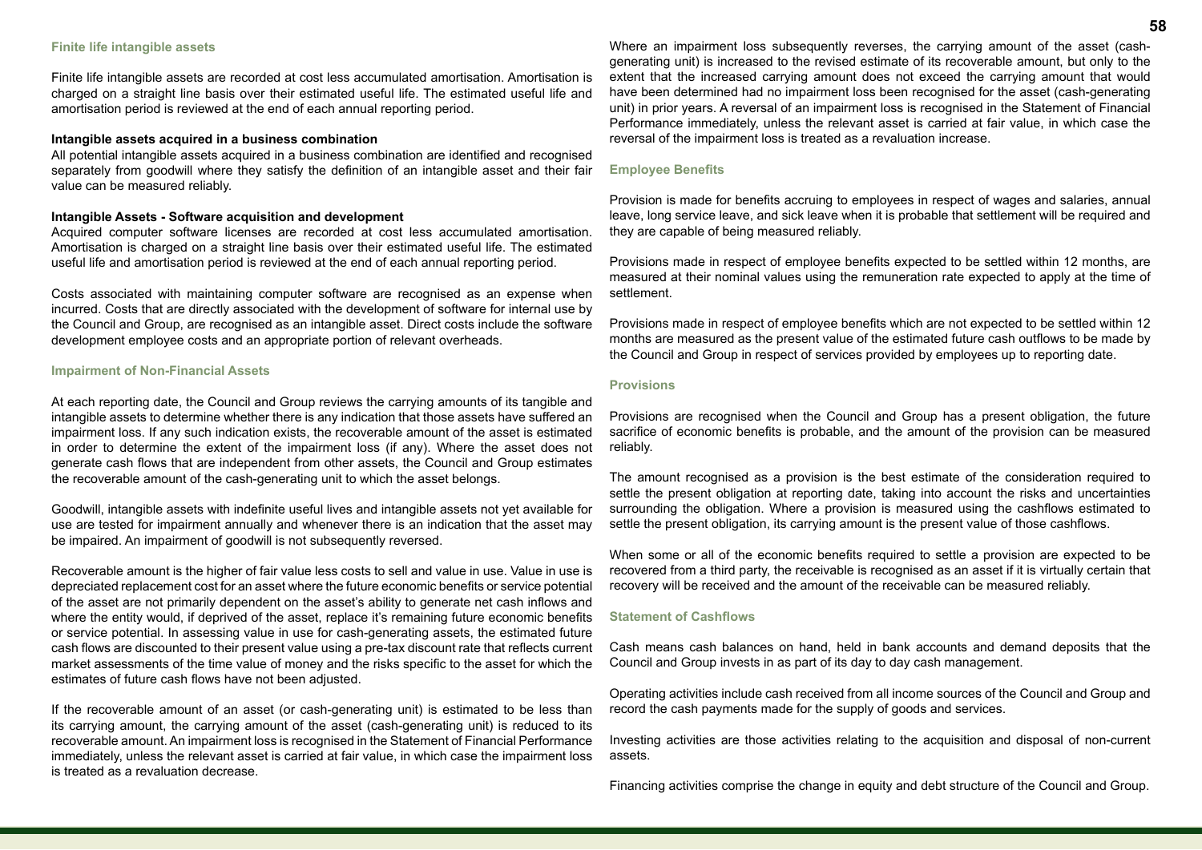### Finite life intangible assets

Finite life intangible assets are recorded at cost less accumulated amortisation. Amortisation is charged on a straight line basis over their estimated useful life. The estimated useful life and amortisation period is reviewed at the end of each annual reporting period.

**Intangible assets acquired in a business combination**

All potential intangible assets acquired in a business combination are identified and recognised separately from goodwill where they satisfy the definition of an intangible asset and their fair value can be measured reliably.

**Intangible Assets - Software acquisition and development**

Acquired computer software licenses are recorded at cost less accumulated amortisation. Amortisation is charged on a straight line basis over their estimated useful life. The estimated useful life and amortisation period is reviewed at the end of each annual reporting period.

Costs associated with maintaining computer software are recognised as an expense when incurred. Costs that are directly associated with the development of software for internal use by the Council and Group, are recognised as an intangible asset. Direct costs include the software development employee costs and an appropriate portion of relevant overheads.

### Impairment of Non-Financial Assets

At each reporting date, the Council and Group reviews the carrying amounts of its tangible and intangible assets to determine whether there is any indication that those assets have suffered an impairment loss. If any such indication exists, the recoverable amount of the asset is estimated in order to determine the extent of the impairment loss (if any). Where the asset does not generate cash flows that are independent from other assets, the Council and Group estimates the recoverable amount of the cash-generating unit to which the asset belongs.

Goodwill, intangible assets with indefinite useful lives and intangible assets not yet available for use are tested for impairment annually and whenever there is an indication that the asset may be impaired. An impairment of goodwill is not subsequently reversed.

Recoverable amount is the higher of fair value less costs to sell and value in use. Value in use is depreciated replacement cost for an asset where the future economic benefits or service potential of the asset are not primarily dependent on the asset's ability to generate net cash inflows and where the entity would, if deprived of the asset, replace it's remaining future economic benefits or service potential. In assessing value in use for cash-generating assets, the estimated future cash flows are discounted to their present value using a pre-tax discount rate that reflects current market assessments of the time value of money and the risks specific to the asset for which the estimates of future cash flows have not been adjusted.

If the recoverable amount of an asset (or cash-generating unit) is estimated to be less than its carrying amount, the carrying amount of the asset (cash-generating unit) is reduced to its recoverable amount. An impairment loss is recognised in the Statement of Financial Performance immediately, unless the relevant asset is carried at fair value, in which case the impairment loss is treated as a revaluation decrease.

Where an impairment loss subsequently reverses, the carrying amount of the asset (cash-generating unit) is increased to the revised estimate of its recoverable amount, but only to the extent that the increased carrying amount does not exceed the carrying amount that would have been determined had no impairment loss been recognised for the asset (cash-generating unit) in prior years. A reversal of an impairment loss is recognised in the Statement of Financial Performance immediately, unless the relevant asset is carried at fair value, in which case the reversal of the impairment loss is treated as a revaluation increase.

### Employee Benefits

Provision is made for benefits accruing to employees in respect of wages and salaries, annual leave, long service leave, and sick leave when it is probable that settlement will be required and they are capable of being measured reliably.

Provisions made in respect of employee benefits expected to be settled within 12 months, are measured at their nominal values using the remuneration rate expected to apply at the time of settlement.

Provisions made in respect of employee benefits which are not expected to be settled within 12 months are measured as the present value of the estimated future cash outflows to be made by the Council and Group in respect of services provided by employees up to reporting date.

### Provisions

Provisions are recognised when the Council and Group has a present obligation, the future sacrifice of economic benefits is probable, and the amount of the provision can be measured reliably.

The amount recognised as a provision is the best estimate of the consideration required to settle the present obligation at reporting date, taking into account the risks and uncertainties surrounding the obligation. Where a provision is measured using the cashflows estimated to settle the present obligation, its carrying amount is the present value of those cashflows.

When some or all of the economic benefits required to settle a provision are expected to be recovered from a third party, the receivable is recognised as an asset if it is virtually certain that recovery will be received and the amount of the receivable can be measured reliably.

### Statement of Cashflows

Cash means cash balances on hand, held in bank accounts and demand deposits that the Council and Group invests in as part of its day to day cash management.

Operating activities include cash received from all income sources of the Council and Group and record the cash payments made for the supply of goods and services.

Investing activities are those activities relating to the acquisition and disposal of non-current assets.

Financing activities comprise the change in equity and debt structure of the Council and Group.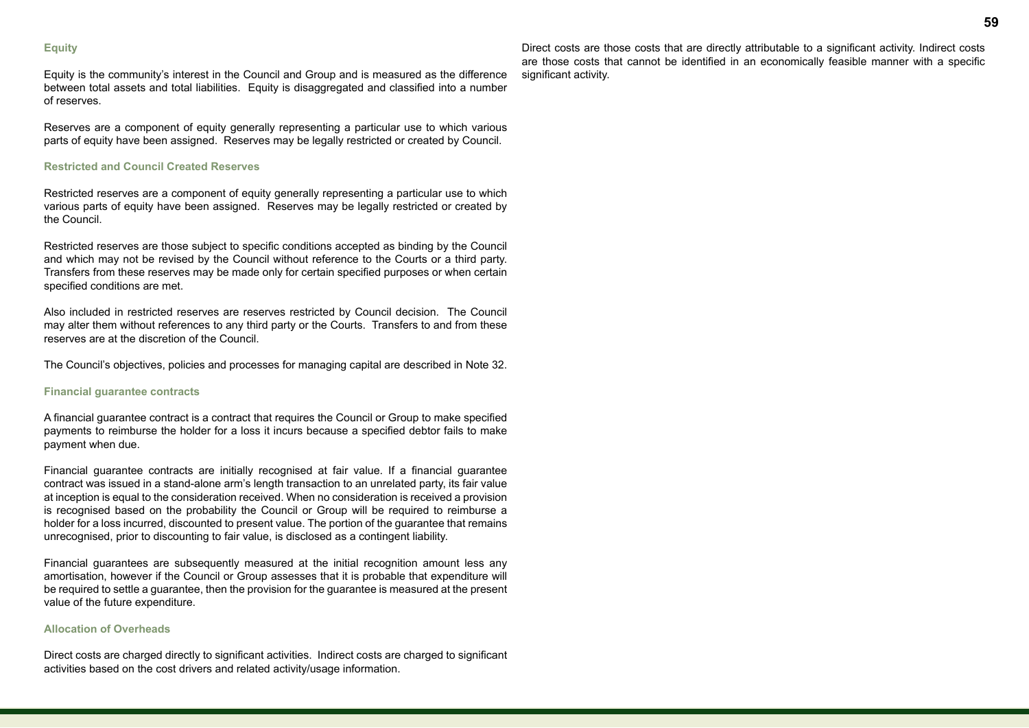### Equity

Equity is the community's interest in the Council and Group and is measured as the difference between total assets and total liabilities. Equity is disaggregated and classified into a number of reserves.

Reserves are a component of equity generally representing a particular use to which various parts of equity have been assigned. Reserves may be legally restricted or created by Council.

### Restricted and Council Created Reserves

Restricted reserves are a component of equity generally representing a particular use to which various parts of equity have been assigned. Reserves may be legally restricted or created by the Council.

Restricted reserves are those subject to specific conditions accepted as binding by the Council and which may not be revised by the Council without reference to the Courts or a third party. Transfers from these reserves may be made only for certain specified purposes or when certain specified conditions are met.

Also included in restricted reserves are reserves restricted by Council decision. The Council may alter them without references to any third party or the Courts. Transfers to and from these reserves are at the discretion of the Council.

The Council's objectives, policies and processes for managing capital are described in Note 32.

### Financial guarantee contracts

A financial guarantee contract is a contract that requires the Council or Group to make specified payments to reimburse the holder for a loss it incurs because a specified debtor fails to make payment when due.

Financial guarantee contracts are initially recognised at fair value. If a financial guarantee contract was issued in a stand-alone arm's length transaction to an unrelated party, its fair value at inception is equal to the consideration received. When no consideration is received a provision is recognised based on the probability the Council or Group will be required to reimburse a holder for a loss incurred, discounted to present value. The portion of the guarantee that remains unrecognised, prior to discounting to fair value, is disclosed as a contingent liability.

Financial guarantees are subsequently measured at the initial recognition amount less any amortisation, however if the Council or Group assesses that it is probable that expenditure will be required to settle a guarantee, then the provision for the guarantee is measured at the present value of the future expenditure.

### Allocation of Overheads

Direct costs are charged directly to significant activities. Indirect costs are charged to significant activities based on the cost drivers and related activity/usage information.

Direct costs are those costs that are directly attributable to a significant activity. Indirect costs are those costs that cannot be identified in an economically feasible manner with a specific significant activity.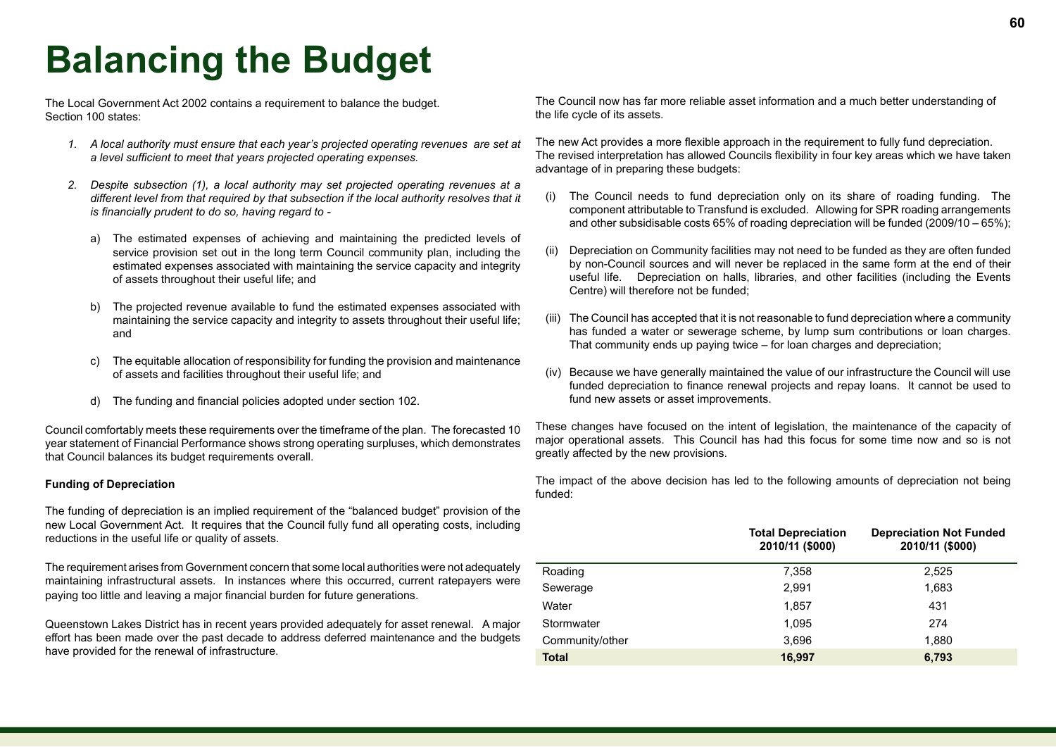# Balancing the Budget

The Local Government Act 2002 contains a requirement to balance the budget.
Section 100 states:

1. *A local authority must ensure that each year's projected operating revenues are set at a level sufficient to meet that years projected operating expenses.*

2. *Despite subsection (1), a local authority may set projected operating revenues at a different level from that required by that subsection if the local authority resolves that it is financially prudent to do so, having regard to -*

   a) The estimated expenses of achieving and maintaining the predicted levels of service provision set out in the long term Council community plan, including the estimated expenses associated with maintaining the service capacity and integrity of assets throughout their useful life; and

   b) The projected revenue available to fund the estimated expenses associated with maintaining the service capacity and integrity to assets throughout their useful life; and

   c) The equitable allocation of responsibility for funding the provision and maintenance of assets and facilities throughout their useful life; and

   d) The funding and financial policies adopted under section 102.

Council comfortably meets these requirements over the timeframe of the plan. The forecasted 10 year statement of Financial Performance shows strong operating surpluses, which demonstrates that Council balances its budget requirements overall.

**Funding of Depreciation**

The funding of depreciation is an implied requirement of the "balanced budget" provision of the new Local Government Act. It requires that the Council fully fund all operating costs, including reductions in the useful life or quality of assets.

The requirement arises from Government concern that some local authorities were not adequately maintaining infrastructural assets. In instances where this occurred, current ratepayers were paying too little and leaving a major financial burden for future generations.

Queenstown Lakes District has in recent years provided adequately for asset renewal. A major effort has been made over the past decade to address deferred maintenance and the budgets have provided for the renewal of infrastructure.

The Council now has far more reliable asset information and a much better understanding of the life cycle of its assets.

The new Act provides a more flexible approach in the requirement to fully fund depreciation. The revised interpretation has allowed Councils flexibility in four key areas which we have taken advantage of in preparing these budgets:

(i) The Council needs to fund depreciation only on its share of roading funding. The component attributable to Transfund is excluded. Allowing for SPR roading arrangements and other subsidisable costs 65% of roading depreciation will be funded (2009/10 – 65%);

(ii) Depreciation on Community facilities may not need to be funded as they are often funded by non-Council sources and will never be replaced in the same form at the end of their useful life. Depreciation on halls, libraries, and other facilities (including the Events Centre) will therefore not be funded;

(iii) The Council has accepted that it is not reasonable to fund depreciation where a community has funded a water or sewerage scheme, by lump sum contributions or loan charges. That community ends up paying twice – for loan charges and depreciation;

(iv) Because we have generally maintained the value of our infrastructure the Council will use funded depreciation to finance renewal projects and repay loans. It cannot be used to fund new assets or asset improvements.

These changes have focused on the intent of legislation, the maintenance of the capacity of major operational assets. This Council has had this focus for some time now and so is not greatly affected by the new provisions.

The impact of the above decision has led to the following amounts of depreciation not being funded:

| | Total Depreciation 2010/11 ($000) | Depreciation Not Funded 2010/11 ($000) |
|---|---|---|
| Roading | 7,358 | 2,525 |
| Sewerage | 2,991 | 1,683 |
| Water | 1,857 | 431 |
| Stormwater | 1,095 | 274 |
| Community/other | 3,696 | 1,880 |
| **Total** | **16,997** | **6,793** |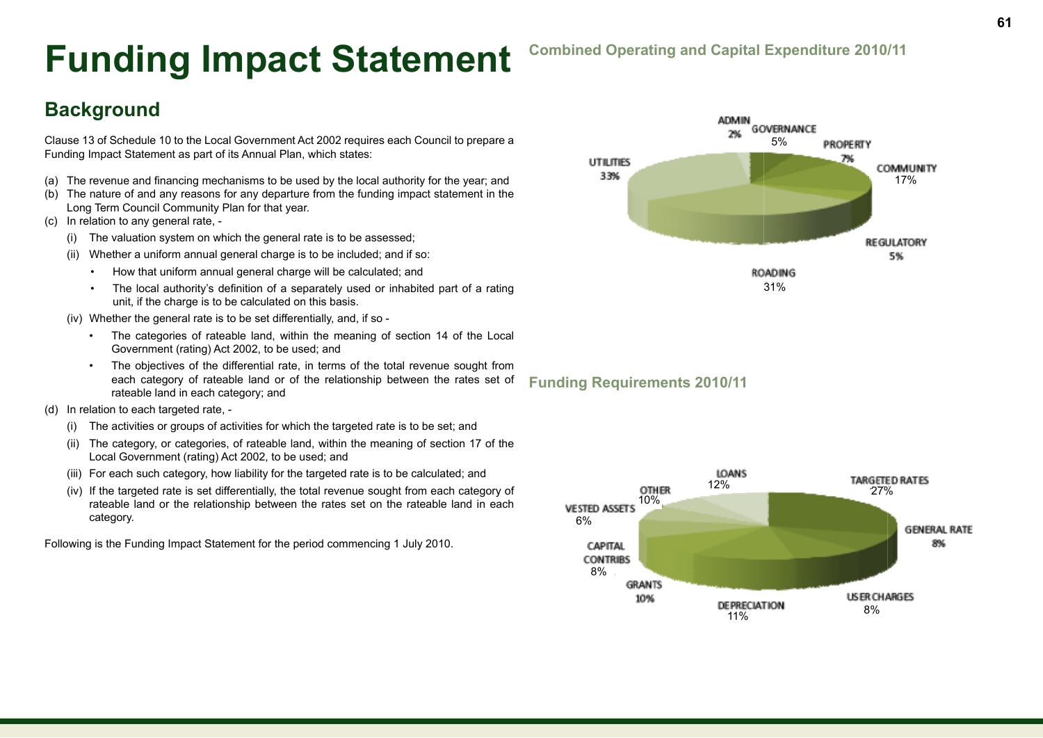# Funding Impact Statement

## Background

Clause 13 of Schedule 10 to the Local Government Act 2002 requires each Council to prepare a Funding Impact Statement as part of its Annual Plan, which states:

(a) The revenue and financing mechanisms to be used by the local authority for the year; and
(b) The nature of and any reasons for any departure from the funding impact statement in the Long Term Council Community Plan for that year.
(c) In relation to any general rate, -
   (i) The valuation system on which the general rate is to be assessed;
   (ii) Whether a uniform annual general charge is to be included; and if so:
      - How that uniform annual general charge will be calculated; and
      - The local authority's definition of a separately used or inhabited part of a rating unit, if the charge is to be calculated on this basis.
   (iv) Whether the general rate is to be set differentially, and, if so -
      - The categories of rateable land, within the meaning of section 14 of the Local Government (rating) Act 2002, to be used; and
      - The objectives of the differential rate, in terms of the total revenue sought from each category of rateable land or of the relationship between the rates set of rateable land in each category; and
(d) In relation to each targeted rate, -
   (i) The activities or groups of activities for which the targeted rate is to be set; and
   (ii) The category, or categories, of rateable land, within the meaning of section 17 of the Local Government (rating) Act 2002, to be used; and
   (iii) For each such category, how liability for the targeted rate is to be calculated; and
   (iv) If the targeted rate is set differentially, the total revenue sought from each category of rateable land or the relationship between the rates set on the rateable land in each category.

Following is the Funding Impact Statement for the period commencing 1 July 2010.

### Combined Operating and Capital Expenditure 2010/11

| Category | % |
|---|---|
| Admin | 2% |
| Governance | 5% |
| Property | 7% |
| Community | 17% |
| Regulatory | 5% |
| Roading | 31% |
| Utilities | 33% |

### Funding Requirements 2010/11

| Category | % |
|---|---|
| Targeted Rates | 27% |
| General Rate | 8% |
| User Charges | 8% |
| Depreciation | 11% |
| Grants | 10% |
| Capital Contribs | 8% |
| Vested Assets | 6% |
| Other | 10% |
| Loans | 12% |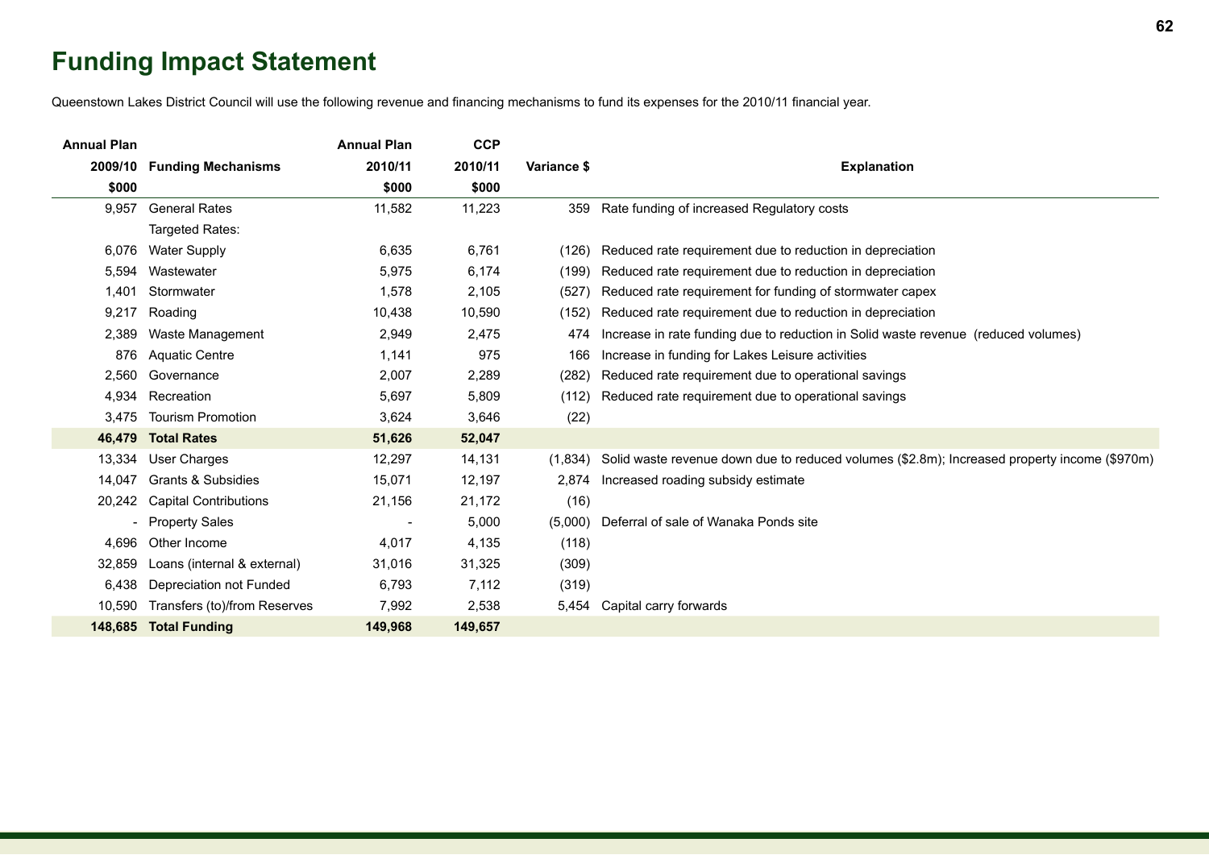# Funding Impact Statement

Queenstown Lakes District Council will use the following revenue and financing mechanisms to fund its expenses for the 2010/11 financial year.

| Annual Plan 2009/10 $000 | Funding Mechanisms | Annual Plan 2010/11 $000 | CCP 2010/11 $000 | Variance $ | Explanation |
|---:|---|---:|---:|---:|---|
| 9,957 | General Rates | 11,582 | 11,223 | 359 | Rate funding of increased Regulatory costs |
| | Targeted Rates: | | | | |
| 6,076 | Water Supply | 6,635 | 6,761 | (126) | Reduced rate requirement due to reduction in depreciation |
| 5,594 | Wastewater | 5,975 | 6,174 | (199) | Reduced rate requirement due to reduction in depreciation |
| 1,401 | Stormwater | 1,578 | 2,105 | (527) | Reduced rate requirement for funding of stormwater capex |
| 9,217 | Roading | 10,438 | 10,590 | (152) | Reduced rate requirement due to reduction in depreciation |
| 2,389 | Waste Management | 2,949 | 2,475 | 474 | Increase in rate funding due to reduction in Solid waste revenue (reduced volumes) |
| 876 | Aquatic Centre | 1,141 | 975 | 166 | Increase in funding for Lakes Leisure activities |
| 2,560 | Governance | 2,007 | 2,289 | (282) | Reduced rate requirement due to operational savings |
| 4,934 | Recreation | 5,697 | 5,809 | (112) | Reduced rate requirement due to operational savings |
| 3,475 | Tourism Promotion | 3,624 | 3,646 | (22) | |
| **46,479** | **Total Rates** | **51,626** | **52,047** | | |
| 13,334 | User Charges | 12,297 | 14,131 | (1,834) | Solid waste revenue down due to reduced volumes ($2.8m); Increased property income ($970m) |
| 14,047 | Grants & Subsidies | 15,071 | 12,197 | 2,874 | Increased roading subsidy estimate |
| 20,242 | Capital Contributions | 21,156 | 21,172 | (16) | |
| - | Property Sales | - | 5,000 | (5,000) | Deferral of sale of Wanaka Ponds site |
| 4,696 | Other Income | 4,017 | 4,135 | (118) | |
| 32,859 | Loans (internal & external) | 31,016 | 31,325 | (309) | |
| 6,438 | Depreciation not Funded | 6,793 | 7,112 | (319) | |
| 10,590 | Transfers (to)/from Reserves | 7,992 | 2,538 | 5,454 | Capital carry forwards |
| **148,685** | **Total Funding** | **149,968** | **149,657** | | |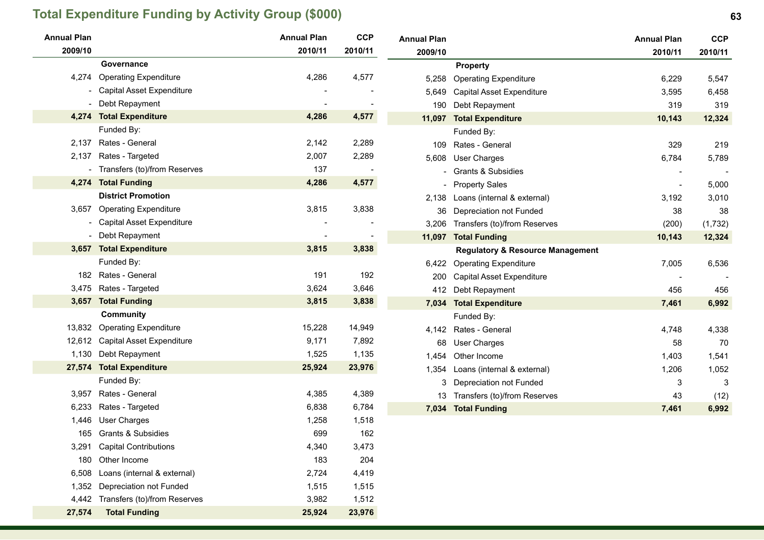## Total Expenditure Funding by Activity Group ($000)

| Annual Plan 2009/10 | | Annual Plan 2010/11 | CCP 2010/11 |
|---|---|---|---|
| | **Governance** | | |
| 4,274 | Operating Expenditure | 4,286 | 4,577 |
| - | Capital Asset Expenditure | - | - |
| - | Debt Repayment | - | - |
| **4,274** | **Total Expenditure** | **4,286** | **4,577** |
| | Funded By: | | |
| 2,137 | Rates - General | 2,142 | 2,289 |
| 2,137 | Rates - Targeted | 2,007 | 2,289 |
| - | Transfers (to)/from Reserves | 137 | - |
| **4,274** | **Total Funding** | **4,286** | **4,577** |
| | **District Promotion** | | |
| 3,657 | Operating Expenditure | 3,815 | 3,838 |
| - | Capital Asset Expenditure | - | - |
| - | Debt Repayment | - | - |
| **3,657** | **Total Expenditure** | **3,815** | **3,838** |
| | Funded By: | | |
| 182 | Rates - General | 191 | 192 |
| 3,475 | Rates - Targeted | 3,624 | 3,646 |
| **3,657** | **Total Funding** | **3,815** | **3,838** |
| | **Community** | | |
| 13,832 | Operating Expenditure | 15,228 | 14,949 |
| 12,612 | Capital Asset Expenditure | 9,171 | 7,892 |
| 1,130 | Debt Repayment | 1,525 | 1,135 |
| **27,574** | **Total Expenditure** | **25,924** | **23,976** |
| | Funded By: | | |
| 3,957 | Rates - General | 4,385 | 4,389 |
| 6,233 | Rates - Targeted | 6,838 | 6,784 |
| 1,446 | User Charges | 1,258 | 1,518 |
| 165 | Grants & Subsidies | 699 | 162 |
| 3,291 | Capital Contributions | 4,340 | 3,473 |
| 180 | Other Income | 183 | 204 |
| 6,508 | Loans (internal & external) | 2,724 | 4,419 |
| 1,352 | Depreciation not Funded | 1,515 | 1,515 |
| 4,442 | Transfers (to)/from Reserves | 3,982 | 1,512 |
| **27,574** | **Total Funding** | **25,924** | **23,976** |

| Annual Plan 2009/10 | | Annual Plan 2010/11 | CCP 2010/11 |
|---|---|---|---|
| | **Property** | | |
| 5,258 | Operating Expenditure | 6,229 | 5,547 |
| 5,649 | Capital Asset Expenditure | 3,595 | 6,458 |
| 190 | Debt Repayment | 319 | 319 |
| **11,097** | **Total Expenditure** | **10,143** | **12,324** |
| | Funded By: | | |
| 109 | Rates - General | 329 | 219 |
| 5,608 | User Charges | 6,784 | 5,789 |
| - | Grants & Subsidies | - | - |
| - | Property Sales | - | 5,000 |
| 2,138 | Loans (internal & external) | 3,192 | 3,010 |
| 36 | Depreciation not Funded | 38 | 38 |
| 3,206 | Transfers (to)/from Reserves | (200) | (1,732) |
| **11,097** | **Total Funding** | **10,143** | **12,324** |
| | **Regulatory & Resource Management** | | |
| 6,422 | Operating Expenditure | 7,005 | 6,536 |
| 200 | Capital Asset Expenditure | - | - |
| 412 | Debt Repayment | 456 | 456 |
| **7,034** | **Total Expenditure** | **7,461** | **6,992** |
| | Funded By: | | |
| 4,142 | Rates - General | 4,748 | 4,338 |
| 68 | User Charges | 58 | 70 |
| 1,454 | Other Income | 1,403 | 1,541 |
| 1,354 | Loans (internal & external) | 1,206 | 1,052 |
| 3 | Depreciation not Funded | 3 | 3 |
| 13 | Transfers (to)/from Reserves | 43 | (12) |
| **7,034** | **Total Funding** | **7,461** | **6,992** |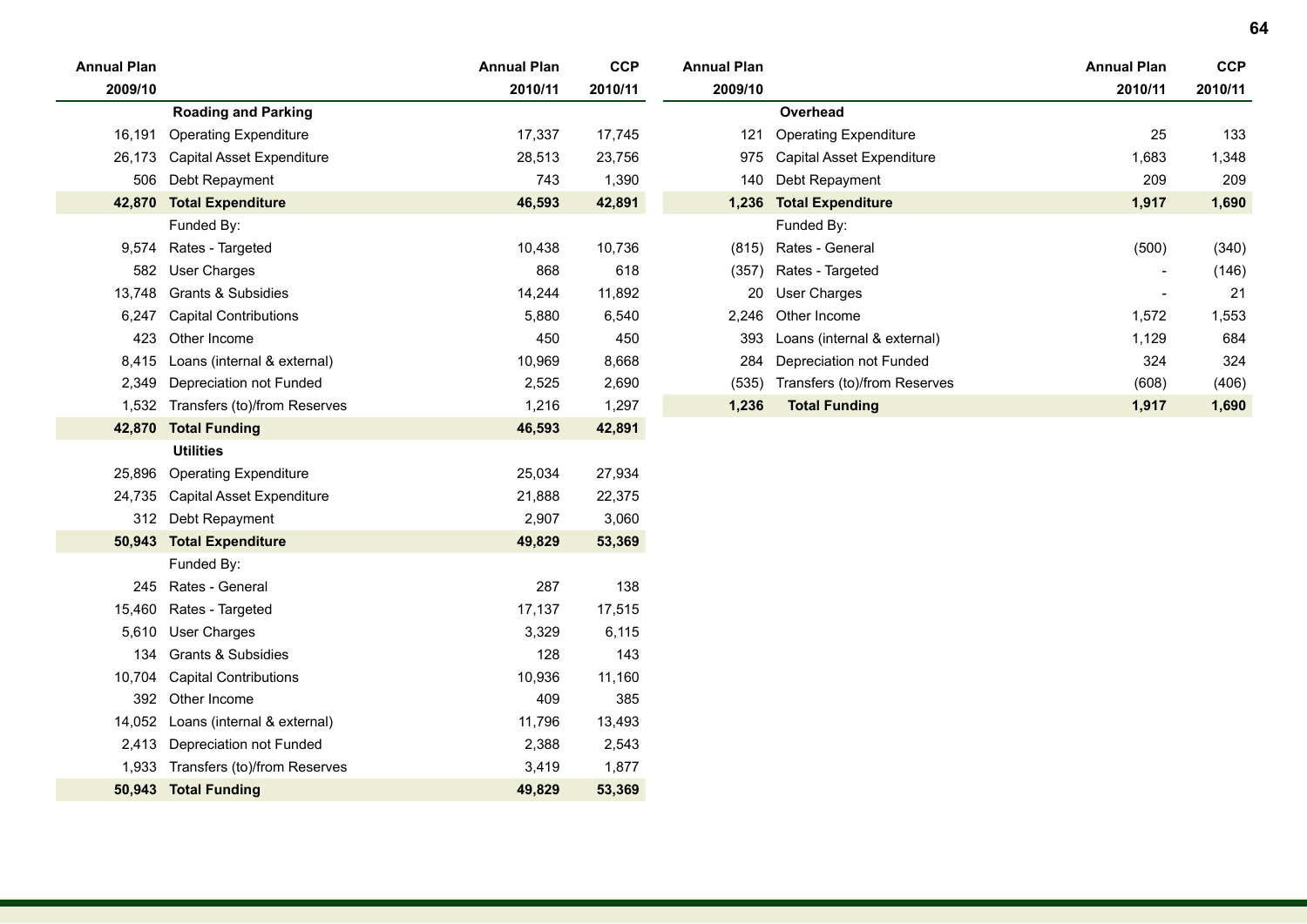| Annual Plan 2009/10 | | Annual Plan 2010/11 | CCP 2010/11 |
|---|---|---|---|
| | **Roading and Parking** | | |
| 16,191 | Operating Expenditure | 17,337 | 17,745 |
| 26,173 | Capital Asset Expenditure | 28,513 | 23,756 |
| 506 | Debt Repayment | 743 | 1,390 |
| **42,870** | **Total Expenditure** | **46,593** | **42,891** |
| | Funded By: | | |
| 9,574 | Rates - Targeted | 10,438 | 10,736 |
| 582 | User Charges | 868 | 618 |
| 13,748 | Grants & Subsidies | 14,244 | 11,892 |
| 6,247 | Capital Contributions | 5,880 | 6,540 |
| 423 | Other Income | 450 | 450 |
| 8,415 | Loans (internal & external) | 10,969 | 8,668 |
| 2,349 | Depreciation not Funded | 2,525 | 2,690 |
| 1,532 | Transfers (to)/from Reserves | 1,216 | 1,297 |
| **42,870** | **Total Funding** | **46,593** | **42,891** |
| | **Utilities** | | |
| 25,896 | Operating Expenditure | 25,034 | 27,934 |
| 24,735 | Capital Asset Expenditure | 21,888 | 22,375 |
| 312 | Debt Repayment | 2,907 | 3,060 |
| **50,943** | **Total Expenditure** | **49,829** | **53,369** |
| | Funded By: | | |
| 245 | Rates - General | 287 | 138 |
| 15,460 | Rates - Targeted | 17,137 | 17,515 |
| 5,610 | User Charges | 3,329 | 6,115 |
| 134 | Grants & Subsidies | 128 | 143 |
| 10,704 | Capital Contributions | 10,936 | 11,160 |
| 392 | Other Income | 409 | 385 |
| 14,052 | Loans (internal & external) | 11,796 | 13,493 |
| 2,413 | Depreciation not Funded | 2,388 | 2,543 |
| 1,933 | Transfers (to)/from Reserves | 3,419 | 1,877 |
| **50,943** | **Total Funding** | **49,829** | **53,369** |

| Annual Plan 2009/10 | | Annual Plan 2010/11 | CCP 2010/11 |
|---|---|---|---|
| | **Overhead** | | |
| 121 | Operating Expenditure | 25 | 133 |
| 975 | Capital Asset Expenditure | 1,683 | 1,348 |
| 140 | Debt Repayment | 209 | 209 |
| **1,236** | **Total Expenditure** | **1,917** | **1,690** |
| | Funded By: | | |
| (815) | Rates - General | (500) | (340) |
| (357) | Rates - Targeted | - | (146) |
| 20 | User Charges | - | 21 |
| 2,246 | Other Income | 1,572 | 1,553 |
| 393 | Loans (internal & external) | 1,129 | 684 |
| 284 | Depreciation not Funded | 324 | 324 |
| (535) | Transfers (to)/from Reserves | (608) | (406) |
| **1,236** | **Total Funding** | **1,917** | **1,690** |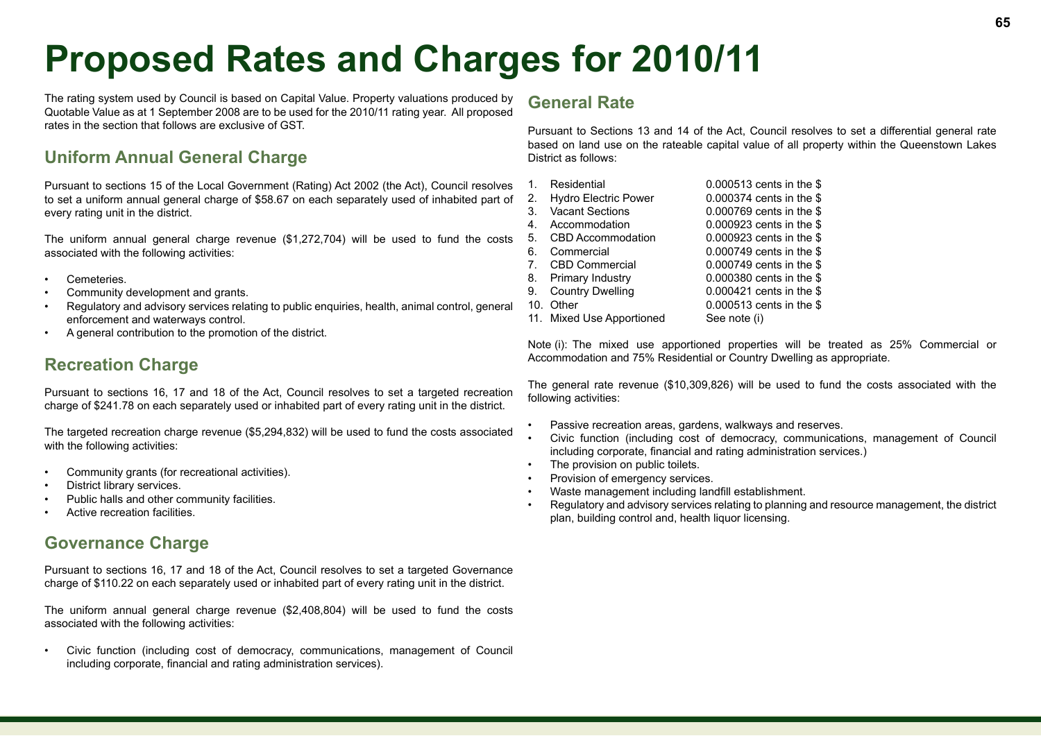# Proposed Rates and Charges for 2010/11

The rating system used by Council is based on Capital Value. Property valuations produced by Quotable Value as at 1 September 2008 are to be used for the 2010/11 rating year. All proposed rates in the section that follows are exclusive of GST.

## Uniform Annual General Charge

Pursuant to sections 15 of the Local Government (Rating) Act 2002 (the Act), Council resolves to set a uniform annual general charge of $58.67 on each separately used of inhabited part of every rating unit in the district.

The uniform annual general charge revenue ($1,272,704) will be used to fund the costs associated with the following activities:

- Cemeteries.
- Community development and grants.
- Regulatory and advisory services relating to public enquiries, health, animal control, general enforcement and waterways control.
- A general contribution to the promotion of the district.

## Recreation Charge

Pursuant to sections 16, 17 and 18 of the Act, Council resolves to set a targeted recreation charge of $241.78 on each separately used or inhabited part of every rating unit in the district.

The targeted recreation charge revenue ($5,294,832) will be used to fund the costs associated with the following activities:

- Community grants (for recreational activities).
- District library services.
- Public halls and other community facilities.
- Active recreation facilities.

## Governance Charge

Pursuant to sections 16, 17 and 18 of the Act, Council resolves to set a targeted Governance charge of $110.22 on each separately used or inhabited part of every rating unit in the district.

The uniform annual general charge revenue ($2,408,804) will be used to fund the costs associated with the following activities:

- Civic function (including cost of democracy, communications, management of Council including corporate, financial and rating administration services).

## General Rate

Pursuant to Sections 13 and 14 of the Act, Council resolves to set a differential general rate based on land use on the rateable capital value of all property within the Queenstown Lakes District as follows:

| | Category | Rate |
|---|---|---|
| 1. | Residential | 0.000513 cents in the $ |
| 2. | Hydro Electric Power | 0.000374 cents in the $ |
| 3. | Vacant Sections | 0.000769 cents in the $ |
| 4. | Accommodation | 0.000923 cents in the $ |
| 5. | CBD Accommodation | 0.000923 cents in the $ |
| 6. | Commercial | 0.000749 cents in the $ |
| 7. | CBD Commercial | 0.000749 cents in the $ |
| 8. | Primary Industry | 0.000380 cents in the $ |
| 9. | Country Dwelling | 0.000421 cents in the $ |
| 10. | Other | 0.000513 cents in the $ |
| 11. | Mixed Use Apportioned | See note (i) |

Note (i): The mixed use apportioned properties will be treated as 25% Commercial or Accommodation and 75% Residential or Country Dwelling as appropriate.

The general rate revenue ($10,309,826) will be used to fund the costs associated with the following activities:

- Passive recreation areas, gardens, walkways and reserves.
- Civic function (including cost of democracy, communications, management of Council including corporate, financial and rating administration services.)
- The provision on public toilets.
- Provision of emergency services.
- Waste management including landfill establishment.
- Regulatory and advisory services relating to planning and resource management, the district plan, building control and, health liquor licensing.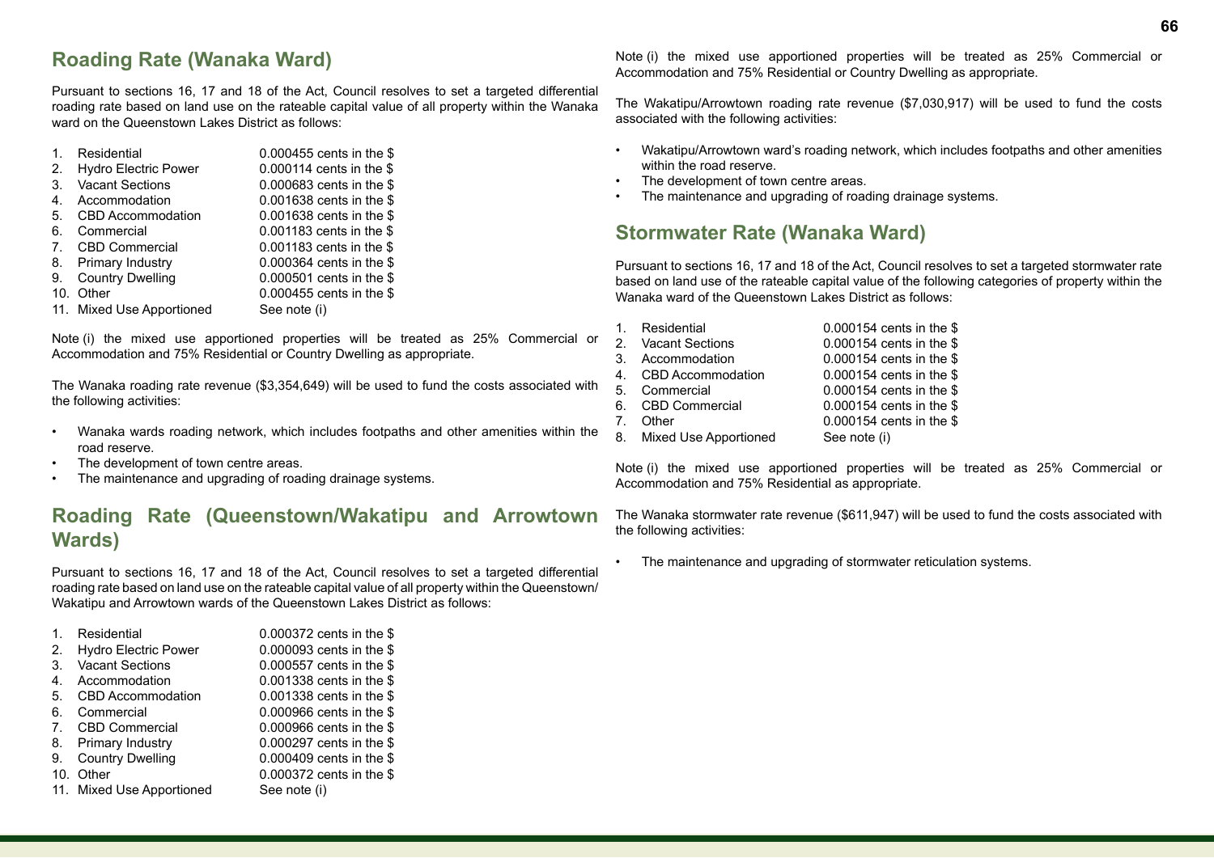## Roading Rate (Wanaka Ward)

Pursuant to sections 16, 17 and 18 of the Act, Council resolves to set a targeted differential roading rate based on land use on the rateable capital value of all property within the Wanaka ward on the Queenstown Lakes District as follows:

| | |
|---|---|
| 1. Residential | 0.000455 cents in the $ |
| 2. Hydro Electric Power | 0.000114 cents in the $ |
| 3. Vacant Sections | 0.000683 cents in the $ |
| 4. Accommodation | 0.001638 cents in the $ |
| 5. CBD Accommodation | 0.001638 cents in the $ |
| 6. Commercial | 0.001183 cents in the $ |
| 7. CBD Commercial | 0.001183 cents in the $ |
| 8. Primary Industry | 0.000364 cents in the $ |
| 9. Country Dwelling | 0.000501 cents in the $ |
| 10. Other | 0.000455 cents in the $ |
| 11. Mixed Use Apportioned | See note (i) |

Note (i) the mixed use apportioned properties will be treated as 25% Commercial or Accommodation and 75% Residential or Country Dwelling as appropriate.

The Wanaka roading rate revenue ($3,354,649) will be used to fund the costs associated with the following activities:

- Wanaka wards roading network, which includes footpaths and other amenities within the road reserve.
- The development of town centre areas.
- The maintenance and upgrading of roading drainage systems.

## Roading Rate (Queenstown/Wakatipu and Arrowtown Wards)

Pursuant to sections 16, 17 and 18 of the Act, Council resolves to set a targeted differential roading rate based on land use on the rateable capital value of all property within the Queenstown/Wakatipu and Arrowtown wards of the Queenstown Lakes District as follows:

| | |
|---|---|
| 1. Residential | 0.000372 cents in the $ |
| 2. Hydro Electric Power | 0.000093 cents in the $ |
| 3. Vacant Sections | 0.000557 cents in the $ |
| 4. Accommodation | 0.001338 cents in the $ |
| 5. CBD Accommodation | 0.001338 cents in the $ |
| 6. Commercial | 0.000966 cents in the $ |
| 7. CBD Commercial | 0.000966 cents in the $ |
| 8. Primary Industry | 0.000297 cents in the $ |
| 9. Country Dwelling | 0.000409 cents in the $ |
| 10. Other | 0.000372 cents in the $ |
| 11. Mixed Use Apportioned | See note (i) |

Note (i) the mixed use apportioned properties will be treated as 25% Commercial or Accommodation and 75% Residential or Country Dwelling as appropriate.

The Wakatipu/Arrowtown roading rate revenue ($7,030,917) will be used to fund the costs associated with the following activities:

- Wakatipu/Arrowtown ward's roading network, which includes footpaths and other amenities within the road reserve.
- The development of town centre areas.
- The maintenance and upgrading of roading drainage systems.

## Stormwater Rate (Wanaka Ward)

Pursuant to sections 16, 17 and 18 of the Act, Council resolves to set a targeted stormwater rate based on land use of the rateable capital value of the following categories of property within the Wanaka ward of the Queenstown Lakes District as follows:

| | |
|---|---|
| 1. Residential | 0.000154 cents in the $ |
| 2. Vacant Sections | 0.000154 cents in the $ |
| 3. Accommodation | 0.000154 cents in the $ |
| 4. CBD Accommodation | 0.000154 cents in the $ |
| 5. Commercial | 0.000154 cents in the $ |
| 6. CBD Commercial | 0.000154 cents in the $ |
| 7. Other | 0.000154 cents in the $ |
| 8. Mixed Use Apportioned | See note (i) |

Note (i) the mixed use apportioned properties will be treated as 25% Commercial or Accommodation and 75% Residential as appropriate.

The Wanaka stormwater rate revenue ($611,947) will be used to fund the costs associated with the following activities:

- The maintenance and upgrading of stormwater reticulation systems.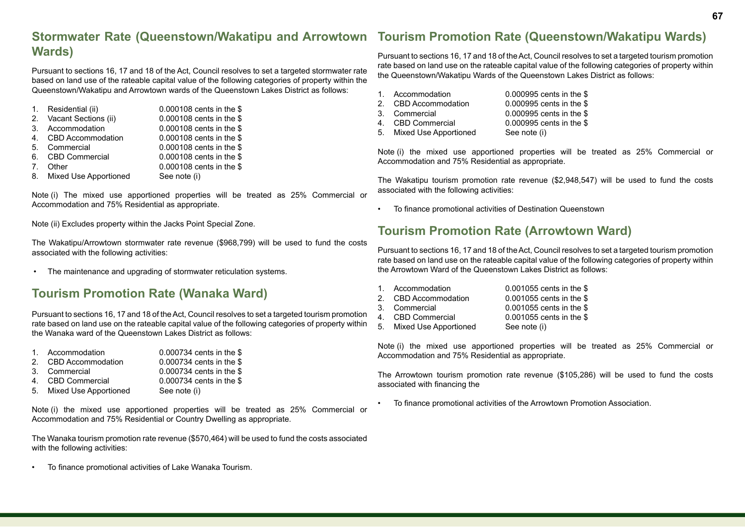## Stormwater Rate (Queenstown/Wakatipu and Arrowtown Wards)

Pursuant to sections 16, 17 and 18 of the Act, Council resolves to set a targeted stormwater rate based on land use of the rateable capital value of the following categories of property within the Queenstown/Wakatipu and Arrowtown wards of the Queenstown Lakes District as follows:

| | | |
|---|---|---|
| 1. | Residential (ii) | 0.000108 cents in the $ |
| 2. | Vacant Sections (ii) | 0.000108 cents in the $ |
| 3. | Accommodation | 0.000108 cents in the $ |
| 4. | CBD Accommodation | 0.000108 cents in the $ |
| 5. | Commercial | 0.000108 cents in the $ |
| 6. | CBD Commercial | 0.000108 cents in the $ |
| 7. | Other | 0.000108 cents in the $ |
| 8. | Mixed Use Apportioned | See note (i) |

Note (i) The mixed use apportioned properties will be treated as 25% Commercial or Accommodation and 75% Residential as appropriate.

Note (ii) Excludes property within the Jacks Point Special Zone.

The Wakatipu/Arrowtown stormwater rate revenue ($968,799) will be used to fund the costs associated with the following activities:

- The maintenance and upgrading of stormwater reticulation systems.

## Tourism Promotion Rate (Wanaka Ward)

Pursuant to sections 16, 17 and 18 of the Act, Council resolves to set a targeted tourism promotion rate based on land use on the rateable capital value of the following categories of property within the Wanaka ward of the Queenstown Lakes District as follows:

| | | |
|---|---|---|
| 1. | Accommodation | 0.000734 cents in the $ |
| 2. | CBD Accommodation | 0.000734 cents in the $ |
| 3. | Commercial | 0.000734 cents in the $ |
| 4. | CBD Commercial | 0.000734 cents in the $ |
| 5. | Mixed Use Apportioned | See note (i) |

Note (i) the mixed use apportioned properties will be treated as 25% Commercial or Accommodation and 75% Residential or Country Dwelling as appropriate.

The Wanaka tourism promotion rate revenue ($570,464) will be used to fund the costs associated with the following activities:

- To finance promotional activities of Lake Wanaka Tourism.

## Tourism Promotion Rate (Queenstown/Wakatipu Wards)

Pursuant to sections 16, 17 and 18 of the Act, Council resolves to set a targeted tourism promotion rate based on land use on the rateable capital value of the following categories of property within the Queenstown/Wakatipu Wards of the Queenstown Lakes District as follows:

| | | |
|---|---|---|
| 1. | Accommodation | 0.000995 cents in the $ |
| 2. | CBD Accommodation | 0.000995 cents in the $ |
| 3. | Commercial | 0.000995 cents in the $ |
| 4. | CBD Commercial | 0.000995 cents in the $ |
| 5. | Mixed Use Apportioned | See note (i) |

Note (i) the mixed use apportioned properties will be treated as 25% Commercial or Accommodation and 75% Residential as appropriate.

The Wakatipu tourism promotion rate revenue ($2,948,547) will be used to fund the costs associated with the following activities:

- To finance promotional activities of Destination Queenstown

## Tourism Promotion Rate (Arrowtown Ward)

Pursuant to sections 16, 17 and 18 of the Act, Council resolves to set a targeted tourism promotion rate based on land use on the rateable capital value of the following categories of property within the Arrowtown Ward of the Queenstown Lakes District as follows:

| | | |
|---|---|---|
| 1. | Accommodation | 0.001055 cents in the $ |
| 2. | CBD Accommodation | 0.001055 cents in the $ |
| 3. | Commercial | 0.001055 cents in the $ |
| 4. | CBD Commercial | 0.001055 cents in the $ |
| 5. | Mixed Use Apportioned | See note (i) |

Note (i) the mixed use apportioned properties will be treated as 25% Commercial or Accommodation and 75% Residential as appropriate.

The Arrowtown tourism promotion rate revenue ($105,286) will be used to fund the costs associated with financing the

- To finance promotional activities of the Arrowtown Promotion Association.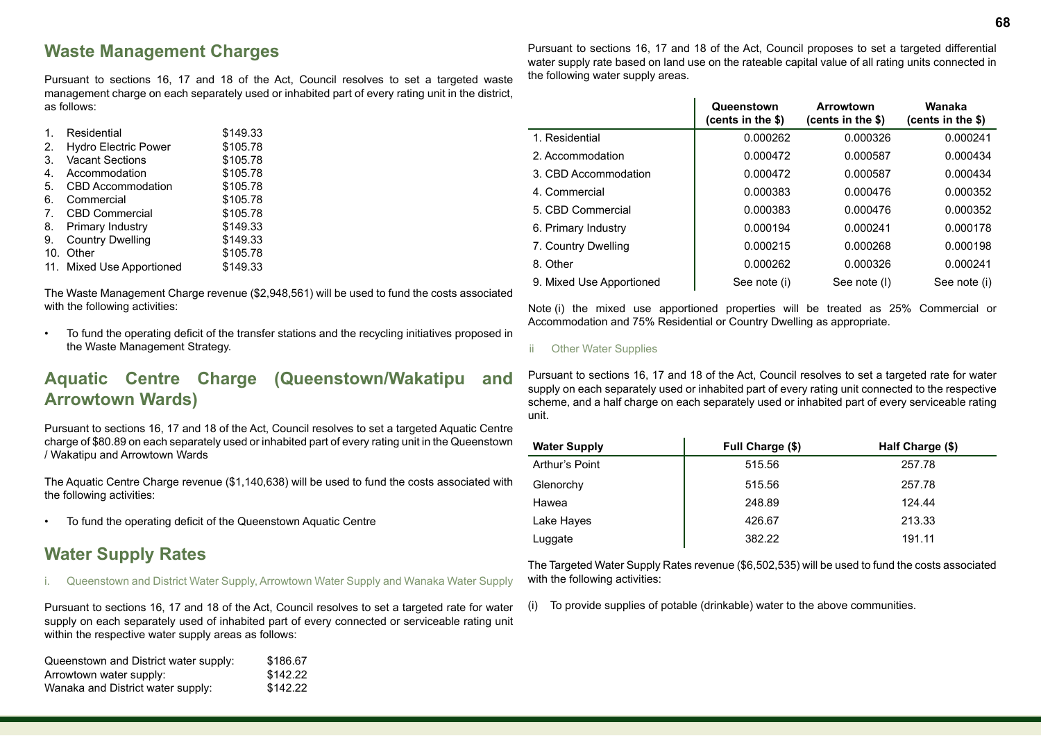## Waste Management Charges

Pursuant to sections 16, 17 and 18 of the Act, Council resolves to set a targeted waste management charge on each separately used or inhabited part of every rating unit in the district, as follows:

| | | |
|---|---|---|
| 1. | Residential | $149.33 |
| 2. | Hydro Electric Power | $105.78 |
| 3. | Vacant Sections | $105.78 |
| 4. | Accommodation | $105.78 |
| 5. | CBD Accommodation | $105.78 |
| 6. | Commercial | $105.78 |
| 7. | CBD Commercial | $105.78 |
| 8. | Primary Industry | $149.33 |
| 9. | Country Dwelling | $149.33 |
| 10. | Other | $105.78 |
| 11. | Mixed Use Apportioned | $149.33 |

The Waste Management Charge revenue ($2,948,561) will be used to fund the costs associated with the following activities:

- To fund the operating deficit of the transfer stations and the recycling initiatives proposed in the Waste Management Strategy.

## Aquatic Centre Charge (Queenstown/Wakatipu and Arrowtown Wards)

Pursuant to sections 16, 17 and 18 of the Act, Council resolves to set a targeted Aquatic Centre charge of $80.89 on each separately used or inhabited part of every rating unit in the Queenstown / Wakatipu and Arrowtown Wards

The Aquatic Centre Charge revenue ($1,140,638) will be used to fund the costs associated with the following activities:

- To fund the operating deficit of the Queenstown Aquatic Centre

## Water Supply Rates

i. Queenstown and District Water Supply, Arrowtown Water Supply and Wanaka Water Supply

Pursuant to sections 16, 17 and 18 of the Act, Council resolves to set a targeted rate for water supply on each separately used of inhabited part of every connected or serviceable rating unit within the respective water supply areas as follows:

| | |
|---|---|
| Queenstown and District water supply: | $186.67 |
| Arrowtown water supply: | $142.22 |
| Wanaka and District water supply: | $142.22 |

Pursuant to sections 16, 17 and 18 of the Act, Council proposes to set a targeted differential water supply rate based on land use on the rateable capital value of all rating units connected in the following water supply areas.

| | Queenstown (cents in the $) | Arrowtown (cents in the $) | Wanaka (cents in the $) |
|---|---|---|---|
| 1. Residential | 0.000262 | 0.000326 | 0.000241 |
| 2. Accommodation | 0.000472 | 0.000587 | 0.000434 |
| 3. CBD Accommodation | 0.000472 | 0.000587 | 0.000434 |
| 4. Commercial | 0.000383 | 0.000476 | 0.000352 |
| 5. CBD Commercial | 0.000383 | 0.000476 | 0.000352 |
| 6. Primary Industry | 0.000194 | 0.000241 | 0.000178 |
| 7. Country Dwelling | 0.000215 | 0.000268 | 0.000198 |
| 8. Other | 0.000262 | 0.000326 | 0.000241 |
| 9. Mixed Use Apportioned | See note (i) | See note (I) | See note (i) |

Note (i) the mixed use apportioned properties will be treated as 25% Commercial or Accommodation and 75% Residential or Country Dwelling as appropriate.

ii Other Water Supplies

Pursuant to sections 16, 17 and 18 of the Act, Council resolves to set a targeted rate for water supply on each separately used or inhabited part of every rating unit connected to the respective scheme, and a half charge on each separately used or inhabited part of every serviceable rating unit.

| Water Supply | Full Charge ($) | Half Charge ($) |
|---|---|---|
| Arthur's Point | 515.56 | 257.78 |
| Glenorchy | 515.56 | 257.78 |
| Hawea | 248.89 | 124.44 |
| Lake Hayes | 426.67 | 213.33 |
| Luggate | 382.22 | 191.11 |

The Targeted Water Supply Rates revenue ($6,502,535) will be used to fund the costs associated with the following activities:

(i) To provide supplies of potable (drinkable) water to the above communities.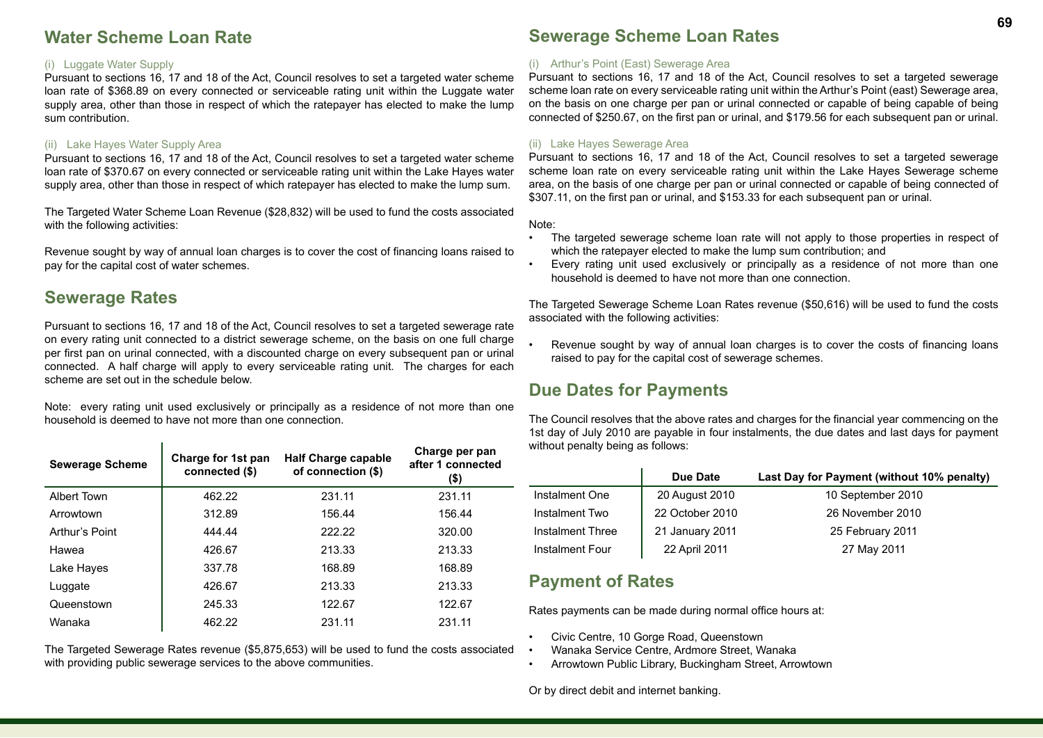## Water Scheme Loan Rate

(i) Luggate Water Supply

Pursuant to sections 16, 17 and 18 of the Act, Council resolves to set a targeted water scheme loan rate of $368.89 on every connected or serviceable rating unit within the Luggate water supply area, other than those in respect of which the ratepayer has elected to make the lump sum contribution.

(ii) Lake Hayes Water Supply Area

Pursuant to sections 16, 17 and 18 of the Act, Council resolves to set a targeted water scheme loan rate of $370.67 on every connected or serviceable rating unit within the Lake Hayes water supply area, other than those in respect of which ratepayer has elected to make the lump sum.

The Targeted Water Scheme Loan Revenue ($28,832) will be used to fund the costs associated with the following activities:

Revenue sought by way of annual loan charges is to cover the cost of financing loans raised to pay for the capital cost of water schemes.

## Sewerage Rates

Pursuant to sections 16, 17 and 18 of the Act, Council resolves to set a targeted sewerage rate on every rating unit connected to a district sewerage scheme, on the basis on one full charge per first pan on urinal connected, with a discounted charge on every subsequent pan or urinal connected. A half charge will apply to every serviceable rating unit. The charges for each scheme are set out in the schedule below.

Note: every rating unit used exclusively or principally as a residence of not more than one household is deemed to have not more than one connection.

| Sewerage Scheme | Charge for 1st pan connected ($) | Half Charge capable of connection ($) | Charge per pan after 1 connected ($) |
|---|---|---|---|
| Albert Town | 462.22 | 231.11 | 231.11 |
| Arrowtown | 312.89 | 156.44 | 156.44 |
| Arthur's Point | 444.44 | 222.22 | 320.00 |
| Hawea | 426.67 | 213.33 | 213.33 |
| Lake Hayes | 337.78 | 168.89 | 168.89 |
| Luggate | 426.67 | 213.33 | 213.33 |
| Queenstown | 245.33 | 122.67 | 122.67 |
| Wanaka | 462.22 | 231.11 | 231.11 |

The Targeted Sewerage Rates revenue ($5,875,653) will be used to fund the costs associated with providing public sewerage services to the above communities.

## Sewerage Scheme Loan Rates

(i) Arthur's Point (East) Sewerage Area

Pursuant to sections 16, 17 and 18 of the Act, Council resolves to set a targeted sewerage scheme loan rate on every serviceable rating unit within the Arthur's Point (east) Sewerage area, on the basis on one charge per pan or urinal connected or capable of being capable of being connected of $250.67, on the first pan or urinal, and $179.56 for each subsequent pan or urinal.

(ii) Lake Hayes Sewerage Area

Pursuant to sections 16, 17 and 18 of the Act, Council resolves to set a targeted sewerage scheme loan rate on every serviceable rating unit within the Lake Hayes Sewerage scheme area, on the basis of one charge per pan or urinal connected or capable of being connected of $307.11, on the first pan or urinal, and $153.33 for each subsequent pan or urinal.

Note:

- The targeted sewerage scheme loan rate will not apply to those properties in respect of which the ratepayer elected to make the lump sum contribution; and
- Every rating unit used exclusively or principally as a residence of not more than one household is deemed to have not more than one connection.

The Targeted Sewerage Scheme Loan Rates revenue ($50,616) will be used to fund the costs associated with the following activities:

- Revenue sought by way of annual loan charges is to cover the costs of financing loans raised to pay for the capital cost of sewerage schemes.

## Due Dates for Payments

The Council resolves that the above rates and charges for the financial year commencing on the 1st day of July 2010 are payable in four instalments, the due dates and last days for payment without penalty being as follows:

| | Due Date | Last Day for Payment (without 10% penalty) |
|---|---|---|
| Instalment One | 20 August 2010 | 10 September 2010 |
| Instalment Two | 22 October 2010 | 26 November 2010 |
| Instalment Three | 21 January 2011 | 25 February 2011 |
| Instalment Four | 22 April 2011 | 27 May 2011 |

## Payment of Rates

Rates payments can be made during normal office hours at:

- Civic Centre, 10 Gorge Road, Queenstown
- Wanaka Service Centre, Ardmore Street, Wanaka
- Arrowtown Public Library, Buckingham Street, Arrowtown

Or by direct debit and internet banking.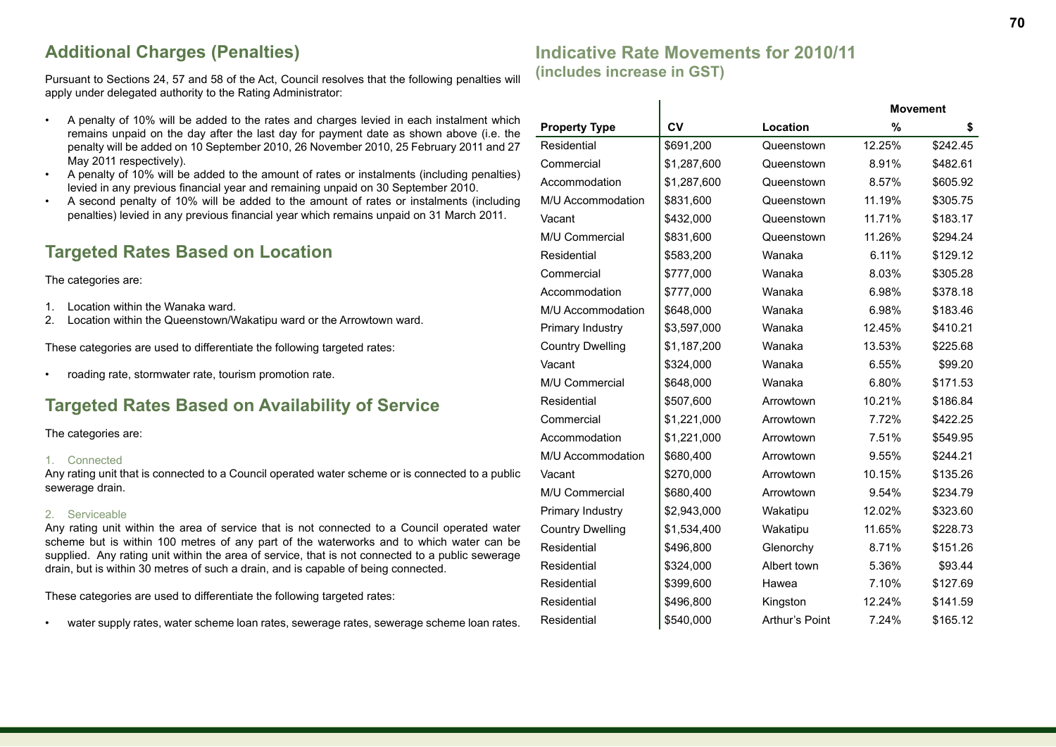## Additional Charges (Penalties)

Pursuant to Sections 24, 57 and 58 of the Act, Council resolves that the following penalties will apply under delegated authority to the Rating Administrator:

- A penalty of 10% will be added to the rates and charges levied in each instalment which remains unpaid on the day after the last day for payment date as shown above (i.e. the penalty will be added on 10 September 2010, 26 November 2010, 25 February 2011 and 27 May 2011 respectively).
- A penalty of 10% will be added to the amount of rates or instalments (including penalties) levied in any previous financial year and remaining unpaid on 30 September 2010.
- A second penalty of 10% will be added to the amount of rates or instalments (including penalties) levied in any previous financial year which remains unpaid on 31 March 2011.

## Targeted Rates Based on Location

The categories are:

1. Location within the Wanaka ward.
2. Location within the Queenstown/Wakatipu ward or the Arrowtown ward.

These categories are used to differentiate the following targeted rates:

- roading rate, stormwater rate, tourism promotion rate.

## Targeted Rates Based on Availability of Service

The categories are:

1. Connected

Any rating unit that is connected to a Council operated water scheme or is connected to a public sewerage drain.

2. Serviceable

Any rating unit within the area of service that is not connected to a Council operated water scheme but is within 100 metres of any part of the waterworks and to which water can be supplied. Any rating unit within the area of service, that is not connected to a public sewerage drain, but is within 30 metres of such a drain, and is capable of being connected.

These categories are used to differentiate the following targeted rates:

- water supply rates, water scheme loan rates, sewerage rates, sewerage scheme loan rates.

## Indicative Rate Movements for 2010/11 (includes increase in GST)

| | | | Movement | |
|---|---|---|---|---|
| **Property Type** | **CV** | **Location** | **%** | **$** |
| Residential | $691,200 | Queenstown | 12.25% | $242.45 |
| Commercial | $1,287,600 | Queenstown | 8.91% | $482.61 |
| Accommodation | $1,287,600 | Queenstown | 8.57% | $605.92 |
| M/U Accommodation | $831,600 | Queenstown | 11.19% | $305.75 |
| Vacant | $432,000 | Queenstown | 11.71% | $183.17 |
| M/U Commercial | $831,600 | Queenstown | 11.26% | $294.24 |
| Residential | $583,200 | Wanaka | 6.11% | $129.12 |
| Commercial | $777,000 | Wanaka | 8.03% | $305.28 |
| Accommodation | $777,000 | Wanaka | 6.98% | $378.18 |
| M/U Accommodation | $648,000 | Wanaka | 6.98% | $183.46 |
| Primary Industry | $3,597,000 | Wanaka | 12.45% | $410.21 |
| Country Dwelling | $1,187,200 | Wanaka | 13.53% | $225.68 |
| Vacant | $324,000 | Wanaka | 6.55% | $99.20 |
| M/U Commercial | $648,000 | Wanaka | 6.80% | $171.53 |
| Residential | $507,600 | Arrowtown | 10.21% | $186.84 |
| Commercial | $1,221,000 | Arrowtown | 7.72% | $422.25 |
| Accommodation | $1,221,000 | Arrowtown | 7.51% | $549.95 |
| M/U Accommodation | $680,400 | Arrowtown | 9.55% | $244.21 |
| Vacant | $270,000 | Arrowtown | 10.15% | $135.26 |
| M/U Commercial | $680,400 | Arrowtown | 9.54% | $234.79 |
| Primary Industry | $2,943,000 | Wakatipu | 12.02% | $323.60 |
| Country Dwelling | $1,534,400 | Wakatipu | 11.65% | $228.73 |
| Residential | $496,800 | Glenorchy | 8.71% | $151.26 |
| Residential | $324,000 | Albert town | 5.36% | $93.44 |
| Residential | $399,600 | Hawea | 7.10% | $127.69 |
| Residential | $496,800 | Kingston | 12.24% | $141.59 |
| Residential | $540,000 | Arthur's Point | 7.24% | $165.12 |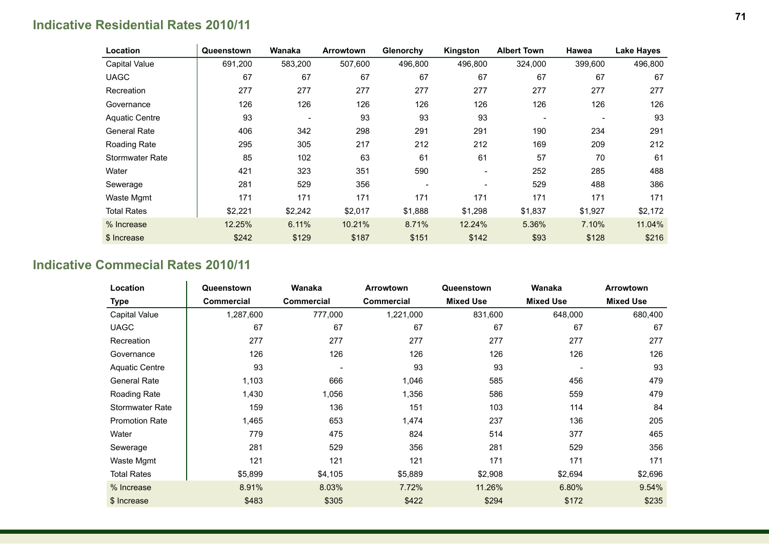## Indicative Residential Rates 2010/11

| Location | Queenstown | Wanaka | Arrowtown | Glenorchy | Kingston | Albert Town | Hawea | Lake Hayes |
|---|---|---|---|---|---|---|---|---|
| Capital Value | 691,200 | 583,200 | 507,600 | 496,800 | 496,800 | 324,000 | 399,600 | 496,800 |
| UAGC | 67 | 67 | 67 | 67 | 67 | 67 | 67 | 67 |
| Recreation | 277 | 277 | 277 | 277 | 277 | 277 | 277 | 277 |
| Governance | 126 | 126 | 126 | 126 | 126 | 126 | 126 | 126 |
| Aquatic Centre | 93 | - | 93 | 93 | 93 | - | - | 93 |
| General Rate | 406 | 342 | 298 | 291 | 291 | 190 | 234 | 291 |
| Roading Rate | 295 | 305 | 217 | 212 | 212 | 169 | 209 | 212 |
| Stormwater Rate | 85 | 102 | 63 | 61 | 61 | 57 | 70 | 61 |
| Water | 421 | 323 | 351 | 590 | - | 252 | 285 | 488 |
| Sewerage | 281 | 529 | 356 | - | - | 529 | 488 | 386 |
| Waste Mgmt | 171 | 171 | 171 | 171 | 171 | 171 | 171 | 171 |
| Total Rates | $2,221 | $2,242 | $2,017 | $1,888 | $1,298 | $1,837 | $1,927 | $2,172 |
| % Increase | 12.25% | 6.11% | 10.21% | 8.71% | 12.24% | 5.36% | 7.10% | 11.04% |
| $ Increase | $242 | $129 | $187 | $151 | $142 | $93 | $128 | $216 |

## Indicative Commercial Rates 2010/11

| Location | Queenstown | Wanaka | Arrowtown | Queenstown | Wanaka | Arrowtown |
|---|---|---|---|---|---|---|
| Type | Commercial | Commercial | Commercial | Mixed Use | Mixed Use | Mixed Use |
| Capital Value | 1,287,600 | 777,000 | 1,221,000 | 831,600 | 648,000 | 680,400 |
| UAGC | 67 | 67 | 67 | 67 | 67 | 67 |
| Recreation | 277 | 277 | 277 | 277 | 277 | 277 |
| Governance | 126 | 126 | 126 | 126 | 126 | 126 |
| Aquatic Centre | 93 | - | 93 | 93 | - | 93 |
| General Rate | 1,103 | 666 | 1,046 | 585 | 456 | 479 |
| Roading Rate | 1,430 | 1,056 | 1,356 | 586 | 559 | 479 |
| Stormwater Rate | 159 | 136 | 151 | 103 | 114 | 84 |
| Promotion Rate | 1,465 | 653 | 1,474 | 237 | 136 | 205 |
| Water | 779 | 475 | 824 | 514 | 377 | 465 |
| Sewerage | 281 | 529 | 356 | 281 | 529 | 356 |
| Waste Mgmt | 121 | 121 | 121 | 171 | 171 | 171 |
| Total Rates | $5,899 | $4,105 | $5,889 | $2,908 | $2,694 | $2,696 |
| % Increase | 8.91% | 8.03% | 7.72% | 11.26% | 6.80% | 9.54% |
| $ Increase | $483 | $305 | $422 | $294 | $172 | $235 |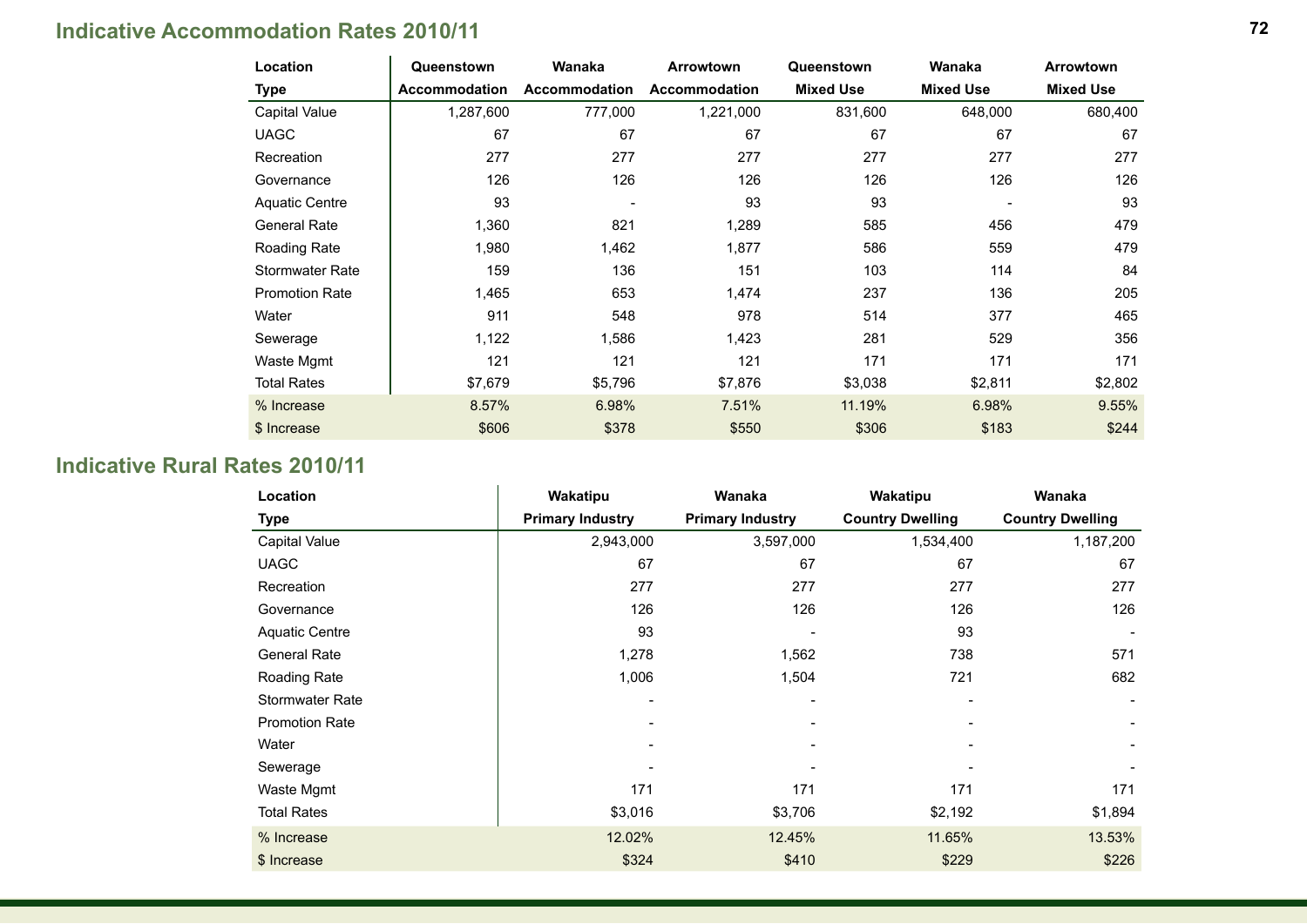## Indicative Accommodation Rates 2010/11

| Location | Queenstown | Wanaka | Arrowtown | Queenstown | Wanaka | Arrowtown |
|---|---|---|---|---|---|---|
| Type | Accommodation | Accommodation | Accommodation | Mixed Use | Mixed Use | Mixed Use |
| Capital Value | 1,287,600 | 777,000 | 1,221,000 | 831,600 | 648,000 | 680,400 |
| UAGC | 67 | 67 | 67 | 67 | 67 | 67 |
| Recreation | 277 | 277 | 277 | 277 | 277 | 277 |
| Governance | 126 | 126 | 126 | 126 | 126 | 126 |
| Aquatic Centre | 93 | - | 93 | 93 | - | 93 |
| General Rate | 1,360 | 821 | 1,289 | 585 | 456 | 479 |
| Roading Rate | 1,980 | 1,462 | 1,877 | 586 | 559 | 479 |
| Stormwater Rate | 159 | 136 | 151 | 103 | 114 | 84 |
| Promotion Rate | 1,465 | 653 | 1,474 | 237 | 136 | 205 |
| Water | 911 | 548 | 978 | 514 | 377 | 465 |
| Sewerage | 1,122 | 1,586 | 1,423 | 281 | 529 | 356 |
| Waste Mgmt | 121 | 121 | 121 | 171 | 171 | 171 |
| Total Rates | $7,679 | $5,796 | $7,876 | $3,038 | $2,811 | $2,802 |
| % Increase | 8.57% | 6.98% | 7.51% | 11.19% | 6.98% | 9.55% |
| $ Increase | $606 | $378 | $550 | $306 | $183 | $244 |

## Indicative Rural Rates 2010/11

| Location | Wakatipu | Wanaka | Wakatipu | Wanaka |
|---|---|---|---|---|
| Type | Primary Industry | Primary Industry | Country Dwelling | Country Dwelling |
| Capital Value | 2,943,000 | 3,597,000 | 1,534,400 | 1,187,200 |
| UAGC | 67 | 67 | 67 | 67 |
| Recreation | 277 | 277 | 277 | 277 |
| Governance | 126 | 126 | 126 | 126 |
| Aquatic Centre | 93 | - | 93 | - |
| General Rate | 1,278 | 1,562 | 738 | 571 |
| Roading Rate | 1,006 | 1,504 | 721 | 682 |
| Stormwater Rate | - | - | - | - |
| Promotion Rate | - | - | - | - |
| Water | - | - | - | - |
| Sewerage | - | - | - | - |
| Waste Mgmt | 171 | 171 | 171 | 171 |
| Total Rates | $3,016 | $3,706 | $2,192 | $1,894 |
| % Increase | 12.02% | 12.45% | 11.65% | 13.53% |
| $ Increase | $324 | $410 | $229 | $226 |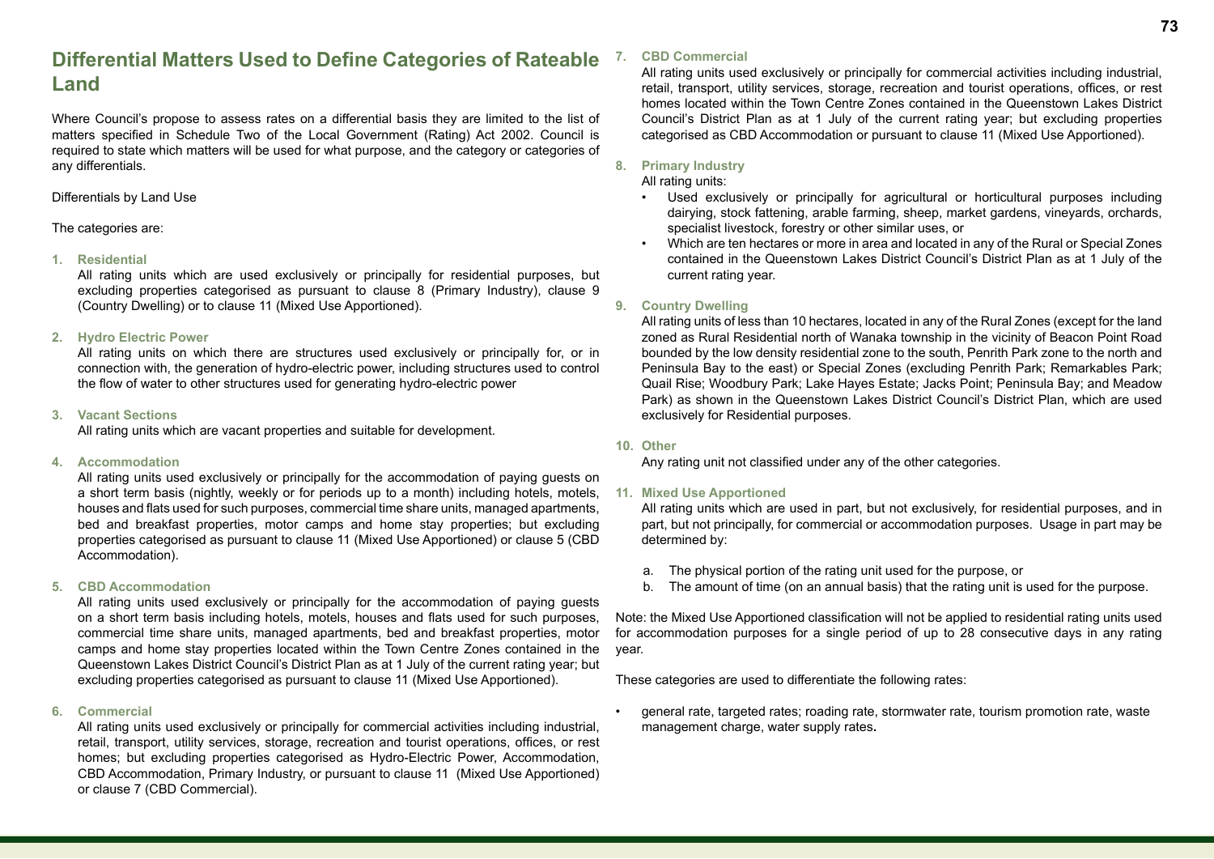# Differential Matters Used to Define Categories of Rateable Land

Where Council's propose to assess rates on a differential basis they are limited to the list of matters specified in Schedule Two of the Local Government (Rating) Act 2002. Council is required to state which matters will be used for what purpose, and the category or categories of any differentials.

Differentials by Land Use

The categories are:

**1. Residential**

All rating units which are used exclusively or principally for residential purposes, but excluding properties categorised as pursuant to clause 8 (Primary Industry), clause 9 (Country Dwelling) or to clause 11 (Mixed Use Apportioned).

**2. Hydro Electric Power**

All rating units on which there are structures used exclusively or principally for, or in connection with, the generation of hydro-electric power, including structures used to control the flow of water to other structures used for generating hydro-electric power

**3. Vacant Sections**

All rating units which are vacant properties and suitable for development.

**4. Accommodation**

All rating units used exclusively or principally for the accommodation of paying guests on a short term basis (nightly, weekly or for periods up to a month) including hotels, motels, houses and flats used for such purposes, commercial time share units, managed apartments, bed and breakfast properties, motor camps and home stay properties; but excluding properties categorised as pursuant to clause 11 (Mixed Use Apportioned) or clause 5 (CBD Accommodation).

**5. CBD Accommodation**

All rating units used exclusively or principally for the accommodation of paying guests on a short term basis including hotels, motels, houses and flats used for such purposes, commercial time share units, managed apartments, bed and breakfast properties, motor camps and home stay properties located within the Town Centre Zones contained in the Queenstown Lakes District Council's District Plan as at 1 July of the current rating year; but excluding properties categorised as pursuant to clause 11 (Mixed Use Apportioned).

**6. Commercial**

All rating units used exclusively or principally for commercial activities including industrial, retail, transport, utility services, storage, recreation and tourist operations, offices, or rest homes; but excluding properties categorised as Hydro-Electric Power, Accommodation, CBD Accommodation, Primary Industry, or pursuant to clause 11 (Mixed Use Apportioned) or clause 7 (CBD Commercial).

**7. CBD Commercial**

All rating units used exclusively or principally for commercial activities including industrial, retail, transport, utility services, storage, recreation and tourist operations, offices, or rest homes located within the Town Centre Zones contained in the Queenstown Lakes District Council's District Plan as at 1 July of the current rating year; but excluding properties categorised as CBD Accommodation or pursuant to clause 11 (Mixed Use Apportioned).

**8. Primary Industry**

All rating units:

- Used exclusively or principally for agricultural or horticultural purposes including dairying, stock fattening, arable farming, sheep, market gardens, vineyards, orchards, specialist livestock, forestry or other similar uses, or
- Which are ten hectares or more in area and located in any of the Rural or Special Zones contained in the Queenstown Lakes District Council's District Plan as at 1 July of the current rating year.

**9. Country Dwelling**

All rating units of less than 10 hectares, located in any of the Rural Zones (except for the land zoned as Rural Residential north of Wanaka township in the vicinity of Beacon Point Road bounded by the low density residential zone to the south, Penrith Park zone to the north and Peninsula Bay to the east) or Special Zones (excluding Penrith Park; Remarkables Park; Quail Rise; Woodbury Park; Lake Hayes Estate; Jacks Point; Peninsula Bay; and Meadow Park) as shown in the Queenstown Lakes District Council's District Plan, which are used exclusively for Residential purposes.

**10. Other**

Any rating unit not classified under any of the other categories.

**11. Mixed Use Apportioned**

All rating units which are used in part, but not exclusively, for residential purposes, and in part, but not principally, for commercial or accommodation purposes. Usage in part may be determined by:

a. The physical portion of the rating unit used for the purpose, or
b. The amount of time (on an annual basis) that the rating unit is used for the purpose.

Note: the Mixed Use Apportioned classification will not be applied to residential rating units used for accommodation purposes for a single period of up to 28 consecutive days in any rating year.

These categories are used to differentiate the following rates:

- general rate, targeted rates; roading rate, stormwater rate, tourism promotion rate, waste management charge, water supply rates.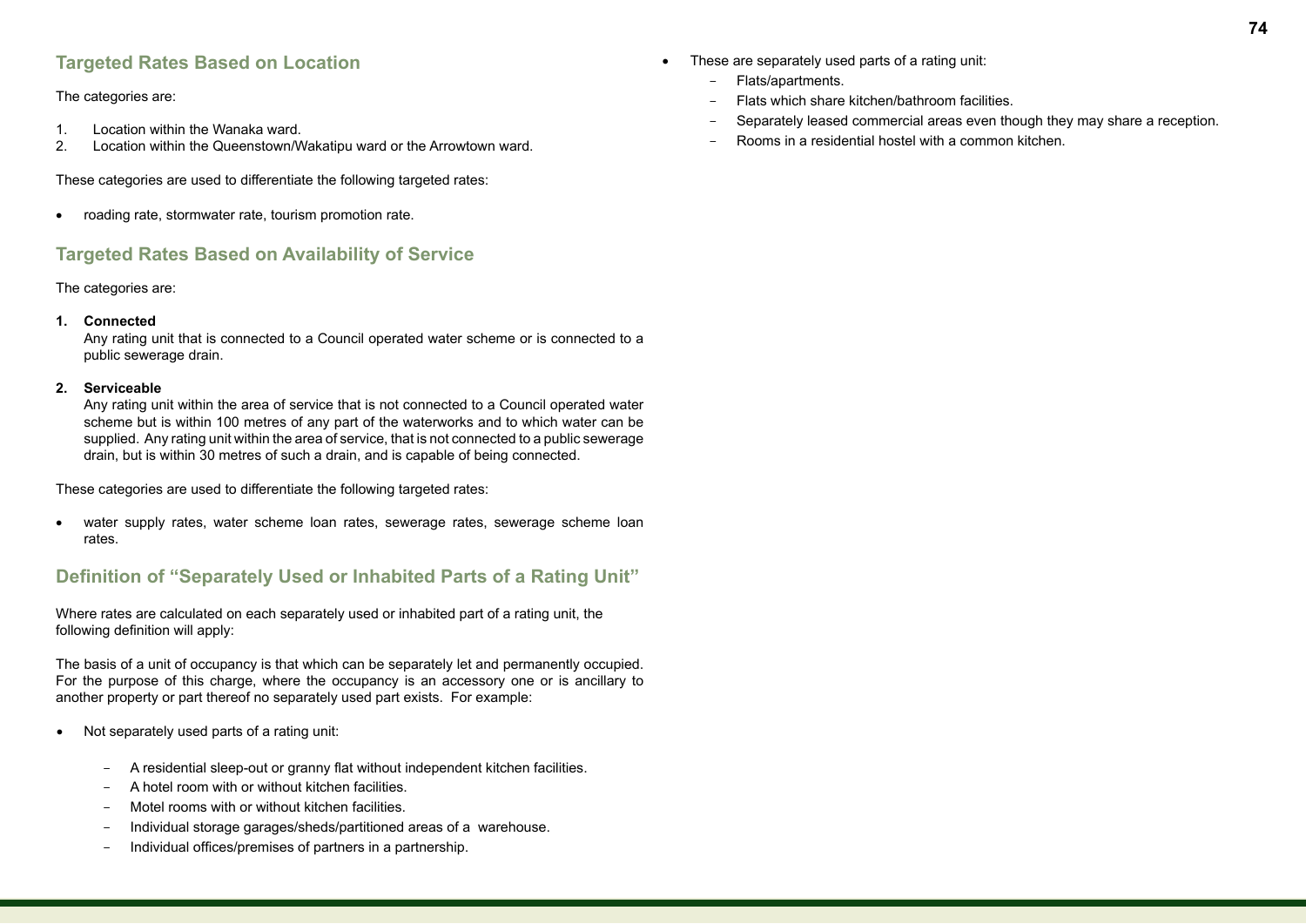## Targeted Rates Based on Location

The categories are:

1. Location within the Wanaka ward.
2. Location within the Queenstown/Wakatipu ward or the Arrowtown ward.

These categories are used to differentiate the following targeted rates:

- roading rate, stormwater rate, tourism promotion rate.

## Targeted Rates Based on Availability of Service

The categories are:

1. **Connected**
   Any rating unit that is connected to a Council operated water scheme or is connected to a public sewerage drain.

2. **Serviceable**
   Any rating unit within the area of service that is not connected to a Council operated water scheme but is within 100 metres of any part of the waterworks and to which water can be supplied. Any rating unit within the area of service, that is not connected to a public sewerage drain, but is within 30 metres of such a drain, and is capable of being connected.

These categories are used to differentiate the following targeted rates:

- water supply rates, water scheme loan rates, sewerage rates, sewerage scheme loan rates.

## Definition of "Separately Used or Inhabited Parts of a Rating Unit"

Where rates are calculated on each separately used or inhabited part of a rating unit, the following definition will apply:

The basis of a unit of occupancy is that which can be separately let and permanently occupied. For the purpose of this charge, where the occupancy is an accessory one or is ancillary to another property or part thereof no separately used part exists. For example:

- Not separately used parts of a rating unit:
  - A residential sleep-out or granny flat without independent kitchen facilities.
  - A hotel room with or without kitchen facilities.
  - Motel rooms with or without kitchen facilities.
  - Individual storage garages/sheds/partitioned areas of a warehouse.
  - Individual offices/premises of partners in a partnership.
- These are separately used parts of a rating unit:
  - Flats/apartments.
  - Flats which share kitchen/bathroom facilities.
  - Separately leased commercial areas even though they may share a reception.
  - Rooms in a residential hostel with a common kitchen.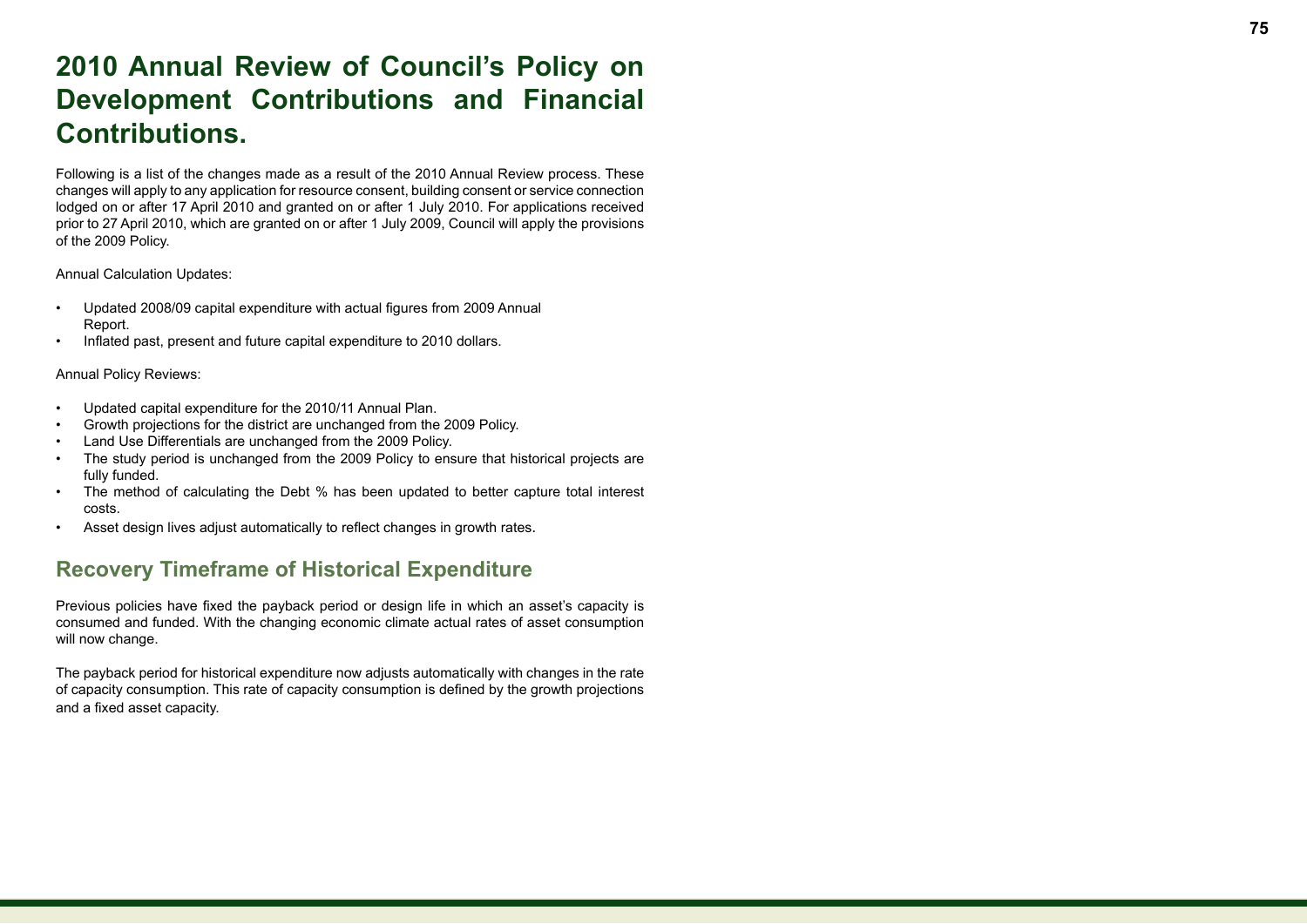# 2010 Annual Review of Council's Policy on Development Contributions and Financial Contributions.

Following is a list of the changes made as a result of the 2010 Annual Review process. These changes will apply to any application for resource consent, building consent or service connection lodged on or after 17 April 2010 and granted on or after 1 July 2010. For applications received prior to 27 April 2010, which are granted on or after 1 July 2009, Council will apply the provisions of the 2009 Policy.

Annual Calculation Updates:

- Updated 2008/09 capital expenditure with actual figures from 2009 Annual Report.
- Inflated past, present and future capital expenditure to 2010 dollars.

Annual Policy Reviews:

- Updated capital expenditure for the 2010/11 Annual Plan.
- Growth projections for the district are unchanged from the 2009 Policy.
- Land Use Differentials are unchanged from the 2009 Policy.
- The study period is unchanged from the 2009 Policy to ensure that historical projects are fully funded.
- The method of calculating the Debt % has been updated to better capture total interest costs.
- Asset design lives adjust automatically to reflect changes in growth rates.

## Recovery Timeframe of Historical Expenditure

Previous policies have fixed the payback period or design life in which an asset's capacity is consumed and funded. With the changing economic climate actual rates of asset consumption will now change.

The payback period for historical expenditure now adjusts automatically with changes in the rate of capacity consumption. This rate of capacity consumption is defined by the growth projections and a fixed asset capacity.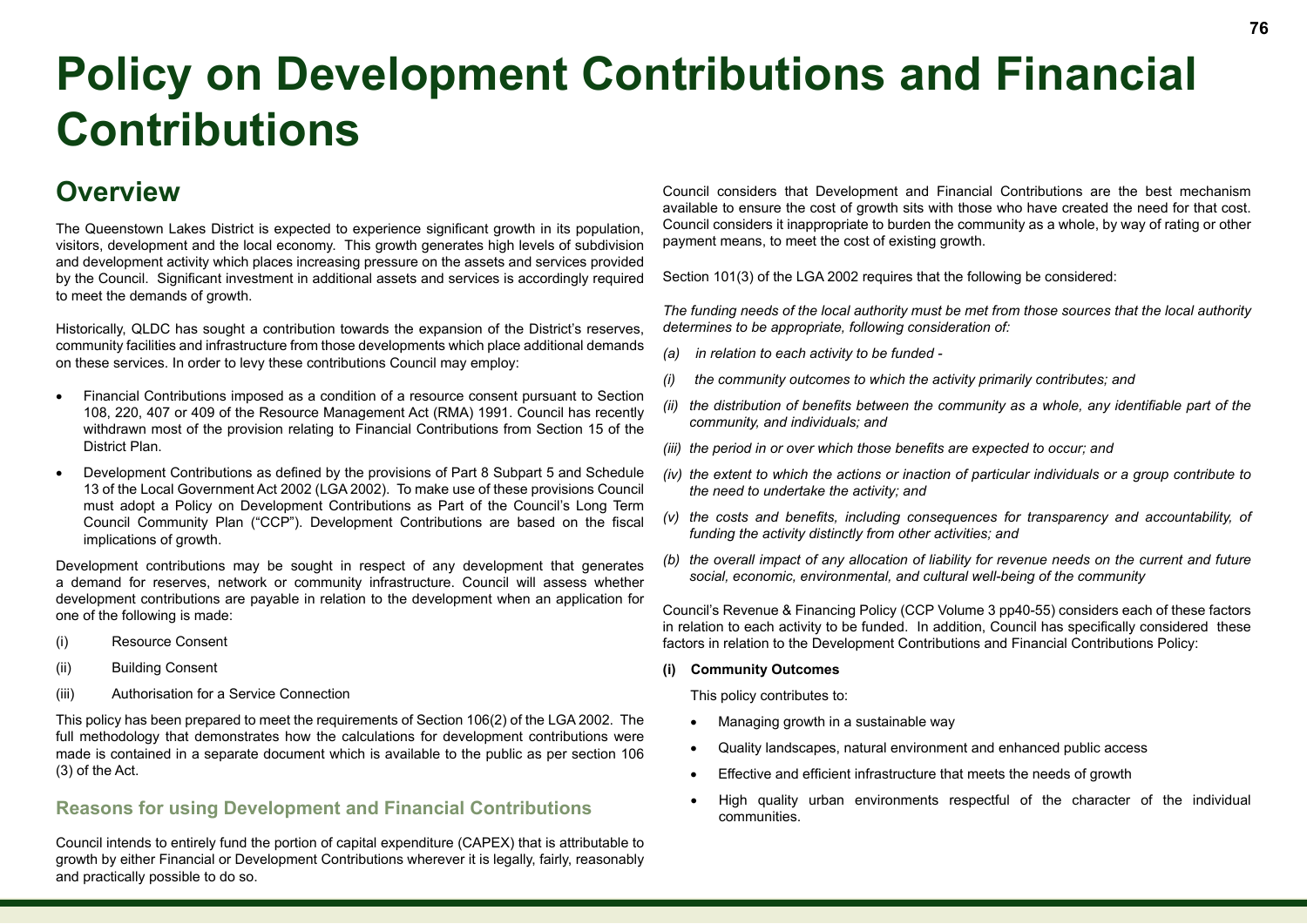# Policy on Development Contributions and Financial Contributions

## Overview

The Queenstown Lakes District is expected to experience significant growth in its population, visitors, development and the local economy. This growth generates high levels of subdivision and development activity which places increasing pressure on the assets and services provided by the Council. Significant investment in additional assets and services is accordingly required to meet the demands of growth.

Historically, QLDC has sought a contribution towards the expansion of the District's reserves, community facilities and infrastructure from those developments which place additional demands on these services. In order to levy these contributions Council may employ:

- Financial Contributions imposed as a condition of a resource consent pursuant to Section 108, 220, 407 or 409 of the Resource Management Act (RMA) 1991. Council has recently withdrawn most of the provision relating to Financial Contributions from Section 15 of the District Plan.
- Development Contributions as defined by the provisions of Part 8 Subpart 5 and Schedule 13 of the Local Government Act 2002 (LGA 2002). To make use of these provisions Council must adopt a Policy on Development Contributions as Part of the Council's Long Term Council Community Plan ("CCP"). Development Contributions are based on the fiscal implications of growth.

Development contributions may be sought in respect of any development that generates a demand for reserves, network or community infrastructure. Council will assess whether development contributions are payable in relation to the development when an application for one of the following is made:

(i) Resource Consent

(ii) Building Consent

(iii) Authorisation for a Service Connection

This policy has been prepared to meet the requirements of Section 106(2) of the LGA 2002. The full methodology that demonstrates how the calculations for development contributions were made is contained in a separate document which is available to the public as per section 106 (3) of the Act.

### Reasons for using Development and Financial Contributions

Council intends to entirely fund the portion of capital expenditure (CAPEX) that is attributable to growth by either Financial or Development Contributions wherever it is legally, fairly, reasonably and practically possible to do so.

Council considers that Development and Financial Contributions are the best mechanism available to ensure the cost of growth sits with those who have created the need for that cost. Council considers it inappropriate to burden the community as a whole, by way of rating or other payment means, to meet the cost of existing growth.

Section 101(3) of the LGA 2002 requires that the following be considered:

*The funding needs of the local authority must be met from those sources that the local authority determines to be appropriate, following consideration of:*

*(a) in relation to each activity to be funded -*

*(i) the community outcomes to which the activity primarily contributes; and*

*(ii) the distribution of benefits between the community as a whole, any identifiable part of the community, and individuals; and*

*(iii) the period in or over which those benefits are expected to occur; and*

*(iv) the extent to which the actions or inaction of particular individuals or a group contribute to the need to undertake the activity; and*

*(v) the costs and benefits, including consequences for transparency and accountability, of funding the activity distinctly from other activities; and*

*(b) the overall impact of any allocation of liability for revenue needs on the current and future social, economic, environmental, and cultural well-being of the community*

Council's Revenue & Financing Policy (CCP Volume 3 pp40-55) considers each of these factors in relation to each activity to be funded. In addition, Council has specifically considered these factors in relation to the Development Contributions and Financial Contributions Policy:

**(i) Community Outcomes**

This policy contributes to:

- Managing growth in a sustainable way
- Quality landscapes, natural environment and enhanced public access
- Effective and efficient infrastructure that meets the needs of growth
- High quality urban environments respectful of the character of the individual communities.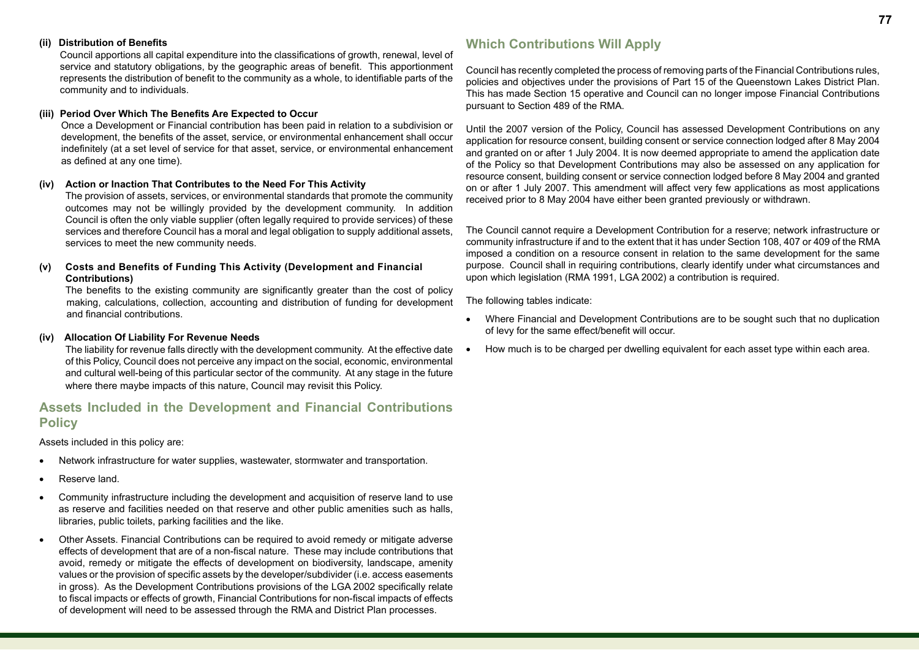**(ii) Distribution of Benefits**

Council apportions all capital expenditure into the classifications of growth, renewal, level of service and statutory obligations, by the geographic areas of benefit. This apportionment represents the distribution of benefit to the community as a whole, to identifiable parts of the community and to individuals.

**(iii) Period Over Which The Benefits Are Expected to Occur**

Once a Development or Financial contribution has been paid in relation to a subdivision or development, the benefits of the asset, service, or environmental enhancement shall occur indefinitely (at a set level of service for that asset, service, or environmental enhancement as defined at any one time).

**(iv) Action or Inaction That Contributes to the Need For This Activity**

The provision of assets, services, or environmental standards that promote the community outcomes may not be willingly provided by the development community. In addition Council is often the only viable supplier (often legally required to provide services) of these services and therefore Council has a moral and legal obligation to supply additional assets, services to meet the new community needs.

**(v) Costs and Benefits of Funding This Activity (Development and Financial Contributions)**

The benefits to the existing community are significantly greater than the cost of policy making, calculations, collection, accounting and distribution of funding for development and financial contributions.

**(iv) Allocation Of Liability For Revenue Needs**

The liability for revenue falls directly with the development community. At the effective date of this Policy, Council does not perceive any impact on the social, economic, environmental and cultural well-being of this particular sector of the community. At any stage in the future where there maybe impacts of this nature, Council may revisit this Policy.

## Assets Included in the Development and Financial Contributions Policy

Assets included in this policy are:

- Network infrastructure for water supplies, wastewater, stormwater and transportation.
- Reserve land.
- Community infrastructure including the development and acquisition of reserve land to use as reserve and facilities needed on that reserve and other public amenities such as halls, libraries, public toilets, parking facilities and the like.
- Other Assets. Financial Contributions can be required to avoid remedy or mitigate adverse effects of development that are of a non-fiscal nature. These may include contributions that avoid, remedy or mitigate the effects of development on biodiversity, landscape, amenity values or the provision of specific assets by the developer/subdivider (i.e. access easements in gross). As the Development Contributions provisions of the LGA 2002 specifically relate to fiscal impacts or effects of growth, Financial Contributions for non-fiscal impacts of effects of development will need to be assessed through the RMA and District Plan processes.

## Which Contributions Will Apply

Council has recently completed the process of removing parts of the Financial Contributions rules, policies and objectives under the provisions of Part 15 of the Queenstown Lakes District Plan. This has made Section 15 operative and Council can no longer impose Financial Contributions pursuant to Section 489 of the RMA.

Until the 2007 version of the Policy, Council has assessed Development Contributions on any application for resource consent, building consent or service connection lodged after 8 May 2004 and granted on or after 1 July 2004. It is now deemed appropriate to amend the application date of the Policy so that Development Contributions may also be assessed on any application for resource consent, building consent or service connection lodged before 8 May 2004 and granted on or after 1 July 2007. This amendment will affect very few applications as most applications received prior to 8 May 2004 have either been granted previously or withdrawn.

The Council cannot require a Development Contribution for a reserve; network infrastructure or community infrastructure if and to the extent that it has under Section 108, 407 or 409 of the RMA imposed a condition on a resource consent in relation to the same development for the same purpose. Council shall in requiring contributions, clearly identify under what circumstances and upon which legislation (RMA 1991, LGA 2002) a contribution is required.

The following tables indicate:

- Where Financial and Development Contributions are to be sought such that no duplication of levy for the same effect/benefit will occur.
- How much is to be charged per dwelling equivalent for each asset type within each area.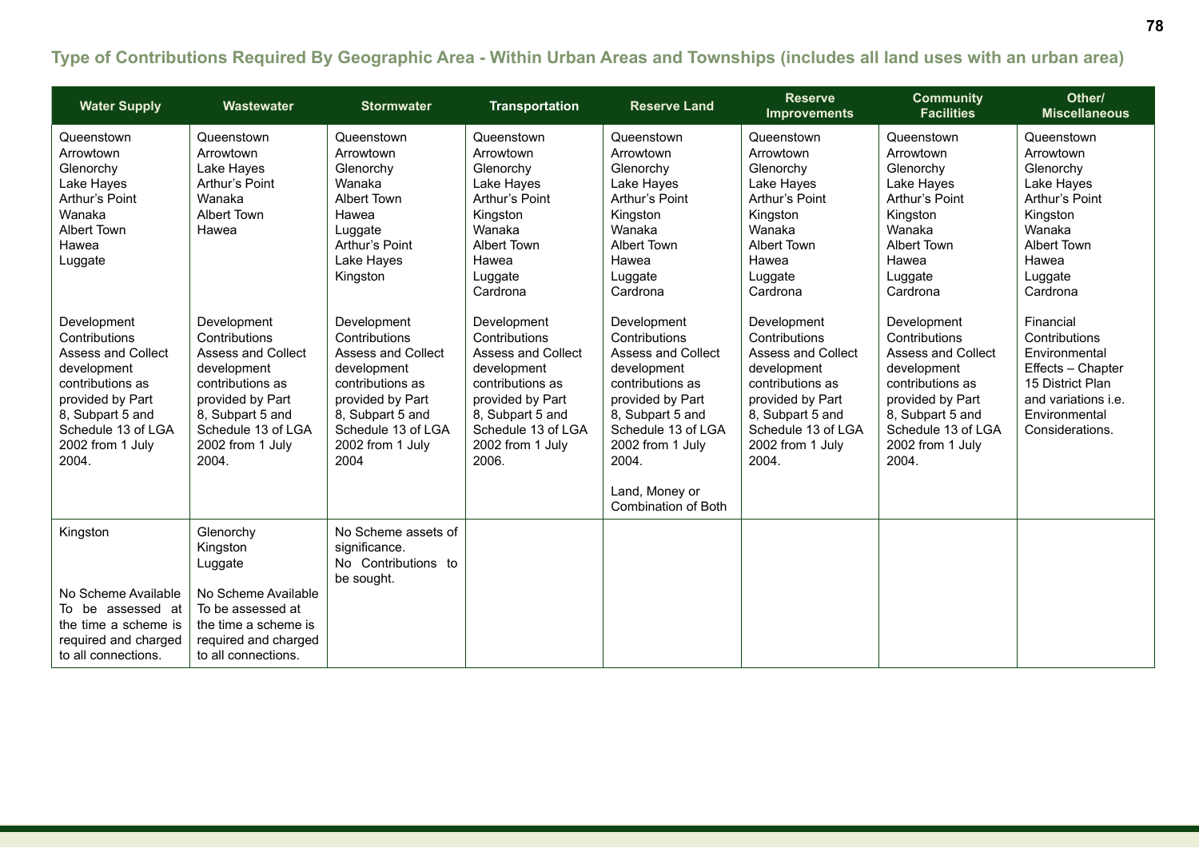## Type of Contributions Required By Geographic Area - Within Urban Areas and Townships (includes all land uses with an urban area)

| Water Supply | Wastewater | Stormwater | Transportation | Reserve Land | Reserve Improvements | Community Facilities | Other/ Miscellaneous |
|---|---|---|---|---|---|---|---|
| Queenstown<br>Arrowtown<br>Glenorchy<br>Lake Hayes<br>Arthur's Point<br>Wanaka<br>Albert Town<br>Hawea<br>Luggate | Queenstown<br>Arrowtown<br>Lake Hayes<br>Arthur's Point<br>Wanaka<br>Albert Town<br>Hawea | Queenstown<br>Arrowtown<br>Glenorchy<br>Wanaka<br>Albert Town<br>Hawea<br>Luggate<br>Arthur's Point<br>Lake Hayes<br>Kingston | Queenstown<br>Arrowtown<br>Glenorchy<br>Lake Hayes<br>Arthur's Point<br>Kingston<br>Wanaka<br>Albert Town<br>Hawea<br>Luggate<br>Cardrona | Queenstown<br>Arrowtown<br>Glenorchy<br>Lake Hayes<br>Arthur's Point<br>Kingston<br>Wanaka<br>Albert Town<br>Hawea<br>Luggate<br>Cardrona | Queenstown<br>Arrowtown<br>Glenorchy<br>Lake Hayes<br>Arthur's Point<br>Kingston<br>Wanaka<br>Albert Town<br>Hawea<br>Luggate<br>Cardrona | Queenstown<br>Arrowtown<br>Glenorchy<br>Lake Hayes<br>Arthur's Point<br>Kingston<br>Wanaka<br>Albert Town<br>Hawea<br>Luggate<br>Cardrona | Queenstown<br>Arrowtown<br>Glenorchy<br>Lake Hayes<br>Arthur's Point<br>Kingston<br>Wanaka<br>Albert Town<br>Hawea<br>Luggate<br>Cardrona |
| Development Contributions<br>Assess and Collect development contributions as provided by Part 8, Subpart 5 and Schedule 13 of LGA 2002 from 1 July 2004. | Development Contributions<br>Assess and Collect development contributions as provided by Part 8, Subpart 5 and Schedule 13 of LGA 2002 from 1 July 2004. | Development Contributions<br>Assess and Collect development contributions as provided by Part 8, Subpart 5 and Schedule 13 of LGA 2002 from 1 July 2004 | Development Contributions<br>Assess and Collect development contributions as provided by Part 8, Subpart 5 and Schedule 13 of LGA 2002 from 1 July 2006. | Development Contributions<br>Assess and Collect development contributions as provided by Part 8, Subpart 5 and Schedule 13 of LGA 2002 from 1 July 2004.<br><br>Land, Money or Combination of Both | Development Contributions<br>Assess and Collect development contributions as provided by Part 8, Subpart 5 and Schedule 13 of LGA 2002 from 1 July 2004. | Development Contributions<br>Assess and Collect development contributions as provided by Part 8, Subpart 5 and Schedule 13 of LGA 2002 from 1 July 2004. | Financial Contributions<br>Environmental Effects – Chapter 15 District Plan and variations i.e. Environmental Considerations. |
| Kingston<br><br>No Scheme Available To be assessed at the time a scheme is required and charged to all connections. | Glenorchy<br>Kingston<br>Luggate<br><br>No Scheme Available To be assessed at the time a scheme is required and charged to all connections. | No Scheme assets of significance.<br>No Contributions to be sought. | | | | | |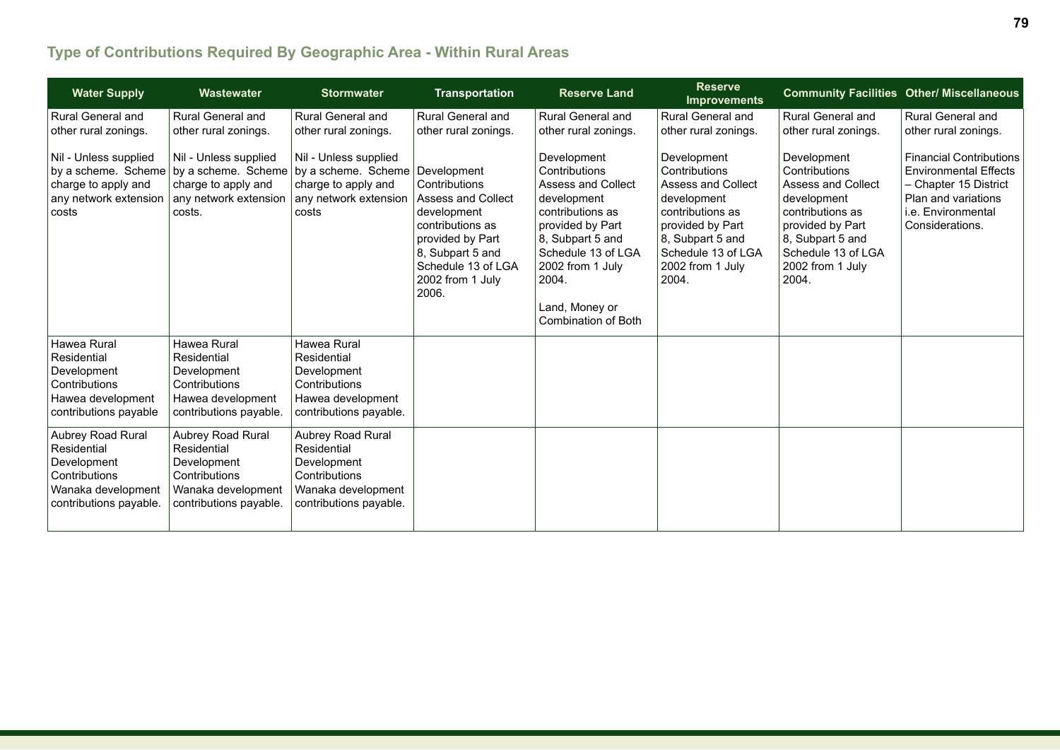## Type of Contributions Required By Geographic Area - Within Rural Areas

| Water Supply | Wastewater | Stormwater | Transportation | Reserve Land | Reserve Improvements | Community Facilities | Other/ Miscellaneous |
|---|---|---|---|---|---|---|---|
| Rural General and other rural zonings.<br><br>Nil - Unless supplied by a scheme. Scheme charge to apply and any network extension costs | Rural General and other rural zonings.<br><br>Nil - Unless supplied by a scheme. Scheme charge to apply and any network extension costs. | Rural General and other rural zonings.<br><br>Nil - Unless supplied by a scheme. Scheme charge to apply and any network extension costs | Rural General and other rural zonings.<br><br>Development Contributions Assess and Collect development contributions as provided by Part 8, Subpart 5 and Schedule 13 of LGA 2002 from 1 July 2006. | Rural General and other rural zonings.<br><br>Development Contributions Assess and Collect development contributions as provided by Part 8, Subpart 5 and Schedule 13 of LGA 2002 from 1 July 2004.<br><br>Land, Money or Combination of Both | Rural General and other rural zonings.<br><br>Development Contributions Assess and Collect development contributions as provided by Part 8, Subpart 5 and Schedule 13 of LGA 2002 from 1 July 2004. | Rural General and other rural zonings.<br><br>Development Contributions Assess and Collect development contributions as provided by Part 8, Subpart 5 and Schedule 13 of LGA 2002 from 1 July 2004. | Rural General and other rural zonings.<br><br>Financial Contributions Environmental Effects – Chapter 15 District Plan and variations i.e. Environmental Considerations. |
| Hawea Rural Residential Development Contributions Hawea development contributions payable | Hawea Rural Residential Development Contributions Hawea development contributions payable. | Hawea Rural Residential Development Contributions Hawea development contributions payable. | | | | | |
| Aubrey Road Rural Residential Development Contributions Wanaka development contributions payable. | Aubrey Road Rural Residential Development Contributions Wanaka development contributions payable. | Aubrey Road Rural Residential Development Contributions Wanaka development contributions payable. | | | | | |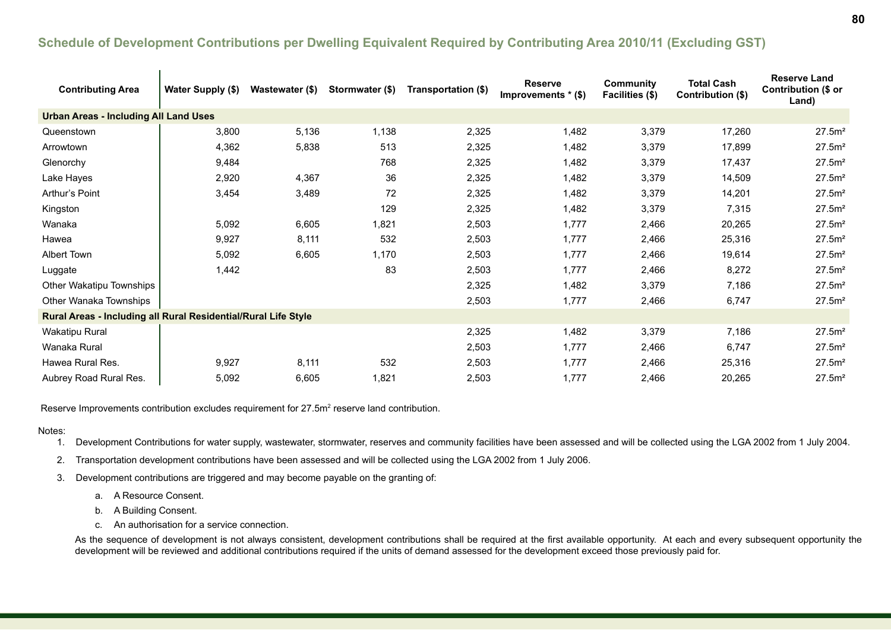## Schedule of Development Contributions per Dwelling Equivalent Required by Contributing Area 2010/11 (Excluding GST)

| Contributing Area | Water Supply ($) | Wastewater ($) | Stormwater ($) | Transportation ($) | Reserve Improvements * ($) | Community Facilities ($) | Total Cash Contribution ($) | Reserve Land Contribution ($ or Land) |
|---|---|---|---|---|---|---|---|---|
| **Urban Areas - Including All Land Uses** | | | | | | | | |
| Queenstown | 3,800 | 5,136 | 1,138 | 2,325 | 1,482 | 3,379 | 17,260 | 27.5m² |
| Arrowtown | 4,362 | 5,838 | 513 | 2,325 | 1,482 | 3,379 | 17,899 | 27.5m² |
| Glenorchy | 9,484 | | 768 | 2,325 | 1,482 | 3,379 | 17,437 | 27.5m² |
| Lake Hayes | 2,920 | 4,367 | 36 | 2,325 | 1,482 | 3,379 | 14,509 | 27.5m² |
| Arthur's Point | 3,454 | 3,489 | 72 | 2,325 | 1,482 | 3,379 | 14,201 | 27.5m² |
| Kingston | | | 129 | 2,325 | 1,482 | 3,379 | 7,315 | 27.5m² |
| Wanaka | 5,092 | 6,605 | 1,821 | 2,503 | 1,777 | 2,466 | 20,265 | 27.5m² |
| Hawea | 9,927 | 8,111 | 532 | 2,503 | 1,777 | 2,466 | 25,316 | 27.5m² |
| Albert Town | 5,092 | 6,605 | 1,170 | 2,503 | 1,777 | 2,466 | 19,614 | 27.5m² |
| Luggate | 1,442 | | 83 | 2,503 | 1,777 | 2,466 | 8,272 | 27.5m² |
| Other Wakatipu Townships | | | | 2,325 | 1,482 | 3,379 | 7,186 | 27.5m² |
| Other Wanaka Townships | | | | 2,503 | 1,777 | 2,466 | 6,747 | 27.5m² |
| **Rural Areas - Including all Rural Residential/Rural Life Style** | | | | | | | | |
| Wakatipu Rural | | | | 2,325 | 1,482 | 3,379 | 7,186 | 27.5m² |
| Wanaka Rural | | | | 2,503 | 1,777 | 2,466 | 6,747 | 27.5m² |
| Hawea Rural Res. | 9,927 | 8,111 | 532 | 2,503 | 1,777 | 2,466 | 25,316 | 27.5m² |
| Aubrey Road Rural Res. | 5,092 | 6,605 | 1,821 | 2,503 | 1,777 | 2,466 | 20,265 | 27.5m² |

Reserve Improvements contribution excludes requirement for 27.5m² reserve land contribution.

Notes:

1. Development Contributions for water supply, wastewater, stormwater, reserves and community facilities have been assessed and will be collected using the LGA 2002 from 1 July 2004.
2. Transportation development contributions have been assessed and will be collected using the LGA 2002 from 1 July 2006.
3. Development contributions are triggered and may become payable on the granting of:
   a. A Resource Consent.
   b. A Building Consent.
   c. An authorisation for a service connection.

   As the sequence of development is not always consistent, development contributions shall be required at the first available opportunity. At each and every subsequent opportunity the development will be reviewed and additional contributions required if the units of demand assessed for the development exceed those previously paid for.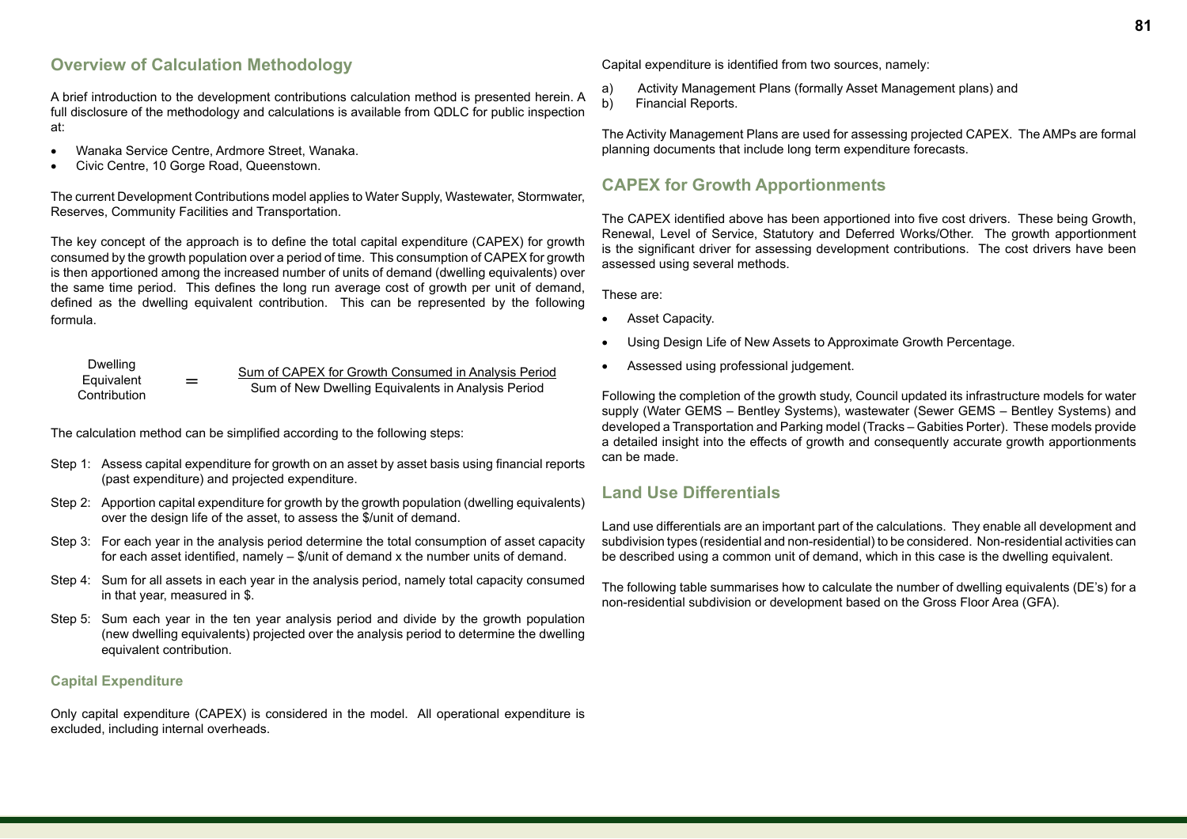## Overview of Calculation Methodology

A brief introduction to the development contributions calculation method is presented herein. A full disclosure of the methodology and calculations is available from QDLC for public inspection at:

- Wanaka Service Centre, Ardmore Street, Wanaka.
- Civic Centre, 10 Gorge Road, Queenstown.

The current Development Contributions model applies to Water Supply, Wastewater, Stormwater, Reserves, Community Facilities and Transportation.

The key concept of the approach is to define the total capital expenditure (CAPEX) for growth consumed by the growth population over a period of time. This consumption of CAPEX for growth is then apportioned among the increased number of units of demand (dwelling equivalents) over the same time period. This defines the long run average cost of growth per unit of demand, defined as the dwelling equivalent contribution. This can be represented by the following formula.

$$\text{Dwelling Equivalent Contribution} = \frac{\text{Sum of CAPEX for Growth Consumed in Analysis Period}}{\text{Sum of New Dwelling Equivalents in Analysis Period}}$$

The calculation method can be simplified according to the following steps:

Step 1: Assess capital expenditure for growth on an asset by asset basis using financial reports (past expenditure) and projected expenditure.

Step 2: Apportion capital expenditure for growth by the growth population (dwelling equivalents) over the design life of the asset, to assess the $/unit of demand.

Step 3: For each year in the analysis period determine the total consumption of asset capacity for each asset identified, namely – $/unit of demand x the number units of demand.

Step 4: Sum for all assets in each year in the analysis period, namely total capacity consumed in that year, measured in $.

Step 5: Sum each year in the ten year analysis period and divide by the growth population (new dwelling equivalents) projected over the analysis period to determine the dwelling equivalent contribution.

### Capital Expenditure

Only capital expenditure (CAPEX) is considered in the model. All operational expenditure is excluded, including internal overheads.

Capital expenditure is identified from two sources, namely:

a) Activity Management Plans (formally Asset Management plans) and
b) Financial Reports.

The Activity Management Plans are used for assessing projected CAPEX. The AMPs are formal planning documents that include long term expenditure forecasts.

## CAPEX for Growth Apportionments

The CAPEX identified above has been apportioned into five cost drivers. These being Growth, Renewal, Level of Service, Statutory and Deferred Works/Other. The growth apportionment is the significant driver for assessing development contributions. The cost drivers have been assessed using several methods.

These are:

- Asset Capacity.
- Using Design Life of New Assets to Approximate Growth Percentage.
- Assessed using professional judgement.

Following the completion of the growth study, Council updated its infrastructure models for water supply (Water GEMS – Bentley Systems), wastewater (Sewer GEMS – Bentley Systems) and developed a Transportation and Parking model (Tracks – Gabities Porter). These models provide a detailed insight into the effects of growth and consequently accurate growth apportionments can be made.

## Land Use Differentials

Land use differentials are an important part of the calculations. They enable all development and subdivision types (residential and non-residential) to be considered. Non-residential activities can be described using a common unit of demand, which in this case is the dwelling equivalent.

The following table summarises how to calculate the number of dwelling equivalents (DE's) for a non-residential subdivision or development based on the Gross Floor Area (GFA).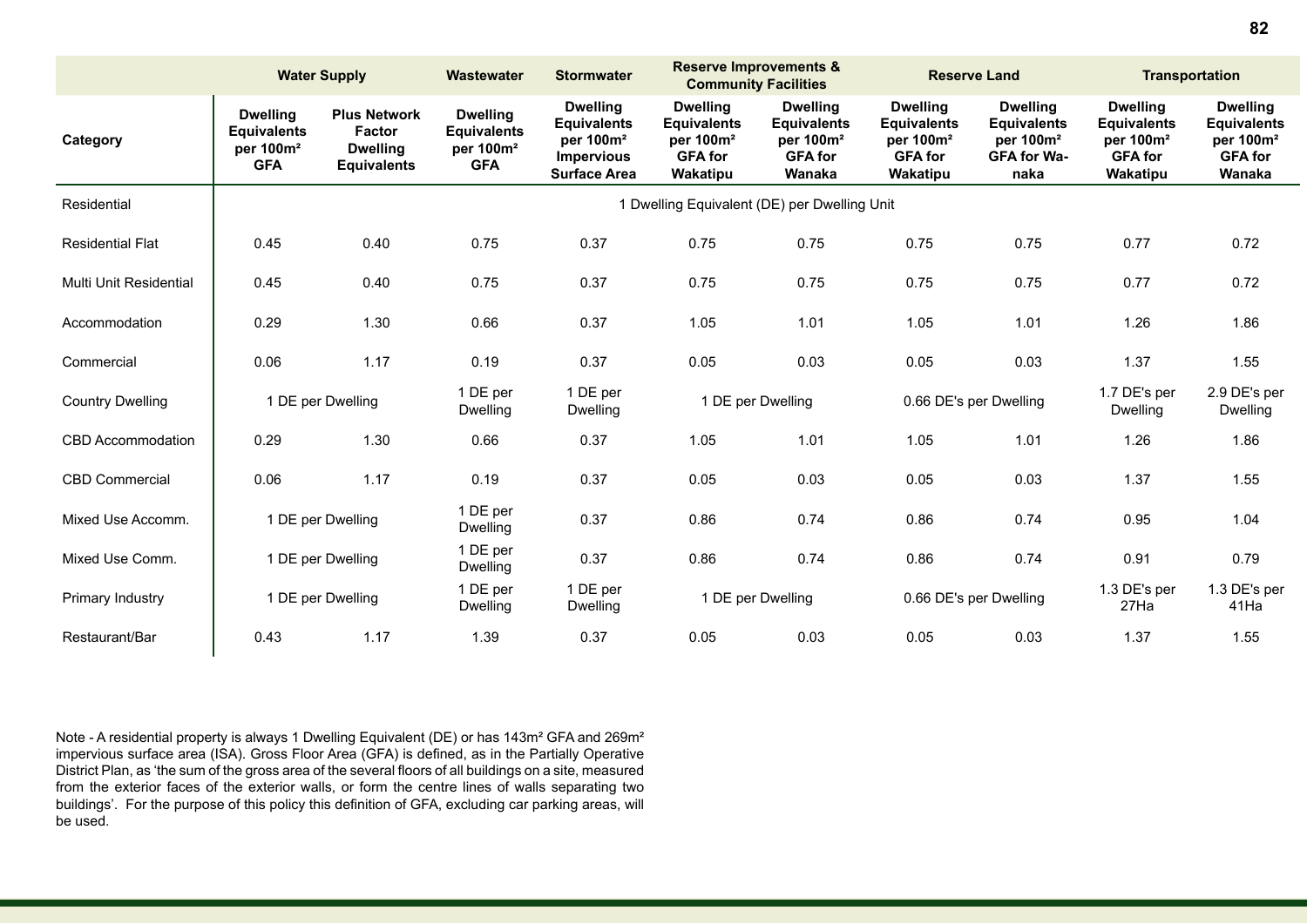| | Water Supply | | Wastewater | Stormwater | Reserve Improvements & Community Facilities | | Reserve Land | | Transportation | |
|---|---|---|---|---|---|---|---|---|---|---|
| Category | Dwelling Equivalents per 100m² GFA | Plus Network Factor Dwelling Equivalents | Dwelling Equivalents per 100m² GFA | Dwelling Equivalents per 100m² Impervious Surface Area | Dwelling Equivalents per 100m² GFA for Wakatipu | Dwelling Equivalents per 100m² GFA for Wanaka | Dwelling Equivalents per 100m² GFA for Wakatipu | Dwelling Equivalents per 100m² GFA for Wanaka | Dwelling Equivalents per 100m² GFA for Wakatipu | Dwelling Equivalents per 100m² GFA for Wanaka |
| Residential | 1 Dwelling Equivalent (DE) per Dwelling Unit | | | | | | | | | |
| Residential Flat | 0.45 | 0.40 | 0.75 | 0.37 | 0.75 | 0.75 | 0.75 | 0.75 | 0.77 | 0.72 |
| Multi Unit Residential | 0.45 | 0.40 | 0.75 | 0.37 | 0.75 | 0.75 | 0.75 | 0.75 | 0.77 | 0.72 |
| Accommodation | 0.29 | 1.30 | 0.66 | 0.37 | 1.05 | 1.01 | 1.05 | 1.01 | 1.26 | 1.86 |
| Commercial | 0.06 | 1.17 | 0.19 | 0.37 | 0.05 | 0.03 | 0.05 | 0.03 | 1.37 | 1.55 |
| Country Dwelling | 1 DE per Dwelling | | 1 DE per Dwelling | 1 DE per Dwelling | 1 DE per Dwelling | | 0.66 DE's per Dwelling | | 1.7 DE's per Dwelling | 2.9 DE's per Dwelling |
| CBD Accommodation | 0.29 | 1.30 | 0.66 | 0.37 | 1.05 | 1.01 | 1.05 | 1.01 | 1.26 | 1.86 |
| CBD Commercial | 0.06 | 1.17 | 0.19 | 0.37 | 0.05 | 0.03 | 0.05 | 0.03 | 1.37 | 1.55 |
| Mixed Use Accomm. | 1 DE per Dwelling | | 1 DE per Dwelling | 0.37 | 0.86 | 0.74 | 0.86 | 0.74 | 0.95 | 1.04 |
| Mixed Use Comm. | 1 DE per Dwelling | | 1 DE per Dwelling | 0.37 | 0.86 | 0.74 | 0.86 | 0.74 | 0.91 | 0.79 |
| Primary Industry | 1 DE per Dwelling | | 1 DE per Dwelling | 1 DE per Dwelling | 1 DE per Dwelling | | 0.66 DE's per Dwelling | | 1.3 DE's per 27Ha | 1.3 DE's per 41Ha |
| Restaurant/Bar | 0.43 | 1.17 | 1.39 | 0.37 | 0.05 | 0.03 | 0.05 | 0.03 | 1.37 | 1.55 |

Note - A residential property is always 1 Dwelling Equivalent (DE) or has 143m² GFA and 269m² impervious surface area (ISA). Gross Floor Area (GFA) is defined, as in the Partially Operative District Plan, as 'the sum of the gross area of the several floors of all buildings on a site, measured from the exterior faces of the exterior walls, or form the centre lines of walls separating two buildings'. For the purpose of this policy this definition of GFA, excluding car parking areas, will be used.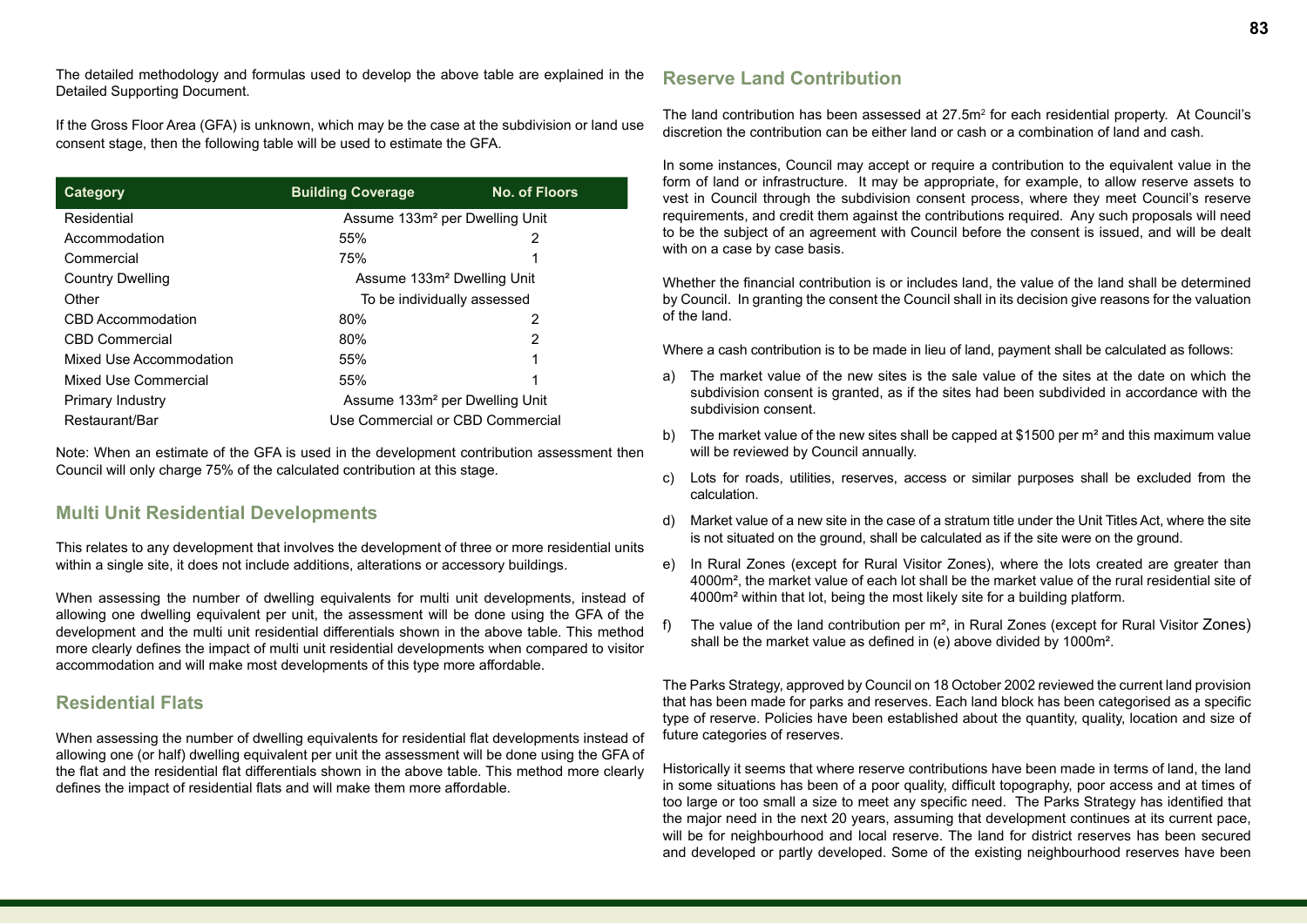The detailed methodology and formulas used to develop the above table are explained in the Detailed Supporting Document.

If the Gross Floor Area (GFA) is unknown, which may be the case at the subdivision or land use consent stage, then the following table will be used to estimate the GFA.

| Category | Building Coverage | No. of Floors |
|---|---|---|
| Residential | Assume 133m² per Dwelling Unit | |
| Accommodation | 55% | 2 |
| Commercial | 75% | 1 |
| Country Dwelling | Assume 133m² Dwelling Unit | |
| Other | To be individually assessed | |
| CBD Accommodation | 80% | 2 |
| CBD Commercial | 80% | 2 |
| Mixed Use Accommodation | 55% | 1 |
| Mixed Use Commercial | 55% | 1 |
| Primary Industry | Assume 133m² per Dwelling Unit | |
| Restaurant/Bar | Use Commercial or CBD Commercial | |

Note: When an estimate of the GFA is used in the development contribution assessment then Council will only charge 75% of the calculated contribution at this stage.

## Multi Unit Residential Developments

This relates to any development that involves the development of three or more residential units within a single site, it does not include additions, alterations or accessory buildings.

When assessing the number of dwelling equivalents for multi unit developments, instead of allowing one dwelling equivalent per unit, the assessment will be done using the GFA of the development and the multi unit residential differentials shown in the above table. This method more clearly defines the impact of multi unit residential developments when compared to visitor accommodation and will make most developments of this type more affordable.

## Residential Flats

When assessing the number of dwelling equivalents for residential flat developments instead of allowing one (or half) dwelling equivalent per unit the assessment will be done using the GFA of the flat and the residential flat differentials shown in the above table. This method more clearly defines the impact of residential flats and will make them more affordable.

## Reserve Land Contribution

The land contribution has been assessed at 27.5m² for each residential property. At Council's discretion the contribution can be either land or cash or a combination of land and cash.

In some instances, Council may accept or require a contribution to the equivalent value in the form of land or infrastructure. It may be appropriate, for example, to allow reserve assets to vest in Council through the subdivision consent process, where they meet Council's reserve requirements, and credit them against the contributions required. Any such proposals will need to be the subject of an agreement with Council before the consent is issued, and will be dealt with on a case by case basis.

Whether the financial contribution is or includes land, the value of the land shall be determined by Council. In granting the consent the Council shall in its decision give reasons for the valuation of the land.

Where a cash contribution is to be made in lieu of land, payment shall be calculated as follows:

a) The market value of the new sites is the sale value of the sites at the date on which the subdivision consent is granted, as if the sites had been subdivided in accordance with the subdivision consent.

b) The market value of the new sites shall be capped at $1500 per m² and this maximum value will be reviewed by Council annually.

c) Lots for roads, utilities, reserves, access or similar purposes shall be excluded from the calculation.

d) Market value of a new site in the case of a stratum title under the Unit Titles Act, where the site is not situated on the ground, shall be calculated as if the site were on the ground.

e) In Rural Zones (except for Rural Visitor Zones), where the lots created are greater than 4000m², the market value of each lot shall be the market value of the rural residential site of 4000m² within that lot, being the most likely site for a building platform.

f) The value of the land contribution per m², in Rural Zones (except for Rural Visitor Zones) shall be the market value as defined in (e) above divided by 1000m².

The Parks Strategy, approved by Council on 18 October 2002 reviewed the current land provision that has been made for parks and reserves. Each land block has been categorised as a specific type of reserve. Policies have been established about the quantity, quality, location and size of future categories of reserves.

Historically it seems that where reserve contributions have been made in terms of land, the land in some situations has been of a poor quality, difficult topography, poor access and at times of too large or too small a size to meet any specific need. The Parks Strategy has identified that the major need in the next 20 years, assuming that development continues at its current pace, will be for neighbourhood and local reserve. The land for district reserves has been secured and developed or partly developed. Some of the existing neighbourhood reserves have been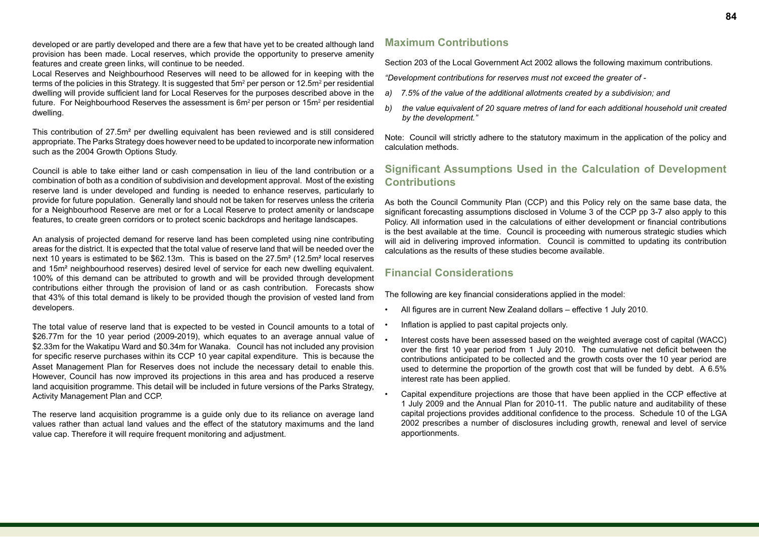developed or are partly developed and there are a few that have yet to be created although land provision has been made. Local reserves, which provide the opportunity to preserve amenity features and create green links, will continue to be needed.

Local Reserves and Neighbourhood Reserves will need to be allowed for in keeping with the terms of the policies in this Strategy. It is suggested that $5m^2$ per person or $12.5m^2$ per residential dwelling will provide sufficient land for Local Reserves for the purposes described above in the future. For Neighbourhood Reserves the assessment is $6m^2$ per person or $15m^2$ per residential dwelling.

This contribution of $27.5m^2$ per dwelling equivalent has been reviewed and is still considered appropriate. The Parks Strategy does however need to be updated to incorporate new information such as the 2004 Growth Options Study.

Council is able to take either land or cash compensation in lieu of the land contribution or a combination of both as a condition of subdivision and development approval. Most of the existing reserve land is under developed and funding is needed to enhance reserves, particularly to provide for future population. Generally land should not be taken for reserves unless the criteria for a Neighbourhood Reserve are met or for a Local Reserve to protect amenity or landscape features, to create green corridors or to protect scenic backdrops and heritage landscapes.

An analysis of projected demand for reserve land has been completed using nine contributing areas for the district. It is expected that the total value of reserve land that will be needed over the next 10 years is estimated to be $62.13m. This is based on the $27.5m^2$ ($12.5m^2$ local reserves and $15m^2$ neighbourhood reserves) desired level of service for each new dwelling equivalent. 100% of this demand can be attributed to growth and will be provided through development contributions either through the provision of land or as cash contribution. Forecasts show that 43% of this total demand is likely to be provided though the provision of vested land from developers.

The total value of reserve land that is expected to be vested in Council amounts to a total of $26.77m for the 10 year period (2009-2019), which equates to an average annual value of $2.33m for the Wakatipu Ward and $0.34m for Wanaka. Council has not included any provision for specific reserve purchases within its CCP 10 year capital expenditure. This is because the Asset Management Plan for Reserves does not include the necessary detail to enable this. However, Council has now improved its projections in this area and has produced a reserve land acquisition programme. This detail will be included in future versions of the Parks Strategy, Activity Management Plan and CCP.

The reserve land acquisition programme is a guide only due to its reliance on average land values rather than actual land values and the effect of the statutory maximums and the land value cap. Therefore it will require frequent monitoring and adjustment.

## Maximum Contributions

Section 203 of the Local Government Act 2002 allows the following maximum contributions.

*"Development contributions for reserves must not exceed the greater of -*

*a) 7.5% of the value of the additional allotments created by a subdivision; and*

*b) the value equivalent of 20 square metres of land for each additional household unit created by the development."*

Note: Council will strictly adhere to the statutory maximum in the application of the policy and calculation methods.

## Significant Assumptions Used in the Calculation of Development Contributions

As both the Council Community Plan (CCP) and this Policy rely on the same base data, the significant forecasting assumptions disclosed in Volume 3 of the CCP pp 3-7 also apply to this Policy. All information used in the calculations of either development or financial contributions is the best available at the time. Council is proceeding with numerous strategic studies which will aid in delivering improved information. Council is committed to updating its contribution calculations as the results of these studies become available.

## Financial Considerations

The following are key financial considerations applied in the model:

- All figures are in current New Zealand dollars – effective 1 July 2010.
- Inflation is applied to past capital projects only.
- Interest costs have been assessed based on the weighted average cost of capital (WACC) over the first 10 year period from 1 July 2010. The cumulative net deficit between the contributions anticipated to be collected and the growth costs over the 10 year period are used to determine the proportion of the growth cost that will be funded by debt. A 6.5% interest rate has been applied.
- Capital expenditure projections are those that have been applied in the CCP effective at 1 July 2009 and the Annual Plan for 2010-11. The public nature and auditability of these capital projections provides additional confidence to the process. Schedule 10 of the LGA 2002 prescribes a number of disclosures including growth, renewal and level of service apportionments.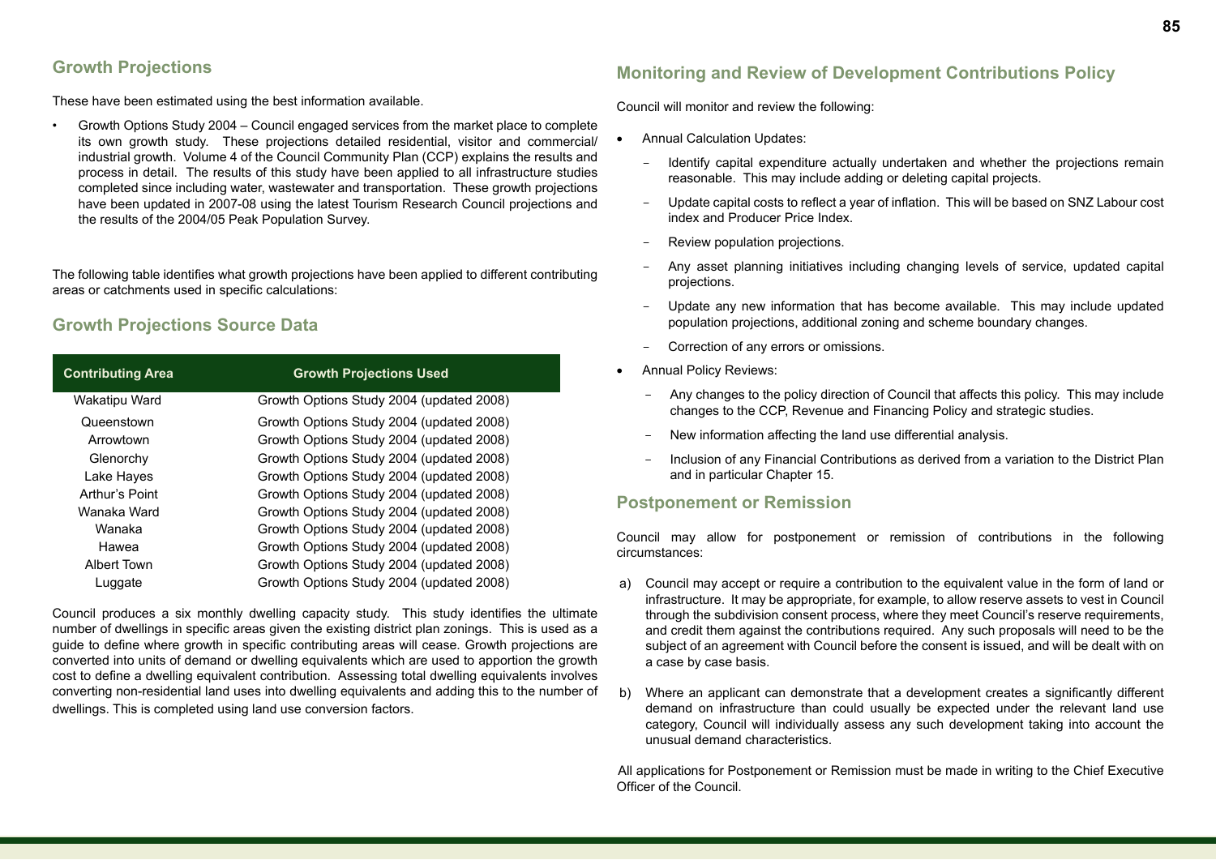## Growth Projections

These have been estimated using the best information available.

- Growth Options Study 2004 – Council engaged services from the market place to complete its own growth study. These projections detailed residential, visitor and commercial/industrial growth. Volume 4 of the Council Community Plan (CCP) explains the results and process in detail. The results of this study have been applied to all infrastructure studies completed since including water, wastewater and transportation. These growth projections have been updated in 2007-08 using the latest Tourism Research Council projections and the results of the 2004/05 Peak Population Survey.

The following table identifies what growth projections have been applied to different contributing areas or catchments used in specific calculations:

## Growth Projections Source Data

| Contributing Area | Growth Projections Used |
|---|---|
| Wakatipu Ward | Growth Options Study 2004 (updated 2008) |
| Queenstown | Growth Options Study 2004 (updated 2008) |
| Arrowtown | Growth Options Study 2004 (updated 2008) |
| Glenorchy | Growth Options Study 2004 (updated 2008) |
| Lake Hayes | Growth Options Study 2004 (updated 2008) |
| Arthur's Point | Growth Options Study 2004 (updated 2008) |
| Wanaka Ward | Growth Options Study 2004 (updated 2008) |
| Wanaka | Growth Options Study 2004 (updated 2008) |
| Hawea | Growth Options Study 2004 (updated 2008) |
| Albert Town | Growth Options Study 2004 (updated 2008) |
| Luggate | Growth Options Study 2004 (updated 2008) |

Council produces a six monthly dwelling capacity study. This study identifies the ultimate number of dwellings in specific areas given the existing district plan zonings. This is used as a guide to define where growth in specific contributing areas will cease. Growth projections are converted into units of demand or dwelling equivalents which are used to apportion the growth cost to define a dwelling equivalent contribution. Assessing total dwelling equivalents involves converting non-residential land uses into dwelling equivalents and adding this to the number of dwellings. This is completed using land use conversion factors.

## Monitoring and Review of Development Contributions Policy

Council will monitor and review the following:

- Annual Calculation Updates:
  - Identify capital expenditure actually undertaken and whether the projections remain reasonable. This may include adding or deleting capital projects.
  - Update capital costs to reflect a year of inflation. This will be based on SNZ Labour cost index and Producer Price Index.
  - Review population projections.
  - Any asset planning initiatives including changing levels of service, updated capital projections.
  - Update any new information that has become available. This may include updated population projections, additional zoning and scheme boundary changes.
  - Correction of any errors or omissions.
- Annual Policy Reviews:
  - Any changes to the policy direction of Council that affects this policy. This may include changes to the CCP, Revenue and Financing Policy and strategic studies.
  - New information affecting the land use differential analysis.
  - Inclusion of any Financial Contributions as derived from a variation to the District Plan and in particular Chapter 15.

## Postponement or Remission

Council may allow for postponement or remission of contributions in the following circumstances:

a) Council may accept or require a contribution to the equivalent value in the form of land or infrastructure. It may be appropriate, for example, to allow reserve assets to vest in Council through the subdivision consent process, where they meet Council's reserve requirements, and credit them against the contributions required. Any such proposals will need to be the subject of an agreement with Council before the consent is issued, and will be dealt with on a case by case basis.

b) Where an applicant can demonstrate that a development creates a significantly different demand on infrastructure than could usually be expected under the relevant land use category, Council will individually assess any such development taking into account the unusual demand characteristics.

All applications for Postponement or Remission must be made in writing to the Chief Executive Officer of the Council.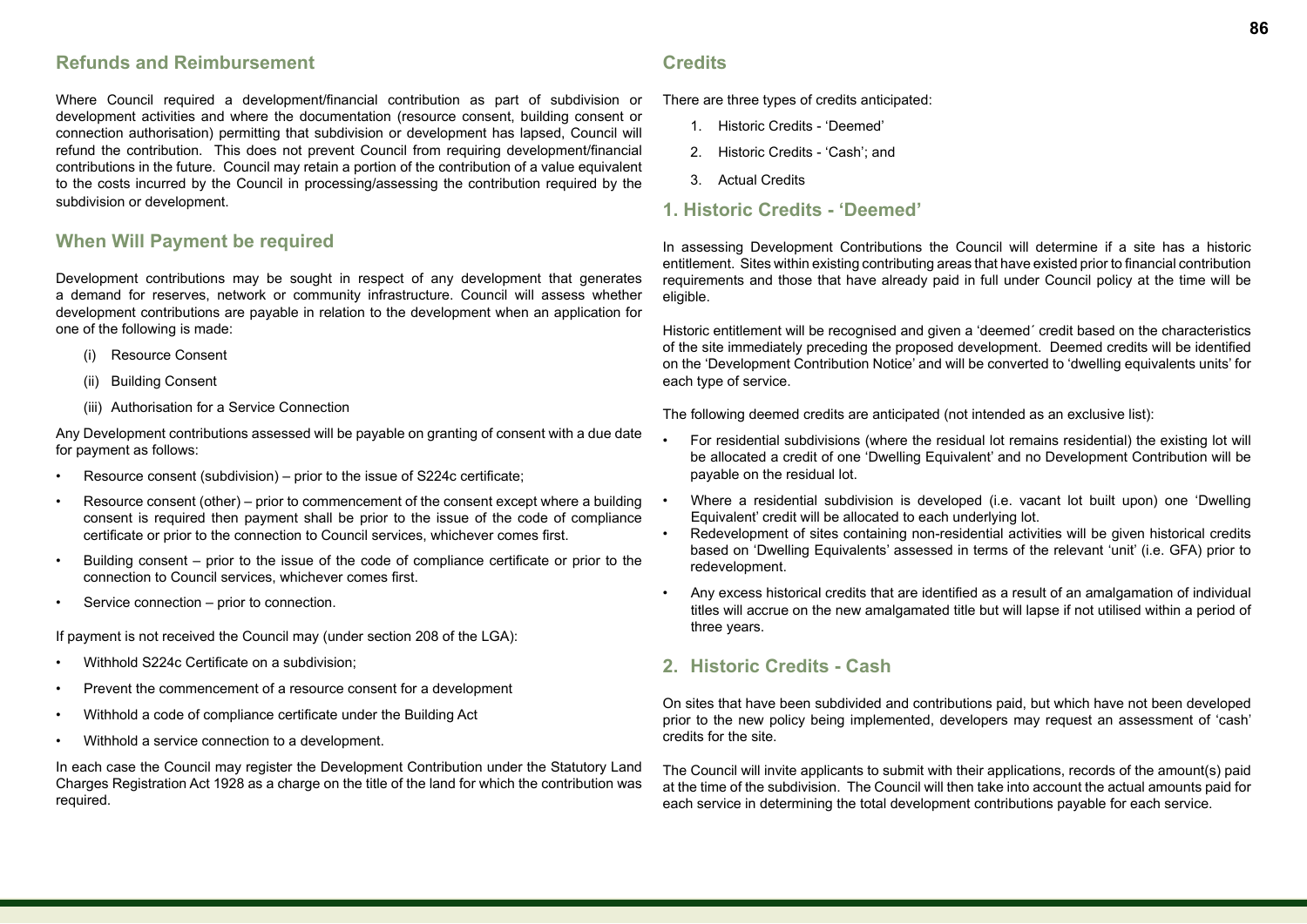## Refunds and Reimbursement

Where Council required a development/financial contribution as part of subdivision or development activities and where the documentation (resource consent, building consent or connection authorisation) permitting that subdivision or development has lapsed, Council will refund the contribution. This does not prevent Council from requiring development/financial contributions in the future. Council may retain a portion of the contribution of a value equivalent to the costs incurred by the Council in processing/assessing the contribution required by the subdivision or development.

## When Will Payment be required

Development contributions may be sought in respect of any development that generates a demand for reserves, network or community infrastructure. Council will assess whether development contributions are payable in relation to the development when an application for one of the following is made:

(i) Resource Consent

(ii) Building Consent

(iii) Authorisation for a Service Connection

Any Development contributions assessed will be payable on granting of consent with a due date for payment as follows:

- Resource consent (subdivision) – prior to the issue of S224c certificate;
- Resource consent (other) – prior to commencement of the consent except where a building consent is required then payment shall be prior to the issue of the code of compliance certificate or prior to the connection to Council services, whichever comes first.
- Building consent – prior to the issue of the code of compliance certificate or prior to the connection to Council services, whichever comes first.
- Service connection – prior to connection.

If payment is not received the Council may (under section 208 of the LGA):

- Withhold S224c Certificate on a subdivision;
- Prevent the commencement of a resource consent for a development
- Withhold a code of compliance certificate under the Building Act
- Withhold a service connection to a development.

In each case the Council may register the Development Contribution under the Statutory Land Charges Registration Act 1928 as a charge on the title of the land for which the contribution was required.

## Credits

There are three types of credits anticipated:

1. Historic Credits - 'Deemed'
2. Historic Credits - 'Cash'; and
3. Actual Credits

## 1. Historic Credits - 'Deemed'

In assessing Development Contributions the Council will determine if a site has a historic entitlement. Sites within existing contributing areas that have existed prior to financial contribution requirements and those that have already paid in full under Council policy at the time will be eligible.

Historic entitlement will be recognised and given a 'deemed´ credit based on the characteristics of the site immediately preceding the proposed development. Deemed credits will be identified on the 'Development Contribution Notice' and will be converted to 'dwelling equivalents units' for each type of service.

The following deemed credits are anticipated (not intended as an exclusive list):

- For residential subdivisions (where the residual lot remains residential) the existing lot will be allocated a credit of one 'Dwelling Equivalent' and no Development Contribution will be payable on the residual lot.
- Where a residential subdivision is developed (i.e. vacant lot built upon) one 'Dwelling Equivalent' credit will be allocated to each underlying lot.
- Redevelopment of sites containing non-residential activities will be given historical credits based on 'Dwelling Equivalents' assessed in terms of the relevant 'unit' (i.e. GFA) prior to redevelopment.
- Any excess historical credits that are identified as a result of an amalgamation of individual titles will accrue on the new amalgamated title but will lapse if not utilised within a period of three years.

## 2. Historic Credits - Cash

On sites that have been subdivided and contributions paid, but which have not been developed prior to the new policy being implemented, developers may request an assessment of 'cash' credits for the site.

The Council will invite applicants to submit with their applications, records of the amount(s) paid at the time of the subdivision. The Council will then take into account the actual amounts paid for each service in determining the total development contributions payable for each service.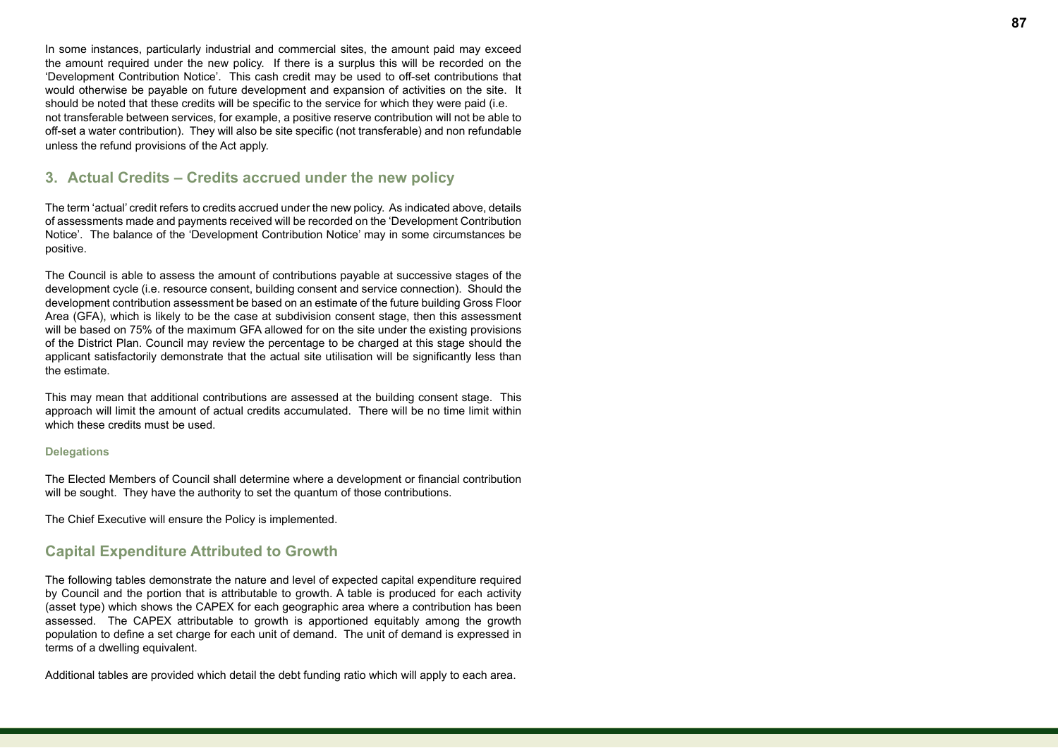In some instances, particularly industrial and commercial sites, the amount paid may exceed the amount required under the new policy. If there is a surplus this will be recorded on the 'Development Contribution Notice'. This cash credit may be used to off-set contributions that would otherwise be payable on future development and expansion of activities on the site. It should be noted that these credits will be specific to the service for which they were paid (i.e. not transferable between services, for example, a positive reserve contribution will not be able to off-set a water contribution). They will also be site specific (not transferable) and non refundable unless the refund provisions of the Act apply.

## 3. Actual Credits – Credits accrued under the new policy

The term 'actual' credit refers to credits accrued under the new policy. As indicated above, details of assessments made and payments received will be recorded on the 'Development Contribution Notice'. The balance of the 'Development Contribution Notice' may in some circumstances be positive.

The Council is able to assess the amount of contributions payable at successive stages of the development cycle (i.e. resource consent, building consent and service connection). Should the development contribution assessment be based on an estimate of the future building Gross Floor Area (GFA), which is likely to be the case at subdivision consent stage, then this assessment will be based on 75% of the maximum GFA allowed for on the site under the existing provisions of the District Plan. Council may review the percentage to be charged at this stage should the applicant satisfactorily demonstrate that the actual site utilisation will be significantly less than the estimate.

This may mean that additional contributions are assessed at the building consent stage. This approach will limit the amount of actual credits accumulated. There will be no time limit within which these credits must be used.

### Delegations

The Elected Members of Council shall determine where a development or financial contribution will be sought. They have the authority to set the quantum of those contributions.

The Chief Executive will ensure the Policy is implemented.

## Capital Expenditure Attributed to Growth

The following tables demonstrate the nature and level of expected capital expenditure required by Council and the portion that is attributable to growth. A table is produced for each activity (asset type) which shows the CAPEX for each geographic area where a contribution has been assessed. The CAPEX attributable to growth is apportioned equitably among the growth population to define a set charge for each unit of demand. The unit of demand is expressed in terms of a dwelling equivalent.

Additional tables are provided which detail the debt funding ratio which will apply to each area.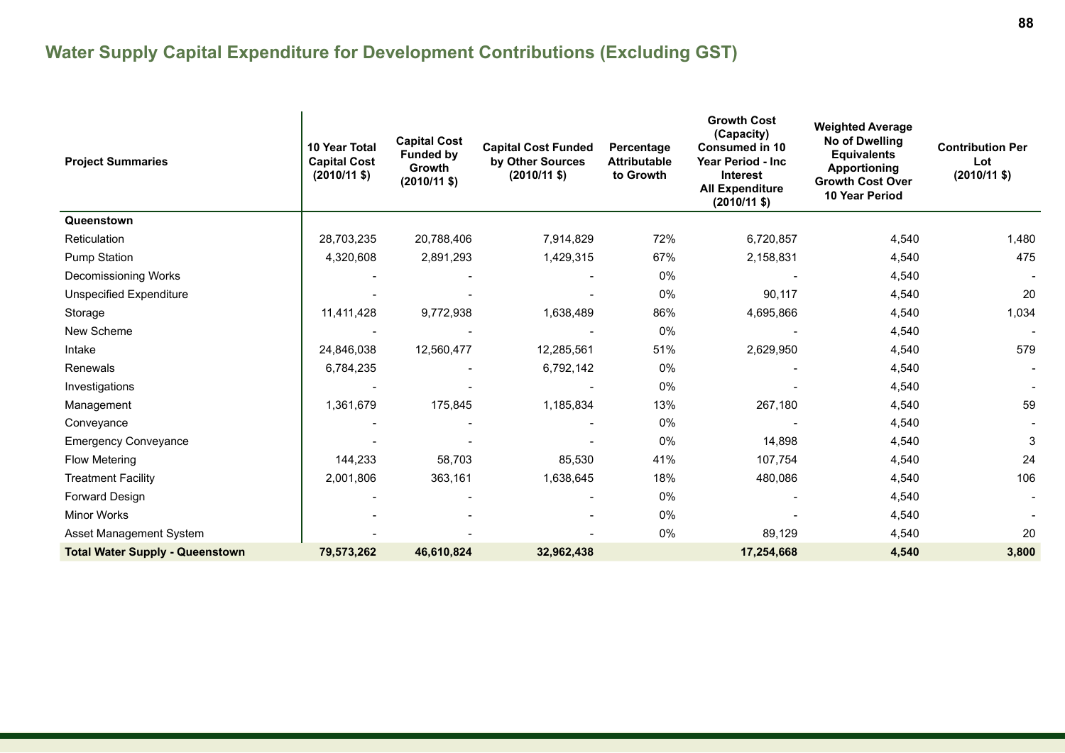## Water Supply Capital Expenditure for Development Contributions (Excluding GST)

| Project Summaries | 10 Year Total Capital Cost (2010/11 $) | Capital Cost Funded by Growth (2010/11 $) | Capital Cost Funded by Other Sources (2010/11 $) | Percentage Attributable to Growth | Growth Cost (Capacity) Consumed in 10 Year Period - Inc Interest All Expenditure (2010/11 $) | Weighted Average No of Dwelling Equivalents Apportioning Growth Cost Over 10 Year Period | Contribution Per Lot (2010/11 $) |
|---|---|---|---|---|---|---|---|
| **Queenstown** | | | | | | | |
| Reticulation | 28,703,235 | 20,788,406 | 7,914,829 | 72% | 6,720,857 | 4,540 | 1,480 |
| Pump Station | 4,320,608 | 2,891,293 | 1,429,315 | 67% | 2,158,831 | 4,540 | 475 |
| Decomissioning Works | - | - | - | 0% | - | 4,540 | - |
| Unspecified Expenditure | - | - | - | 0% | 90,117 | 4,540 | 20 |
| Storage | 11,411,428 | 9,772,938 | 1,638,489 | 86% | 4,695,866 | 4,540 | 1,034 |
| New Scheme | - | - | - | 0% | - | 4,540 | - |
| Intake | 24,846,038 | 12,560,477 | 12,285,561 | 51% | 2,629,950 | 4,540 | 579 |
| Renewals | 6,784,235 | - | 6,792,142 | 0% | - | 4,540 | - |
| Investigations | - | - | - | 0% | - | 4,540 | - |
| Management | 1,361,679 | 175,845 | 1,185,834 | 13% | 267,180 | 4,540 | 59 |
| Conveyance | - | - | - | 0% | - | 4,540 | - |
| Emergency Conveyance | - | - | - | 0% | 14,898 | 4,540 | 3 |
| Flow Metering | 144,233 | 58,703 | 85,530 | 41% | 107,754 | 4,540 | 24 |
| Treatment Facility | 2,001,806 | 363,161 | 1,638,645 | 18% | 480,086 | 4,540 | 106 |
| Forward Design | - | - | - | 0% | - | 4,540 | - |
| Minor Works | - | - | - | 0% | - | 4,540 | - |
| Asset Management System | - | - | - | 0% | 89,129 | 4,540 | 20 |
| **Total Water Supply - Queenstown** | **79,573,262** | **46,610,824** | **32,962,438** | | **17,254,668** | **4,540** | **3,800** |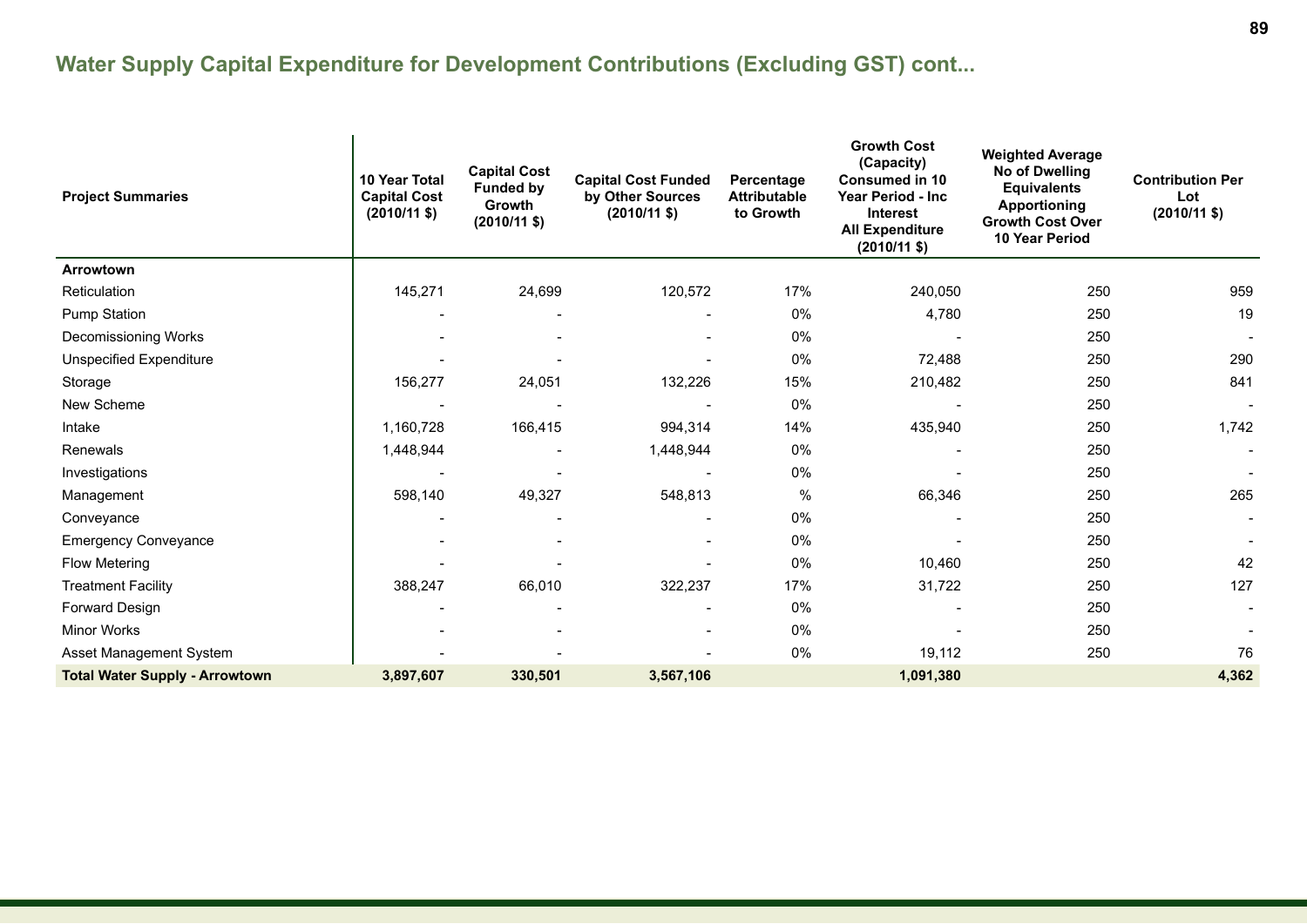## Water Supply Capital Expenditure for Development Contributions (Excluding GST) cont...

| Project Summaries | 10 Year Total Capital Cost (2010/11 $) | Capital Cost Funded by Growth (2010/11 $) | Capital Cost Funded by Other Sources (2010/11 $) | Percentage Attributable to Growth | Growth Cost (Capacity) Consumed in 10 Year Period - Inc Interest All Expenditure (2010/11 $) | Weighted Average No of Dwelling Equivalents Apportioning Growth Cost Over 10 Year Period | Contribution Per Lot (2010/11 $) |
|---|---|---|---|---|---|---|---|
| **Arrowtown** | | | | | | | |
| Reticulation | 145,271 | 24,699 | 120,572 | 17% | 240,050 | 250 | 959 |
| Pump Station | - | - | - | 0% | 4,780 | 250 | 19 |
| Decomissioning Works | - | - | - | 0% | - | 250 | - |
| Unspecified Expenditure | - | - | - | 0% | 72,488 | 250 | 290 |
| Storage | 156,277 | 24,051 | 132,226 | 15% | 210,482 | 250 | 841 |
| New Scheme | - | - | - | 0% | - | 250 | - |
| Intake | 1,160,728 | 166,415 | 994,314 | 14% | 435,940 | 250 | 1,742 |
| Renewals | 1,448,944 | - | 1,448,944 | 0% | - | 250 | - |
| Investigations | - | - | - | 0% | - | 250 | - |
| Management | 598,140 | 49,327 | 548,813 | % | 66,346 | 250 | 265 |
| Conveyance | - | - | - | 0% | - | 250 | - |
| Emergency Conveyance | - | - | - | 0% | - | 250 | - |
| Flow Metering | - | - | - | 0% | 10,460 | 250 | 42 |
| Treatment Facility | 388,247 | 66,010 | 322,237 | 17% | 31,722 | 250 | 127 |
| Forward Design | - | - | - | 0% | - | 250 | - |
| Minor Works | - | - | - | 0% | - | 250 | - |
| Asset Management System | - | - | - | 0% | 19,112 | 250 | 76 |
| **Total Water Supply - Arrowtown** | **3,897,607** | **330,501** | **3,567,106** | | **1,091,380** | | **4,362** |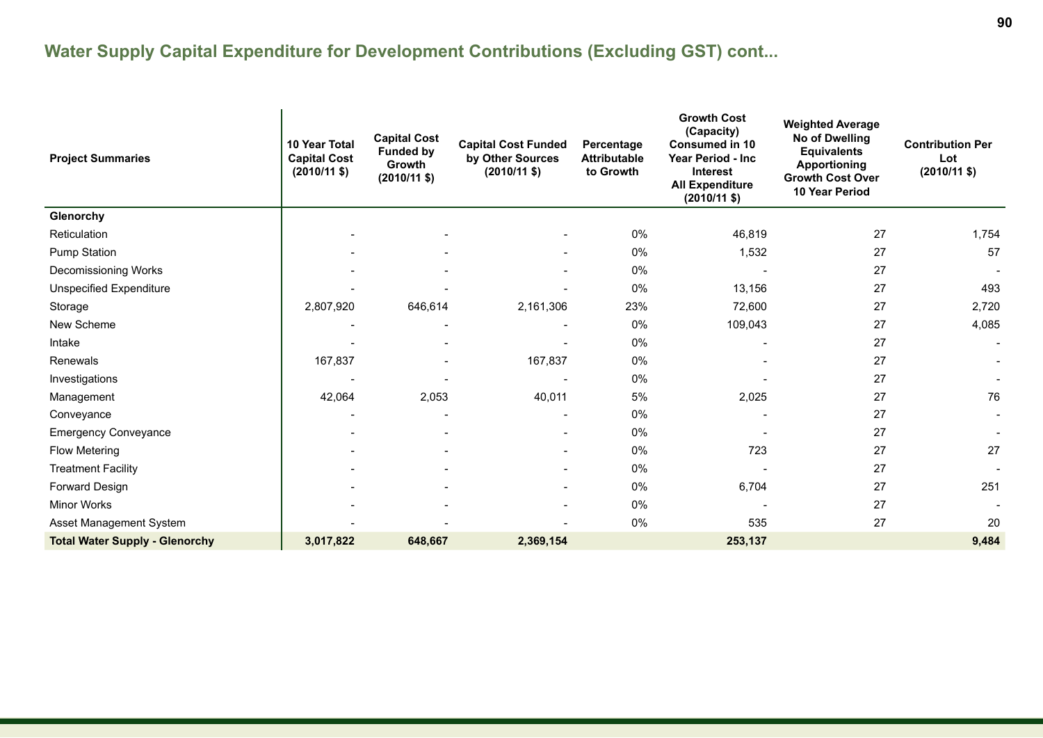## Water Supply Capital Expenditure for Development Contributions (Excluding GST) cont...

| Project Summaries | 10 Year Total Capital Cost (2010/11 $) | Capital Cost Funded by Growth (2010/11 $) | Capital Cost Funded by Other Sources (2010/11 $) | Percentage Attributable to Growth | Growth Cost (Capacity) Consumed in 10 Year Period - Inc Interest All Expenditure (2010/11 $) | Weighted Average No of Dwelling Equivalents Apportioning Growth Cost Over 10 Year Period | Contribution Per Lot (2010/11 $) |
|---|---|---|---|---|---|---|---|
| **Glenorchy** | | | | | | | |
| Reticulation | - | - | - | 0% | 46,819 | 27 | 1,754 |
| Pump Station | - | - | - | 0% | 1,532 | 27 | 57 |
| Decomissioning Works | - | - | - | 0% | - | 27 | - |
| Unspecified Expenditure | - | - | - | 0% | 13,156 | 27 | 493 |
| Storage | 2,807,920 | 646,614 | 2,161,306 | 23% | 72,600 | 27 | 2,720 |
| New Scheme | - | - | - | 0% | 109,043 | 27 | 4,085 |
| Intake | - | - | - | 0% | - | 27 | - |
| Renewals | 167,837 | - | 167,837 | 0% | - | 27 | - |
| Investigations | - | - | - | 0% | - | 27 | - |
| Management | 42,064 | 2,053 | 40,011 | 5% | 2,025 | 27 | 76 |
| Conveyance | - | - | - | 0% | - | 27 | - |
| Emergency Conveyance | - | - | - | 0% | - | 27 | - |
| Flow Metering | - | - | - | 0% | 723 | 27 | 27 |
| Treatment Facility | - | - | - | 0% | - | 27 | - |
| Forward Design | - | - | - | 0% | 6,704 | 27 | 251 |
| Minor Works | - | - | - | 0% | - | 27 | - |
| Asset Management System | - | - | - | 0% | 535 | 27 | 20 |
| **Total Water Supply - Glenorchy** | **3,017,822** | **648,667** | **2,369,154** | | **253,137** | | **9,484** |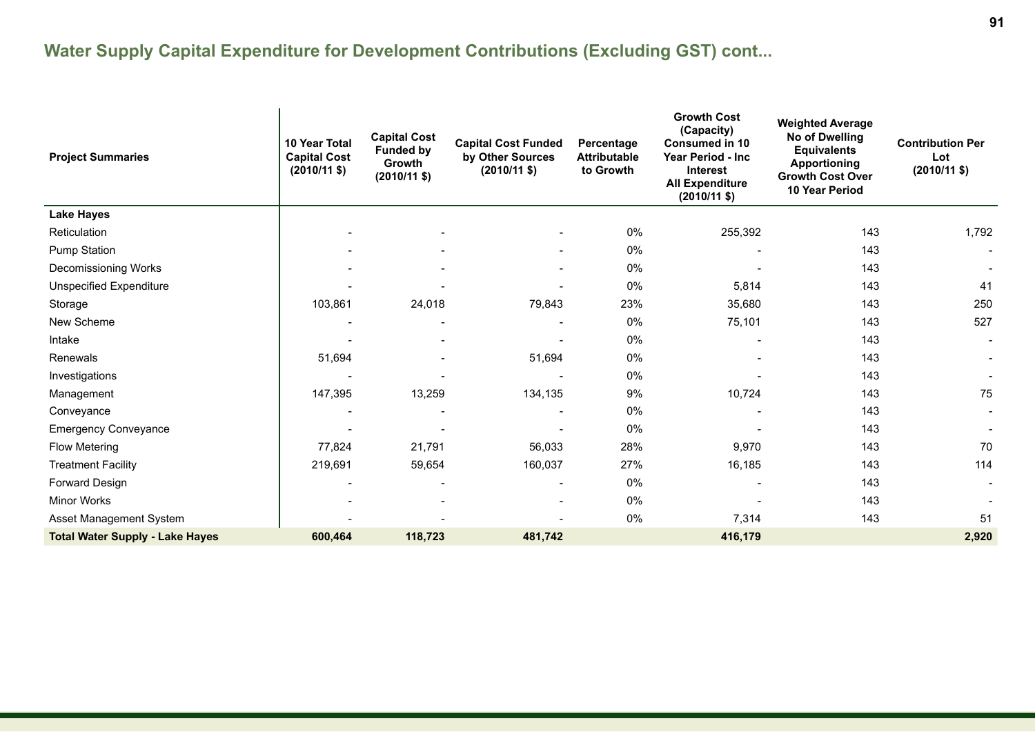## Water Supply Capital Expenditure for Development Contributions (Excluding GST) cont...

| Project Summaries | 10 Year Total Capital Cost (2010/11 $) | Capital Cost Funded by Growth (2010/11 $) | Capital Cost Funded by Other Sources (2010/11 $) | Percentage Attributable to Growth | Growth Cost (Capacity) Consumed in 10 Year Period - Inc Interest All Expenditure (2010/11 $) | Weighted Average No of Dwelling Equivalents Apportioning Growth Cost Over 10 Year Period | Contribution Per Lot (2010/11 $) |
|---|---|---|---|---|---|---|---|
| **Lake Hayes** | | | | | | | |
| Reticulation | - | - | - | 0% | 255,392 | 143 | 1,792 |
| Pump Station | - | - | - | 0% | - | 143 | - |
| Decomissioning Works | - | - | - | 0% | - | 143 | - |
| Unspecified Expenditure | - | - | - | 0% | 5,814 | 143 | 41 |
| Storage | 103,861 | 24,018 | 79,843 | 23% | 35,680 | 143 | 250 |
| New Scheme | - | - | - | 0% | 75,101 | 143 | 527 |
| Intake | - | - | - | 0% | - | 143 | - |
| Renewals | 51,694 | - | 51,694 | 0% | - | 143 | - |
| Investigations | - | - | - | 0% | - | 143 | - |
| Management | 147,395 | 13,259 | 134,135 | 9% | 10,724 | 143 | 75 |
| Conveyance | - | - | - | 0% | - | 143 | - |
| Emergency Conveyance | - | - | - | 0% | - | 143 | - |
| Flow Metering | 77,824 | 21,791 | 56,033 | 28% | 9,970 | 143 | 70 |
| Treatment Facility | 219,691 | 59,654 | 160,037 | 27% | 16,185 | 143 | 114 |
| Forward Design | - | - | - | 0% | - | 143 | - |
| Minor Works | - | - | - | 0% | - | 143 | - |
| Asset Management System | - | - | - | 0% | 7,314 | 143 | 51 |
| **Total Water Supply - Lake Hayes** | **600,464** | **118,723** | **481,742** | | **416,179** | | **2,920** |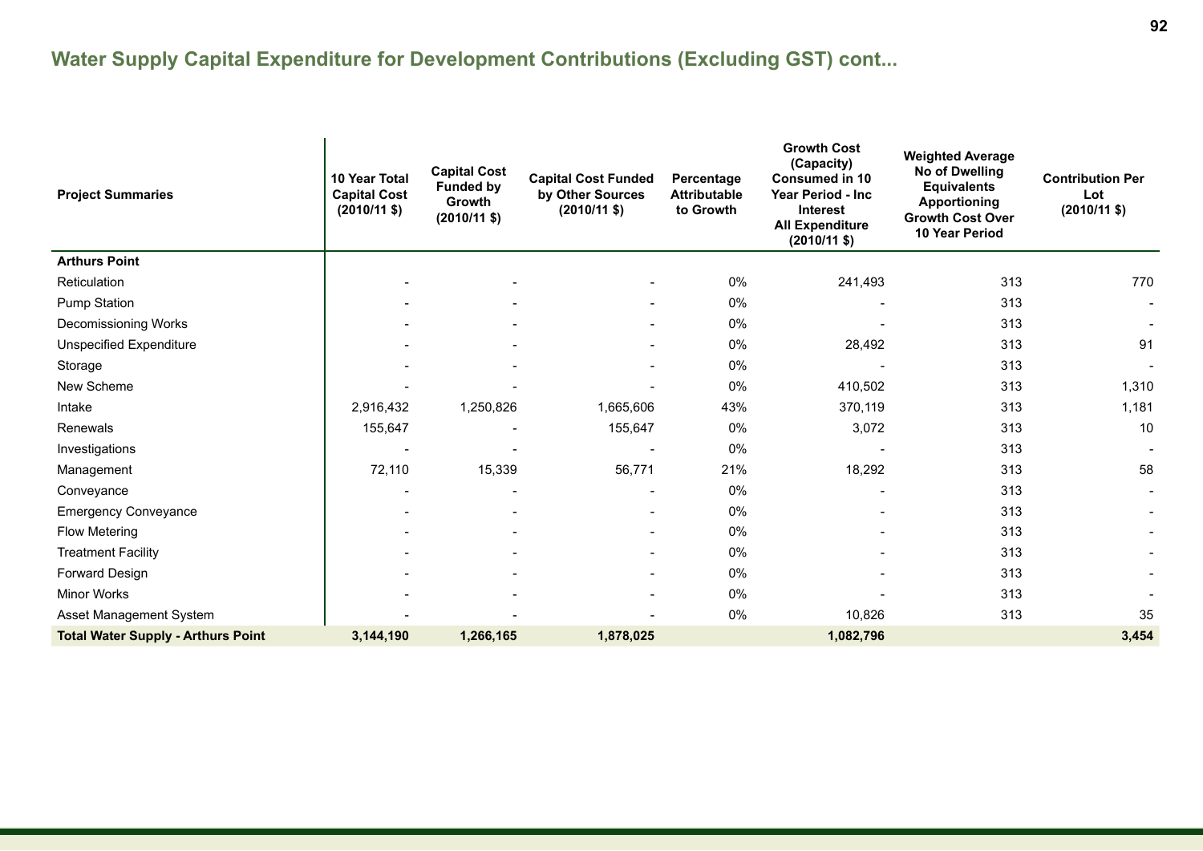## Water Supply Capital Expenditure for Development Contributions (Excluding GST) cont...

| Project Summaries | 10 Year Total Capital Cost (2010/11 $) | Capital Cost Funded by Growth (2010/11 $) | Capital Cost Funded by Other Sources (2010/11 $) | Percentage Attributable to Growth | Growth Cost (Capacity) Consumed in 10 Year Period - Inc Interest All Expenditure (2010/11 $) | Weighted Average No of Dwelling Equivalents Apportioning Growth Cost Over 10 Year Period | Contribution Per Lot (2010/11 $) |
|---|---|---|---|---|---|---|---|
| **Arthurs Point** | | | | | | | |
| Reticulation | - | - | - | 0% | 241,493 | 313 | 770 |
| Pump Station | - | - | - | 0% | - | 313 | - |
| Decomissioning Works | - | - | - | 0% | - | 313 | - |
| Unspecified Expenditure | - | - | - | 0% | 28,492 | 313 | 91 |
| Storage | - | - | - | 0% | - | 313 | - |
| New Scheme | - | - | - | 0% | 410,502 | 313 | 1,310 |
| Intake | 2,916,432 | 1,250,826 | 1,665,606 | 43% | 370,119 | 313 | 1,181 |
| Renewals | 155,647 | - | 155,647 | 0% | 3,072 | 313 | 10 |
| Investigations | - | - | - | 0% | - | 313 | - |
| Management | 72,110 | 15,339 | 56,771 | 21% | 18,292 | 313 | 58 |
| Conveyance | - | - | - | 0% | - | 313 | - |
| Emergency Conveyance | - | - | - | 0% | - | 313 | - |
| Flow Metering | - | - | - | 0% | - | 313 | - |
| Treatment Facility | - | - | - | 0% | - | 313 | - |
| Forward Design | - | - | - | 0% | - | 313 | - |
| Minor Works | - | - | - | 0% | - | 313 | - |
| Asset Management System | - | - | - | 0% | 10,826 | 313 | 35 |
| **Total Water Supply - Arthurs Point** | **3,144,190** | **1,266,165** | **1,878,025** | | **1,082,796** | | **3,454** |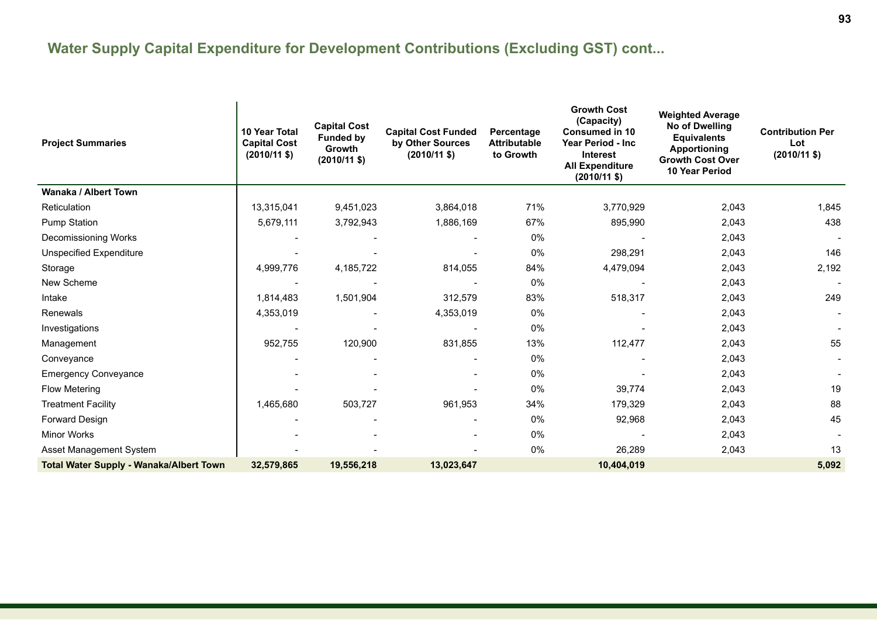## Water Supply Capital Expenditure for Development Contributions (Excluding GST) cont...

| Project Summaries | 10 Year Total Capital Cost (2010/11 $) | Capital Cost Funded by Growth (2010/11 $) | Capital Cost Funded by Other Sources (2010/11 $) | Percentage Attributable to Growth | Growth Cost (Capacity) Consumed in 10 Year Period - Inc Interest All Expenditure (2010/11 $) | Weighted Average No of Dwelling Equivalents Apportioning Growth Cost Over 10 Year Period | Contribution Per Lot (2010/11 $) |
|---|---|---|---|---|---|---|---|
| **Wanaka / Albert Town** | | | | | | | |
| Reticulation | 13,315,041 | 9,451,023 | 3,864,018 | 71% | 3,770,929 | 2,043 | 1,845 |
| Pump Station | 5,679,111 | 3,792,943 | 1,886,169 | 67% | 895,990 | 2,043 | 438 |
| Decomissioning Works | - | - | - | 0% | - | 2,043 | - |
| Unspecified Expenditure | - | - | - | 0% | 298,291 | 2,043 | 146 |
| Storage | 4,999,776 | 4,185,722 | 814,055 | 84% | 4,479,094 | 2,043 | 2,192 |
| New Scheme | - | - | - | 0% | - | 2,043 | - |
| Intake | 1,814,483 | 1,501,904 | 312,579 | 83% | 518,317 | 2,043 | 249 |
| Renewals | 4,353,019 | - | 4,353,019 | 0% | - | 2,043 | - |
| Investigations | - | - | - | 0% | - | 2,043 | - |
| Management | 952,755 | 120,900 | 831,855 | 13% | 112,477 | 2,043 | 55 |
| Conveyance | - | - | - | 0% | - | 2,043 | - |
| Emergency Conveyance | - | - | - | 0% | - | 2,043 | - |
| Flow Metering | - | - | - | 0% | 39,774 | 2,043 | 19 |
| Treatment Facility | 1,465,680 | 503,727 | 961,953 | 34% | 179,329 | 2,043 | 88 |
| Forward Design | - | - | - | 0% | 92,968 | 2,043 | 45 |
| Minor Works | - | - | - | 0% | - | 2,043 | - |
| Asset Management System | - | - | - | 0% | 26,289 | 2,043 | 13 |
| **Total Water Supply - Wanaka/Albert Town** | **32,579,865** | **19,556,218** | **13,023,647** | | **10,404,019** | | **5,092** |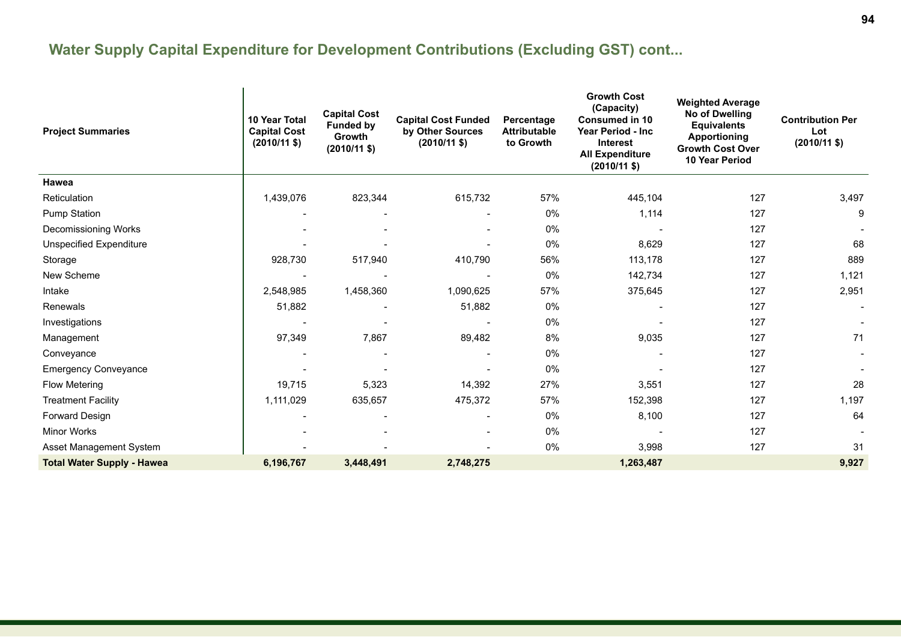## Water Supply Capital Expenditure for Development Contributions (Excluding GST) cont...

| Project Summaries | 10 Year Total Capital Cost (2010/11 $) | Capital Cost Funded by Growth (2010/11 $) | Capital Cost Funded by Other Sources (2010/11 $) | Percentage Attributable to Growth | Growth Cost (Capacity) Consumed in 10 Year Period - Inc Interest All Expenditure (2010/11 $) | Weighted Average No of Dwelling Equivalents Apportioning Growth Cost Over 10 Year Period | Contribution Per Lot (2010/11 $) |
|---|---|---|---|---|---|---|---|
| **Hawea** | | | | | | | |
| Reticulation | 1,439,076 | 823,344 | 615,732 | 57% | 445,104 | 127 | 3,497 |
| Pump Station | - | - | - | 0% | 1,114 | 127 | 9 |
| Decomissioning Works | - | - | - | 0% | - | 127 | - |
| Unspecified Expenditure | - | - | - | 0% | 8,629 | 127 | 68 |
| Storage | 928,730 | 517,940 | 410,790 | 56% | 113,178 | 127 | 889 |
| New Scheme | - | - | - | 0% | 142,734 | 127 | 1,121 |
| Intake | 2,548,985 | 1,458,360 | 1,090,625 | 57% | 375,645 | 127 | 2,951 |
| Renewals | 51,882 | - | 51,882 | 0% | - | 127 | - |
| Investigations | - | - | - | 0% | - | 127 | - |
| Management | 97,349 | 7,867 | 89,482 | 8% | 9,035 | 127 | 71 |
| Conveyance | - | - | - | 0% | - | 127 | - |
| Emergency Conveyance | - | - | - | 0% | - | 127 | - |
| Flow Metering | 19,715 | 5,323 | 14,392 | 27% | 3,551 | 127 | 28 |
| Treatment Facility | 1,111,029 | 635,657 | 475,372 | 57% | 152,398 | 127 | 1,197 |
| Forward Design | - | - | - | 0% | 8,100 | 127 | 64 |
| Minor Works | - | - | - | 0% | - | 127 | - |
| Asset Management System | - | - | - | 0% | 3,998 | 127 | 31 |
| **Total Water Supply - Hawea** | **6,196,767** | **3,448,491** | **2,748,275** | | **1,263,487** | | **9,927** |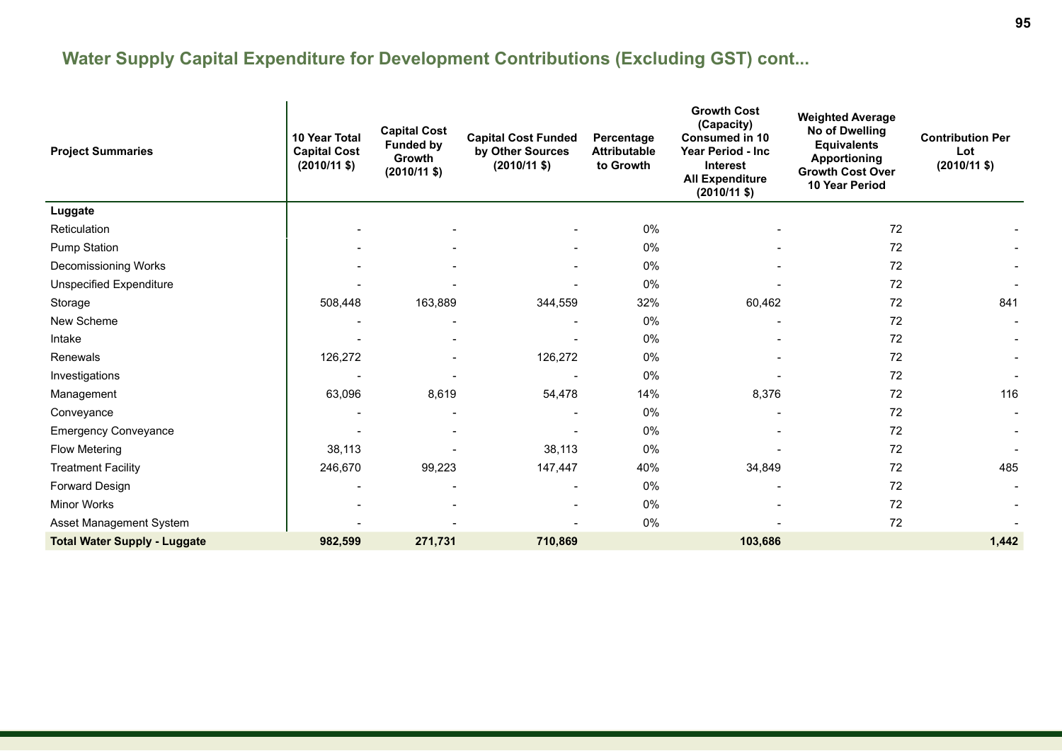## Water Supply Capital Expenditure for Development Contributions (Excluding GST) cont...

| Project Summaries | 10 Year Total Capital Cost (2010/11 $) | Capital Cost Funded by Growth (2010/11 $) | Capital Cost Funded by Other Sources (2010/11 $) | Percentage Attributable to Growth | Growth Cost (Capacity) Consumed in 10 Year Period - Inc Interest All Expenditure (2010/11 $) | Weighted Average No of Dwelling Equivalents Apportioning Growth Cost Over 10 Year Period | Contribution Per Lot (2010/11 $) |
|---|---|---|---|---|---|---|---|
| **Luggate** | | | | | | | |
| Reticulation | - | - | - | 0% | - | 72 | - |
| Pump Station | - | - | - | 0% | - | 72 | - |
| Decomissioning Works | - | - | - | 0% | - | 72 | - |
| Unspecified Expenditure | - | - | - | 0% | - | 72 | - |
| Storage | 508,448 | 163,889 | 344,559 | 32% | 60,462 | 72 | 841 |
| New Scheme | - | - | - | 0% | - | 72 | - |
| Intake | - | - | - | 0% | - | 72 | - |
| Renewals | 126,272 | - | 126,272 | 0% | - | 72 | - |
| Investigations | - | - | - | 0% | - | 72 | - |
| Management | 63,096 | 8,619 | 54,478 | 14% | 8,376 | 72 | 116 |
| Conveyance | - | - | - | 0% | - | 72 | - |
| Emergency Conveyance | - | - | - | 0% | - | 72 | - |
| Flow Metering | 38,113 | - | 38,113 | 0% | - | 72 | - |
| Treatment Facility | 246,670 | 99,223 | 147,447 | 40% | 34,849 | 72 | 485 |
| Forward Design | - | - | - | 0% | - | 72 | - |
| Minor Works | - | - | - | 0% | - | 72 | - |
| Asset Management System | - | - | - | 0% | - | 72 | - |
| **Total Water Supply - Luggate** | **982,599** | **271,731** | **710,869** | | **103,686** | | **1,442** |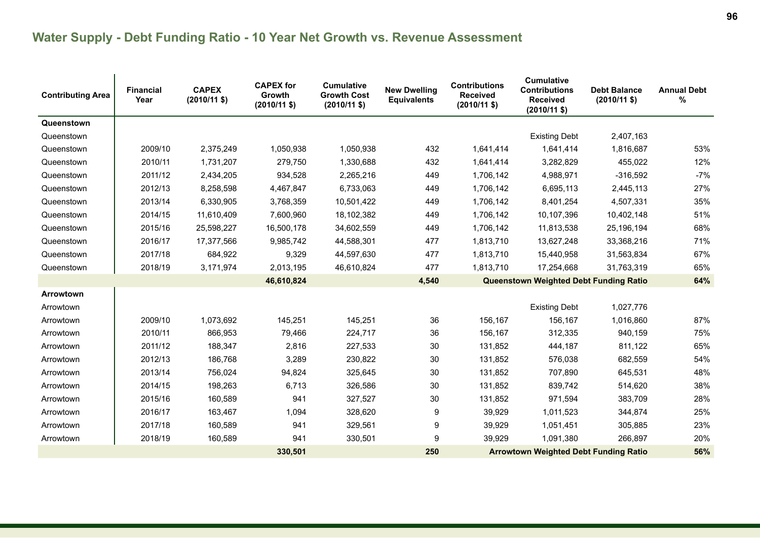## Water Supply - Debt Funding Ratio - 10 Year Net Growth vs. Revenue Assessment

| Contributing Area | Financial Year | CAPEX (2010/11 $) | CAPEX for Growth (2010/11 $) | Cumulative Growth Cost (2010/11 $) | New Dwelling Equivalents | Contributions Received (2010/11 $) | Cumulative Contributions Received (2010/11 $) | Debt Balance (2010/11 $) | Annual Debt % |
|---|---|---|---|---|---|---|---|---|---|
| **Queenstown** | | | | | | | | | |
| Queenstown | | | | | | | Existing Debt | 2,407,163 | |
| Queenstown | 2009/10 | 2,375,249 | 1,050,938 | 1,050,938 | 432 | 1,641,414 | 1,641,414 | 1,816,687 | 53% |
| Queenstown | 2010/11 | 1,731,207 | 279,750 | 1,330,688 | 432 | 1,641,414 | 3,282,829 | 455,022 | 12% |
| Queenstown | 2011/12 | 2,434,205 | 934,528 | 2,265,216 | 449 | 1,706,142 | 4,988,971 | -316,592 | -7% |
| Queenstown | 2012/13 | 8,258,598 | 4,467,847 | 6,733,063 | 449 | 1,706,142 | 6,695,113 | 2,445,113 | 27% |
| Queenstown | 2013/14 | 6,330,905 | 3,768,359 | 10,501,422 | 449 | 1,706,142 | 8,401,254 | 4,507,331 | 35% |
| Queenstown | 2014/15 | 11,610,409 | 7,600,960 | 18,102,382 | 449 | 1,706,142 | 10,107,396 | 10,402,148 | 51% |
| Queenstown | 2015/16 | 25,598,227 | 16,500,178 | 34,602,559 | 449 | 1,706,142 | 11,813,538 | 25,196,194 | 68% |
| Queenstown | 2016/17 | 17,377,566 | 9,985,742 | 44,588,301 | 477 | 1,813,710 | 13,627,248 | 33,368,216 | 71% |
| Queenstown | 2017/18 | 684,922 | 9,329 | 44,597,630 | 477 | 1,813,710 | 15,440,958 | 31,563,834 | 67% |
| Queenstown | 2018/19 | 3,171,974 | 2,013,195 | 46,610,824 | 477 | 1,813,710 | 17,254,668 | 31,763,319 | 65% |
| | | | **46,610,824** | | **4,540** | **Queenstown Weighted Debt Funding Ratio** | | | **64%** |
| **Arrowtown** | | | | | | | | | |
| Arrowtown | | | | | | | Existing Debt | 1,027,776 | |
| Arrowtown | 2009/10 | 1,073,692 | 145,251 | 145,251 | 36 | 156,167 | 156,167 | 1,016,860 | 87% |
| Arrowtown | 2010/11 | 866,953 | 79,466 | 224,717 | 36 | 156,167 | 312,335 | 940,159 | 75% |
| Arrowtown | 2011/12 | 188,347 | 2,816 | 227,533 | 30 | 131,852 | 444,187 | 811,122 | 65% |
| Arrowtown | 2012/13 | 186,768 | 3,289 | 230,822 | 30 | 131,852 | 576,038 | 682,559 | 54% |
| Arrowtown | 2013/14 | 756,024 | 94,824 | 325,645 | 30 | 131,852 | 707,890 | 645,531 | 48% |
| Arrowtown | 2014/15 | 198,263 | 6,713 | 326,586 | 30 | 131,852 | 839,742 | 514,620 | 38% |
| Arrowtown | 2015/16 | 160,589 | 941 | 327,527 | 30 | 131,852 | 971,594 | 383,709 | 28% |
| Arrowtown | 2016/17 | 163,467 | 1,094 | 328,620 | 9 | 39,929 | 1,011,523 | 344,874 | 25% |
| Arrowtown | 2017/18 | 160,589 | 941 | 329,561 | 9 | 39,929 | 1,051,451 | 305,885 | 23% |
| Arrowtown | 2018/19 | 160,589 | 941 | 330,501 | 9 | 39,929 | 1,091,380 | 266,897 | 20% |
| | | | **330,501** | | **250** | **Arrowtown Weighted Debt Funding Ratio** | | | **56%** |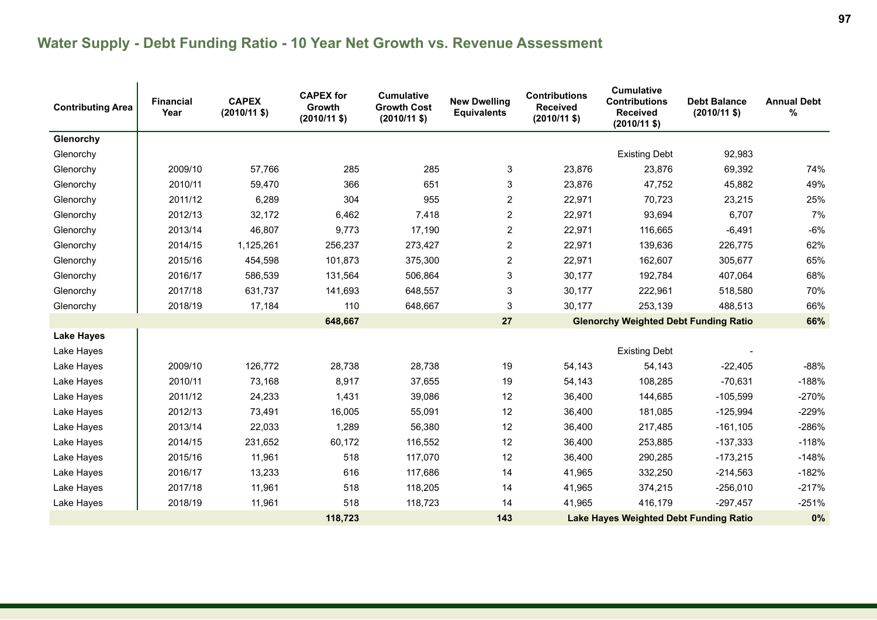## Water Supply - Debt Funding Ratio - 10 Year Net Growth vs. Revenue Assessment

| Contributing Area | Financial Year | CAPEX (2010/11 $) | CAPEX for Growth (2010/11 $) | Cumulative Growth Cost (2010/11 $) | New Dwelling Equivalents | Contributions Received (2010/11 $) | Cumulative Contributions Received (2010/11 $) | Debt Balance (2010/11 $) | Annual Debt % |
|---|---|---|---|---|---|---|---|---|---|
| **Glenorchy** | | | | | | | | | |
| Glenorchy | | | | | | | Existing Debt | 92,983 | |
| Glenorchy | 2009/10 | 57,766 | 285 | 285 | 3 | 23,876 | 23,876 | 69,392 | 74% |
| Glenorchy | 2010/11 | 59,470 | 366 | 651 | 3 | 23,876 | 47,752 | 45,882 | 49% |
| Glenorchy | 2011/12 | 6,289 | 304 | 955 | 2 | 22,971 | 70,723 | 23,215 | 25% |
| Glenorchy | 2012/13 | 32,172 | 6,462 | 7,418 | 2 | 22,971 | 93,694 | 6,707 | 7% |
| Glenorchy | 2013/14 | 46,807 | 9,773 | 17,190 | 2 | 22,971 | 116,665 | -6,491 | -6% |
| Glenorchy | 2014/15 | 1,125,261 | 256,237 | 273,427 | 2 | 22,971 | 139,636 | 226,775 | 62% |
| Glenorchy | 2015/16 | 454,598 | 101,873 | 375,300 | 2 | 22,971 | 162,607 | 305,677 | 65% |
| Glenorchy | 2016/17 | 586,539 | 131,564 | 506,864 | 3 | 30,177 | 192,784 | 407,064 | 68% |
| Glenorchy | 2017/18 | 631,737 | 141,693 | 648,557 | 3 | 30,177 | 222,961 | 518,580 | 70% |
| Glenorchy | 2018/19 | 17,184 | 110 | 648,667 | 3 | 30,177 | 253,139 | 488,513 | 66% |
| | | | **648,667** | | **27** | **Glenorchy Weighted Debt Funding Ratio** | | | **66%** |
| **Lake Hayes** | | | | | | | | | |
| Lake Hayes | | | | | | | Existing Debt | - | |
| Lake Hayes | 2009/10 | 126,772 | 28,738 | 28,738 | 19 | 54,143 | 54,143 | -22,405 | -88% |
| Lake Hayes | 2010/11 | 73,168 | 8,917 | 37,655 | 19 | 54,143 | 108,285 | -70,631 | -188% |
| Lake Hayes | 2011/12 | 24,233 | 1,431 | 39,086 | 12 | 36,400 | 144,685 | -105,599 | -270% |
| Lake Hayes | 2012/13 | 73,491 | 16,005 | 55,091 | 12 | 36,400 | 181,085 | -125,994 | -229% |
| Lake Hayes | 2013/14 | 22,033 | 1,289 | 56,380 | 12 | 36,400 | 217,485 | -161,105 | -286% |
| Lake Hayes | 2014/15 | 231,652 | 60,172 | 116,552 | 12 | 36,400 | 253,885 | -137,333 | -118% |
| Lake Hayes | 2015/16 | 11,961 | 518 | 117,070 | 12 | 36,400 | 290,285 | -173,215 | -148% |
| Lake Hayes | 2016/17 | 13,233 | 616 | 117,686 | 14 | 41,965 | 332,250 | -214,563 | -182% |
| Lake Hayes | 2017/18 | 11,961 | 518 | 118,205 | 14 | 41,965 | 374,215 | -256,010 | -217% |
| Lake Hayes | 2018/19 | 11,961 | 518 | 118,723 | 14 | 41,965 | 416,179 | -297,457 | -251% |
| | | | **118,723** | | **143** | **Lake Hayes Weighted Debt Funding Ratio** | | | **0%** |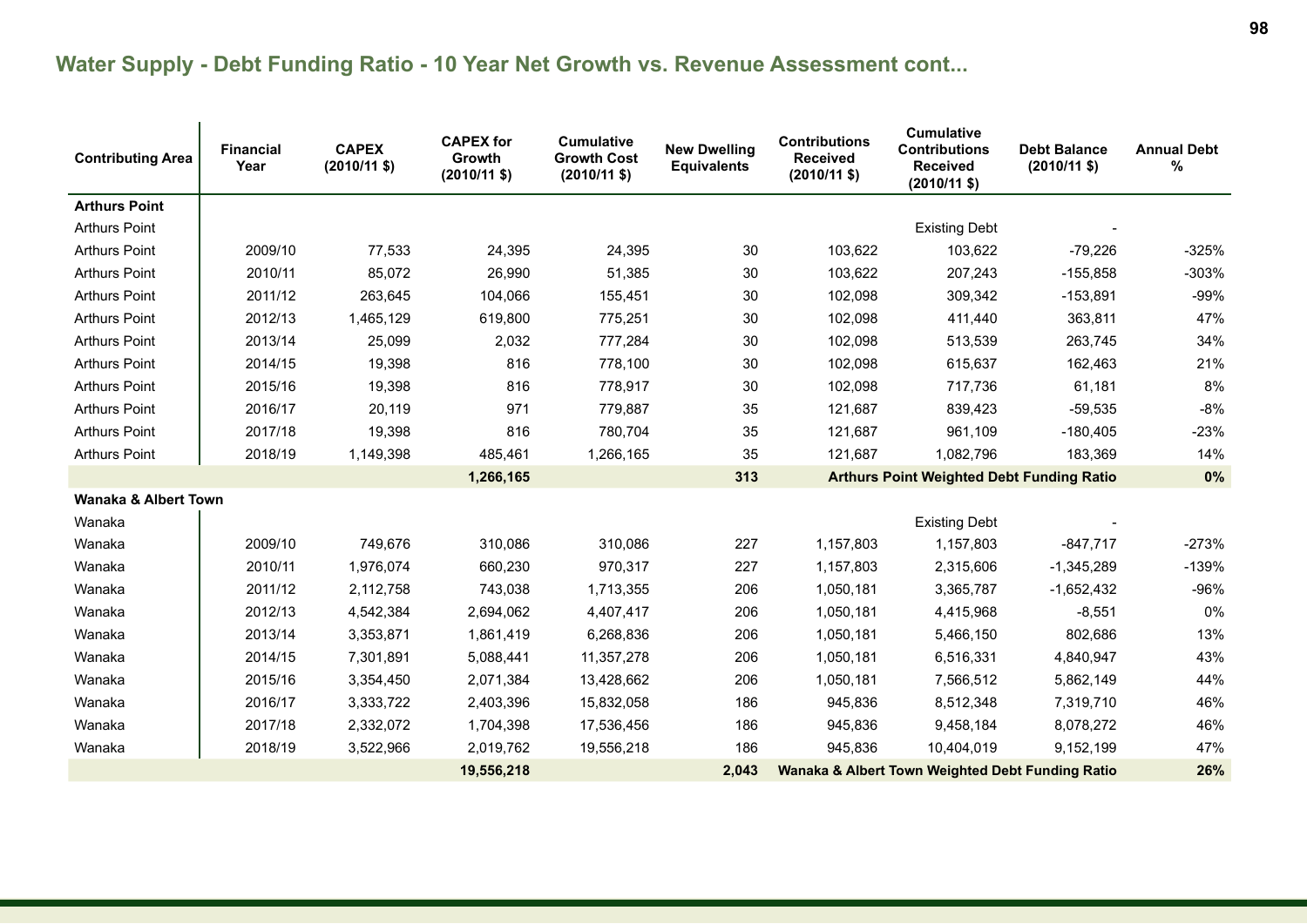## Water Supply - Debt Funding Ratio - 10 Year Net Growth vs. Revenue Assessment cont...

| Contributing Area | Financial Year | CAPEX (2010/11 $) | CAPEX for Growth (2010/11 $) | Cumulative Growth Cost (2010/11 $) | New Dwelling Equivalents | Contributions Received (2010/11 $) | Cumulative Contributions Received (2010/11 $) | Debt Balance (2010/11 $) | Annual Debt % |
|---|---|---|---|---|---|---|---|---|---|
| **Arthurs Point** | | | | | | | | | |
| Arthurs Point | | | | | | | Existing Debt | - | |
| Arthurs Point | 2009/10 | 77,533 | 24,395 | 24,395 | 30 | 103,622 | 103,622 | -79,226 | -325% |
| Arthurs Point | 2010/11 | 85,072 | 26,990 | 51,385 | 30 | 103,622 | 207,243 | -155,858 | -303% |
| Arthurs Point | 2011/12 | 263,645 | 104,066 | 155,451 | 30 | 102,098 | 309,342 | -153,891 | -99% |
| Arthurs Point | 2012/13 | 1,465,129 | 619,800 | 775,251 | 30 | 102,098 | 411,440 | 363,811 | 47% |
| Arthurs Point | 2013/14 | 25,099 | 2,032 | 777,284 | 30 | 102,098 | 513,539 | 263,745 | 34% |
| Arthurs Point | 2014/15 | 19,398 | 816 | 778,100 | 30 | 102,098 | 615,637 | 162,463 | 21% |
| Arthurs Point | 2015/16 | 19,398 | 816 | 778,917 | 30 | 102,098 | 717,736 | 61,181 | 8% |
| Arthurs Point | 2016/17 | 20,119 | 971 | 779,887 | 35 | 121,687 | 839,423 | -59,535 | -8% |
| Arthurs Point | 2017/18 | 19,398 | 816 | 780,704 | 35 | 121,687 | 961,109 | -180,405 | -23% |
| Arthurs Point | 2018/19 | 1,149,398 | 485,461 | 1,266,165 | 35 | 121,687 | 1,082,796 | 183,369 | 14% |
| | | | **1,266,165** | | **313** | **Arthurs Point Weighted Debt Funding Ratio** | | | **0%** |
| **Wanaka & Albert Town** | | | | | | | | | |
| Wanaka | | | | | | | Existing Debt | - | |
| Wanaka | 2009/10 | 749,676 | 310,086 | 310,086 | 227 | 1,157,803 | 1,157,803 | -847,717 | -273% |
| Wanaka | 2010/11 | 1,976,074 | 660,230 | 970,317 | 227 | 1,157,803 | 2,315,606 | -1,345,289 | -139% |
| Wanaka | 2011/12 | 2,112,758 | 743,038 | 1,713,355 | 206 | 1,050,181 | 3,365,787 | -1,652,432 | -96% |
| Wanaka | 2012/13 | 4,542,384 | 2,694,062 | 4,407,417 | 206 | 1,050,181 | 4,415,968 | -8,551 | 0% |
| Wanaka | 2013/14 | 3,353,871 | 1,861,419 | 6,268,836 | 206 | 1,050,181 | 5,466,150 | 802,686 | 13% |
| Wanaka | 2014/15 | 7,301,891 | 5,088,441 | 11,357,278 | 206 | 1,050,181 | 6,516,331 | 4,840,947 | 43% |
| Wanaka | 2015/16 | 3,354,450 | 2,071,384 | 13,428,662 | 206 | 1,050,181 | 7,566,512 | 5,862,149 | 44% |
| Wanaka | 2016/17 | 3,333,722 | 2,403,396 | 15,832,058 | 186 | 945,836 | 8,512,348 | 7,319,710 | 46% |
| Wanaka | 2017/18 | 2,332,072 | 1,704,398 | 17,536,456 | 186 | 945,836 | 9,458,184 | 8,078,272 | 46% |
| Wanaka | 2018/19 | 3,522,966 | 2,019,762 | 19,556,218 | 186 | 945,836 | 10,404,019 | 9,152,199 | 47% |
| | | | **19,556,218** | | **2,043** | **Wanaka & Albert Town Weighted Debt Funding Ratio** | | | **26%** |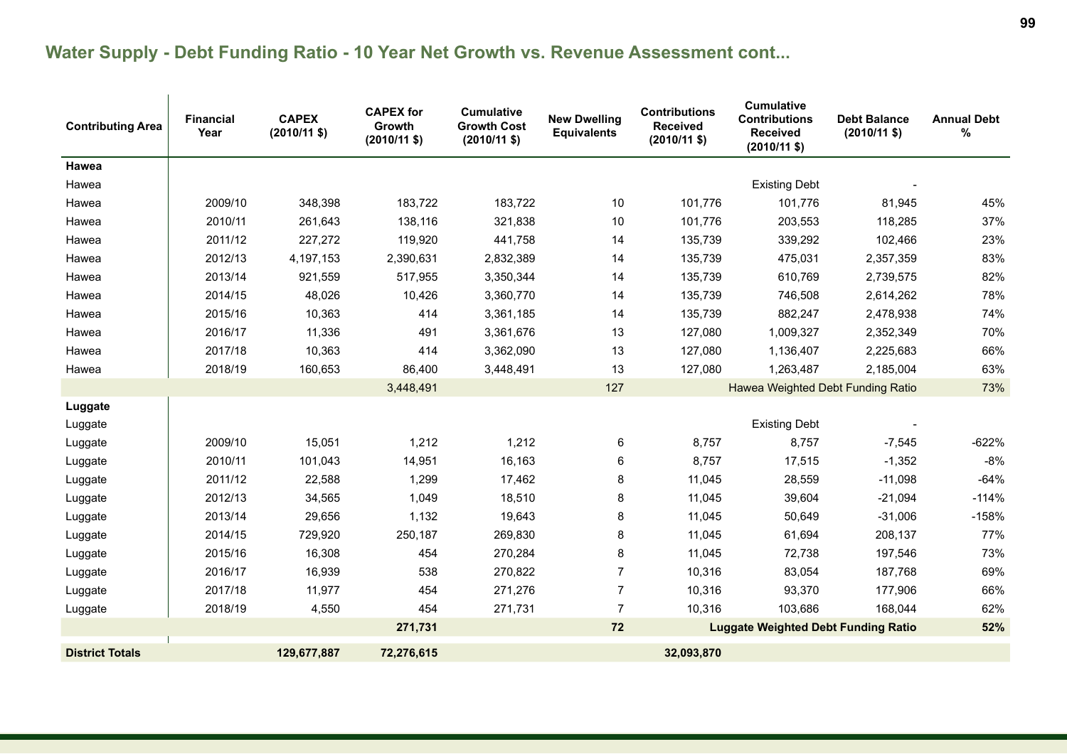## Water Supply - Debt Funding Ratio - 10 Year Net Growth vs. Revenue Assessment cont...

| Contributing Area | Financial Year | CAPEX (2010/11 $) | CAPEX for Growth (2010/11 $) | Cumulative Growth Cost (2010/11 $) | New Dwelling Equivalents | Contributions Received (2010/11 $) | Cumulative Contributions Received (2010/11 $) | Debt Balance (2010/11 $) | Annual Debt % |
|---|---|---|---|---|---|---|---|---|---|
| **Hawea** | | | | | | | | | |
| Hawea | | | | | | | Existing Debt | - | |
| Hawea | 2009/10 | 348,398 | 183,722 | 183,722 | 10 | 101,776 | 101,776 | 81,945 | 45% |
| Hawea | 2010/11 | 261,643 | 138,116 | 321,838 | 10 | 101,776 | 203,553 | 118,285 | 37% |
| Hawea | 2011/12 | 227,272 | 119,920 | 441,758 | 14 | 135,739 | 339,292 | 102,466 | 23% |
| Hawea | 2012/13 | 4,197,153 | 2,390,631 | 2,832,389 | 14 | 135,739 | 475,031 | 2,357,359 | 83% |
| Hawea | 2013/14 | 921,559 | 517,955 | 3,350,344 | 14 | 135,739 | 610,769 | 2,739,575 | 82% |
| Hawea | 2014/15 | 48,026 | 10,426 | 3,360,770 | 14 | 135,739 | 746,508 | 2,614,262 | 78% |
| Hawea | 2015/16 | 10,363 | 414 | 3,361,185 | 14 | 135,739 | 882,247 | 2,478,938 | 74% |
| Hawea | 2016/17 | 11,336 | 491 | 3,361,676 | 13 | 127,080 | 1,009,327 | 2,352,349 | 70% |
| Hawea | 2017/18 | 10,363 | 414 | 3,362,090 | 13 | 127,080 | 1,136,407 | 2,225,683 | 66% |
| Hawea | 2018/19 | 160,653 | 86,400 | 3,448,491 | 13 | 127,080 | 1,263,487 | 2,185,004 | 63% |
| | | | 3,448,491 | | 127 | | Hawea Weighted Debt Funding Ratio | | 73% |
| **Luggate** | | | | | | | | | |
| Luggate | | | | | | | Existing Debt | - | |
| Luggate | 2009/10 | 15,051 | 1,212 | 1,212 | 6 | 8,757 | 8,757 | -7,545 | -622% |
| Luggate | 2010/11 | 101,043 | 14,951 | 16,163 | 6 | 8,757 | 17,515 | -1,352 | -8% |
| Luggate | 2011/12 | 22,588 | 1,299 | 17,462 | 8 | 11,045 | 28,559 | -11,098 | -64% |
| Luggate | 2012/13 | 34,565 | 1,049 | 18,510 | 8 | 11,045 | 39,604 | -21,094 | -114% |
| Luggate | 2013/14 | 29,656 | 1,132 | 19,643 | 8 | 11,045 | 50,649 | -31,006 | -158% |
| Luggate | 2014/15 | 729,920 | 250,187 | 269,830 | 8 | 11,045 | 61,694 | 208,137 | 77% |
| Luggate | 2015/16 | 16,308 | 454 | 270,284 | 8 | 11,045 | 72,738 | 197,546 | 73% |
| Luggate | 2016/17 | 16,939 | 538 | 270,822 | 7 | 10,316 | 83,054 | 187,768 | 69% |
| Luggate | 2017/18 | 11,977 | 454 | 271,276 | 7 | 10,316 | 93,370 | 177,906 | 66% |
| Luggate | 2018/19 | 4,550 | 454 | 271,731 | 7 | 10,316 | 103,686 | 168,044 | 62% |
| | | | **271,731** | | **72** | | **Luggate Weighted Debt Funding Ratio** | | **52%** |
| **District Totals** | | **129,677,887** | **72,276,615** | | | **32,093,870** | | | |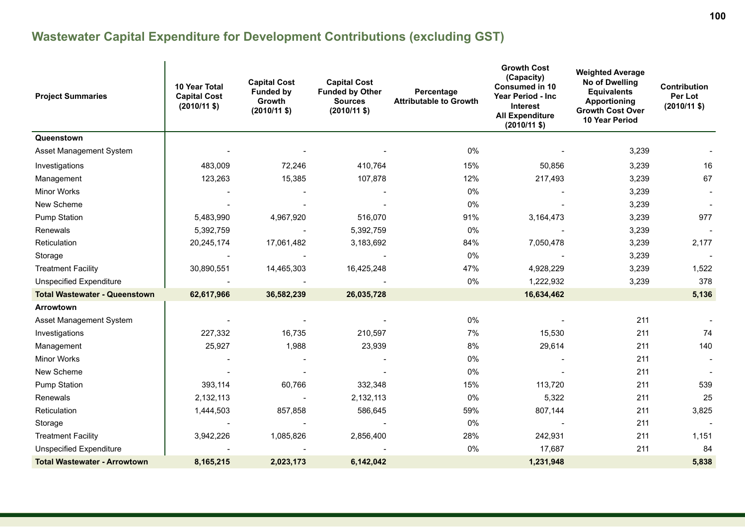## Wastewater Capital Expenditure for Development Contributions (excluding GST)

| Project Summaries | 10 Year Total Capital Cost (2010/11 $) | Capital Cost Funded by Growth (2010/11 $) | Capital Cost Funded by Other Sources (2010/11 $) | Percentage Attributable to Growth | Growth Cost (Capacity) Consumed in 10 Year Period - Inc Interest All Expenditure (2010/11 $) | Weighted Average No of Dwelling Equivalents Apportioning Growth Cost Over 10 Year Period | Contribution Per Lot (2010/11 $) |
|---|---|---|---|---|---|---|---|
| **Queenstown** | | | | | | | |
| Asset Management System | - | - | - | 0% | - | 3,239 | - |
| Investigations | 483,009 | 72,246 | 410,764 | 15% | 50,856 | 3,239 | 16 |
| Management | 123,263 | 15,385 | 107,878 | 12% | 217,493 | 3,239 | 67 |
| Minor Works | - | - | - | 0% | - | 3,239 | - |
| New Scheme | - | - | - | 0% | - | 3,239 | - |
| Pump Station | 5,483,990 | 4,967,920 | 516,070 | 91% | 3,164,473 | 3,239 | 977 |
| Renewals | 5,392,759 | - | 5,392,759 | 0% | - | 3,239 | - |
| Reticulation | 20,245,174 | 17,061,482 | 3,183,692 | 84% | 7,050,478 | 3,239 | 2,177 |
| Storage | - | - | - | 0% | - | 3,239 | - |
| Treatment Facility | 30,890,551 | 14,465,303 | 16,425,248 | 47% | 4,928,229 | 3,239 | 1,522 |
| Unspecified Expenditure | - | - | - | 0% | 1,222,932 | 3,239 | 378 |
| **Total Wastewater - Queenstown** | **62,617,966** | **36,582,239** | **26,035,728** | | **16,634,462** | | **5,136** |
| **Arrowtown** | | | | | | | |
| Asset Management System | - | - | - | 0% | - | 211 | - |
| Investigations | 227,332 | 16,735 | 210,597 | 7% | 15,530 | 211 | 74 |
| Management | 25,927 | 1,988 | 23,939 | 8% | 29,614 | 211 | 140 |
| Minor Works | - | - | - | 0% | - | 211 | - |
| New Scheme | - | - | - | 0% | - | 211 | - |
| Pump Station | 393,114 | 60,766 | 332,348 | 15% | 113,720 | 211 | 539 |
| Renewals | 2,132,113 | - | 2,132,113 | 0% | 5,322 | 211 | 25 |
| Reticulation | 1,444,503 | 857,858 | 586,645 | 59% | 807,144 | 211 | 3,825 |
| Storage | - | - | - | 0% | - | 211 | - |
| Treatment Facility | 3,942,226 | 1,085,826 | 2,856,400 | 28% | 242,931 | 211 | 1,151 |
| Unspecified Expenditure | - | - | - | 0% | 17,687 | 211 | 84 |
| **Total Wastewater - Arrowtown** | **8,165,215** | **2,023,173** | **6,142,042** | | **1,231,948** | | **5,838** |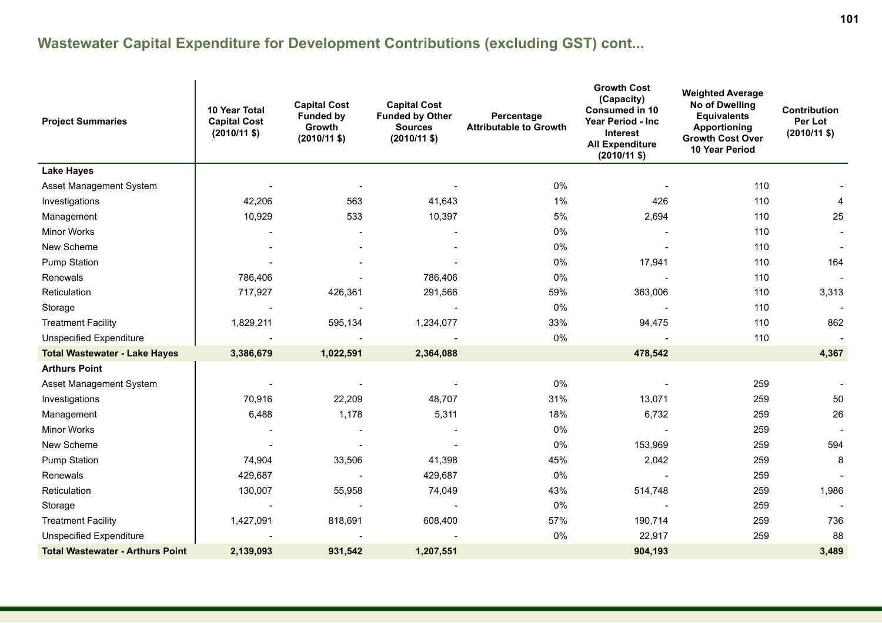## Wastewater Capital Expenditure for Development Contributions (excluding GST) cont...

| Project Summaries | 10 Year Total Capital Cost (2010/11 $) | Capital Cost Funded by Growth (2010/11 $) | Capital Cost Funded by Other Sources (2010/11 $) | Percentage Attributable to Growth | Growth Cost (Capacity) Consumed in 10 Year Period - Inc Interest All Expenditure (2010/11 $) | Weighted Average No of Dwelling Equivalents Apportioning Growth Cost Over 10 Year Period | Contribution Per Lot (2010/11 $) |
|---|---|---|---|---|---|---|---|
| **Lake Hayes** | | | | | | | |
| Asset Management System | - | - | - | 0% | - | 110 | - |
| Investigations | 42,206 | 563 | 41,643 | 1% | 426 | 110 | 4 |
| Management | 10,929 | 533 | 10,397 | 5% | 2,694 | 110 | 25 |
| Minor Works | - | - | - | 0% | - | 110 | - |
| New Scheme | - | - | - | 0% | - | 110 | - |
| Pump Station | - | - | - | 0% | 17,941 | 110 | 164 |
| Renewals | 786,406 | - | 786,406 | 0% | - | 110 | - |
| Reticulation | 717,927 | 426,361 | 291,566 | 59% | 363,006 | 110 | 3,313 |
| Storage | - | - | - | 0% | - | 110 | - |
| Treatment Facility | 1,829,211 | 595,134 | 1,234,077 | 33% | 94,475 | 110 | 862 |
| Unspecified Expenditure | - | - | - | 0% | - | 110 | - |
| **Total Wastewater - Lake Hayes** | **3,386,679** | **1,022,591** | **2,364,088** | | **478,542** | | **4,367** |
| **Arthurs Point** | | | | | | | |
| Asset Management System | - | - | - | 0% | - | 259 | - |
| Investigations | 70,916 | 22,209 | 48,707 | 31% | 13,071 | 259 | 50 |
| Management | 6,488 | 1,178 | 5,311 | 18% | 6,732 | 259 | 26 |
| Minor Works | - | - | - | 0% | - | 259 | - |
| New Scheme | - | - | - | 0% | 153,969 | 259 | 594 |
| Pump Station | 74,904 | 33,506 | 41,398 | 45% | 2,042 | 259 | 8 |
| Renewals | 429,687 | - | 429,687 | 0% | - | 259 | - |
| Reticulation | 130,007 | 55,958 | 74,049 | 43% | 514,748 | 259 | 1,986 |
| Storage | - | - | - | 0% | - | 259 | - |
| Treatment Facility | 1,427,091 | 818,691 | 608,400 | 57% | 190,714 | 259 | 736 |
| Unspecified Expenditure | - | - | - | 0% | 22,917 | 259 | 88 |
| **Total Wastewater - Arthurs Point** | **2,139,093** | **931,542** | **1,207,551** | | **904,193** | | **3,489** |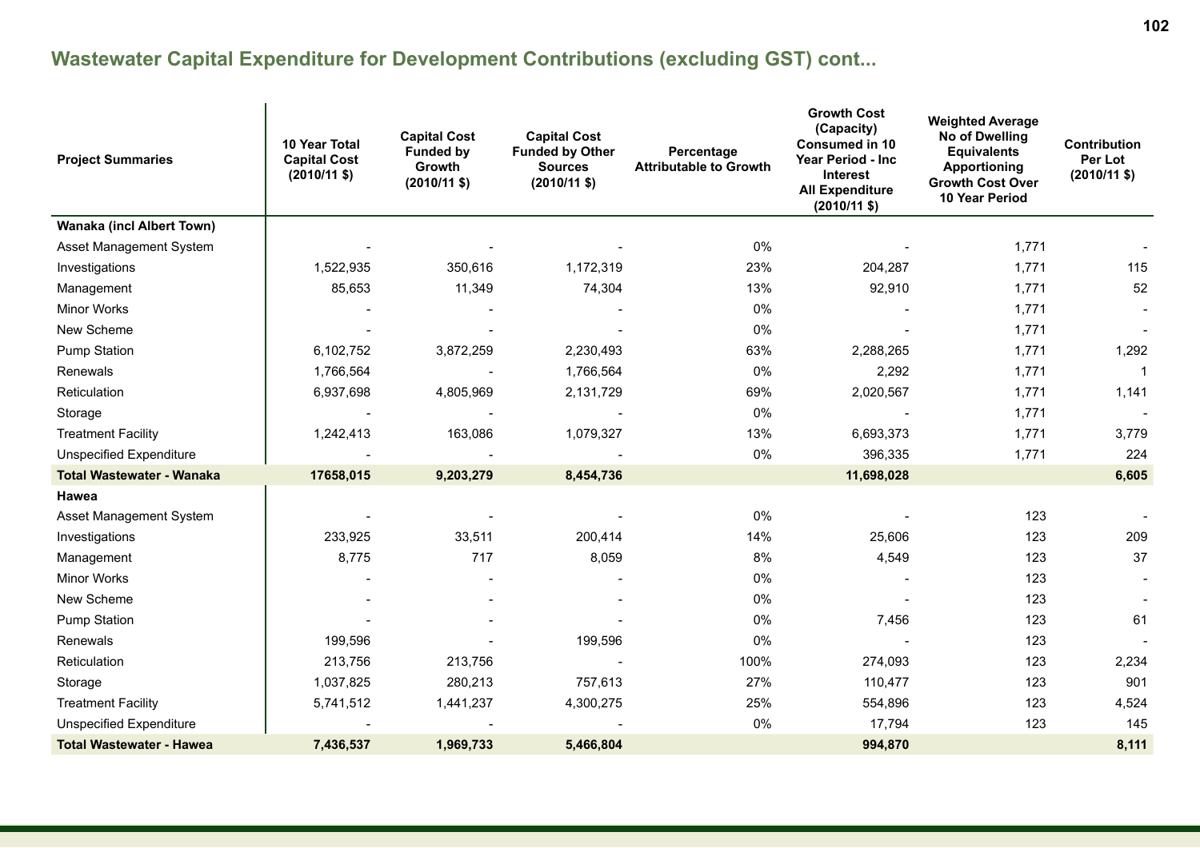## Wastewater Capital Expenditure for Development Contributions (excluding GST) cont...

| Project Summaries | 10 Year Total Capital Cost (2010/11 $) | Capital Cost Funded by Growth (2010/11 $) | Capital Cost Funded by Other Sources (2010/11 $) | Percentage Attributable to Growth | Growth Cost (Capacity) Consumed in 10 Year Period - Inc Interest All Expenditure (2010/11 $) | Weighted Average No of Dwelling Equivalents Apportioning Growth Cost Over 10 Year Period | Contribution Per Lot (2010/11 $) |
|---|---|---|---|---|---|---|---|
| **Wanaka (incl Albert Town)** | | | | | | | |
| Asset Management System | - | - | - | 0% | - | 1,771 | - |
| Investigations | 1,522,935 | 350,616 | 1,172,319 | 23% | 204,287 | 1,771 | 115 |
| Management | 85,653 | 11,349 | 74,304 | 13% | 92,910 | 1,771 | 52 |
| Minor Works | - | - | - | 0% | - | 1,771 | - |
| New Scheme | - | - | - | 0% | - | 1,771 | - |
| Pump Station | 6,102,752 | 3,872,259 | 2,230,493 | 63% | 2,288,265 | 1,771 | 1,292 |
| Renewals | 1,766,564 | - | 1,766,564 | 0% | 2,292 | 1,771 | 1 |
| Reticulation | 6,937,698 | 4,805,969 | 2,131,729 | 69% | 2,020,567 | 1,771 | 1,141 |
| Storage | - | - | - | 0% | - | 1,771 | - |
| Treatment Facility | 1,242,413 | 163,086 | 1,079,327 | 13% | 6,693,373 | 1,771 | 3,779 |
| Unspecified Expenditure | - | - | - | 0% | 396,335 | 1,771 | 224 |
| **Total Wastewater - Wanaka** | **17658,015** | **9,203,279** | **8,454,736** | | **11,698,028** | | **6,605** |
| **Hawea** | | | | | | | |
| Asset Management System | - | - | - | 0% | - | 123 | - |
| Investigations | 233,925 | 33,511 | 200,414 | 14% | 25,606 | 123 | 209 |
| Management | 8,775 | 717 | 8,059 | 8% | 4,549 | 123 | 37 |
| Minor Works | - | - | - | 0% | - | 123 | - |
| New Scheme | - | - | - | 0% | - | 123 | - |
| Pump Station | - | - | - | 0% | 7,456 | 123 | 61 |
| Renewals | 199,596 | - | 199,596 | 0% | - | 123 | - |
| Reticulation | 213,756 | 213,756 | - | 100% | 274,093 | 123 | 2,234 |
| Storage | 1,037,825 | 280,213 | 757,613 | 27% | 110,477 | 123 | 901 |
| Treatment Facility | 5,741,512 | 1,441,237 | 4,300,275 | 25% | 554,896 | 123 | 4,524 |
| Unspecified Expenditure | - | - | - | 0% | 17,794 | 123 | 145 |
| **Total Wastewater - Hawea** | **7,436,537** | **1,969,733** | **5,466,804** | | **994,870** | | **8,111** |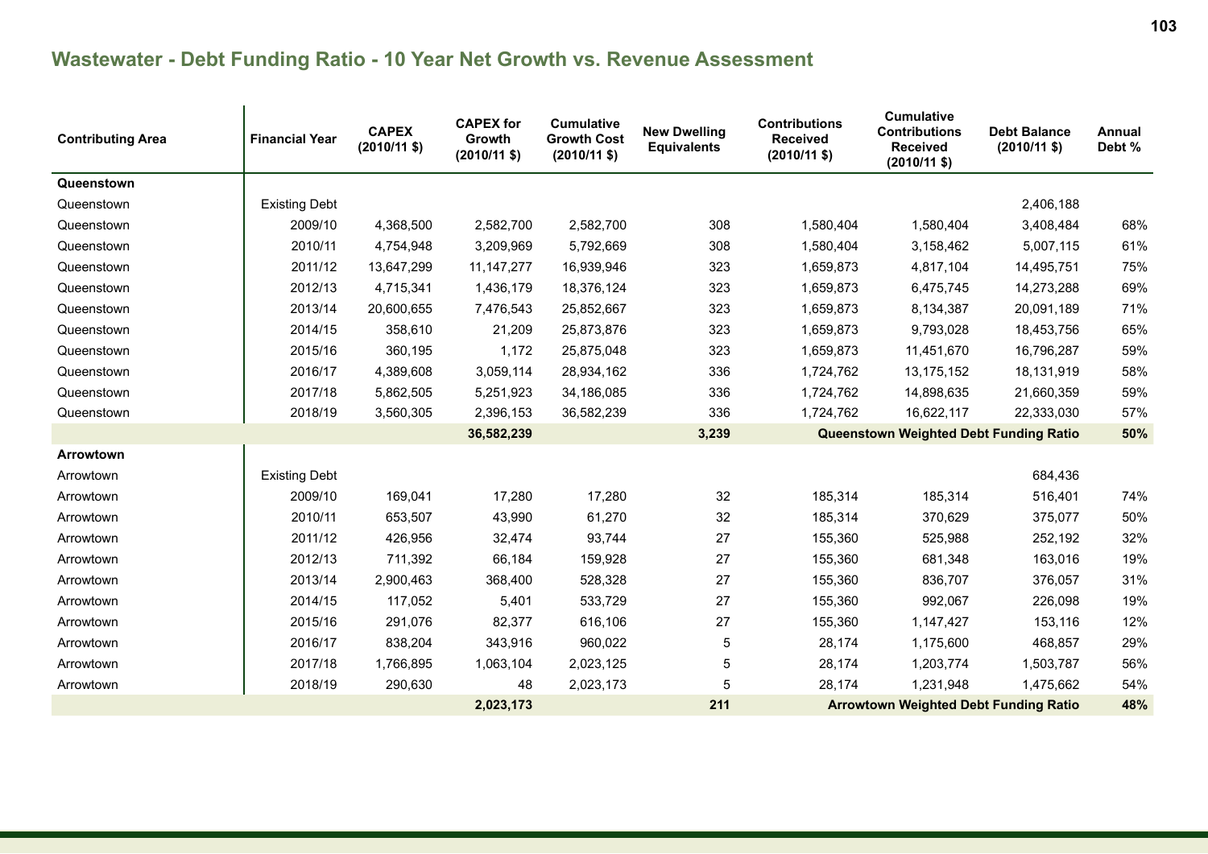## Wastewater - Debt Funding Ratio - 10 Year Net Growth vs. Revenue Assessment

| Contributing Area | Financial Year | CAPEX (2010/11 $) | CAPEX for Growth (2010/11 $) | Cumulative Growth Cost (2010/11 $) | New Dwelling Equivalents | Contributions Received (2010/11 $) | Cumulative Contributions Received (2010/11 $) | Debt Balance (2010/11 $) | Annual Debt % |
|---|---|---|---|---|---|---|---|---|---|
| **Queenstown** | | | | | | | | | |
| Queenstown | Existing Debt | | | | | | | 2,406,188 | |
| Queenstown | 2009/10 | 4,368,500 | 2,582,700 | 2,582,700 | 308 | 1,580,404 | 1,580,404 | 3,408,484 | 68% |
| Queenstown | 2010/11 | 4,754,948 | 3,209,969 | 5,792,669 | 308 | 1,580,404 | 3,158,462 | 5,007,115 | 61% |
| Queenstown | 2011/12 | 13,647,299 | 11,147,277 | 16,939,946 | 323 | 1,659,873 | 4,817,104 | 14,495,751 | 75% |
| Queenstown | 2012/13 | 4,715,341 | 1,436,179 | 18,376,124 | 323 | 1,659,873 | 6,475,745 | 14,273,288 | 69% |
| Queenstown | 2013/14 | 20,600,655 | 7,476,543 | 25,852,667 | 323 | 1,659,873 | 8,134,387 | 20,091,189 | 71% |
| Queenstown | 2014/15 | 358,610 | 21,209 | 25,873,876 | 323 | 1,659,873 | 9,793,028 | 18,453,756 | 65% |
| Queenstown | 2015/16 | 360,195 | 1,172 | 25,875,048 | 323 | 1,659,873 | 11,451,670 | 16,796,287 | 59% |
| Queenstown | 2016/17 | 4,389,608 | 3,059,114 | 28,934,162 | 336 | 1,724,762 | 13,175,152 | 18,131,919 | 58% |
| Queenstown | 2017/18 | 5,862,505 | 5,251,923 | 34,186,085 | 336 | 1,724,762 | 14,898,635 | 21,660,359 | 59% |
| Queenstown | 2018/19 | 3,560,305 | 2,396,153 | 36,582,239 | 336 | 1,724,762 | 16,622,117 | 22,333,030 | 57% |
| | | | **36,582,239** | | **3,239** | **Queenstown Weighted Debt Funding Ratio** | | | **50%** |
| **Arrowtown** | | | | | | | | | |
| Arrowtown | Existing Debt | | | | | | | 684,436 | |
| Arrowtown | 2009/10 | 169,041 | 17,280 | 17,280 | 32 | 185,314 | 185,314 | 516,401 | 74% |
| Arrowtown | 2010/11 | 653,507 | 43,990 | 61,270 | 32 | 185,314 | 370,629 | 375,077 | 50% |
| Arrowtown | 2011/12 | 426,956 | 32,474 | 93,744 | 27 | 155,360 | 525,988 | 252,192 | 32% |
| Arrowtown | 2012/13 | 711,392 | 66,184 | 159,928 | 27 | 155,360 | 681,348 | 163,016 | 19% |
| Arrowtown | 2013/14 | 2,900,463 | 368,400 | 528,328 | 27 | 155,360 | 836,707 | 376,057 | 31% |
| Arrowtown | 2014/15 | 117,052 | 5,401 | 533,729 | 27 | 155,360 | 992,067 | 226,098 | 19% |
| Arrowtown | 2015/16 | 291,076 | 82,377 | 616,106 | 27 | 155,360 | 1,147,427 | 153,116 | 12% |
| Arrowtown | 2016/17 | 838,204 | 343,916 | 960,022 | 5 | 28,174 | 1,175,600 | 468,857 | 29% |
| Arrowtown | 2017/18 | 1,766,895 | 1,063,104 | 2,023,125 | 5 | 28,174 | 1,203,774 | 1,503,787 | 56% |
| Arrowtown | 2018/19 | 290,630 | 48 | 2,023,173 | 5 | 28,174 | 1,231,948 | 1,475,662 | 54% |
| | | | **2,023,173** | | **211** | **Arrowtown Weighted Debt Funding Ratio** | | | **48%** |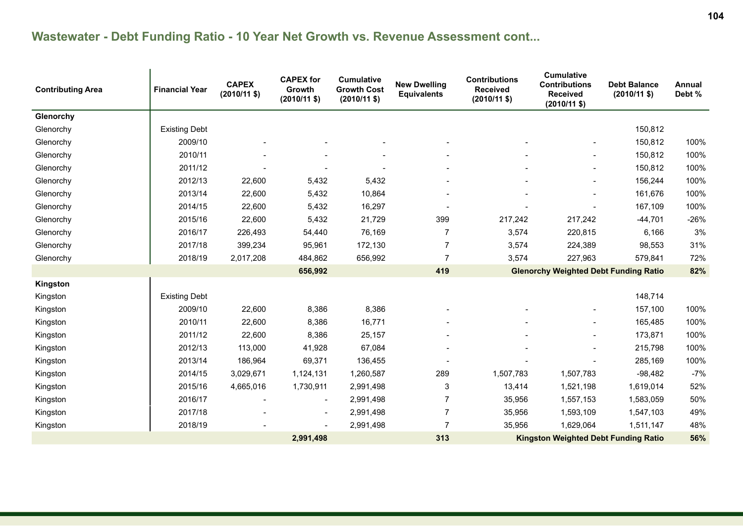## Wastewater - Debt Funding Ratio - 10 Year Net Growth vs. Revenue Assessment cont...

| Contributing Area | Financial Year | CAPEX (2010/11 $) | CAPEX for Growth (2010/11 $) | Cumulative Growth Cost (2010/11 $) | New Dwelling Equivalents | Contributions Received (2010/11 $) | Cumulative Contributions Received (2010/11 $) | Debt Balance (2010/11 $) | Annual Debt % |
|---|---|---|---|---|---|---|---|---|---|
| **Glenorchy** | | | | | | | | | |
| Glenorchy | Existing Debt | | | | | | | 150,812 | |
| Glenorchy | 2009/10 | - | - | - | - | - | - | 150,812 | 100% |
| Glenorchy | 2010/11 | - | - | - | - | - | - | 150,812 | 100% |
| Glenorchy | 2011/12 | - | - | - | - | - | - | 150,812 | 100% |
| Glenorchy | 2012/13 | 22,600 | 5,432 | 5,432 | - | - | - | 156,244 | 100% |
| Glenorchy | 2013/14 | 22,600 | 5,432 | 10,864 | - | - | - | 161,676 | 100% |
| Glenorchy | 2014/15 | 22,600 | 5,432 | 16,297 | - | - | - | 167,109 | 100% |
| Glenorchy | 2015/16 | 22,600 | 5,432 | 21,729 | 399 | 217,242 | 217,242 | -44,701 | -26% |
| Glenorchy | 2016/17 | 226,493 | 54,440 | 76,169 | 7 | 3,574 | 220,815 | 6,166 | 3% |
| Glenorchy | 2017/18 | 399,234 | 95,961 | 172,130 | 7 | 3,574 | 224,389 | 98,553 | 31% |
| Glenorchy | 2018/19 | 2,017,208 | 484,862 | 656,992 | 7 | 3,574 | 227,963 | 579,841 | 72% |
| | | | **656,992** | | **419** | | **Glenorchy Weighted Debt Funding Ratio** | | **82%** |
| **Kingston** | | | | | | | | | |
| Kingston | Existing Debt | | | | | | | 148,714 | |
| Kingston | 2009/10 | 22,600 | 8,386 | 8,386 | - | - | - | 157,100 | 100% |
| Kingston | 2010/11 | 22,600 | 8,386 | 16,771 | - | - | - | 165,485 | 100% |
| Kingston | 2011/12 | 22,600 | 8,386 | 25,157 | - | - | - | 173,871 | 100% |
| Kingston | 2012/13 | 113,000 | 41,928 | 67,084 | - | - | - | 215,798 | 100% |
| Kingston | 2013/14 | 186,964 | 69,371 | 136,455 | - | - | - | 285,169 | 100% |
| Kingston | 2014/15 | 3,029,671 | 1,124,131 | 1,260,587 | 289 | 1,507,783 | 1,507,783 | -98,482 | -7% |
| Kingston | 2015/16 | 4,665,016 | 1,730,911 | 2,991,498 | 3 | 13,414 | 1,521,198 | 1,619,014 | 52% |
| Kingston | 2016/17 | - | - | 2,991,498 | 7 | 35,956 | 1,557,153 | 1,583,059 | 50% |
| Kingston | 2017/18 | - | - | 2,991,498 | 7 | 35,956 | 1,593,109 | 1,547,103 | 49% |
| Kingston | 2018/19 | - | - | 2,991,498 | 7 | 35,956 | 1,629,064 | 1,511,147 | 48% |
| | | | **2,991,498** | | **313** | | **Kingston Weighted Debt Funding Ratio** | | **56%** |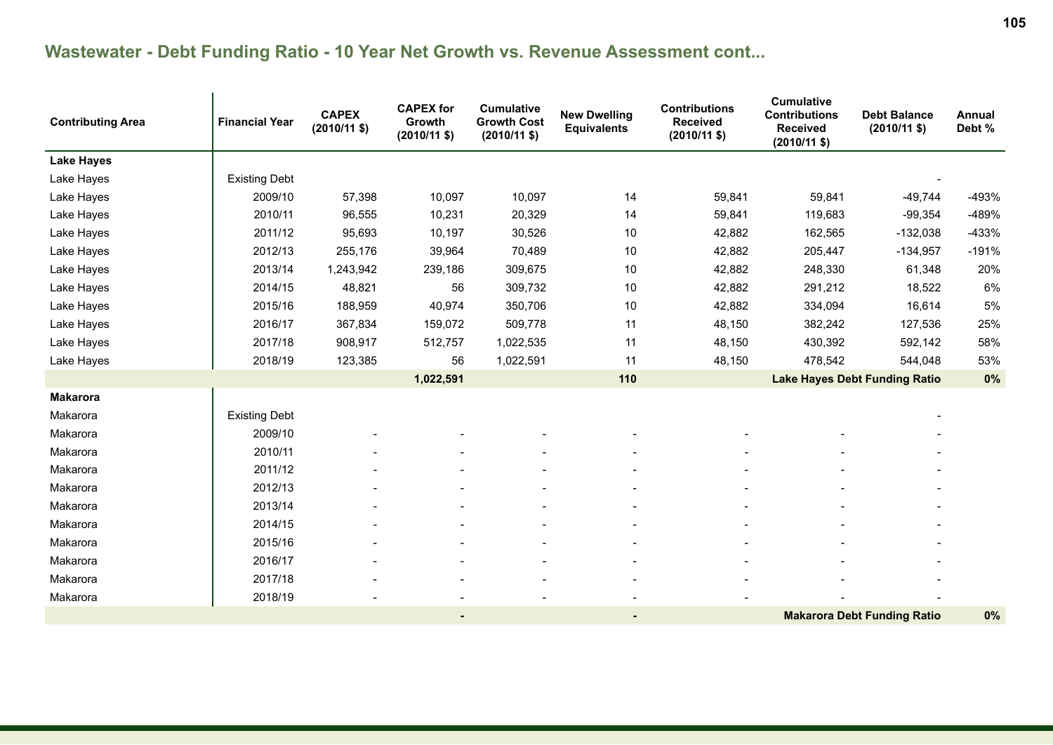## Wastewater - Debt Funding Ratio - 10 Year Net Growth vs. Revenue Assessment cont...

| Contributing Area | Financial Year | CAPEX (2010/11 $) | CAPEX for Growth (2010/11 $) | Cumulative Growth Cost (2010/11 $) | New Dwelling Equivalents | Contributions Received (2010/11 $) | Cumulative Contributions Received (2010/11 $) | Debt Balance (2010/11 $) | Annual Debt % |
|---|---|---|---|---|---|---|---|---|---|
| **Lake Hayes** | | | | | | | | | |
| Lake Hayes | Existing Debt | | | | | | | - | |
| Lake Hayes | 2009/10 | 57,398 | 10,097 | 10,097 | 14 | 59,841 | 59,841 | -49,744 | -493% |
| Lake Hayes | 2010/11 | 96,555 | 10,231 | 20,329 | 14 | 59,841 | 119,683 | -99,354 | -489% |
| Lake Hayes | 2011/12 | 95,693 | 10,197 | 30,526 | 10 | 42,882 | 162,565 | -132,038 | -433% |
| Lake Hayes | 2012/13 | 255,176 | 39,964 | 70,489 | 10 | 42,882 | 205,447 | -134,957 | -191% |
| Lake Hayes | 2013/14 | 1,243,942 | 239,186 | 309,675 | 10 | 42,882 | 248,330 | 61,348 | 20% |
| Lake Hayes | 2014/15 | 48,821 | 56 | 309,732 | 10 | 42,882 | 291,212 | 18,522 | 6% |
| Lake Hayes | 2015/16 | 188,959 | 40,974 | 350,706 | 10 | 42,882 | 334,094 | 16,614 | 5% |
| Lake Hayes | 2016/17 | 367,834 | 159,072 | 509,778 | 11 | 48,150 | 382,242 | 127,536 | 25% |
| Lake Hayes | 2017/18 | 908,917 | 512,757 | 1,022,535 | 11 | 48,150 | 430,392 | 592,142 | 58% |
| Lake Hayes | 2018/19 | 123,385 | 56 | 1,022,591 | 11 | 48,150 | 478,542 | 544,048 | 53% |
| | | | **1,022,591** | | **110** | | **Lake Hayes Debt Funding Ratio** | | **0%** |
| **Makarora** | | | | | | | | | |
| Makarora | Existing Debt | | | | | | | - | |
| Makarora | 2009/10 | - | - | - | - | - | - | - | |
| Makarora | 2010/11 | - | - | - | - | - | - | - | |
| Makarora | 2011/12 | - | - | - | - | - | - | - | |
| Makarora | 2012/13 | - | - | - | - | - | - | - | |
| Makarora | 2013/14 | - | - | - | - | - | - | - | |
| Makarora | 2014/15 | - | - | - | - | - | - | - | |
| Makarora | 2015/16 | - | - | - | - | - | - | - | |
| Makarora | 2016/17 | - | - | - | - | - | - | - | |
| Makarora | 2017/18 | - | - | - | - | - | - | - | |
| Makarora | 2018/19 | - | - | - | - | - | - | - | |
| | | | **-** | | **-** | | **Makarora Debt Funding Ratio** | | **0%** |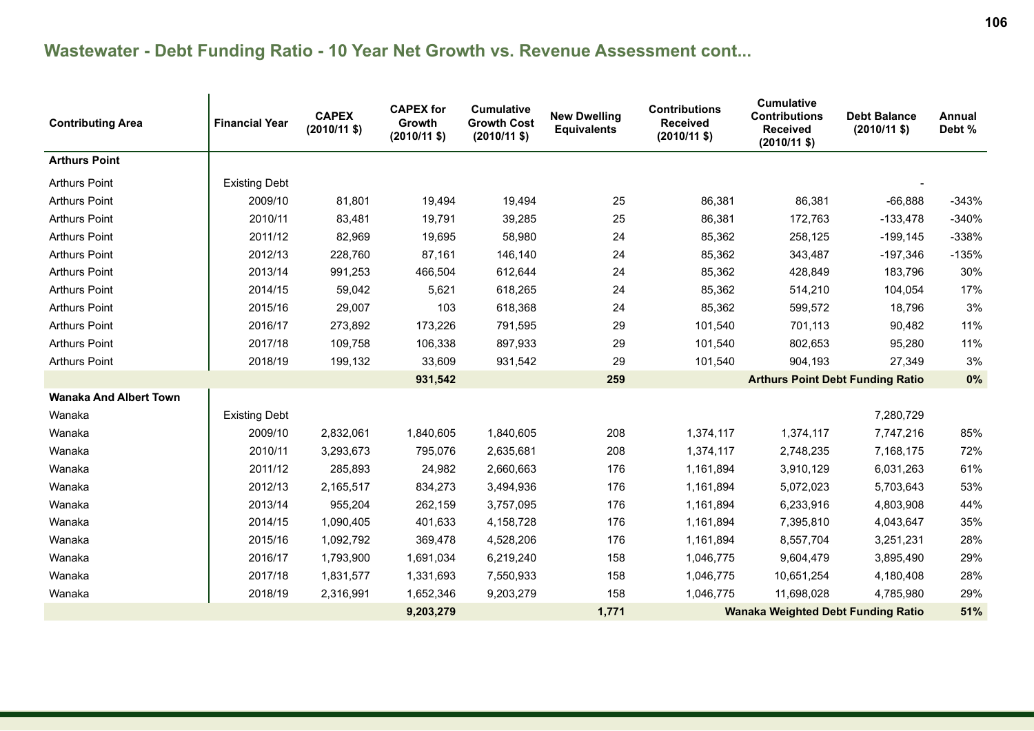## Wastewater - Debt Funding Ratio - 10 Year Net Growth vs. Revenue Assessment cont...

| Contributing Area | Financial Year | CAPEX (2010/11 $) | CAPEX for Growth (2010/11 $) | Cumulative Growth Cost (2010/11 $) | New Dwelling Equivalents | Contributions Received (2010/11 $) | Cumulative Contributions Received (2010/11 $) | Debt Balance (2010/11 $) | Annual Debt % |
|---|---|---|---|---|---|---|---|---|---|
| **Arthurs Point** | | | | | | | | | |
| Arthurs Point | Existing Debt | | | | | | | - | |
| Arthurs Point | 2009/10 | 81,801 | 19,494 | 19,494 | 25 | 86,381 | 86,381 | -66,888 | -343% |
| Arthurs Point | 2010/11 | 83,481 | 19,791 | 39,285 | 25 | 86,381 | 172,763 | -133,478 | -340% |
| Arthurs Point | 2011/12 | 82,969 | 19,695 | 58,980 | 24 | 85,362 | 258,125 | -199,145 | -338% |
| Arthurs Point | 2012/13 | 228,760 | 87,161 | 146,140 | 24 | 85,362 | 343,487 | -197,346 | -135% |
| Arthurs Point | 2013/14 | 991,253 | 466,504 | 612,644 | 24 | 85,362 | 428,849 | 183,796 | 30% |
| Arthurs Point | 2014/15 | 59,042 | 5,621 | 618,265 | 24 | 85,362 | 514,210 | 104,054 | 17% |
| Arthurs Point | 2015/16 | 29,007 | 103 | 618,368 | 24 | 85,362 | 599,572 | 18,796 | 3% |
| Arthurs Point | 2016/17 | 273,892 | 173,226 | 791,595 | 29 | 101,540 | 701,113 | 90,482 | 11% |
| Arthurs Point | 2017/18 | 109,758 | 106,338 | 897,933 | 29 | 101,540 | 802,653 | 95,280 | 11% |
| Arthurs Point | 2018/19 | 199,132 | 33,609 | 931,542 | 29 | 101,540 | 904,193 | 27,349 | 3% |
| | | | **931,542** | | **259** | | **Arthurs Point Debt Funding Ratio** | | **0%** |
| **Wanaka And Albert Town** | | | | | | | | | |
| Wanaka | Existing Debt | | | | | | | 7,280,729 | |
| Wanaka | 2009/10 | 2,832,061 | 1,840,605 | 1,840,605 | 208 | 1,374,117 | 1,374,117 | 7,747,216 | 85% |
| Wanaka | 2010/11 | 3,293,673 | 795,076 | 2,635,681 | 208 | 1,374,117 | 2,748,235 | 7,168,175 | 72% |
| Wanaka | 2011/12 | 285,893 | 24,982 | 2,660,663 | 176 | 1,161,894 | 3,910,129 | 6,031,263 | 61% |
| Wanaka | 2012/13 | 2,165,517 | 834,273 | 3,494,936 | 176 | 1,161,894 | 5,072,023 | 5,703,643 | 53% |
| Wanaka | 2013/14 | 955,204 | 262,159 | 3,757,095 | 176 | 1,161,894 | 6,233,916 | 4,803,908 | 44% |
| Wanaka | 2014/15 | 1,090,405 | 401,633 | 4,158,728 | 176 | 1,161,894 | 7,395,810 | 4,043,647 | 35% |
| Wanaka | 2015/16 | 1,092,792 | 369,478 | 4,528,206 | 176 | 1,161,894 | 8,557,704 | 3,251,231 | 28% |
| Wanaka | 2016/17 | 1,793,900 | 1,691,034 | 6,219,240 | 158 | 1,046,775 | 9,604,479 | 3,895,490 | 29% |
| Wanaka | 2017/18 | 1,831,577 | 1,331,693 | 7,550,933 | 158 | 1,046,775 | 10,651,254 | 4,180,408 | 28% |
| Wanaka | 2018/19 | 2,316,991 | 1,652,346 | 9,203,279 | 158 | 1,046,775 | 11,698,028 | 4,785,980 | 29% |
| | | | **9,203,279** | | **1,771** | | **Wanaka Weighted Debt Funding Ratio** | | **51%** |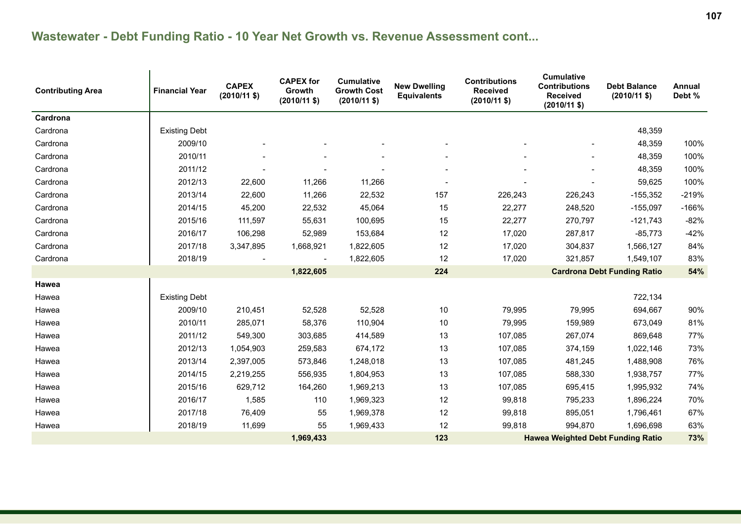## Wastewater - Debt Funding Ratio - 10 Year Net Growth vs. Revenue Assessment cont...

| Contributing Area | Financial Year | CAPEX (2010/11 $) | CAPEX for Growth (2010/11 $) | Cumulative Growth Cost (2010/11 $) | New Dwelling Equivalents | Contributions Received (2010/11 $) | Cumulative Contributions Received (2010/11 $) | Debt Balance (2010/11 $) | Annual Debt % |
|---|---|---|---|---|---|---|---|---|---|
| **Cardrona** | | | | | | | | | |
| Cardrona | Existing Debt | | | | | | | 48,359 | |
| Cardrona | 2009/10 | - | - | - | - | - | - | 48,359 | 100% |
| Cardrona | 2010/11 | - | - | - | - | - | - | 48,359 | 100% |
| Cardrona | 2011/12 | - | - | - | - | - | - | 48,359 | 100% |
| Cardrona | 2012/13 | 22,600 | 11,266 | 11,266 | - | - | - | 59,625 | 100% |
| Cardrona | 2013/14 | 22,600 | 11,266 | 22,532 | 157 | 226,243 | 226,243 | -155,352 | -219% |
| Cardrona | 2014/15 | 45,200 | 22,532 | 45,064 | 15 | 22,277 | 248,520 | -155,097 | -166% |
| Cardrona | 2015/16 | 111,597 | 55,631 | 100,695 | 15 | 22,277 | 270,797 | -121,743 | -82% |
| Cardrona | 2016/17 | 106,298 | 52,989 | 153,684 | 12 | 17,020 | 287,817 | -85,773 | -42% |
| Cardrona | 2017/18 | 3,347,895 | 1,668,921 | 1,822,605 | 12 | 17,020 | 304,837 | 1,566,127 | 84% |
| Cardrona | 2018/19 | - | - | 1,822,605 | 12 | 17,020 | 321,857 | 1,549,107 | 83% |
| | | | **1,822,605** | | **224** | | **Cardrona Debt Funding Ratio** | | **54%** |
| **Hawea** | | | | | | | | | |
| Hawea | Existing Debt | | | | | | | 722,134 | |
| Hawea | 2009/10 | 210,451 | 52,528 | 52,528 | 10 | 79,995 | 79,995 | 694,667 | 90% |
| Hawea | 2010/11 | 285,071 | 58,376 | 110,904 | 10 | 79,995 | 159,989 | 673,049 | 81% |
| Hawea | 2011/12 | 549,300 | 303,685 | 414,589 | 13 | 107,085 | 267,074 | 869,648 | 77% |
| Hawea | 2012/13 | 1,054,903 | 259,583 | 674,172 | 13 | 107,085 | 374,159 | 1,022,146 | 73% |
| Hawea | 2013/14 | 2,397,005 | 573,846 | 1,248,018 | 13 | 107,085 | 481,245 | 1,488,908 | 76% |
| Hawea | 2014/15 | 2,219,255 | 556,935 | 1,804,953 | 13 | 107,085 | 588,330 | 1,938,757 | 77% |
| Hawea | 2015/16 | 629,712 | 164,260 | 1,969,213 | 13 | 107,085 | 695,415 | 1,995,932 | 74% |
| Hawea | 2016/17 | 1,585 | 110 | 1,969,323 | 12 | 99,818 | 795,233 | 1,896,224 | 70% |
| Hawea | 2017/18 | 76,409 | 55 | 1,969,378 | 12 | 99,818 | 895,051 | 1,796,461 | 67% |
| Hawea | 2018/19 | 11,699 | 55 | 1,969,433 | 12 | 99,818 | 994,870 | 1,696,698 | 63% |
| | | | **1,969,433** | | **123** | | **Hawea Weighted Debt Funding Ratio** | | **73%** |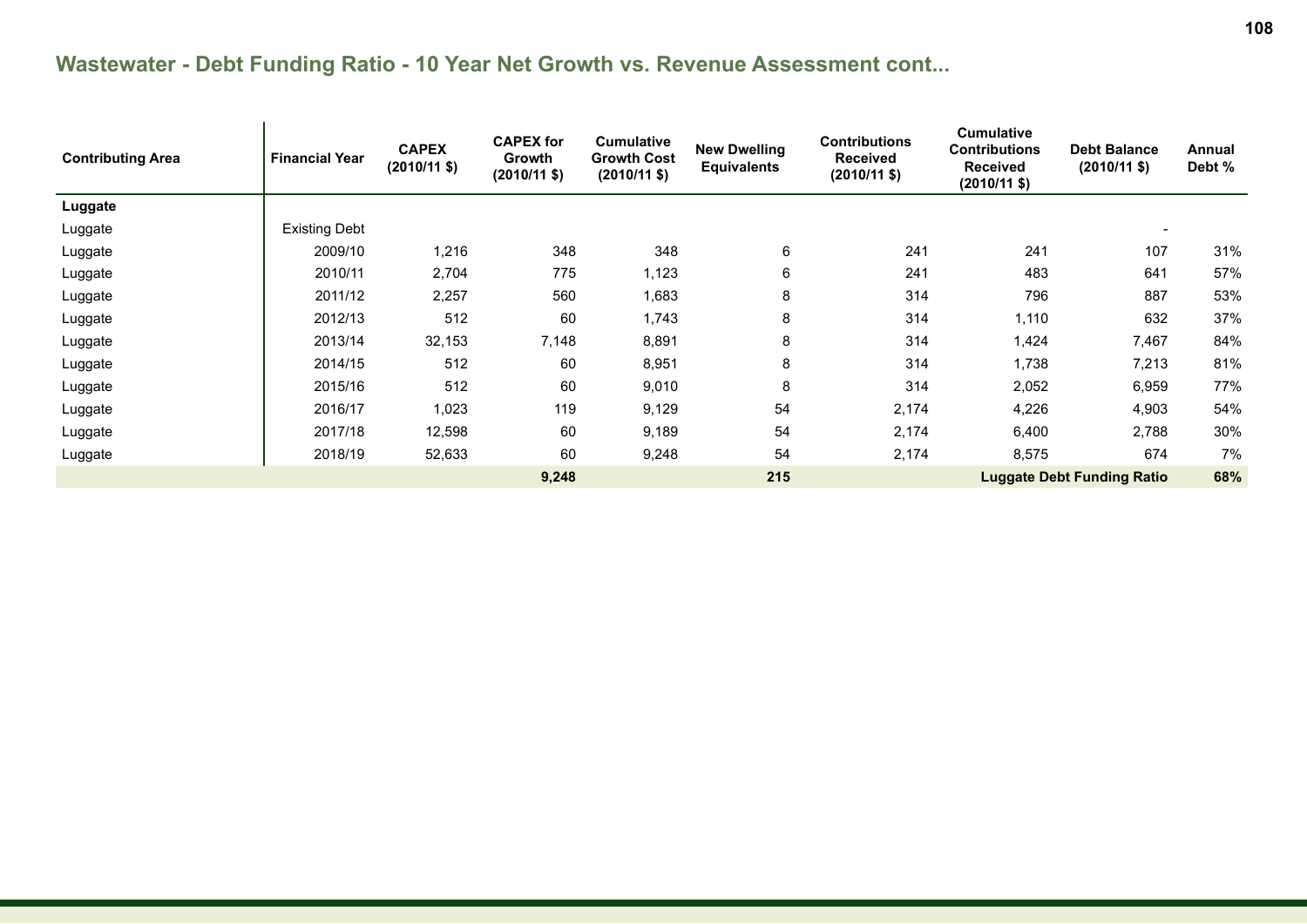## Wastewater - Debt Funding Ratio - 10 Year Net Growth vs. Revenue Assessment cont...

| Contributing Area | Financial Year | CAPEX (2010/11 $) | CAPEX for Growth (2010/11 $) | Cumulative Growth Cost (2010/11 $) | New Dwelling Equivalents | Contributions Received (2010/11 $) | Cumulative Contributions Received (2010/11 $) | Debt Balance (2010/11 $) | Annual Debt % |
|---|---|---|---|---|---|---|---|---|---|
| **Luggate** | | | | | | | | | |
| Luggate | Existing Debt | | | | | | | - | |
| Luggate | 2009/10 | 1,216 | 348 | 348 | 6 | 241 | 241 | 107 | 31% |
| Luggate | 2010/11 | 2,704 | 775 | 1,123 | 6 | 241 | 483 | 641 | 57% |
| Luggate | 2011/12 | 2,257 | 560 | 1,683 | 8 | 314 | 796 | 887 | 53% |
| Luggate | 2012/13 | 512 | 60 | 1,743 | 8 | 314 | 1,110 | 632 | 37% |
| Luggate | 2013/14 | 32,153 | 7,148 | 8,891 | 8 | 314 | 1,424 | 7,467 | 84% |
| Luggate | 2014/15 | 512 | 60 | 8,951 | 8 | 314 | 1,738 | 7,213 | 81% |
| Luggate | 2015/16 | 512 | 60 | 9,010 | 8 | 314 | 2,052 | 6,959 | 77% |
| Luggate | 2016/17 | 1,023 | 119 | 9,129 | 54 | 2,174 | 4,226 | 4,903 | 54% |
| Luggate | 2017/18 | 12,598 | 60 | 9,189 | 54 | 2,174 | 6,400 | 2,788 | 30% |
| Luggate | 2018/19 | 52,633 | 60 | 9,248 | 54 | 2,174 | 8,575 | 674 | 7% |
| | | | **9,248** | | **215** | | **Luggate Debt Funding Ratio** | | **68%** |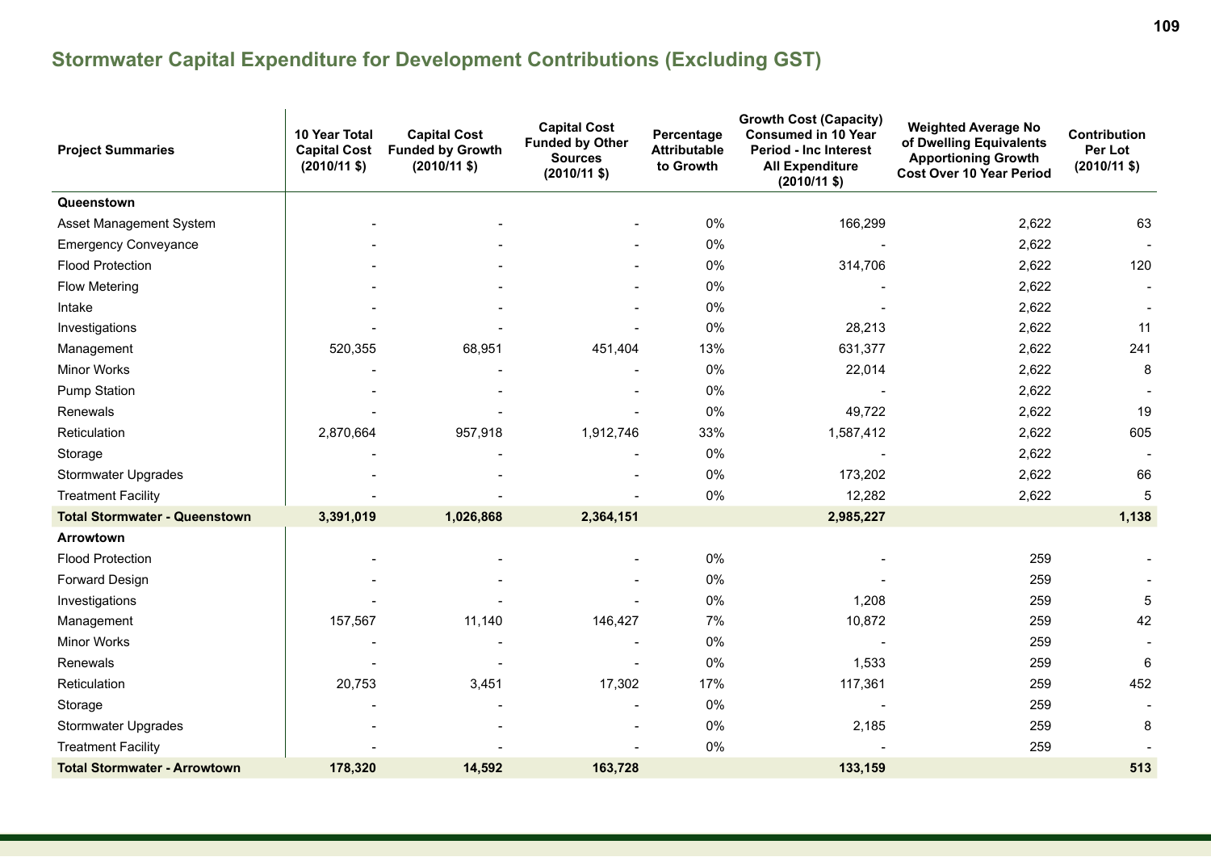## Stormwater Capital Expenditure for Development Contributions (Excluding GST)

| Project Summaries | 10 Year Total Capital Cost (2010/11 $) | Capital Cost Funded by Growth (2010/11 $) | Capital Cost Funded by Other Sources (2010/11 $) | Percentage Attributable to Growth | Growth Cost (Capacity) Consumed in 10 Year Period - Inc Interest All Expenditure (2010/11 $) | Weighted Average No of Dwelling Equivalents Apportioning Growth Cost Over 10 Year Period | Contribution Per Lot (2010/11 $) |
|---|---|---|---|---|---|---|---|
| **Queenstown** | | | | | | | |
| Asset Management System | - | - | - | 0% | 166,299 | 2,622 | 63 |
| Emergency Conveyance | - | - | - | 0% | - | 2,622 | - |
| Flood Protection | - | - | - | 0% | 314,706 | 2,622 | 120 |
| Flow Metering | - | - | - | 0% | - | 2,622 | - |
| Intake | - | - | - | 0% | - | 2,622 | - |
| Investigations | - | - | - | 0% | 28,213 | 2,622 | 11 |
| Management | 520,355 | 68,951 | 451,404 | 13% | 631,377 | 2,622 | 241 |
| Minor Works | - | - | - | 0% | 22,014 | 2,622 | 8 |
| Pump Station | - | - | - | 0% | - | 2,622 | - |
| Renewals | - | - | - | 0% | 49,722 | 2,622 | 19 |
| Reticulation | 2,870,664 | 957,918 | 1,912,746 | 33% | 1,587,412 | 2,622 | 605 |
| Storage | - | - | - | 0% | - | 2,622 | - |
| Stormwater Upgrades | - | - | - | 0% | 173,202 | 2,622 | 66 |
| Treatment Facility | - | - | - | 0% | 12,282 | 2,622 | 5 |
| **Total Stormwater - Queenstown** | **3,391,019** | **1,026,868** | **2,364,151** | | **2,985,227** | | **1,138** |
| **Arrowtown** | | | | | | | |
| Flood Protection | - | - | - | 0% | - | 259 | - |
| Forward Design | - | - | - | 0% | - | 259 | - |
| Investigations | - | - | - | 0% | 1,208 | 259 | 5 |
| Management | 157,567 | 11,140 | 146,427 | 7% | 10,872 | 259 | 42 |
| Minor Works | - | - | - | 0% | - | 259 | - |
| Renewals | - | - | - | 0% | 1,533 | 259 | 6 |
| Reticulation | 20,753 | 3,451 | 17,302 | 17% | 117,361 | 259 | 452 |
| Storage | - | - | - | 0% | - | 259 | - |
| Stormwater Upgrades | - | - | - | 0% | 2,185 | 259 | 8 |
| Treatment Facility | - | - | - | 0% | - | 259 | - |
| **Total Stormwater - Arrowtown** | **178,320** | **14,592** | **163,728** | | **133,159** | | **513** |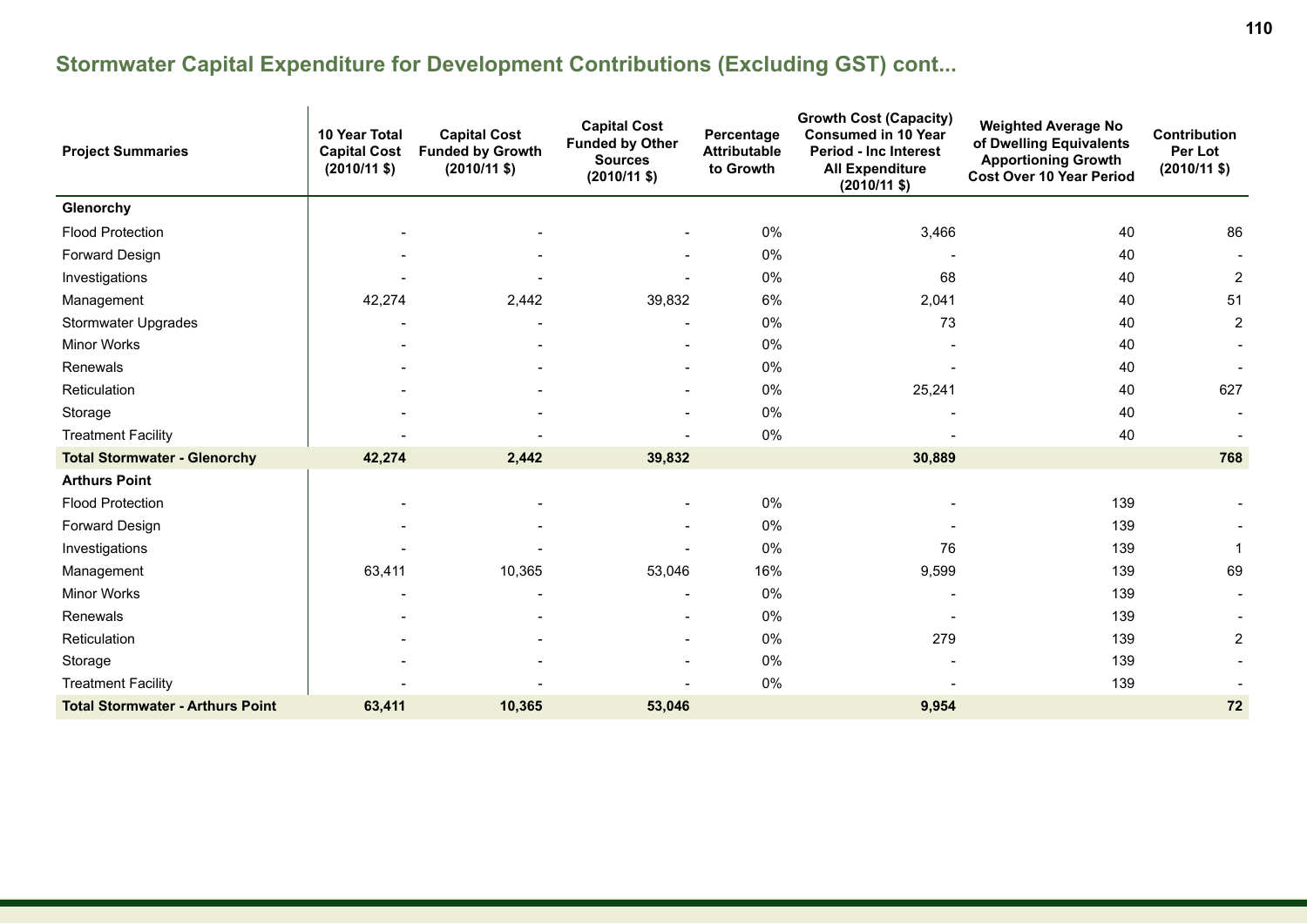## Stormwater Capital Expenditure for Development Contributions (Excluding GST) cont...

| Project Summaries | 10 Year Total Capital Cost (2010/11 $) | Capital Cost Funded by Growth (2010/11 $) | Capital Cost Funded by Other Sources (2010/11 $) | Percentage Attributable to Growth | Growth Cost (Capacity) Consumed in 10 Year Period - Inc Interest All Expenditure (2010/11 $) | Weighted Average No of Dwelling Equivalents Apportioning Growth Cost Over 10 Year Period | Contribution Per Lot (2010/11 $) |
|---|---|---|---|---|---|---|---|
| **Glenorchy** | | | | | | | |
| Flood Protection | - | - | - | 0% | 3,466 | 40 | 86 |
| Forward Design | - | - | - | 0% | - | 40 | - |
| Investigations | - | - | - | 0% | 68 | 40 | 2 |
| Management | 42,274 | 2,442 | 39,832 | 6% | 2,041 | 40 | 51 |
| Stormwater Upgrades | - | - | - | 0% | 73 | 40 | 2 |
| Minor Works | - | - | - | 0% | - | 40 | - |
| Renewals | - | - | - | 0% | - | 40 | - |
| Reticulation | - | - | - | 0% | 25,241 | 40 | 627 |
| Storage | - | - | - | 0% | - | 40 | - |
| Treatment Facility | - | - | - | 0% | - | 40 | - |
| **Total Stormwater - Glenorchy** | **42,274** | **2,442** | **39,832** | | **30,889** | | **768** |
| **Arthurs Point** | | | | | | | |
| Flood Protection | - | - | - | 0% | - | 139 | - |
| Forward Design | - | - | - | 0% | - | 139 | - |
| Investigations | - | - | - | 0% | 76 | 139 | 1 |
| Management | 63,411 | 10,365 | 53,046 | 16% | 9,599 | 139 | 69 |
| Minor Works | - | - | - | 0% | - | 139 | - |
| Renewals | - | - | - | 0% | - | 139 | - |
| Reticulation | - | - | - | 0% | 279 | 139 | 2 |
| Storage | - | - | - | 0% | - | 139 | - |
| Treatment Facility | - | - | - | 0% | - | 139 | - |
| **Total Stormwater - Arthurs Point** | **63,411** | **10,365** | **53,046** | | **9,954** | | **72** |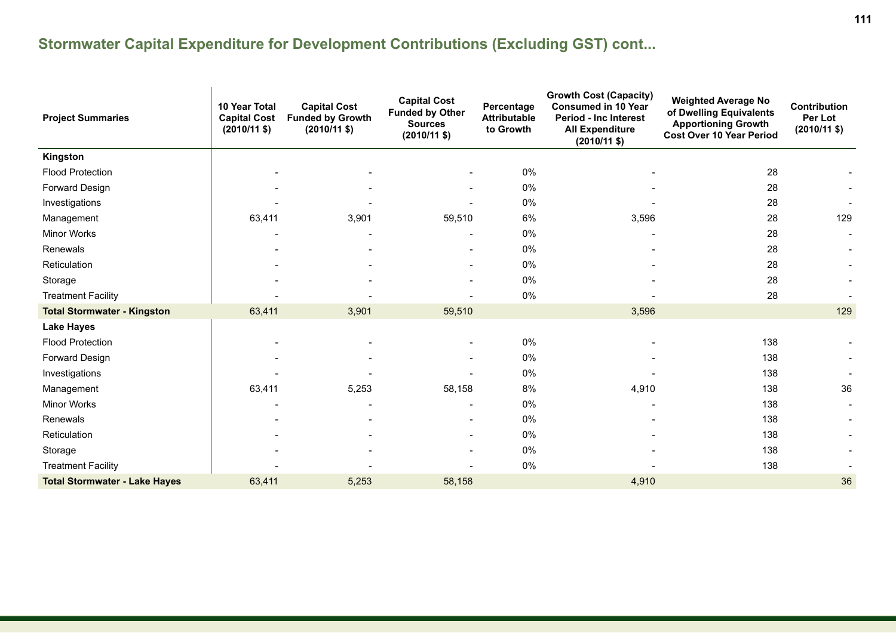## Stormwater Capital Expenditure for Development Contributions (Excluding GST) cont...

| Project Summaries | 10 Year Total Capital Cost (2010/11 $) | Capital Cost Funded by Growth (2010/11 $) | Capital Cost Funded by Other Sources (2010/11 $) | Percentage Attributable to Growth | Growth Cost (Capacity) Consumed in 10 Year Period - Inc Interest All Expenditure (2010/11 $) | Weighted Average No of Dwelling Equivalents Apportioning Growth Cost Over 10 Year Period | Contribution Per Lot (2010/11 $) |
|---|---|---|---|---|---|---|---|
| **Kingston** | | | | | | | |
| Flood Protection | - | - | - | 0% | - | 28 | - |
| Forward Design | - | - | - | 0% | - | 28 | - |
| Investigations | - | - | - | 0% | - | 28 | - |
| Management | 63,411 | 3,901 | 59,510 | 6% | 3,596 | 28 | 129 |
| Minor Works | - | - | - | 0% | - | 28 | - |
| Renewals | - | - | - | 0% | - | 28 | - |
| Reticulation | - | - | - | 0% | - | 28 | - |
| Storage | - | - | - | 0% | - | 28 | - |
| Treatment Facility | - | - | - | 0% | - | 28 | - |
| **Total Stormwater - Kingston** | 63,411 | 3,901 | 59,510 | | 3,596 | | 129 |
| **Lake Hayes** | | | | | | | |
| Flood Protection | - | - | - | 0% | - | 138 | - |
| Forward Design | - | - | - | 0% | - | 138 | - |
| Investigations | - | - | - | 0% | - | 138 | - |
| Management | 63,411 | 5,253 | 58,158 | 8% | 4,910 | 138 | 36 |
| Minor Works | - | - | - | 0% | - | 138 | - |
| Renewals | - | - | - | 0% | - | 138 | - |
| Reticulation | - | - | - | 0% | - | 138 | - |
| Storage | - | - | - | 0% | - | 138 | - |
| Treatment Facility | - | - | - | 0% | - | 138 | - |
| **Total Stormwater - Lake Hayes** | 63,411 | 5,253 | 58,158 | | 4,910 | | 36 |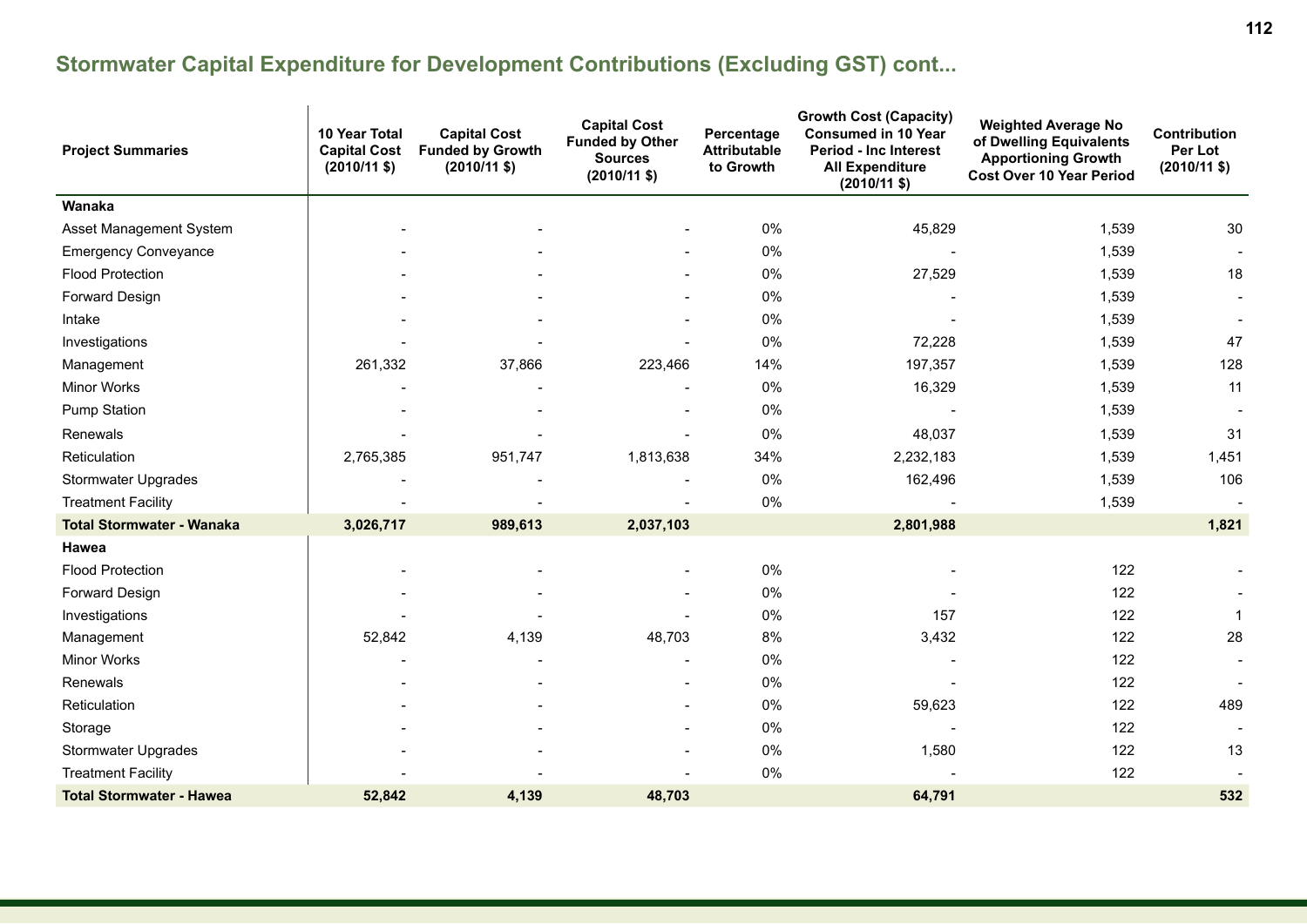## Stormwater Capital Expenditure for Development Contributions (Excluding GST) cont...

| Project Summaries | 10 Year Total Capital Cost (2010/11 $) | Capital Cost Funded by Growth (2010/11 $) | Capital Cost Funded by Other Sources (2010/11 $) | Percentage Attributable to Growth | Growth Cost (Capacity) Consumed in 10 Year Period - Inc Interest All Expenditure (2010/11 $) | Weighted Average No of Dwelling Equivalents Apportioning Growth Cost Over 10 Year Period | Contribution Per Lot (2010/11 $) |
|---|---|---|---|---|---|---|---|
| **Wanaka** | | | | | | | |
| Asset Management System | - | - | - | 0% | 45,829 | 1,539 | 30 |
| Emergency Conveyance | - | - | - | 0% | - | 1,539 | - |
| Flood Protection | - | - | - | 0% | 27,529 | 1,539 | 18 |
| Forward Design | - | - | - | 0% | - | 1,539 | - |
| Intake | - | - | - | 0% | - | 1,539 | - |
| Investigations | - | - | - | 0% | 72,228 | 1,539 | 47 |
| Management | 261,332 | 37,866 | 223,466 | 14% | 197,357 | 1,539 | 128 |
| Minor Works | - | - | - | 0% | 16,329 | 1,539 | 11 |
| Pump Station | - | - | - | 0% | - | 1,539 | - |
| Renewals | - | - | - | 0% | 48,037 | 1,539 | 31 |
| Reticulation | 2,765,385 | 951,747 | 1,813,638 | 34% | 2,232,183 | 1,539 | 1,451 |
| Stormwater Upgrades | - | - | - | 0% | 162,496 | 1,539 | 106 |
| Treatment Facility | - | - | - | 0% | - | 1,539 | - |
| **Total Stormwater - Wanaka** | **3,026,717** | **989,613** | **2,037,103** | | **2,801,988** | | **1,821** |
| **Hawea** | | | | | | | |
| Flood Protection | - | - | - | 0% | - | 122 | - |
| Forward Design | - | - | - | 0% | - | 122 | - |
| Investigations | - | - | - | 0% | 157 | 122 | 1 |
| Management | 52,842 | 4,139 | 48,703 | 8% | 3,432 | 122 | 28 |
| Minor Works | - | - | - | 0% | - | 122 | - |
| Renewals | - | - | - | 0% | - | 122 | - |
| Reticulation | - | - | - | 0% | 59,623 | 122 | 489 |
| Storage | - | - | - | 0% | - | 122 | - |
| Stormwater Upgrades | - | - | - | 0% | 1,580 | 122 | 13 |
| Treatment Facility | - | - | - | 0% | - | 122 | - |
| **Total Stormwater - Hawea** | **52,842** | **4,139** | **48,703** | | **64,791** | | **532** |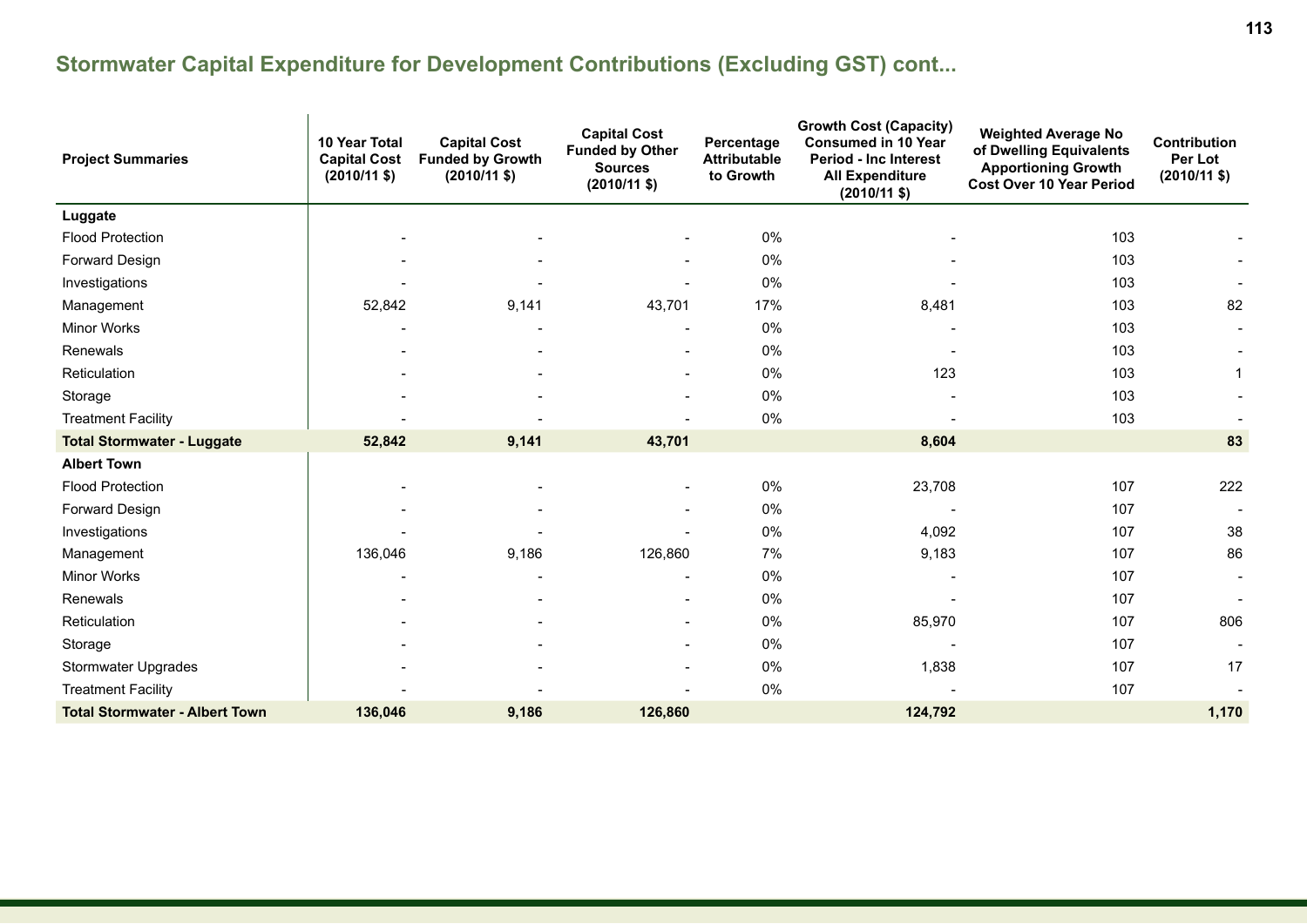## Stormwater Capital Expenditure for Development Contributions (Excluding GST) cont...

| Project Summaries | 10 Year Total Capital Cost (2010/11 $) | Capital Cost Funded by Growth (2010/11 $) | Capital Cost Funded by Other Sources (2010/11 $) | Percentage Attributable to Growth | Growth Cost (Capacity) Consumed in 10 Year Period - Inc Interest All Expenditure (2010/11 $) | Weighted Average No of Dwelling Equivalents Apportioning Growth Cost Over 10 Year Period | Contribution Per Lot (2010/11 $) |
|---|---|---|---|---|---|---|---|
| **Luggate** | | | | | | | |
| Flood Protection | - | - | - | 0% | - | 103 | - |
| Forward Design | - | - | - | 0% | - | 103 | - |
| Investigations | - | - | - | 0% | - | 103 | - |
| Management | 52,842 | 9,141 | 43,701 | 17% | 8,481 | 103 | 82 |
| Minor Works | - | - | - | 0% | - | 103 | - |
| Renewals | - | - | - | 0% | - | 103 | - |
| Reticulation | - | - | - | 0% | 123 | 103 | 1 |
| Storage | - | - | - | 0% | - | 103 | - |
| Treatment Facility | - | - | - | 0% | - | 103 | - |
| **Total Stormwater - Luggate** | **52,842** | **9,141** | **43,701** | | **8,604** | | **83** |
| **Albert Town** | | | | | | | |
| Flood Protection | - | - | - | 0% | 23,708 | 107 | 222 |
| Forward Design | - | - | - | 0% | - | 107 | - |
| Investigations | - | - | - | 0% | 4,092 | 107 | 38 |
| Management | 136,046 | 9,186 | 126,860 | 7% | 9,183 | 107 | 86 |
| Minor Works | - | - | - | 0% | - | 107 | - |
| Renewals | - | - | - | 0% | - | 107 | - |
| Reticulation | - | - | - | 0% | 85,970 | 107 | 806 |
| Storage | - | - | - | 0% | - | 107 | - |
| Stormwater Upgrades | - | - | - | 0% | 1,838 | 107 | 17 |
| Treatment Facility | - | - | - | 0% | - | 107 | - |
| **Total Stormwater - Albert Town** | **136,046** | **9,186** | **126,860** | | **124,792** | | **1,170** |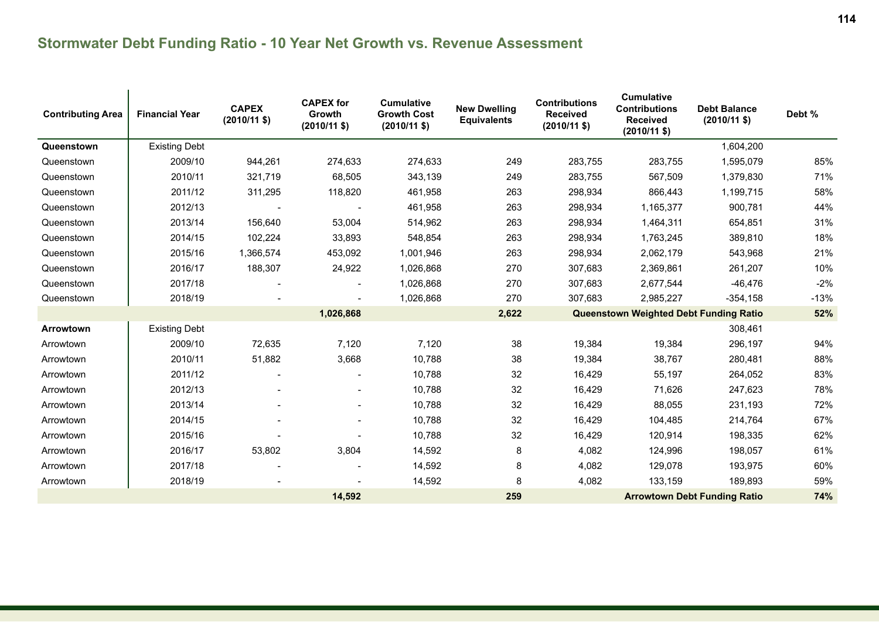## Stormwater Debt Funding Ratio - 10 Year Net Growth vs. Revenue Assessment

| Contributing Area | Financial Year | CAPEX (2010/11 $) | CAPEX for Growth (2010/11 $) | Cumulative Growth Cost (2010/11 $) | New Dwelling Equivalents | Contributions Received (2010/11 $) | Cumulative Contributions Received (2010/11 $) | Debt Balance (2010/11 $) | Debt % |
|---|---|---|---|---|---|---|---|---|---|
| **Queenstown** | Existing Debt | | | | | | | 1,604,200 | |
| Queenstown | 2009/10 | 944,261 | 274,633 | 274,633 | 249 | 283,755 | 283,755 | 1,595,079 | 85% |
| Queenstown | 2010/11 | 321,719 | 68,505 | 343,139 | 249 | 283,755 | 567,509 | 1,379,830 | 71% |
| Queenstown | 2011/12 | 311,295 | 118,820 | 461,958 | 263 | 298,934 | 866,443 | 1,199,715 | 58% |
| Queenstown | 2012/13 | - | - | 461,958 | 263 | 298,934 | 1,165,377 | 900,781 | 44% |
| Queenstown | 2013/14 | 156,640 | 53,004 | 514,962 | 263 | 298,934 | 1,464,311 | 654,851 | 31% |
| Queenstown | 2014/15 | 102,224 | 33,893 | 548,854 | 263 | 298,934 | 1,763,245 | 389,810 | 18% |
| Queenstown | 2015/16 | 1,366,574 | 453,092 | 1,001,946 | 263 | 298,934 | 2,062,179 | 543,968 | 21% |
| Queenstown | 2016/17 | 188,307 | 24,922 | 1,026,868 | 270 | 307,683 | 2,369,861 | 261,207 | 10% |
| Queenstown | 2017/18 | - | - | 1,026,868 | 270 | 307,683 | 2,677,544 | -46,476 | -2% |
| Queenstown | 2018/19 | - | - | 1,026,868 | 270 | 307,683 | 2,985,227 | -354,158 | -13% |
| | | | **1,026,868** | | **2,622** | **Queenstown Weighted Debt Funding Ratio** | | | **52%** |
| **Arrowtown** | Existing Debt | | | | | | | 308,461 | |
| Arrowtown | 2009/10 | 72,635 | 7,120 | 7,120 | 38 | 19,384 | 19,384 | 296,197 | 94% |
| Arrowtown | 2010/11 | 51,882 | 3,668 | 10,788 | 38 | 19,384 | 38,767 | 280,481 | 88% |
| Arrowtown | 2011/12 | - | - | 10,788 | 32 | 16,429 | 55,197 | 264,052 | 83% |
| Arrowtown | 2012/13 | - | - | 10,788 | 32 | 16,429 | 71,626 | 247,623 | 78% |
| Arrowtown | 2013/14 | - | - | 10,788 | 32 | 16,429 | 88,055 | 231,193 | 72% |
| Arrowtown | 2014/15 | - | - | 10,788 | 32 | 16,429 | 104,485 | 214,764 | 67% |
| Arrowtown | 2015/16 | - | - | 10,788 | 32 | 16,429 | 120,914 | 198,335 | 62% |
| Arrowtown | 2016/17 | 53,802 | 3,804 | 14,592 | 8 | 4,082 | 124,996 | 198,057 | 61% |
| Arrowtown | 2017/18 | - | - | 14,592 | 8 | 4,082 | 129,078 | 193,975 | 60% |
| Arrowtown | 2018/19 | - | - | 14,592 | 8 | 4,082 | 133,159 | 189,893 | 59% |
| | | | **14,592** | | **259** | | **Arrowtown Debt Funding Ratio** | | **74%** |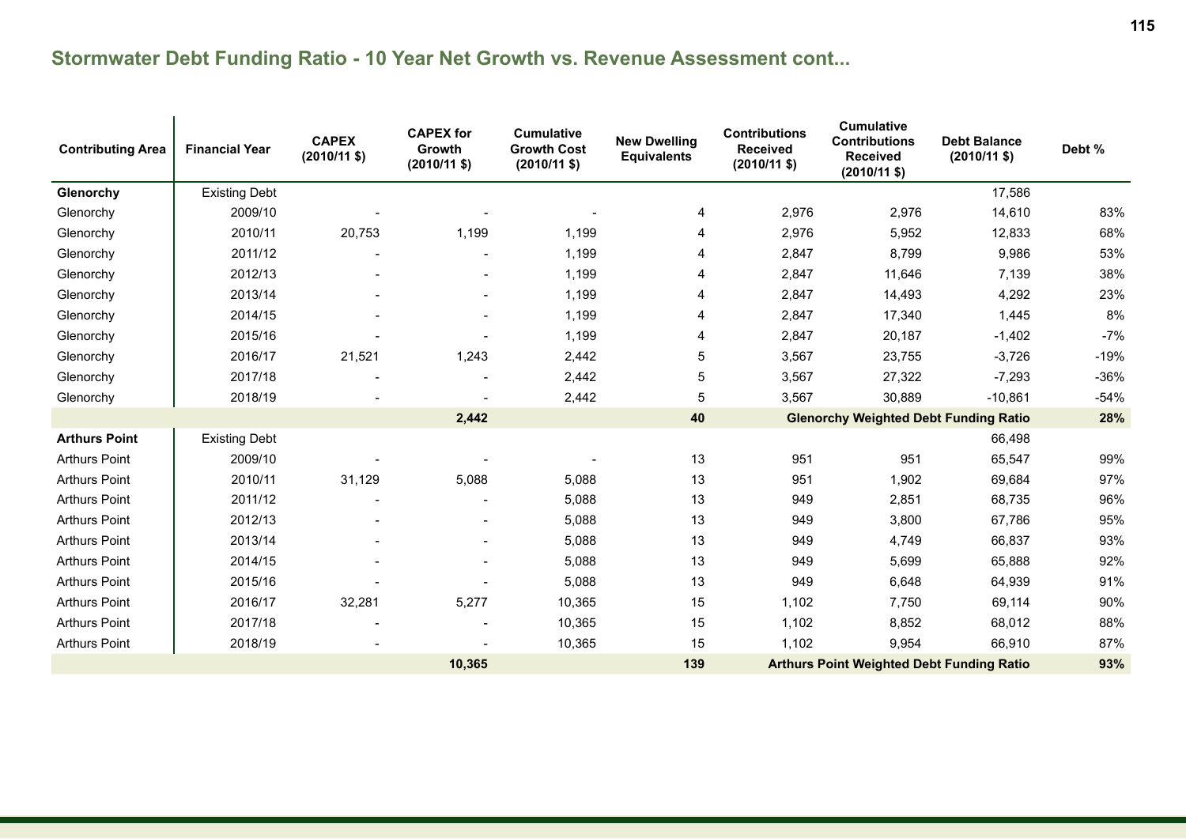## Stormwater Debt Funding Ratio - 10 Year Net Growth vs. Revenue Assessment cont...

| Contributing Area | Financial Year | CAPEX (2010/11 $) | CAPEX for Growth (2010/11 $) | Cumulative Growth Cost (2010/11 $) | New Dwelling Equivalents | Contributions Received (2010/11 $) | Cumulative Contributions Received (2010/11 $) | Debt Balance (2010/11 $) | Debt % |
|---|---|---|---|---|---|---|---|---|---|
| **Glenorchy** | Existing Debt | | | | | | | 17,586 | |
| Glenorchy | 2009/10 | - | - | - | 4 | 2,976 | 2,976 | 14,610 | 83% |
| Glenorchy | 2010/11 | 20,753 | 1,199 | 1,199 | 4 | 2,976 | 5,952 | 12,833 | 68% |
| Glenorchy | 2011/12 | - | - | 1,199 | 4 | 2,847 | 8,799 | 9,986 | 53% |
| Glenorchy | 2012/13 | - | - | 1,199 | 4 | 2,847 | 11,646 | 7,139 | 38% |
| Glenorchy | 2013/14 | - | - | 1,199 | 4 | 2,847 | 14,493 | 4,292 | 23% |
| Glenorchy | 2014/15 | - | - | 1,199 | 4 | 2,847 | 17,340 | 1,445 | 8% |
| Glenorchy | 2015/16 | - | - | 1,199 | 4 | 2,847 | 20,187 | -1,402 | -7% |
| Glenorchy | 2016/17 | 21,521 | 1,243 | 2,442 | 5 | 3,567 | 23,755 | -3,726 | -19% |
| Glenorchy | 2017/18 | - | - | 2,442 | 5 | 3,567 | 27,322 | -7,293 | -36% |
| Glenorchy | 2018/19 | - | - | 2,442 | 5 | 3,567 | 30,889 | -10,861 | -54% |
| | | | **2,442** | | **40** | **Glenorchy Weighted Debt Funding Ratio** | | | **28%** |
| **Arthurs Point** | Existing Debt | | | | | | | 66,498 | |
| Arthurs Point | 2009/10 | - | - | - | 13 | 951 | 951 | 65,547 | 99% |
| Arthurs Point | 2010/11 | 31,129 | 5,088 | 5,088 | 13 | 951 | 1,902 | 69,684 | 97% |
| Arthurs Point | 2011/12 | - | - | 5,088 | 13 | 949 | 2,851 | 68,735 | 96% |
| Arthurs Point | 2012/13 | - | - | 5,088 | 13 | 949 | 3,800 | 67,786 | 95% |
| Arthurs Point | 2013/14 | - | - | 5,088 | 13 | 949 | 4,749 | 66,837 | 93% |
| Arthurs Point | 2014/15 | - | - | 5,088 | 13 | 949 | 5,699 | 65,888 | 92% |
| Arthurs Point | 2015/16 | - | - | 5,088 | 13 | 949 | 6,648 | 64,939 | 91% |
| Arthurs Point | 2016/17 | 32,281 | 5,277 | 10,365 | 15 | 1,102 | 7,750 | 69,114 | 90% |
| Arthurs Point | 2017/18 | - | - | 10,365 | 15 | 1,102 | 8,852 | 68,012 | 88% |
| Arthurs Point | 2018/19 | - | - | 10,365 | 15 | 1,102 | 9,954 | 66,910 | 87% |
| | | | **10,365** | | **139** | **Arthurs Point Weighted Debt Funding Ratio** | | | **93%** |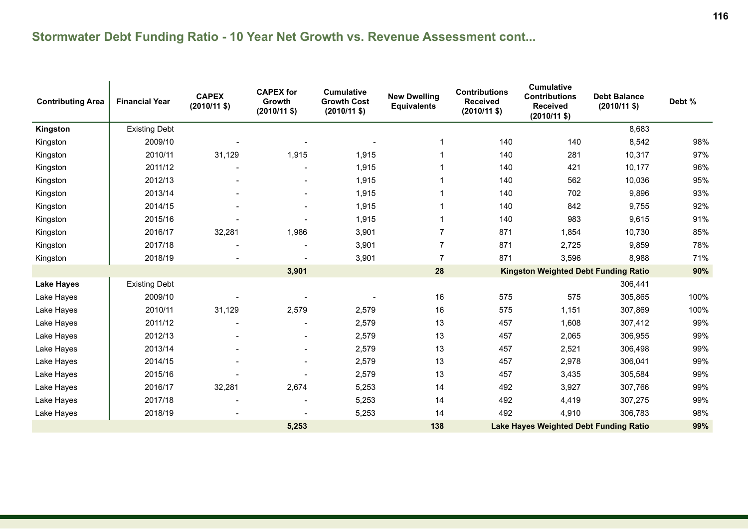## Stormwater Debt Funding Ratio - 10 Year Net Growth vs. Revenue Assessment cont...

| Contributing Area | Financial Year | CAPEX (2010/11 $) | CAPEX for Growth (2010/11 $) | Cumulative Growth Cost (2010/11 $) | New Dwelling Equivalents | Contributions Received (2010/11 $) | Cumulative Contributions Received (2010/11 $) | Debt Balance (2010/11 $) | Debt % |
|---|---|---|---|---|---|---|---|---|---|
| **Kingston** | Existing Debt | | | | | | | 8,683 | |
| Kingston | 2009/10 | - | - | - | 1 | 140 | 140 | 8,542 | 98% |
| Kingston | 2010/11 | 31,129 | 1,915 | 1,915 | 1 | 140 | 281 | 10,317 | 97% |
| Kingston | 2011/12 | - | - | 1,915 | 1 | 140 | 421 | 10,177 | 96% |
| Kingston | 2012/13 | - | - | 1,915 | 1 | 140 | 562 | 10,036 | 95% |
| Kingston | 2013/14 | - | - | 1,915 | 1 | 140 | 702 | 9,896 | 93% |
| Kingston | 2014/15 | - | - | 1,915 | 1 | 140 | 842 | 9,755 | 92% |
| Kingston | 2015/16 | - | - | 1,915 | 1 | 140 | 983 | 9,615 | 91% |
| Kingston | 2016/17 | 32,281 | 1,986 | 3,901 | 7 | 871 | 1,854 | 10,730 | 85% |
| Kingston | 2017/18 | - | - | 3,901 | 7 | 871 | 2,725 | 9,859 | 78% |
| Kingston | 2018/19 | - | - | 3,901 | 7 | 871 | 3,596 | 8,988 | 71% |
| | | | **3,901** | | **28** | **Kingston Weighted Debt Funding Ratio** | | | **90%** |
| **Lake Hayes** | Existing Debt | | | | | | | 306,441 | |
| Lake Hayes | 2009/10 | - | - | - | 16 | 575 | 575 | 305,865 | 100% |
| Lake Hayes | 2010/11 | 31,129 | 2,579 | 2,579 | 16 | 575 | 1,151 | 307,869 | 100% |
| Lake Hayes | 2011/12 | - | - | 2,579 | 13 | 457 | 1,608 | 307,412 | 99% |
| Lake Hayes | 2012/13 | - | - | 2,579 | 13 | 457 | 2,065 | 306,955 | 99% |
| Lake Hayes | 2013/14 | - | - | 2,579 | 13 | 457 | 2,521 | 306,498 | 99% |
| Lake Hayes | 2014/15 | - | - | 2,579 | 13 | 457 | 2,978 | 306,041 | 99% |
| Lake Hayes | 2015/16 | - | - | 2,579 | 13 | 457 | 3,435 | 305,584 | 99% |
| Lake Hayes | 2016/17 | 32,281 | 2,674 | 5,253 | 14 | 492 | 3,927 | 307,766 | 99% |
| Lake Hayes | 2017/18 | - | - | 5,253 | 14 | 492 | 4,419 | 307,275 | 99% |
| Lake Hayes | 2018/19 | - | - | 5,253 | 14 | 492 | 4,910 | 306,783 | 98% |
| | | | **5,253** | | **138** | **Lake Hayes Weighted Debt Funding Ratio** | | | **99%** |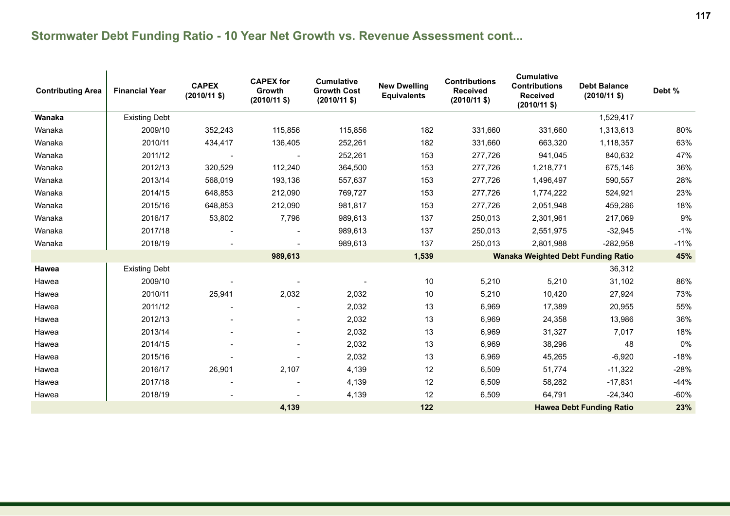## Stormwater Debt Funding Ratio - 10 Year Net Growth vs. Revenue Assessment cont...

| Contributing Area | Financial Year | CAPEX (2010/11 $) | CAPEX for Growth (2010/11 $) | Cumulative Growth Cost (2010/11 $) | New Dwelling Equivalents | Contributions Received (2010/11 $) | Cumulative Contributions Received (2010/11 $) | Debt Balance (2010/11 $) | Debt % |
|---|---|---|---|---|---|---|---|---|---|
| **Wanaka** | Existing Debt | | | | | | | 1,529,417 | |
| Wanaka | 2009/10 | 352,243 | 115,856 | 115,856 | 182 | 331,660 | 331,660 | 1,313,613 | 80% |
| Wanaka | 2010/11 | 434,417 | 136,405 | 252,261 | 182 | 331,660 | 663,320 | 1,118,357 | 63% |
| Wanaka | 2011/12 | - | - | 252,261 | 153 | 277,726 | 941,045 | 840,632 | 47% |
| Wanaka | 2012/13 | 320,529 | 112,240 | 364,500 | 153 | 277,726 | 1,218,771 | 675,146 | 36% |
| Wanaka | 2013/14 | 568,019 | 193,136 | 557,637 | 153 | 277,726 | 1,496,497 | 590,557 | 28% |
| Wanaka | 2014/15 | 648,853 | 212,090 | 769,727 | 153 | 277,726 | 1,774,222 | 524,921 | 23% |
| Wanaka | 2015/16 | 648,853 | 212,090 | 981,817 | 153 | 277,726 | 2,051,948 | 459,286 | 18% |
| Wanaka | 2016/17 | 53,802 | 7,796 | 989,613 | 137 | 250,013 | 2,301,961 | 217,069 | 9% |
| Wanaka | 2017/18 | - | - | 989,613 | 137 | 250,013 | 2,551,975 | -32,945 | -1% |
| Wanaka | 2018/19 | - | - | 989,613 | 137 | 250,013 | 2,801,988 | -282,958 | -11% |
| | | | **989,613** | | **1,539** | | **Wanaka Weighted Debt Funding Ratio** | | **45%** |
| **Hawea** | Existing Debt | | | | | | | 36,312 | |
| Hawea | 2009/10 | - | - | - | 10 | 5,210 | 5,210 | 31,102 | 86% |
| Hawea | 2010/11 | 25,941 | 2,032 | 2,032 | 10 | 5,210 | 10,420 | 27,924 | 73% |
| Hawea | 2011/12 | - | - | 2,032 | 13 | 6,969 | 17,389 | 20,955 | 55% |
| Hawea | 2012/13 | - | - | 2,032 | 13 | 6,969 | 24,358 | 13,986 | 36% |
| Hawea | 2013/14 | - | - | 2,032 | 13 | 6,969 | 31,327 | 7,017 | 18% |
| Hawea | 2014/15 | - | - | 2,032 | 13 | 6,969 | 38,296 | 48 | 0% |
| Hawea | 2015/16 | - | - | 2,032 | 13 | 6,969 | 45,265 | -6,920 | -18% |
| Hawea | 2016/17 | 26,901 | 2,107 | 4,139 | 12 | 6,509 | 51,774 | -11,322 | -28% |
| Hawea | 2017/18 | - | - | 4,139 | 12 | 6,509 | 58,282 | -17,831 | -44% |
| Hawea | 2018/19 | - | - | 4,139 | 12 | 6,509 | 64,791 | -24,340 | -60% |
| | | | **4,139** | | **122** | | | **Hawea Debt Funding Ratio** | **23%** |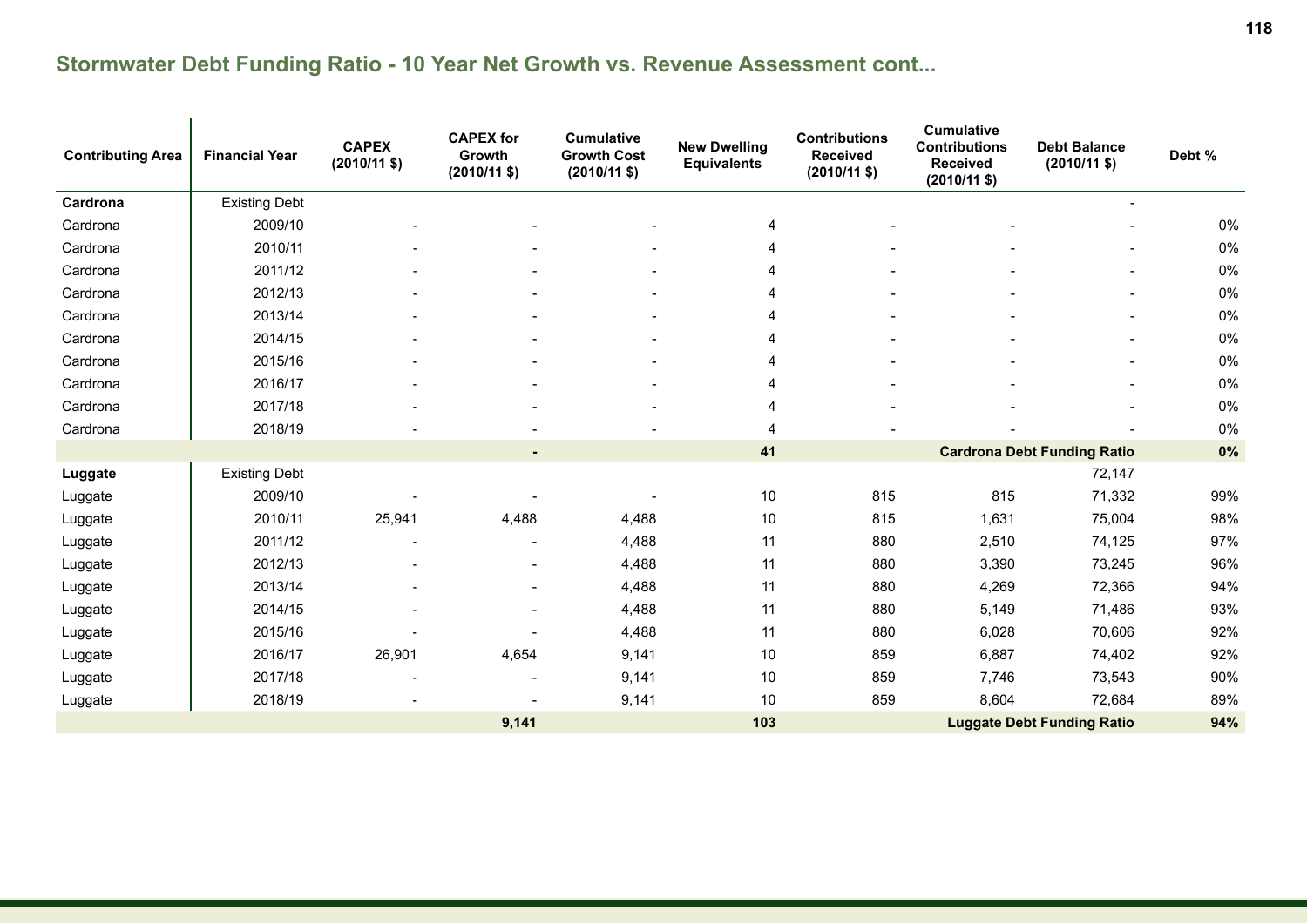## Stormwater Debt Funding Ratio - 10 Year Net Growth vs. Revenue Assessment cont...

| Contributing Area | Financial Year | CAPEX (2010/11 $) | CAPEX for Growth (2010/11 $) | Cumulative Growth Cost (2010/11 $) | New Dwelling Equivalents | Contributions Received (2010/11 $) | Cumulative Contributions Received (2010/11 $) | Debt Balance (2010/11 $) | Debt % |
|---|---|---|---|---|---|---|---|---|---|
| **Cardrona** | Existing Debt | | | | | | | - | |
| Cardrona | 2009/10 | - | - | - | 4 | - | - | - | 0% |
| Cardrona | 2010/11 | - | - | - | 4 | - | - | - | 0% |
| Cardrona | 2011/12 | - | - | - | 4 | - | - | - | 0% |
| Cardrona | 2012/13 | - | - | - | 4 | - | - | - | 0% |
| Cardrona | 2013/14 | - | - | - | 4 | - | - | - | 0% |
| Cardrona | 2014/15 | - | - | - | 4 | - | - | - | 0% |
| Cardrona | 2015/16 | - | - | - | 4 | - | - | - | 0% |
| Cardrona | 2016/17 | - | - | - | 4 | - | - | - | 0% |
| Cardrona | 2017/18 | - | - | - | 4 | - | - | - | 0% |
| Cardrona | 2018/19 | - | - | - | 4 | - | - | - | 0% |
| | | | **-** | | **41** | | **Cardrona Debt Funding Ratio** | | **0%** |
| **Luggate** | Existing Debt | | | | | | | 72,147 | |
| Luggate | 2009/10 | - | - | - | 10 | 815 | 815 | 71,332 | 99% |
| Luggate | 2010/11 | 25,941 | 4,488 | 4,488 | 10 | 815 | 1,631 | 75,004 | 98% |
| Luggate | 2011/12 | - | - | 4,488 | 11 | 880 | 2,510 | 74,125 | 97% |
| Luggate | 2012/13 | - | - | 4,488 | 11 | 880 | 3,390 | 73,245 | 96% |
| Luggate | 2013/14 | - | - | 4,488 | 11 | 880 | 4,269 | 72,366 | 94% |
| Luggate | 2014/15 | - | - | 4,488 | 11 | 880 | 5,149 | 71,486 | 93% |
| Luggate | 2015/16 | - | - | 4,488 | 11 | 880 | 6,028 | 70,606 | 92% |
| Luggate | 2016/17 | 26,901 | 4,654 | 9,141 | 10 | 859 | 6,887 | 74,402 | 92% |
| Luggate | 2017/18 | - | - | 9,141 | 10 | 859 | 7,746 | 73,543 | 90% |
| Luggate | 2018/19 | - | - | 9,141 | 10 | 859 | 8,604 | 72,684 | 89% |
| | | | **9,141** | | **103** | | **Luggate Debt Funding Ratio** | | **94%** |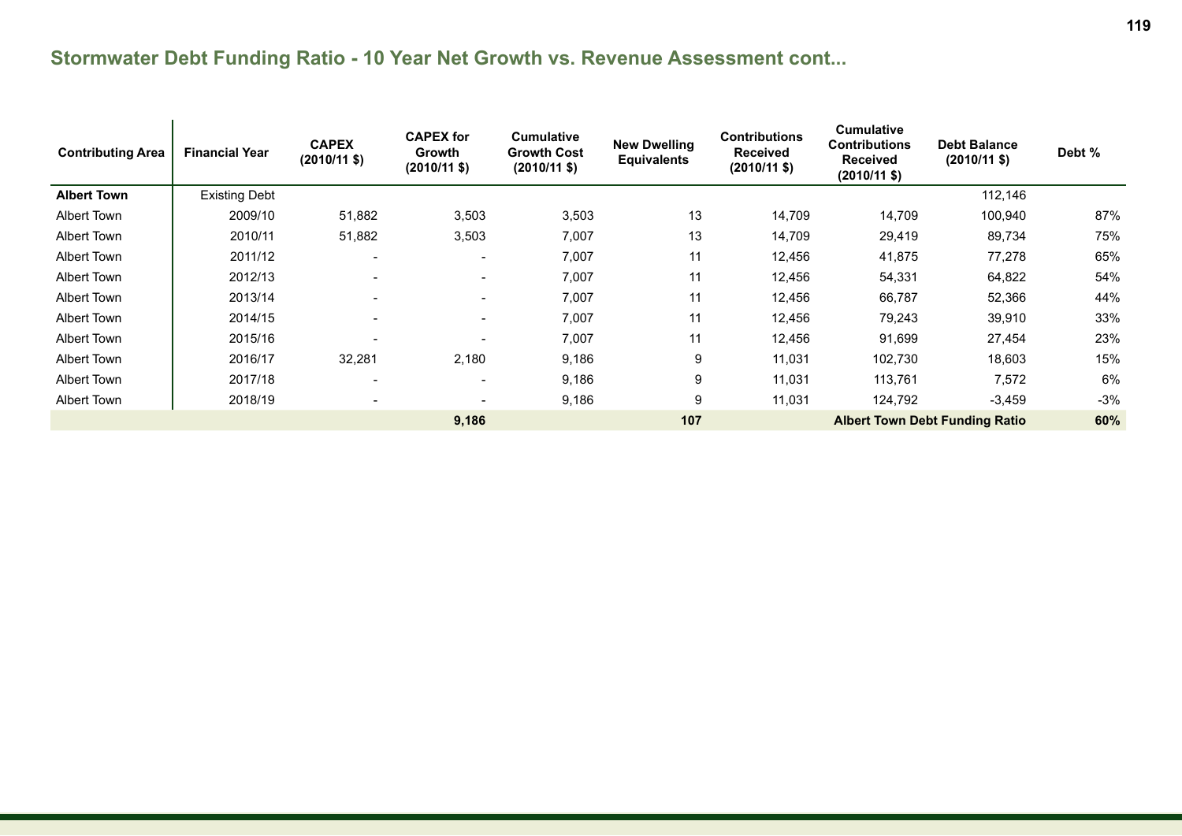## Stormwater Debt Funding Ratio - 10 Year Net Growth vs. Revenue Assessment cont...

| Contributing Area | Financial Year | CAPEX (2010/11 $) | CAPEX for Growth (2010/11 $) | Cumulative Growth Cost (2010/11 $) | New Dwelling Equivalents | Contributions Received (2010/11 $) | Cumulative Contributions Received (2010/11 $) | Debt Balance (2010/11 $) | Debt % |
|---|---|---|---|---|---|---|---|---|---|
| **Albert Town** | Existing Debt | | | | | | | 112,146 | |
| Albert Town | 2009/10 | 51,882 | 3,503 | 3,503 | 13 | 14,709 | 14,709 | 100,940 | 87% |
| Albert Town | 2010/11 | 51,882 | 3,503 | 7,007 | 13 | 14,709 | 29,419 | 89,734 | 75% |
| Albert Town | 2011/12 | - | - | 7,007 | 11 | 12,456 | 41,875 | 77,278 | 65% |
| Albert Town | 2012/13 | - | - | 7,007 | 11 | 12,456 | 54,331 | 64,822 | 54% |
| Albert Town | 2013/14 | - | - | 7,007 | 11 | 12,456 | 66,787 | 52,366 | 44% |
| Albert Town | 2014/15 | - | - | 7,007 | 11 | 12,456 | 79,243 | 39,910 | 33% |
| Albert Town | 2015/16 | - | - | 7,007 | 11 | 12,456 | 91,699 | 27,454 | 23% |
| Albert Town | 2016/17 | 32,281 | 2,180 | 9,186 | 9 | 11,031 | 102,730 | 18,603 | 15% |
| Albert Town | 2017/18 | - | - | 9,186 | 9 | 11,031 | 113,761 | 7,572 | 6% |
| Albert Town | 2018/19 | - | - | 9,186 | 9 | 11,031 | 124,792 | -3,459 | -3% |
| | | | **9,186** | | **107** | | **Albert Town Debt Funding Ratio** | | **60%** |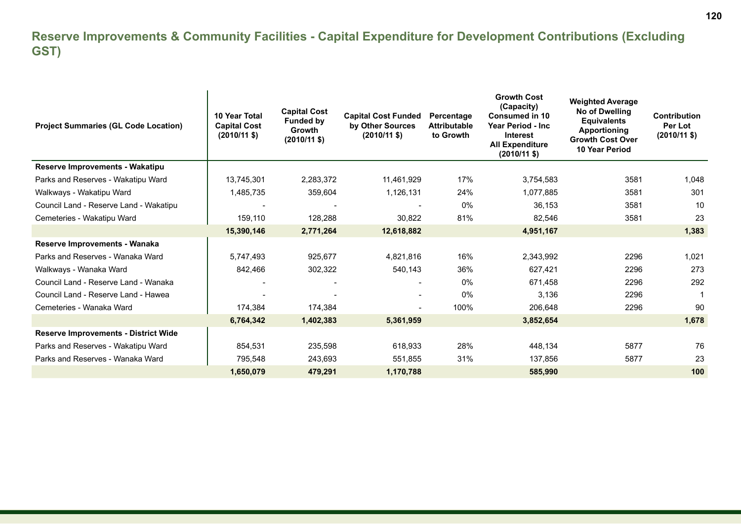## Reserve Improvements & Community Facilities - Capital Expenditure for Development Contributions (Excluding GST)

| Project Summaries (GL Code Location) | 10 Year Total Capital Cost (2010/11 $) | Capital Cost Funded by Growth (2010/11 $) | Capital Cost Funded by Other Sources (2010/11 $) | Percentage Attributable to Growth | Growth Cost (Capacity) Consumed in 10 Year Period - Inc Interest All Expenditure (2010/11 $) | Weighted Average No of Dwelling Equivalents Apportioning Growth Cost Over 10 Year Period | Contribution Per Lot (2010/11 $) |
|---|---|---|---|---|---|---|---|
| **Reserve Improvements - Wakatipu** | | | | | | | |
| Parks and Reserves - Wakatipu Ward | 13,745,301 | 2,283,372 | 11,461,929 | 17% | 3,754,583 | 3581 | 1,048 |
| Walkways - Wakatipu Ward | 1,485,735 | 359,604 | 1,126,131 | 24% | 1,077,885 | 3581 | 301 |
| Council Land - Reserve Land - Wakatipu | - | - | - | 0% | 36,153 | 3581 | 10 |
| Cemeteries - Wakatipu Ward | 159,110 | 128,288 | 30,822 | 81% | 82,546 | 3581 | 23 |
| | **15,390,146** | **2,771,264** | **12,618,882** | | **4,951,167** | | **1,383** |
| **Reserve Improvements - Wanaka** | | | | | | | |
| Parks and Reserves - Wanaka Ward | 5,747,493 | 925,677 | 4,821,816 | 16% | 2,343,992 | 2296 | 1,021 |
| Walkways - Wanaka Ward | 842,466 | 302,322 | 540,143 | 36% | 627,421 | 2296 | 273 |
| Council Land - Reserve Land - Wanaka | - | - | - | 0% | 671,458 | 2296 | 292 |
| Council Land - Reserve Land - Hawea | - | - | - | 0% | 3,136 | 2296 | 1 |
| Cemeteries - Wanaka Ward | 174,384 | 174,384 | - | 100% | 206,648 | 2296 | 90 |
| | **6,764,342** | **1,402,383** | **5,361,959** | | **3,852,654** | | **1,678** |
| **Reserve Improvements - District Wide** | | | | | | | |
| Parks and Reserves - Wakatipu Ward | 854,531 | 235,598 | 618,933 | 28% | 448,134 | 5877 | 76 |
| Parks and Reserves - Wanaka Ward | 795,548 | 243,693 | 551,855 | 31% | 137,856 | 5877 | 23 |
| | **1,650,079** | **479,291** | **1,170,788** | | **585,990** | | **100** |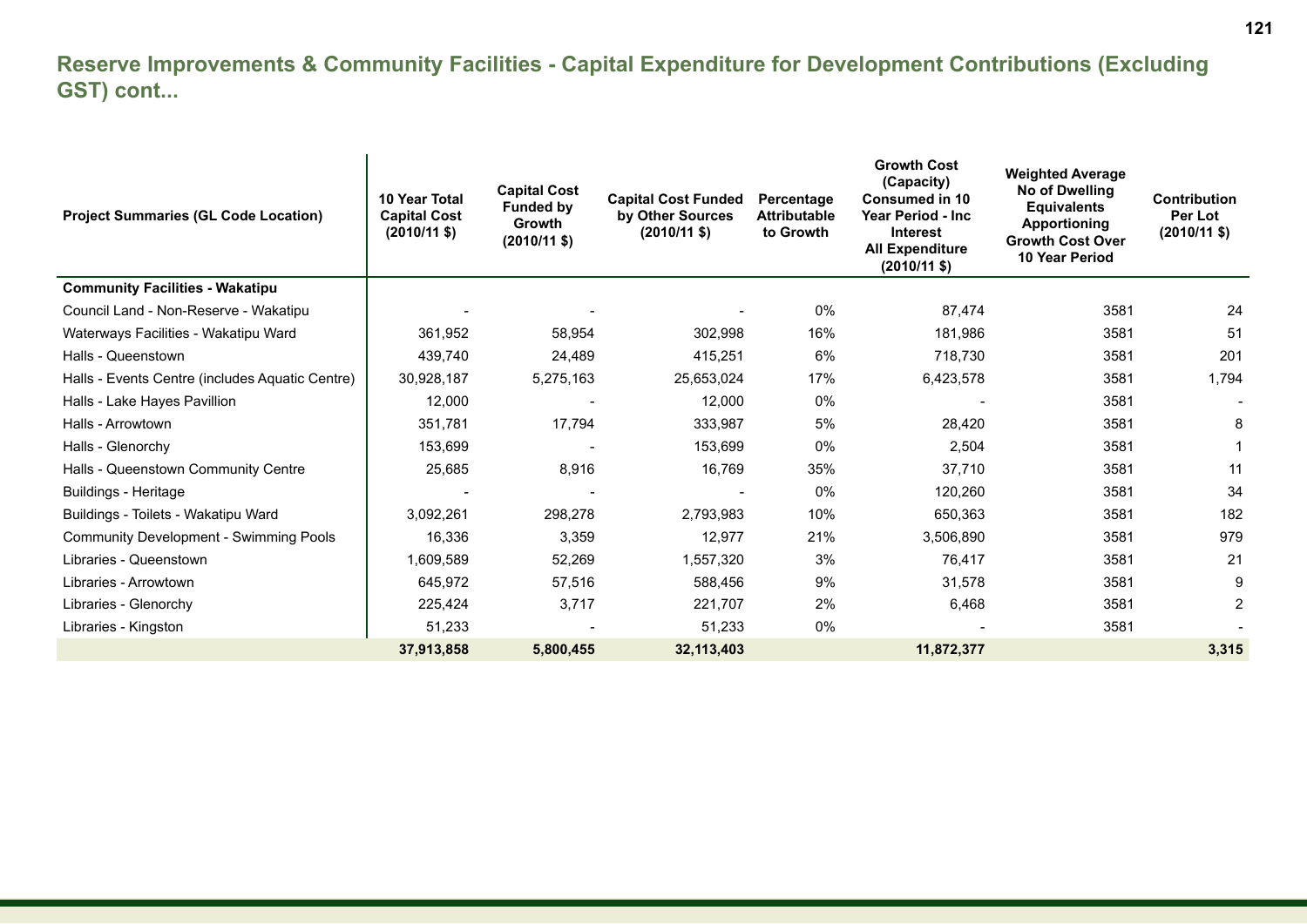## Reserve Improvements & Community Facilities - Capital Expenditure for Development Contributions (Excluding GST) cont...

| Project Summaries (GL Code Location) | 10 Year Total Capital Cost (2010/11 $) | Capital Cost Funded by Growth (2010/11 $) | Capital Cost Funded by Other Sources (2010/11 $) | Percentage Attributable to Growth | Growth Cost (Capacity) Consumed in 10 Year Period - Inc Interest All Expenditure (2010/11 $) | Weighted Average No of Dwelling Equivalents Apportioning Growth Cost Over 10 Year Period | Contribution Per Lot (2010/11 $) |
|---|---|---|---|---|---|---|---|
| **Community Facilities - Wakatipu** | | | | | | | |
| Council Land - Non-Reserve - Wakatipu | - | - | - | 0% | 87,474 | 3581 | 24 |
| Waterways Facilities - Wakatipu Ward | 361,952 | 58,954 | 302,998 | 16% | 181,986 | 3581 | 51 |
| Halls - Queenstown | 439,740 | 24,489 | 415,251 | 6% | 718,730 | 3581 | 201 |
| Halls - Events Centre (includes Aquatic Centre) | 30,928,187 | 5,275,163 | 25,653,024 | 17% | 6,423,578 | 3581 | 1,794 |
| Halls - Lake Hayes Pavillion | 12,000 | - | 12,000 | 0% | - | 3581 | - |
| Halls - Arrowtown | 351,781 | 17,794 | 333,987 | 5% | 28,420 | 3581 | 8 |
| Halls - Glenorchy | 153,699 | - | 153,699 | 0% | 2,504 | 3581 | 1 |
| Halls - Queenstown Community Centre | 25,685 | 8,916 | 16,769 | 35% | 37,710 | 3581 | 11 |
| Buildings - Heritage | - | - | - | 0% | 120,260 | 3581 | 34 |
| Buildings - Toilets - Wakatipu Ward | 3,092,261 | 298,278 | 2,793,983 | 10% | 650,363 | 3581 | 182 |
| Community Development - Swimming Pools | 16,336 | 3,359 | 12,977 | 21% | 3,506,890 | 3581 | 979 |
| Libraries - Queenstown | 1,609,589 | 52,269 | 1,557,320 | 3% | 76,417 | 3581 | 21 |
| Libraries - Arrowtown | 645,972 | 57,516 | 588,456 | 9% | 31,578 | 3581 | 9 |
| Libraries - Glenorchy | 225,424 | 3,717 | 221,707 | 2% | 6,468 | 3581 | 2 |
| Libraries - Kingston | 51,233 | - | 51,233 | 0% | - | 3581 | - |
| | **37,913,858** | **5,800,455** | **32,113,403** | | **11,872,377** | | **3,315** |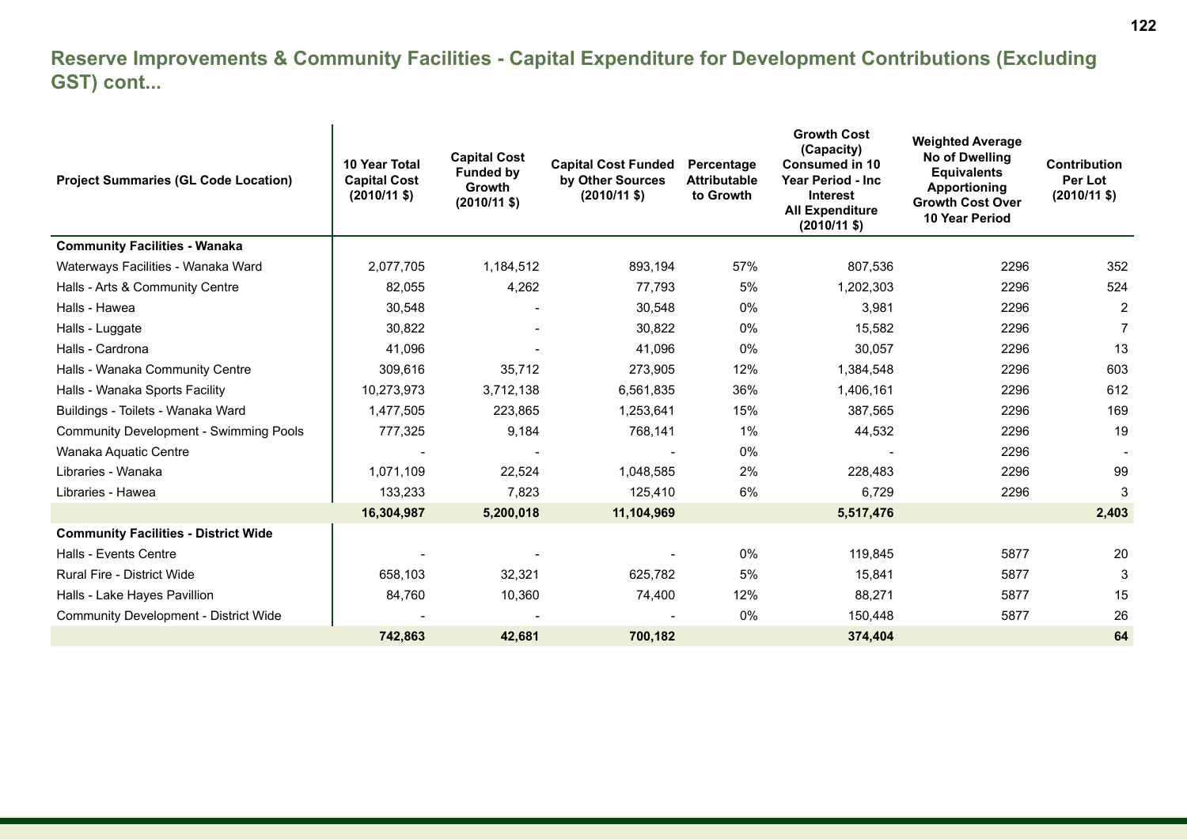## Reserve Improvements & Community Facilities - Capital Expenditure for Development Contributions (Excluding GST) cont...

| Project Summaries (GL Code Location) | 10 Year Total Capital Cost (2010/11 $) | Capital Cost Funded by Growth (2010/11 $) | Capital Cost Funded by Other Sources (2010/11 $) | Percentage Attributable to Growth | Growth Cost (Capacity) Consumed in 10 Year Period - Inc Interest All Expenditure (2010/11 $) | Weighted Average No of Dwelling Equivalents Apportioning Growth Cost Over 10 Year Period | Contribution Per Lot (2010/11 $) |
|---|---|---|---|---|---|---|---|
| **Community Facilities - Wanaka** | | | | | | | |
| Waterways Facilities - Wanaka Ward | 2,077,705 | 1,184,512 | 893,194 | 57% | 807,536 | 2296 | 352 |
| Halls - Arts & Community Centre | 82,055 | 4,262 | 77,793 | 5% | 1,202,303 | 2296 | 524 |
| Halls - Hawea | 30,548 | - | 30,548 | 0% | 3,981 | 2296 | 2 |
| Halls - Luggate | 30,822 | - | 30,822 | 0% | 15,582 | 2296 | 7 |
| Halls - Cardrona | 41,096 | - | 41,096 | 0% | 30,057 | 2296 | 13 |
| Halls - Wanaka Community Centre | 309,616 | 35,712 | 273,905 | 12% | 1,384,548 | 2296 | 603 |
| Halls - Wanaka Sports Facility | 10,273,973 | 3,712,138 | 6,561,835 | 36% | 1,406,161 | 2296 | 612 |
| Buildings - Toilets - Wanaka Ward | 1,477,505 | 223,865 | 1,253,641 | 15% | 387,565 | 2296 | 169 |
| Community Development - Swimming Pools | 777,325 | 9,184 | 768,141 | 1% | 44,532 | 2296 | 19 |
| Wanaka Aquatic Centre | - | - | - | 0% | - | 2296 | - |
| Libraries - Wanaka | 1,071,109 | 22,524 | 1,048,585 | 2% | 228,483 | 2296 | 99 |
| Libraries - Hawea | 133,233 | 7,823 | 125,410 | 6% | 6,729 | 2296 | 3 |
| | **16,304,987** | **5,200,018** | **11,104,969** | | **5,517,476** | | **2,403** |
| **Community Facilities - District Wide** | | | | | | | |
| Halls - Events Centre | - | - | - | 0% | 119,845 | 5877 | 20 |
| Rural Fire - District Wide | 658,103 | 32,321 | 625,782 | 5% | 15,841 | 5877 | 3 |
| Halls - Lake Hayes Pavillion | 84,760 | 10,360 | 74,400 | 12% | 88,271 | 5877 | 15 |
| Community Development - District Wide | - | - | - | 0% | 150,448 | 5877 | 26 |
| | **742,863** | **42,681** | **700,182** | | **374,404** | | **64** |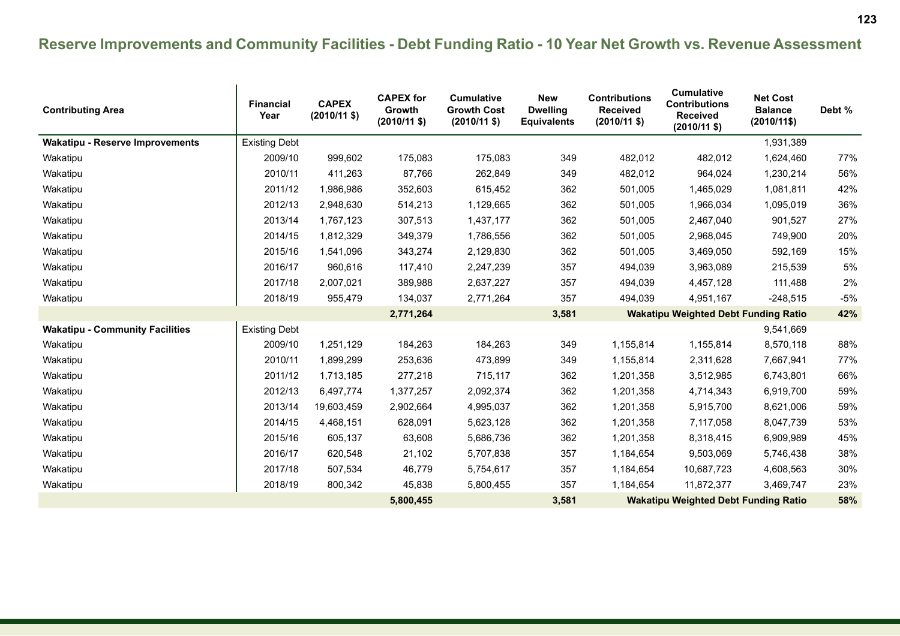## Reserve Improvements and Community Facilities - Debt Funding Ratio - 10 Year Net Growth vs. Revenue Assessment

| Contributing Area | Financial Year | CAPEX (2010/11 $) | CAPEX for Growth (2010/11 $) | Cumulative Growth Cost (2010/11 $) | New Dwelling Equivalents | Contributions Received (2010/11 $) | Cumulative Contributions Received (2010/11 $) | Net Cost Balance (2010/11$) | Debt % |
|---|---|---|---|---|---|---|---|---|---|
| **Wakatipu - Reserve Improvements** | Existing Debt | | | | | | | 1,931,389 | |
| Wakatipu | 2009/10 | 999,602 | 175,083 | 175,083 | 349 | 482,012 | 482,012 | 1,624,460 | 77% |
| Wakatipu | 2010/11 | 411,263 | 87,766 | 262,849 | 349 | 482,012 | 964,024 | 1,230,214 | 56% |
| Wakatipu | 2011/12 | 1,986,986 | 352,603 | 615,452 | 362 | 501,005 | 1,465,029 | 1,081,811 | 42% |
| Wakatipu | 2012/13 | 2,948,630 | 514,213 | 1,129,665 | 362 | 501,005 | 1,966,034 | 1,095,019 | 36% |
| Wakatipu | 2013/14 | 1,767,123 | 307,513 | 1,437,177 | 362 | 501,005 | 2,467,040 | 901,527 | 27% |
| Wakatipu | 2014/15 | 1,812,329 | 349,379 | 1,786,556 | 362 | 501,005 | 2,968,045 | 749,900 | 20% |
| Wakatipu | 2015/16 | 1,541,096 | 343,274 | 2,129,830 | 362 | 501,005 | 3,469,050 | 592,169 | 15% |
| Wakatipu | 2016/17 | 960,616 | 117,410 | 2,247,239 | 357 | 494,039 | 3,963,089 | 215,539 | 5% |
| Wakatipu | 2017/18 | 2,007,021 | 389,988 | 2,637,227 | 357 | 494,039 | 4,457,128 | 111,488 | 2% |
| Wakatipu | 2018/19 | 955,479 | 134,037 | 2,771,264 | 357 | 494,039 | 4,951,167 | -248,515 | -5% |
| | | | **2,771,264** | | **3,581** | **Wakatipu Weighted Debt Funding Ratio** | | | **42%** |
| **Wakatipu - Community Facilities** | Existing Debt | | | | | | | 9,541,669 | |
| Wakatipu | 2009/10 | 1,251,129 | 184,263 | 184,263 | 349 | 1,155,814 | 1,155,814 | 8,570,118 | 88% |
| Wakatipu | 2010/11 | 1,899,299 | 253,636 | 473,899 | 349 | 1,155,814 | 2,311,628 | 7,667,941 | 77% |
| Wakatipu | 2011/12 | 1,713,185 | 277,218 | 715,117 | 362 | 1,201,358 | 3,512,985 | 6,743,801 | 66% |
| Wakatipu | 2012/13 | 6,497,774 | 1,377,257 | 2,092,374 | 362 | 1,201,358 | 4,714,343 | 6,919,700 | 59% |
| Wakatipu | 2013/14 | 19,603,459 | 2,902,664 | 4,995,037 | 362 | 1,201,358 | 5,915,700 | 8,621,006 | 59% |
| Wakatipu | 2014/15 | 4,468,151 | 628,091 | 5,623,128 | 362 | 1,201,358 | 7,117,058 | 8,047,739 | 53% |
| Wakatipu | 2015/16 | 605,137 | 63,608 | 5,686,736 | 362 | 1,201,358 | 8,318,415 | 6,909,989 | 45% |
| Wakatipu | 2016/17 | 620,548 | 21,102 | 5,707,838 | 357 | 1,184,654 | 9,503,069 | 5,746,438 | 38% |
| Wakatipu | 2017/18 | 507,534 | 46,779 | 5,754,617 | 357 | 1,184,654 | 10,687,723 | 4,608,563 | 30% |
| Wakatipu | 2018/19 | 800,342 | 45,838 | 5,800,455 | 357 | 1,184,654 | 11,872,377 | 3,469,747 | 23% |
| | | | **5,800,455** | | **3,581** | **Wakatipu Weighted Debt Funding Ratio** | | | **58%** |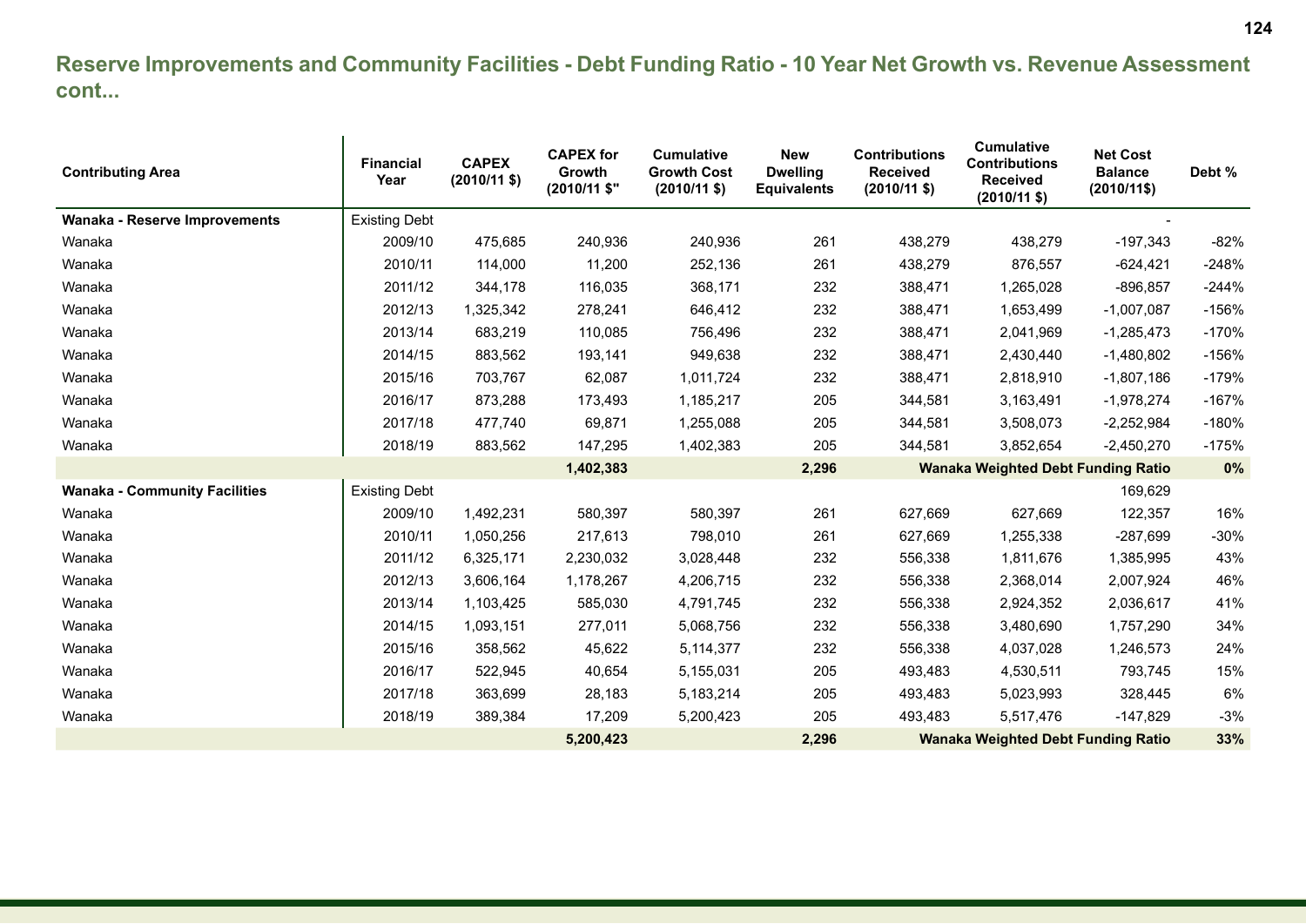## Reserve Improvements and Community Facilities - Debt Funding Ratio - 10 Year Net Growth vs. Revenue Assessment cont...

| Contributing Area | Financial Year | CAPEX (2010/11 $) | CAPEX for Growth (2010/11 $" | Cumulative Growth Cost (2010/11 $) | New Dwelling Equivalents | Contributions Received (2010/11 $) | Cumulative Contributions Received (2010/11 $) | Net Cost Balance (2010/11$) | Debt % |
|---|---|---|---|---|---|---|---|---|---|
| **Wanaka - Reserve Improvements** | Existing Debt | | | | | | | - | |
| Wanaka | 2009/10 | 475,685 | 240,936 | 240,936 | 261 | 438,279 | 438,279 | -197,343 | -82% |
| Wanaka | 2010/11 | 114,000 | 11,200 | 252,136 | 261 | 438,279 | 876,557 | -624,421 | -248% |
| Wanaka | 2011/12 | 344,178 | 116,035 | 368,171 | 232 | 388,471 | 1,265,028 | -896,857 | -244% |
| Wanaka | 2012/13 | 1,325,342 | 278,241 | 646,412 | 232 | 388,471 | 1,653,499 | -1,007,087 | -156% |
| Wanaka | 2013/14 | 683,219 | 110,085 | 756,496 | 232 | 388,471 | 2,041,969 | -1,285,473 | -170% |
| Wanaka | 2014/15 | 883,562 | 193,141 | 949,638 | 232 | 388,471 | 2,430,440 | -1,480,802 | -156% |
| Wanaka | 2015/16 | 703,767 | 62,087 | 1,011,724 | 232 | 388,471 | 2,818,910 | -1,807,186 | -179% |
| Wanaka | 2016/17 | 873,288 | 173,493 | 1,185,217 | 205 | 344,581 | 3,163,491 | -1,978,274 | -167% |
| Wanaka | 2017/18 | 477,740 | 69,871 | 1,255,088 | 205 | 344,581 | 3,508,073 | -2,252,984 | -180% |
| Wanaka | 2018/19 | 883,562 | 147,295 | 1,402,383 | 205 | 344,581 | 3,852,654 | -2,450,270 | -175% |
| | | | **1,402,383** | | **2,296** | **Wanaka Weighted Debt Funding Ratio** | | | **0%** |
| **Wanaka - Community Facilities** | Existing Debt | | | | | | | 169,629 | |
| Wanaka | 2009/10 | 1,492,231 | 580,397 | 580,397 | 261 | 627,669 | 627,669 | 122,357 | 16% |
| Wanaka | 2010/11 | 1,050,256 | 217,613 | 798,010 | 261 | 627,669 | 1,255,338 | -287,699 | -30% |
| Wanaka | 2011/12 | 6,325,171 | 2,230,032 | 3,028,448 | 232 | 556,338 | 1,811,676 | 1,385,995 | 43% |
| Wanaka | 2012/13 | 3,606,164 | 1,178,267 | 4,206,715 | 232 | 556,338 | 2,368,014 | 2,007,924 | 46% |
| Wanaka | 2013/14 | 1,103,425 | 585,030 | 4,791,745 | 232 | 556,338 | 2,924,352 | 2,036,617 | 41% |
| Wanaka | 2014/15 | 1,093,151 | 277,011 | 5,068,756 | 232 | 556,338 | 3,480,690 | 1,757,290 | 34% |
| Wanaka | 2015/16 | 358,562 | 45,622 | 5,114,377 | 232 | 556,338 | 4,037,028 | 1,246,573 | 24% |
| Wanaka | 2016/17 | 522,945 | 40,654 | 5,155,031 | 205 | 493,483 | 4,530,511 | 793,745 | 15% |
| Wanaka | 2017/18 | 363,699 | 28,183 | 5,183,214 | 205 | 493,483 | 5,023,993 | 328,445 | 6% |
| Wanaka | 2018/19 | 389,384 | 17,209 | 5,200,423 | 205 | 493,483 | 5,517,476 | -147,829 | -3% |
| | | | **5,200,423** | | **2,296** | **Wanaka Weighted Debt Funding Ratio** | | | **33%** |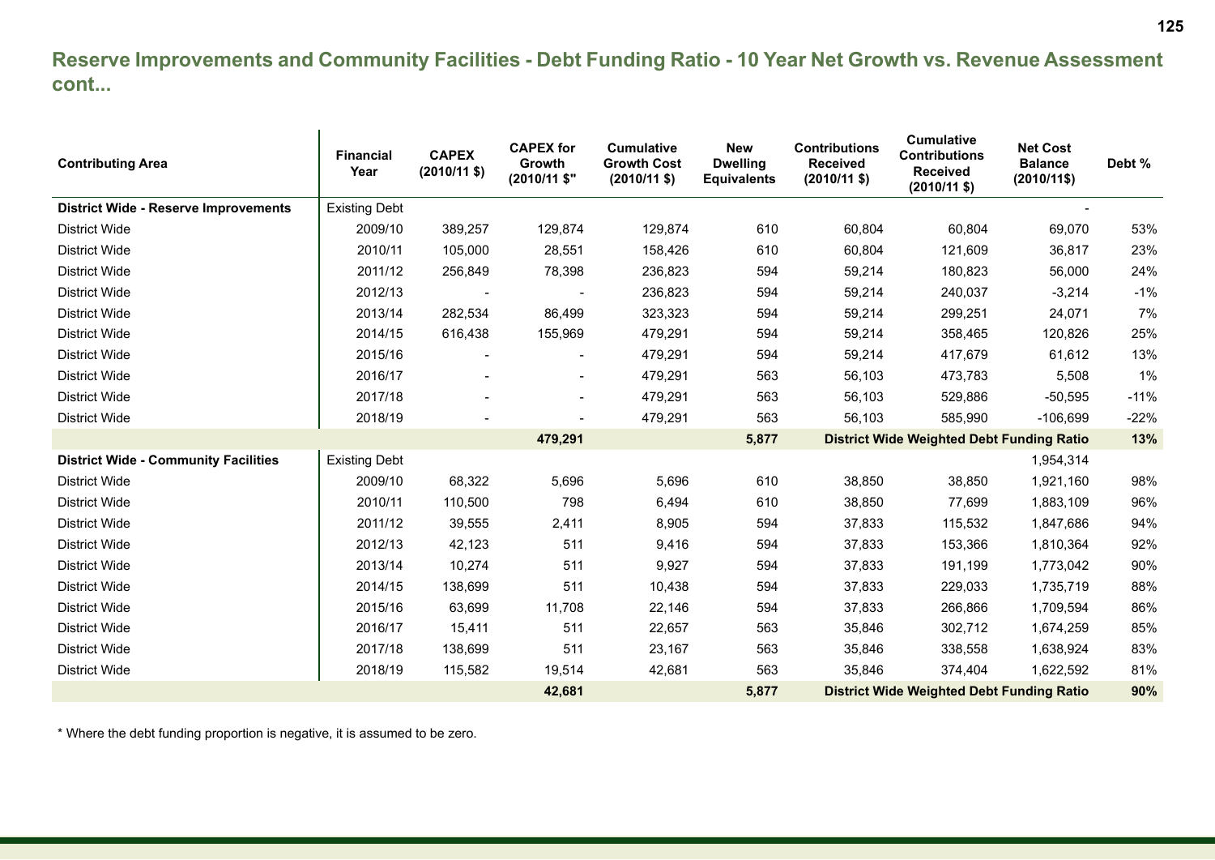## Reserve Improvements and Community Facilities - Debt Funding Ratio - 10 Year Net Growth vs. Revenue Assessment cont...

| Contributing Area | Financial Year | CAPEX (2010/11 $) | CAPEX for Growth (2010/11 $" | Cumulative Growth Cost (2010/11 $) | New Dwelling Equivalents | Contributions Received (2010/11 $) | Cumulative Contributions Received (2010/11 $) | Net Cost Balance (2010/11$) | Debt % |
|---|---|---|---|---|---|---|---|---|---|
| **District Wide - Reserve Improvements** | Existing Debt | | | | | | | - | |
| District Wide | 2009/10 | 389,257 | 129,874 | 129,874 | 610 | 60,804 | 60,804 | 69,070 | 53% |
| District Wide | 2010/11 | 105,000 | 28,551 | 158,426 | 610 | 60,804 | 121,609 | 36,817 | 23% |
| District Wide | 2011/12 | 256,849 | 78,398 | 236,823 | 594 | 59,214 | 180,823 | 56,000 | 24% |
| District Wide | 2012/13 | - | - | 236,823 | 594 | 59,214 | 240,037 | -3,214 | -1% |
| District Wide | 2013/14 | 282,534 | 86,499 | 323,323 | 594 | 59,214 | 299,251 | 24,071 | 7% |
| District Wide | 2014/15 | 616,438 | 155,969 | 479,291 | 594 | 59,214 | 358,465 | 120,826 | 25% |
| District Wide | 2015/16 | - | - | 479,291 | 594 | 59,214 | 417,679 | 61,612 | 13% |
| District Wide | 2016/17 | - | - | 479,291 | 563 | 56,103 | 473,783 | 5,508 | 1% |
| District Wide | 2017/18 | - | - | 479,291 | 563 | 56,103 | 529,886 | -50,595 | -11% |
| District Wide | 2018/19 | - | - | 479,291 | 563 | 56,103 | 585,990 | -106,699 | -22% |
| | | | **479,291** | | **5,877** | **District Wide Weighted Debt Funding Ratio** | | | **13%** |
| **District Wide - Community Facilities** | Existing Debt | | | | | | | 1,954,314 | |
| District Wide | 2009/10 | 68,322 | 5,696 | 5,696 | 610 | 38,850 | 38,850 | 1,921,160 | 98% |
| District Wide | 2010/11 | 110,500 | 798 | 6,494 | 610 | 38,850 | 77,699 | 1,883,109 | 96% |
| District Wide | 2011/12 | 39,555 | 2,411 | 8,905 | 594 | 37,833 | 115,532 | 1,847,686 | 94% |
| District Wide | 2012/13 | 42,123 | 511 | 9,416 | 594 | 37,833 | 153,366 | 1,810,364 | 92% |
| District Wide | 2013/14 | 10,274 | 511 | 9,927 | 594 | 37,833 | 191,199 | 1,773,042 | 90% |
| District Wide | 2014/15 | 138,699 | 511 | 10,438 | 594 | 37,833 | 229,033 | 1,735,719 | 88% |
| District Wide | 2015/16 | 63,699 | 11,708 | 22,146 | 594 | 37,833 | 266,866 | 1,709,594 | 86% |
| District Wide | 2016/17 | 15,411 | 511 | 22,657 | 563 | 35,846 | 302,712 | 1,674,259 | 85% |
| District Wide | 2017/18 | 138,699 | 511 | 23,167 | 563 | 35,846 | 338,558 | 1,638,924 | 83% |
| District Wide | 2018/19 | 115,582 | 19,514 | 42,681 | 563 | 35,846 | 374,404 | 1,622,592 | 81% |
| | | | **42,681** | | **5,877** | **District Wide Weighted Debt Funding Ratio** | | | **90%** |

* Where the debt funding proportion is negative, it is assumed to be zero.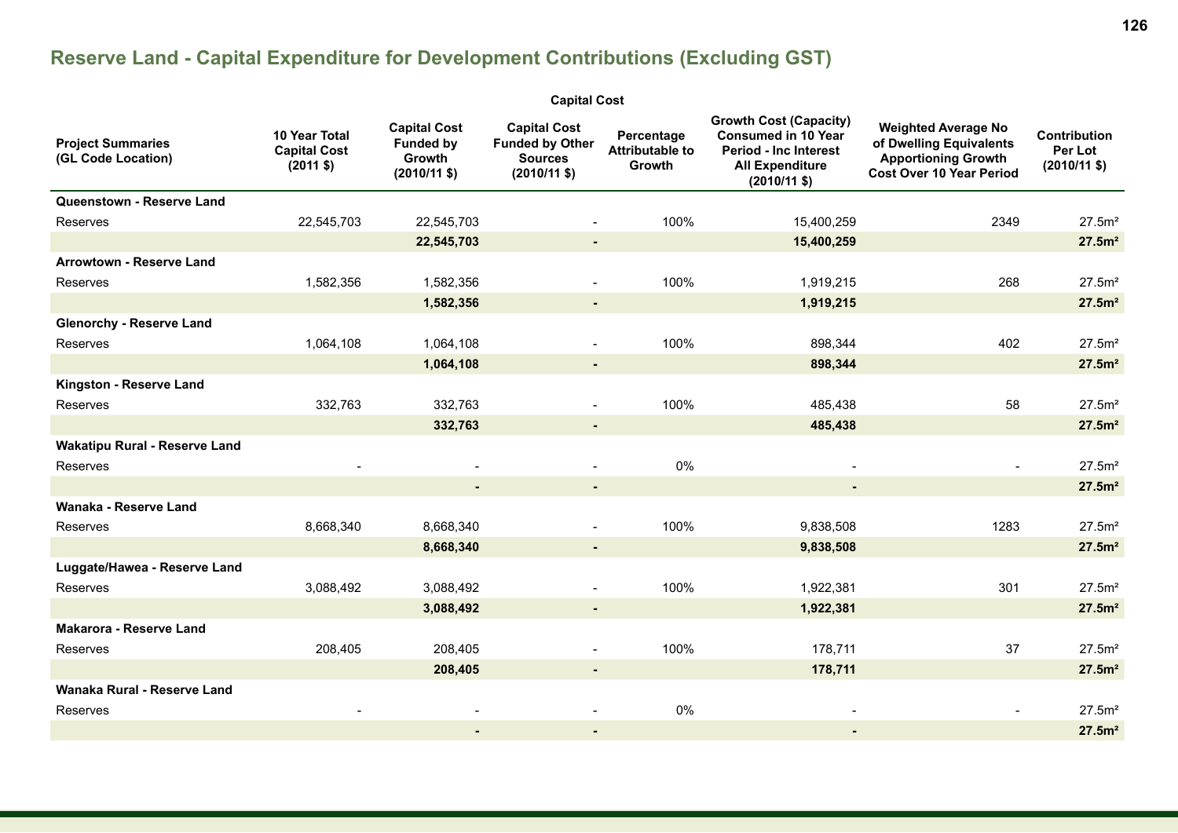## Reserve Land - Capital Expenditure for Development Contributions (Excluding GST)

| | Capital Cost | | | | | | |
|---|---|---|---|---|---|---|---|
| **Project Summaries (GL Code Location)** | **10 Year Total Capital Cost (2011 $)** | **Capital Cost Funded by Growth (2010/11 $)** | **Capital Cost Funded by Other Sources (2010/11 $)** | **Percentage Attributable to Growth** | **Growth Cost (Capacity) Consumed in 10 Year Period - Inc Interest All Expenditure (2010/11 $)** | **Weighted Average No of Dwelling Equivalents Apportioning Growth Cost Over 10 Year Period** | **Contribution Per Lot (2010/11 $)** |
| **Queenstown - Reserve Land** | | | | | | | |
| Reserves | 22,545,703 | 22,545,703 | - | 100% | 15,400,259 | 2349 | 27.5m² |
| | | **22,545,703** | **-** | | **15,400,259** | | **27.5m²** |
| **Arrowtown - Reserve Land** | | | | | | | |
| Reserves | 1,582,356 | 1,582,356 | - | 100% | 1,919,215 | 268 | 27.5m² |
| | | **1,582,356** | **-** | | **1,919,215** | | **27.5m²** |
| **Glenorchy - Reserve Land** | | | | | | | |
| Reserves | 1,064,108 | 1,064,108 | - | 100% | 898,344 | 402 | 27.5m² |
| | | **1,064,108** | **-** | | **898,344** | | **27.5m²** |
| **Kingston - Reserve Land** | | | | | | | |
| Reserves | 332,763 | 332,763 | - | 100% | 485,438 | 58 | 27.5m² |
| | | **332,763** | **-** | | **485,438** | | **27.5m²** |
| **Wakatipu Rural - Reserve Land** | | | | | | | |
| Reserves | - | - | - | 0% | - | - | 27.5m² |
| | | **-** | **-** | | **-** | | **27.5m²** |
| **Wanaka - Reserve Land** | | | | | | | |
| Reserves | 8,668,340 | 8,668,340 | - | 100% | 9,838,508 | 1283 | 27.5m² |
| | | **8,668,340** | **-** | | **9,838,508** | | **27.5m²** |
| **Luggate/Hawea - Reserve Land** | | | | | | | |
| Reserves | 3,088,492 | 3,088,492 | - | 100% | 1,922,381 | 301 | 27.5m² |
| | | **3,088,492** | **-** | | **1,922,381** | | **27.5m²** |
| **Makarora - Reserve Land** | | | | | | | |
| Reserves | 208,405 | 208,405 | - | 100% | 178,711 | 37 | 27.5m² |
| | | **208,405** | **-** | | **178,711** | | **27.5m²** |
| **Wanaka Rural - Reserve Land** | | | | | | | |
| Reserves | - | - | - | 0% | - | - | 27.5m² |
| | | **-** | **-** | | **-** | | **27.5m²** |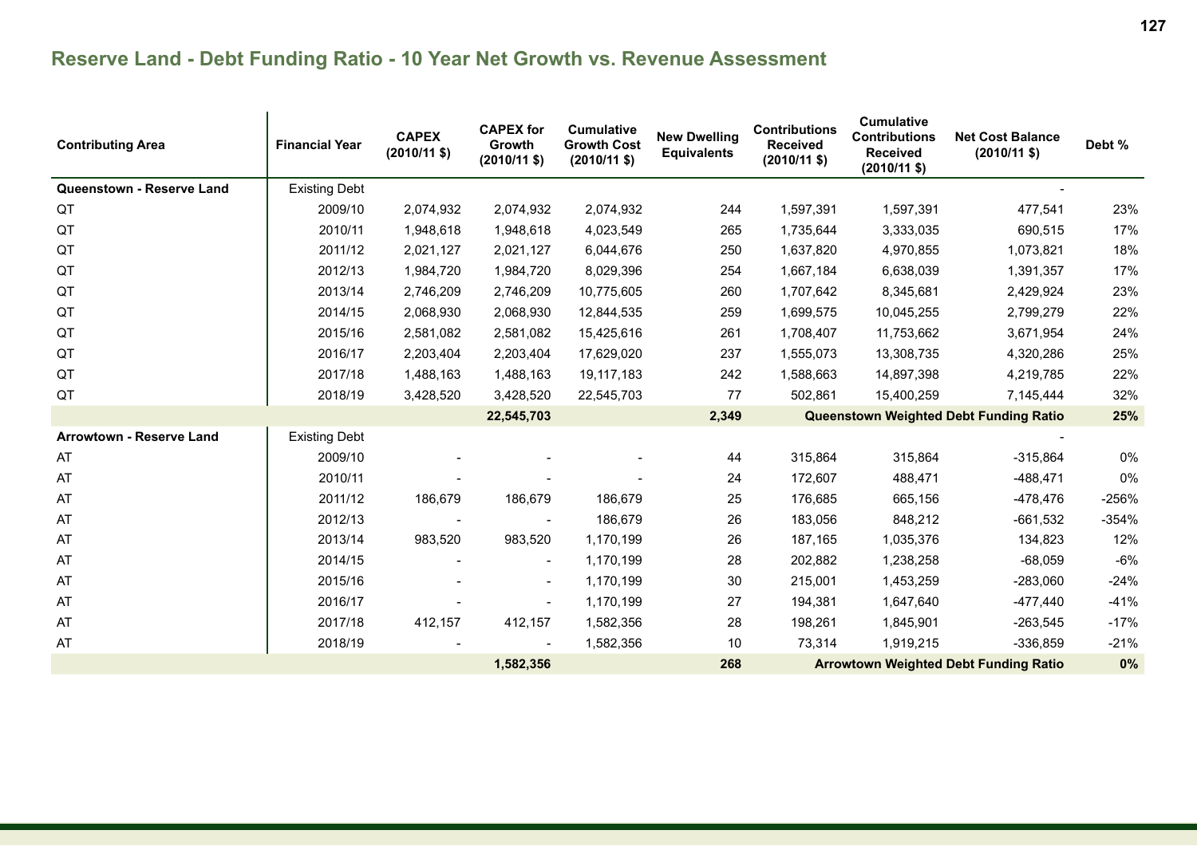## Reserve Land - Debt Funding Ratio - 10 Year Net Growth vs. Revenue Assessment

| Contributing Area | Financial Year | CAPEX (2010/11 $) | CAPEX for Growth (2010/11 $) | Cumulative Growth Cost (2010/11 $) | New Dwelling Equivalents | Contributions Received (2010/11 $) | Cumulative Contributions Received (2010/11 $) | Net Cost Balance (2010/11 $) | Debt % |
|---|---|---|---|---|---|---|---|---|---|
| **Queenstown - Reserve Land** | Existing Debt | | | | | | | - | |
| QT | 2009/10 | 2,074,932 | 2,074,932 | 2,074,932 | 244 | 1,597,391 | 1,597,391 | 477,541 | 23% |
| QT | 2010/11 | 1,948,618 | 1,948,618 | 4,023,549 | 265 | 1,735,644 | 3,333,035 | 690,515 | 17% |
| QT | 2011/12 | 2,021,127 | 2,021,127 | 6,044,676 | 250 | 1,637,820 | 4,970,855 | 1,073,821 | 18% |
| QT | 2012/13 | 1,984,720 | 1,984,720 | 8,029,396 | 254 | 1,667,184 | 6,638,039 | 1,391,357 | 17% |
| QT | 2013/14 | 2,746,209 | 2,746,209 | 10,775,605 | 260 | 1,707,642 | 8,345,681 | 2,429,924 | 23% |
| QT | 2014/15 | 2,068,930 | 2,068,930 | 12,844,535 | 259 | 1,699,575 | 10,045,255 | 2,799,279 | 22% |
| QT | 2015/16 | 2,581,082 | 2,581,082 | 15,425,616 | 261 | 1,708,407 | 11,753,662 | 3,671,954 | 24% |
| QT | 2016/17 | 2,203,404 | 2,203,404 | 17,629,020 | 237 | 1,555,073 | 13,308,735 | 4,320,286 | 25% |
| QT | 2017/18 | 1,488,163 | 1,488,163 | 19,117,183 | 242 | 1,588,663 | 14,897,398 | 4,219,785 | 22% |
| QT | 2018/19 | 3,428,520 | 3,428,520 | 22,545,703 | 77 | 502,861 | 15,400,259 | 7,145,444 | 32% |
| | | | **22,545,703** | | **2,349** | **Queenstown Weighted Debt Funding Ratio** | | | **25%** |
| **Arrowtown - Reserve Land** | Existing Debt | | | | | | | - | |
| AT | 2009/10 | - | - | - | 44 | 315,864 | 315,864 | -315,864 | 0% |
| AT | 2010/11 | - | - | - | 24 | 172,607 | 488,471 | -488,471 | 0% |
| AT | 2011/12 | 186,679 | 186,679 | 186,679 | 25 | 176,685 | 665,156 | -478,476 | -256% |
| AT | 2012/13 | - | - | 186,679 | 26 | 183,056 | 848,212 | -661,532 | -354% |
| AT | 2013/14 | 983,520 | 983,520 | 1,170,199 | 26 | 187,165 | 1,035,376 | 134,823 | 12% |
| AT | 2014/15 | - | - | 1,170,199 | 28 | 202,882 | 1,238,258 | -68,059 | -6% |
| AT | 2015/16 | - | - | 1,170,199 | 30 | 215,001 | 1,453,259 | -283,060 | -24% |
| AT | 2016/17 | - | - | 1,170,199 | 27 | 194,381 | 1,647,640 | -477,440 | -41% |
| AT | 2017/18 | 412,157 | 412,157 | 1,582,356 | 28 | 198,261 | 1,845,901 | -263,545 | -17% |
| AT | 2018/19 | - | - | 1,582,356 | 10 | 73,314 | 1,919,215 | -336,859 | -21% |
| | | | **1,582,356** | | **268** | **Arrowtown Weighted Debt Funding Ratio** | | | **0%** |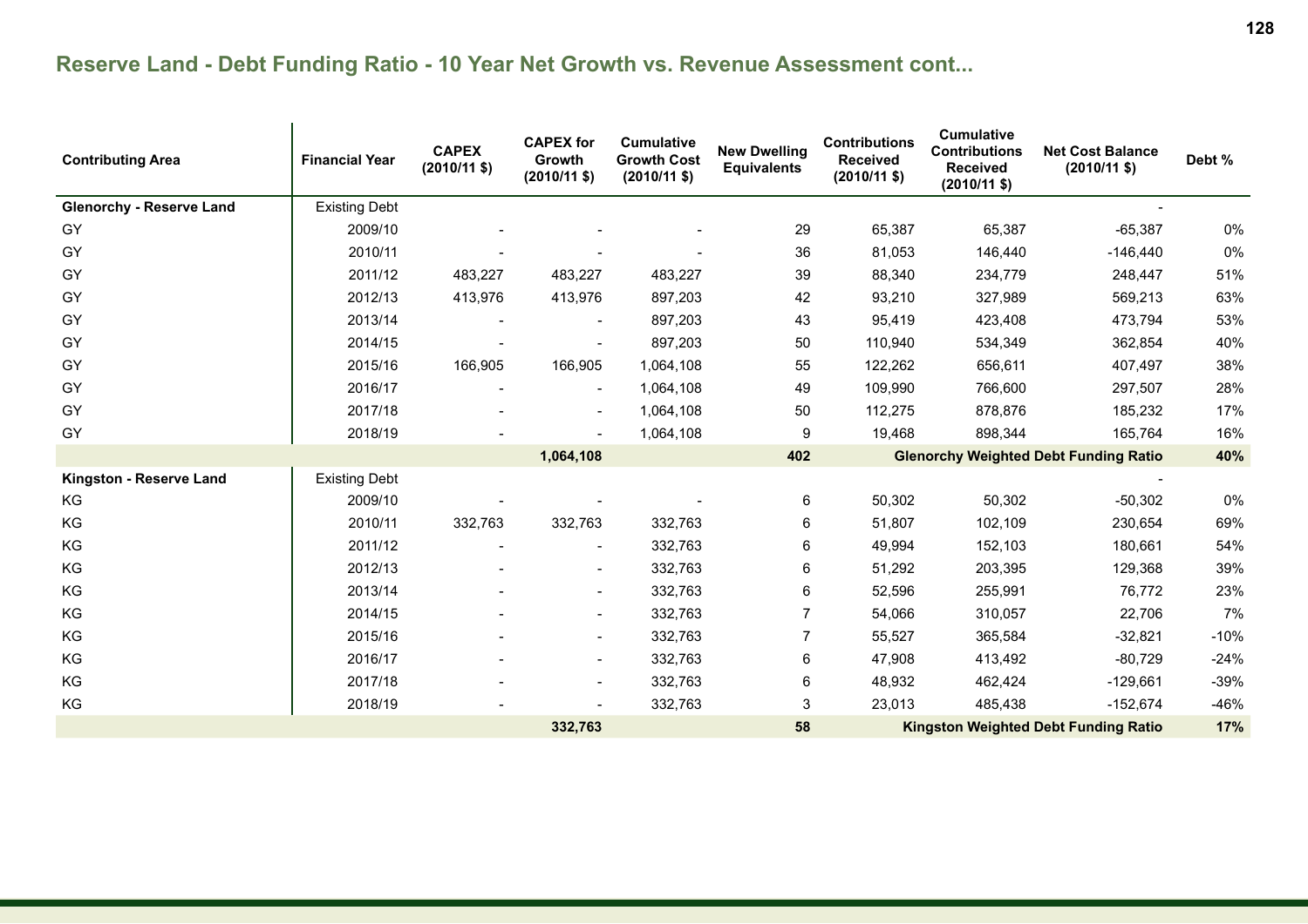## Reserve Land - Debt Funding Ratio - 10 Year Net Growth vs. Revenue Assessment cont...

| Contributing Area | Financial Year | CAPEX (2010/11 $) | CAPEX for Growth (2010/11 $) | Cumulative Growth Cost (2010/11 $) | New Dwelling Equivalents | Contributions Received (2010/11 $) | Cumulative Contributions Received (2010/11 $) | Net Cost Balance (2010/11 $) | Debt % |
|---|---|---|---|---|---|---|---|---|---|
| **Glenorchy - Reserve Land** | Existing Debt | | | | | | | - | |
| GY | 2009/10 | - | - | - | 29 | 65,387 | 65,387 | -65,387 | 0% |
| GY | 2010/11 | - | - | - | 36 | 81,053 | 146,440 | -146,440 | 0% |
| GY | 2011/12 | 483,227 | 483,227 | 483,227 | 39 | 88,340 | 234,779 | 248,447 | 51% |
| GY | 2012/13 | 413,976 | 413,976 | 897,203 | 42 | 93,210 | 327,989 | 569,213 | 63% |
| GY | 2013/14 | - | - | 897,203 | 43 | 95,419 | 423,408 | 473,794 | 53% |
| GY | 2014/15 | - | - | 897,203 | 50 | 110,940 | 534,349 | 362,854 | 40% |
| GY | 2015/16 | 166,905 | 166,905 | 1,064,108 | 55 | 122,262 | 656,611 | 407,497 | 38% |
| GY | 2016/17 | - | - | 1,064,108 | 49 | 109,990 | 766,600 | 297,507 | 28% |
| GY | 2017/18 | - | - | 1,064,108 | 50 | 112,275 | 878,876 | 185,232 | 17% |
| GY | 2018/19 | - | - | 1,064,108 | 9 | 19,468 | 898,344 | 165,764 | 16% |
| | | | **1,064,108** | | **402** | **Glenorchy Weighted Debt Funding Ratio** | | | **40%** |
| **Kingston - Reserve Land** | Existing Debt | | | | | | | - | |
| KG | 2009/10 | - | - | - | 6 | 50,302 | 50,302 | -50,302 | 0% |
| KG | 2010/11 | 332,763 | 332,763 | 332,763 | 6 | 51,807 | 102,109 | 230,654 | 69% |
| KG | 2011/12 | - | - | 332,763 | 6 | 49,994 | 152,103 | 180,661 | 54% |
| KG | 2012/13 | - | - | 332,763 | 6 | 51,292 | 203,395 | 129,368 | 39% |
| KG | 2013/14 | - | - | 332,763 | 6 | 52,596 | 255,991 | 76,772 | 23% |
| KG | 2014/15 | - | - | 332,763 | 7 | 54,066 | 310,057 | 22,706 | 7% |
| KG | 2015/16 | - | - | 332,763 | 7 | 55,527 | 365,584 | -32,821 | -10% |
| KG | 2016/17 | - | - | 332,763 | 6 | 47,908 | 413,492 | -80,729 | -24% |
| KG | 2017/18 | - | - | 332,763 | 6 | 48,932 | 462,424 | -129,661 | -39% |
| KG | 2018/19 | - | - | 332,763 | 3 | 23,013 | 485,438 | -152,674 | -46% |
| | | | **332,763** | | **58** | **Kingston Weighted Debt Funding Ratio** | | | **17%** |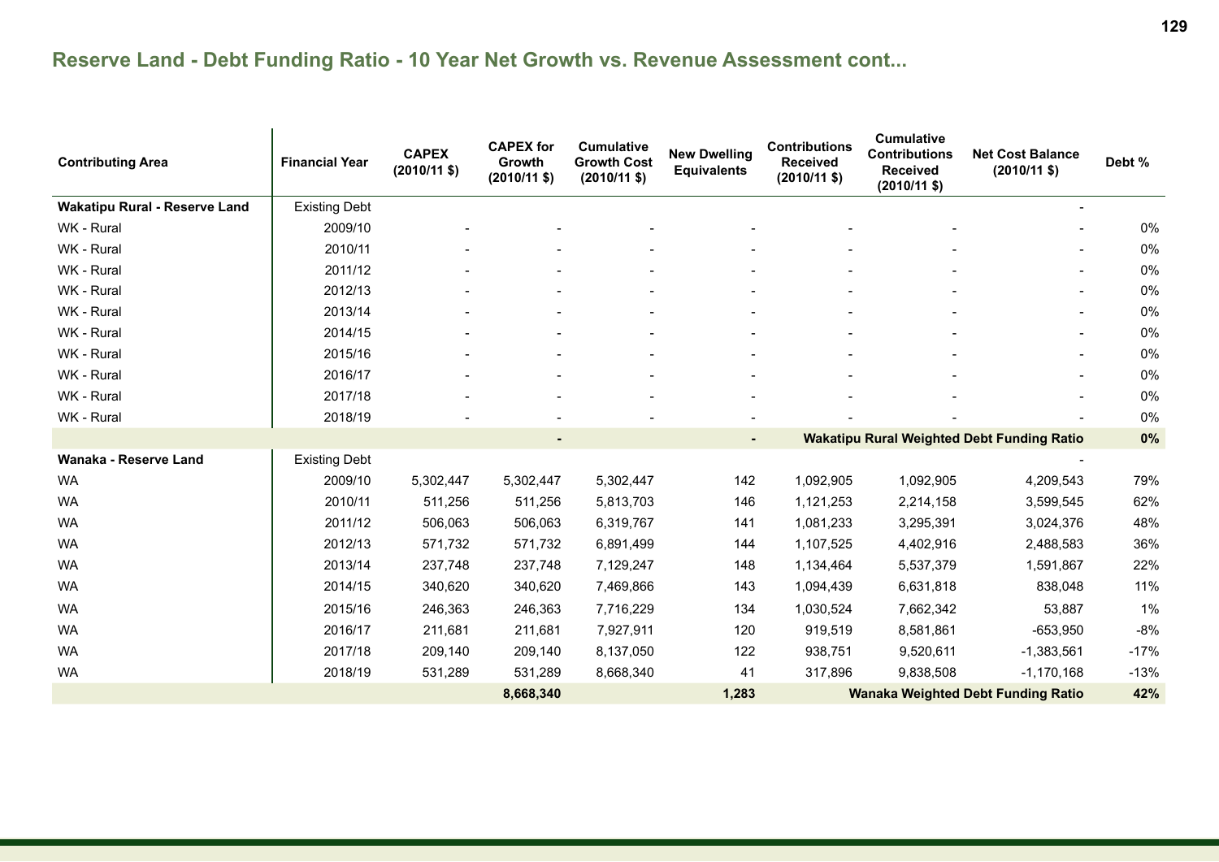## Reserve Land - Debt Funding Ratio - 10 Year Net Growth vs. Revenue Assessment cont...

| Contributing Area | Financial Year | CAPEX (2010/11 $) | CAPEX for Growth (2010/11 $) | Cumulative Growth Cost (2010/11 $) | New Dwelling Equivalents | Contributions Received (2010/11 $) | Cumulative Contributions Received (2010/11 $) | Net Cost Balance (2010/11 $) | Debt % |
|---|---|---|---|---|---|---|---|---|---|
| **Wakatipu Rural - Reserve Land** | Existing Debt | | | | | | | - | |
| WK - Rural | 2009/10 | - | - | - | - | - | - | - | 0% |
| WK - Rural | 2010/11 | - | - | - | - | - | - | - | 0% |
| WK - Rural | 2011/12 | - | - | - | - | - | - | - | 0% |
| WK - Rural | 2012/13 | - | - | - | - | - | - | - | 0% |
| WK - Rural | 2013/14 | - | - | - | - | - | - | - | 0% |
| WK - Rural | 2014/15 | - | - | - | - | - | - | - | 0% |
| WK - Rural | 2015/16 | - | - | - | - | - | - | - | 0% |
| WK - Rural | 2016/17 | - | - | - | - | - | - | - | 0% |
| WK - Rural | 2017/18 | - | - | - | - | - | - | - | 0% |
| WK - Rural | 2018/19 | - | - | - | - | - | - | - | 0% |
| | | | **-** | | **-** | **Wakatipu Rural Weighted Debt Funding Ratio** | | | **0%** |
| **Wanaka - Reserve Land** | Existing Debt | | | | | | | - | |
| WA | 2009/10 | 5,302,447 | 5,302,447 | 5,302,447 | 142 | 1,092,905 | 1,092,905 | 4,209,543 | 79% |
| WA | 2010/11 | 511,256 | 511,256 | 5,813,703 | 146 | 1,121,253 | 2,214,158 | 3,599,545 | 62% |
| WA | 2011/12 | 506,063 | 506,063 | 6,319,767 | 141 | 1,081,233 | 3,295,391 | 3,024,376 | 48% |
| WA | 2012/13 | 571,732 | 571,732 | 6,891,499 | 144 | 1,107,525 | 4,402,916 | 2,488,583 | 36% |
| WA | 2013/14 | 237,748 | 237,748 | 7,129,247 | 148 | 1,134,464 | 5,537,379 | 1,591,867 | 22% |
| WA | 2014/15 | 340,620 | 340,620 | 7,469,866 | 143 | 1,094,439 | 6,631,818 | 838,048 | 11% |
| WA | 2015/16 | 246,363 | 246,363 | 7,716,229 | 134 | 1,030,524 | 7,662,342 | 53,887 | 1% |
| WA | 2016/17 | 211,681 | 211,681 | 7,927,911 | 120 | 919,519 | 8,581,861 | -653,950 | -8% |
| WA | 2017/18 | 209,140 | 209,140 | 8,137,050 | 122 | 938,751 | 9,520,611 | -1,383,561 | -17% |
| WA | 2018/19 | 531,289 | 531,289 | 8,668,340 | 41 | 317,896 | 9,838,508 | -1,170,168 | -13% |
| | | | **8,668,340** | | **1,283** | **Wanaka Weighted Debt Funding Ratio** | | | **42%** |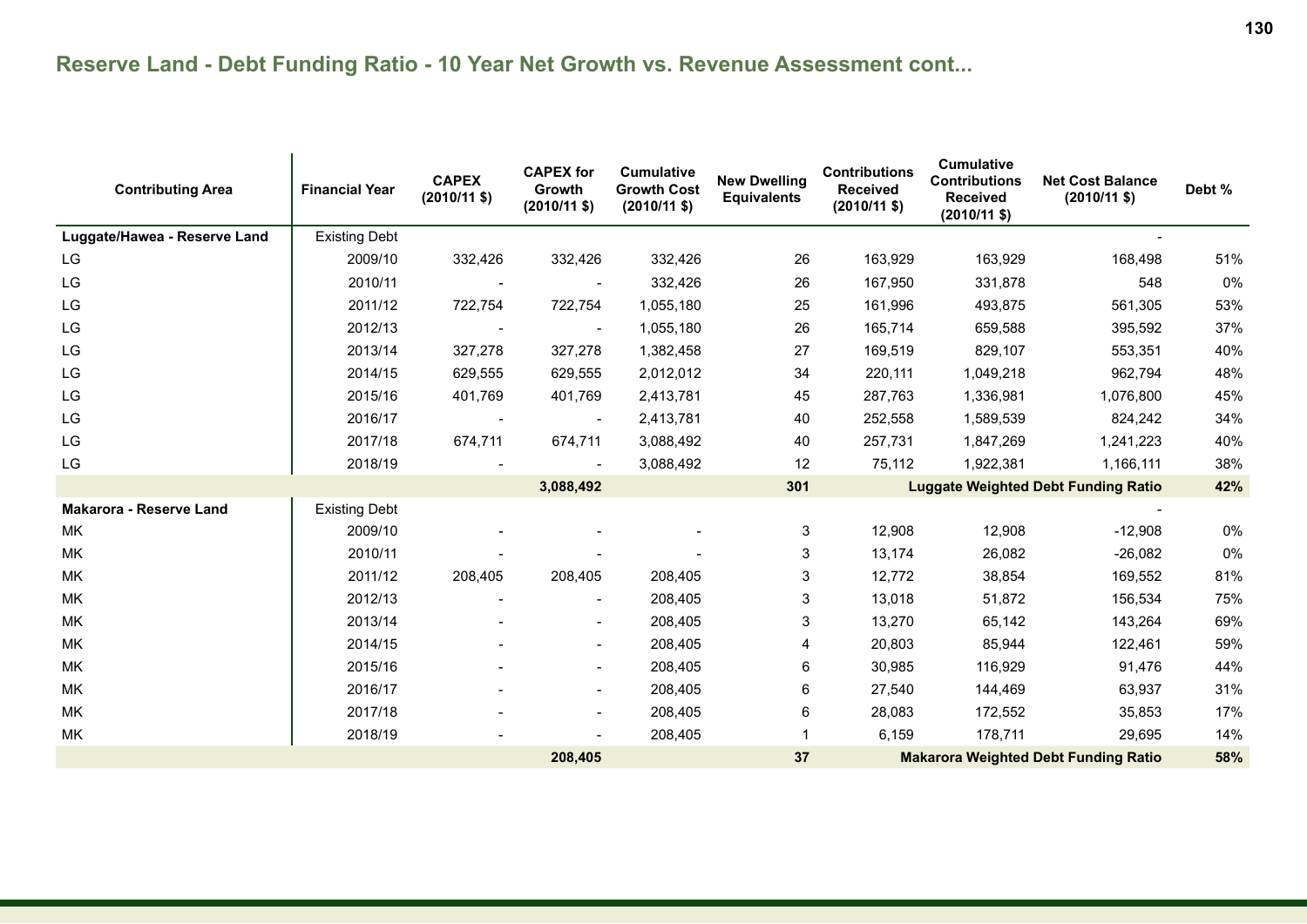## Reserve Land - Debt Funding Ratio - 10 Year Net Growth vs. Revenue Assessment cont...

| Contributing Area | Financial Year | CAPEX (2010/11 $) | CAPEX for Growth (2010/11 $) | Cumulative Growth Cost (2010/11 $) | New Dwelling Equivalents | Contributions Received (2010/11 $) | Cumulative Contributions Received (2010/11 $) | Net Cost Balance (2010/11 $) | Debt % |
|---|---|---|---|---|---|---|---|---|---|
| **Luggate/Hawea - Reserve Land** | Existing Debt | | | | | | | - | |
| LG | 2009/10 | 332,426 | 332,426 | 332,426 | 26 | 163,929 | 163,929 | 168,498 | 51% |
| LG | 2010/11 | - | - | 332,426 | 26 | 167,950 | 331,878 | 548 | 0% |
| LG | 2011/12 | 722,754 | 722,754 | 1,055,180 | 25 | 161,996 | 493,875 | 561,305 | 53% |
| LG | 2012/13 | - | - | 1,055,180 | 26 | 165,714 | 659,588 | 395,592 | 37% |
| LG | 2013/14 | 327,278 | 327,278 | 1,382,458 | 27 | 169,519 | 829,107 | 553,351 | 40% |
| LG | 2014/15 | 629,555 | 629,555 | 2,012,012 | 34 | 220,111 | 1,049,218 | 962,794 | 48% |
| LG | 2015/16 | 401,769 | 401,769 | 2,413,781 | 45 | 287,763 | 1,336,981 | 1,076,800 | 45% |
| LG | 2016/17 | - | - | 2,413,781 | 40 | 252,558 | 1,589,539 | 824,242 | 34% |
| LG | 2017/18 | 674,711 | 674,711 | 3,088,492 | 40 | 257,731 | 1,847,269 | 1,241,223 | 40% |
| LG | 2018/19 | - | - | 3,088,492 | 12 | 75,112 | 1,922,381 | 1,166,111 | 38% |
| | | | **3,088,492** | | **301** | | **Luggate Weighted Debt Funding Ratio** | | **42%** |
| **Makarora - Reserve Land** | Existing Debt | | | | | | | - | |
| MK | 2009/10 | - | - | - | 3 | 12,908 | 12,908 | -12,908 | 0% |
| MK | 2010/11 | - | - | - | 3 | 13,174 | 26,082 | -26,082 | 0% |
| MK | 2011/12 | 208,405 | 208,405 | 208,405 | 3 | 12,772 | 38,854 | 169,552 | 81% |
| MK | 2012/13 | - | - | 208,405 | 3 | 13,018 | 51,872 | 156,534 | 75% |
| MK | 2013/14 | - | - | 208,405 | 3 | 13,270 | 65,142 | 143,264 | 69% |
| MK | 2014/15 | - | - | 208,405 | 4 | 20,803 | 85,944 | 122,461 | 59% |
| MK | 2015/16 | - | - | 208,405 | 6 | 30,985 | 116,929 | 91,476 | 44% |
| MK | 2016/17 | - | - | 208,405 | 6 | 27,540 | 144,469 | 63,937 | 31% |
| MK | 2017/18 | - | - | 208,405 | 6 | 28,083 | 172,552 | 35,853 | 17% |
| MK | 2018/19 | - | - | 208,405 | 1 | 6,159 | 178,711 | 29,695 | 14% |
| | | | **208,405** | | **37** | | **Makarora Weighted Debt Funding Ratio** | | **58%** |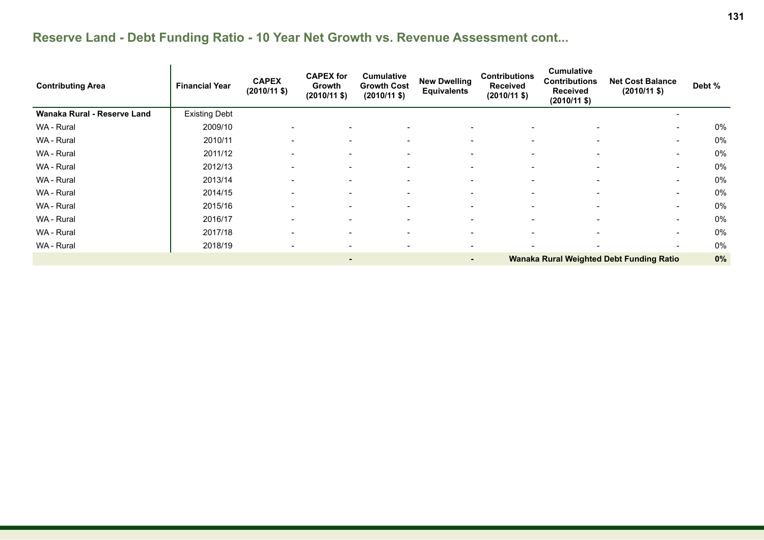## Reserve Land - Debt Funding Ratio - 10 Year Net Growth vs. Revenue Assessment cont...

| Contributing Area | Financial Year | CAPEX (2010/11 $) | CAPEX for Growth (2010/11 $) | Cumulative Growth Cost (2010/11 $) | New Dwelling Equivalents | Contributions Received (2010/11 $) | Cumulative Contributions Received (2010/11 $) | Net Cost Balance (2010/11 $) | Debt % |
|---|---|---|---|---|---|---|---|---|---|
| **Wanaka Rural - Reserve Land** | Existing Debt | | | | | | | - | |
| WA - Rural | 2009/10 | - | - | - | - | - | - | - | 0% |
| WA - Rural | 2010/11 | - | - | - | - | - | - | - | 0% |
| WA - Rural | 2011/12 | - | - | - | - | - | - | - | 0% |
| WA - Rural | 2012/13 | - | - | - | - | - | - | - | 0% |
| WA - Rural | 2013/14 | - | - | - | - | - | - | - | 0% |
| WA - Rural | 2014/15 | - | - | - | - | - | - | - | 0% |
| WA - Rural | 2015/16 | - | - | - | - | - | - | - | 0% |
| WA - Rural | 2016/17 | - | - | - | - | - | - | - | 0% |
| WA - Rural | 2017/18 | - | - | - | - | - | - | - | 0% |
| WA - Rural | 2018/19 | - | - | - | - | - | - | - | 0% |
| | | | **-** | | **-** | **Wanaka Rural Weighted Debt Funding Ratio** | | | **0%** |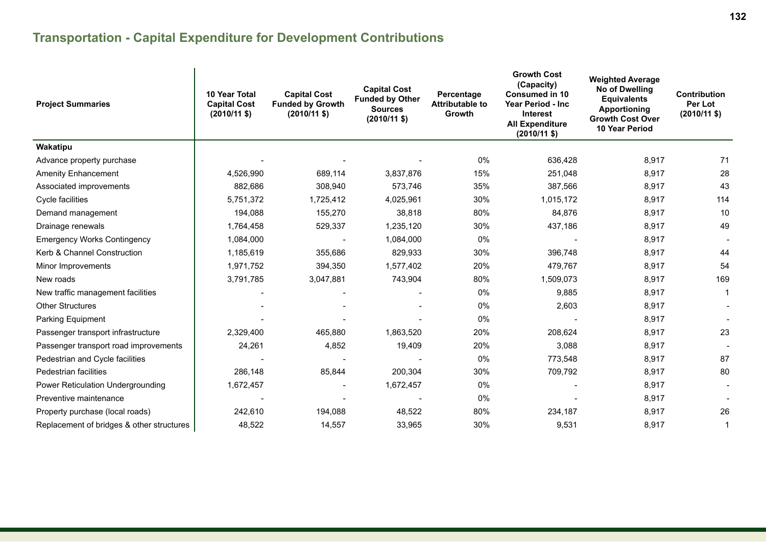## Transportation - Capital Expenditure for Development Contributions

| Project Summaries | 10 Year Total Capital Cost (2010/11 $) | Capital Cost Funded by Growth (2010/11 $) | Capital Cost Funded by Other Sources (2010/11 $) | Percentage Attributable to Growth | Growth Cost (Capacity) Consumed in 10 Year Period - Inc Interest All Expenditure (2010/11 $) | Weighted Average No of Dwelling Equivalents Apportioning Growth Cost Over 10 Year Period | Contribution Per Lot (2010/11 $) |
|---|---|---|---|---|---|---|---|
| **Wakatipu** | | | | | | | |
| Advance property purchase | - | - | - | 0% | 636,428 | 8,917 | 71 |
| Amenity Enhancement | 4,526,990 | 689,114 | 3,837,876 | 15% | 251,048 | 8,917 | 28 |
| Associated improvements | 882,686 | 308,940 | 573,746 | 35% | 387,566 | 8,917 | 43 |
| Cycle facilities | 5,751,372 | 1,725,412 | 4,025,961 | 30% | 1,015,172 | 8,917 | 114 |
| Demand management | 194,088 | 155,270 | 38,818 | 80% | 84,876 | 8,917 | 10 |
| Drainage renewals | 1,764,458 | 529,337 | 1,235,120 | 30% | 437,186 | 8,917 | 49 |
| Emergency Works Contingency | 1,084,000 | - | 1,084,000 | 0% | - | 8,917 | - |
| Kerb & Channel Construction | 1,185,619 | 355,686 | 829,933 | 30% | 396,748 | 8,917 | 44 |
| Minor Improvements | 1,971,752 | 394,350 | 1,577,402 | 20% | 479,767 | 8,917 | 54 |
| New roads | 3,791,785 | 3,047,881 | 743,904 | 80% | 1,509,073 | 8,917 | 169 |
| New traffic management facilities | - | - | - | 0% | 9,885 | 8,917 | 1 |
| Other Structures | - | - | - | 0% | 2,603 | 8,917 | - |
| Parking Equipment | - | - | - | 0% | - | 8,917 | - |
| Passenger transport infrastructure | 2,329,400 | 465,880 | 1,863,520 | 20% | 208,624 | 8,917 | 23 |
| Passenger transport road improvements | 24,261 | 4,852 | 19,409 | 20% | 3,088 | 8,917 | - |
| Pedestrian and Cycle facilities | - | - | - | 0% | 773,548 | 8,917 | 87 |
| Pedestrian facilities | 286,148 | 85,844 | 200,304 | 30% | 709,792 | 8,917 | 80 |
| Power Reticulation Undergrounding | 1,672,457 | - | 1,672,457 | 0% | - | 8,917 | - |
| Preventive maintenance | - | - | - | 0% | - | 8,917 | - |
| Property purchase (local roads) | 242,610 | 194,088 | 48,522 | 80% | 234,187 | 8,917 | 26 |
| Replacement of bridges & other structures | 48,522 | 14,557 | 33,965 | 30% | 9,531 | 8,917 | 1 |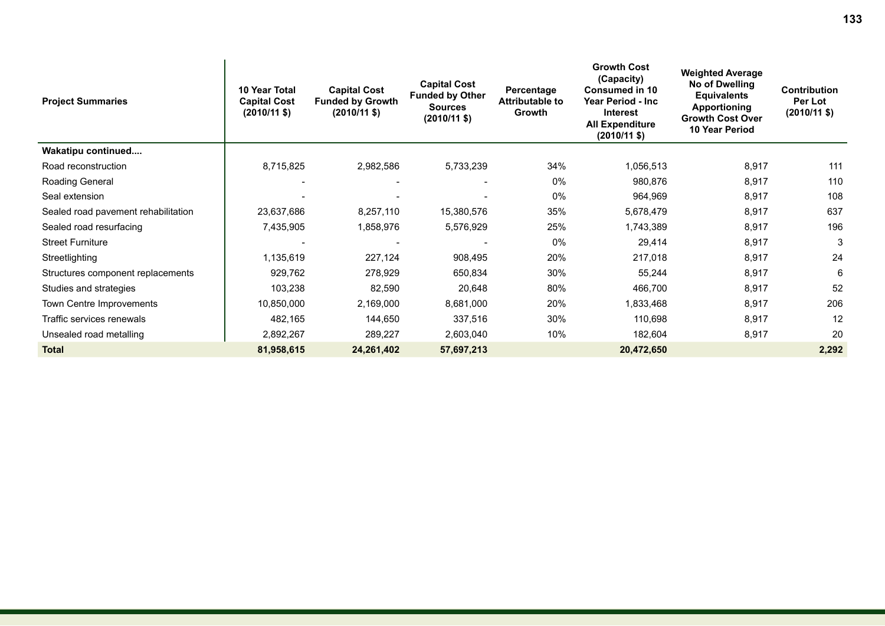| Project Summaries | 10 Year Total Capital Cost (2010/11 $) | Capital Cost Funded by Growth (2010/11 $) | Capital Cost Funded by Other Sources (2010/11 $) | Percentage Attributable to Growth | Growth Cost (Capacity) Consumed in 10 Year Period - Inc Interest All Expenditure (2010/11 $) | Weighted Average No of Dwelling Equivalents Apportioning Growth Cost Over 10 Year Period | Contribution Per Lot (2010/11 $) |
|---|---|---|---|---|---|---|---|
| **Wakatipu continued....** | | | | | | | |
| Road reconstruction | 8,715,825 | 2,982,586 | 5,733,239 | 34% | 1,056,513 | 8,917 | 111 |
| Roading General | - | - | - | 0% | 980,876 | 8,917 | 110 |
| Seal extension | - | - | - | 0% | 964,969 | 8,917 | 108 |
| Sealed road pavement rehabilitation | 23,637,686 | 8,257,110 | 15,380,576 | 35% | 5,678,479 | 8,917 | 637 |
| Sealed road resurfacing | 7,435,905 | 1,858,976 | 5,576,929 | 25% | 1,743,389 | 8,917 | 196 |
| Street Furniture | - | - | - | 0% | 29,414 | 8,917 | 3 |
| Streetlighting | 1,135,619 | 227,124 | 908,495 | 20% | 217,018 | 8,917 | 24 |
| Structures component replacements | 929,762 | 278,929 | 650,834 | 30% | 55,244 | 8,917 | 6 |
| Studies and strategies | 103,238 | 82,590 | 20,648 | 80% | 466,700 | 8,917 | 52 |
| Town Centre Improvements | 10,850,000 | 2,169,000 | 8,681,000 | 20% | 1,833,468 | 8,917 | 206 |
| Traffic services renewals | 482,165 | 144,650 | 337,516 | 30% | 110,698 | 8,917 | 12 |
| Unsealed road metalling | 2,892,267 | 289,227 | 2,603,040 | 10% | 182,604 | 8,917 | 20 |
| **Total** | **81,958,615** | **24,261,402** | **57,697,213** | | **20,472,650** | | **2,292** |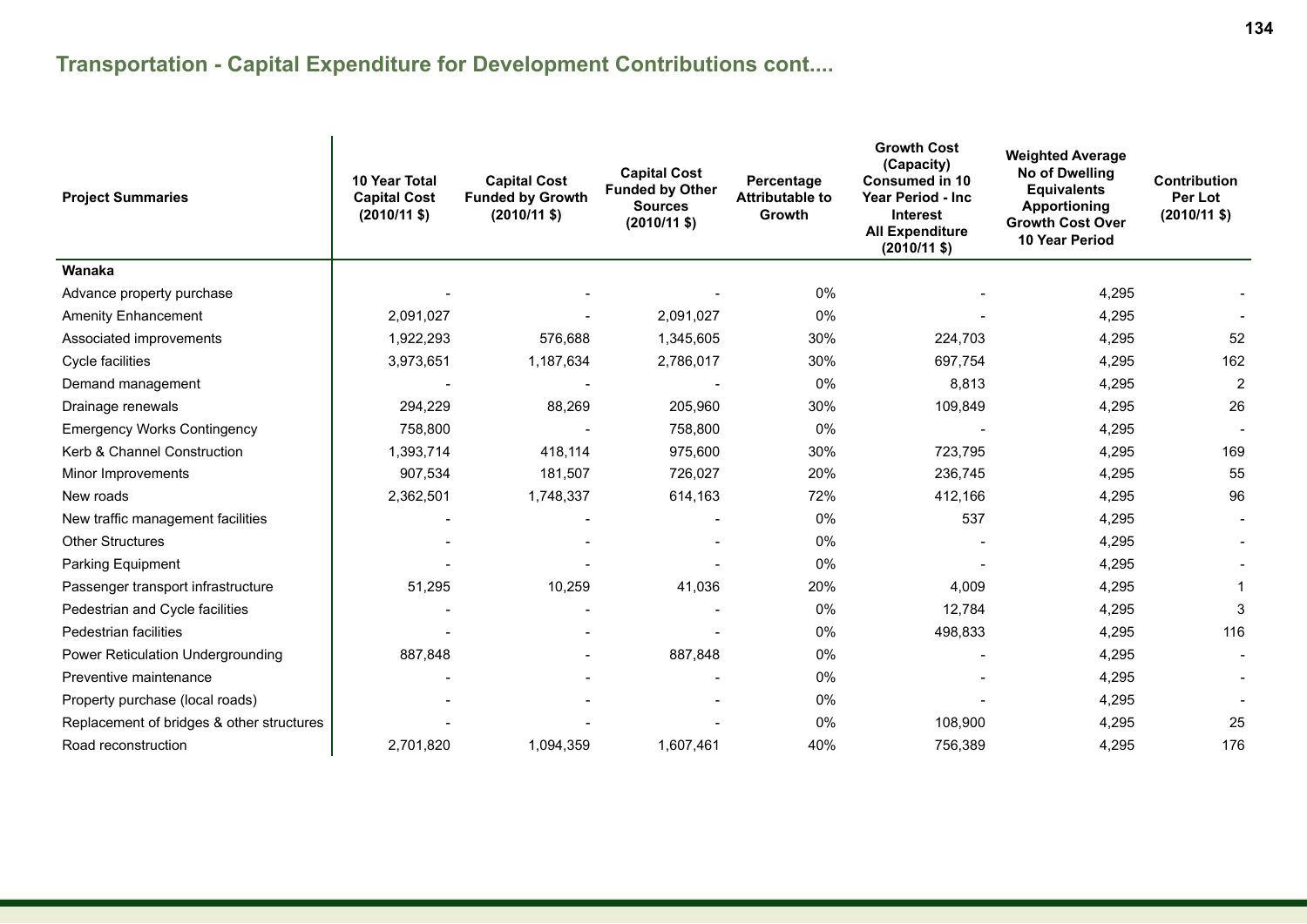## Transportation - Capital Expenditure for Development Contributions cont....

| Project Summaries | 10 Year Total Capital Cost (2010/11 $) | Capital Cost Funded by Growth (2010/11 $) | Capital Cost Funded by Other Sources (2010/11 $) | Percentage Attributable to Growth | Growth Cost (Capacity) Consumed in 10 Year Period - Inc Interest All Expenditure (2010/11 $) | Weighted Average No of Dwelling Equivalents Apportioning Growth Cost Over 10 Year Period | Contribution Per Lot (2010/11 $) |
|---|---|---|---|---|---|---|---|
| **Wanaka** | | | | | | | |
| Advance property purchase | - | - | - | 0% | - | 4,295 | - |
| Amenity Enhancement | 2,091,027 | - | 2,091,027 | 0% | - | 4,295 | - |
| Associated improvements | 1,922,293 | 576,688 | 1,345,605 | 30% | 224,703 | 4,295 | 52 |
| Cycle facilities | 3,973,651 | 1,187,634 | 2,786,017 | 30% | 697,754 | 4,295 | 162 |
| Demand management | - | - | - | 0% | 8,813 | 4,295 | 2 |
| Drainage renewals | 294,229 | 88,269 | 205,960 | 30% | 109,849 | 4,295 | 26 |
| Emergency Works Contingency | 758,800 | - | 758,800 | 0% | - | 4,295 | - |
| Kerb & Channel Construction | 1,393,714 | 418,114 | 975,600 | 30% | 723,795 | 4,295 | 169 |
| Minor Improvements | 907,534 | 181,507 | 726,027 | 20% | 236,745 | 4,295 | 55 |
| New roads | 2,362,501 | 1,748,337 | 614,163 | 72% | 412,166 | 4,295 | 96 |
| New traffic management facilities | - | - | - | 0% | 537 | 4,295 | - |
| Other Structures | - | - | - | 0% | - | 4,295 | - |
| Parking Equipment | - | - | - | 0% | - | 4,295 | - |
| Passenger transport infrastructure | 51,295 | 10,259 | 41,036 | 20% | 4,009 | 4,295 | 1 |
| Pedestrian and Cycle facilities | - | - | - | 0% | 12,784 | 4,295 | 3 |
| Pedestrian facilities | - | - | - | 0% | 498,833 | 4,295 | 116 |
| Power Reticulation Undergrounding | 887,848 | - | 887,848 | 0% | - | 4,295 | - |
| Preventive maintenance | - | - | - | 0% | - | 4,295 | - |
| Property purchase (local roads) | - | - | - | 0% | - | 4,295 | - |
| Replacement of bridges & other structures | - | - | - | 0% | 108,900 | 4,295 | 25 |
| Road reconstruction | 2,701,820 | 1,094,359 | 1,607,461 | 40% | 756,389 | 4,295 | 176 |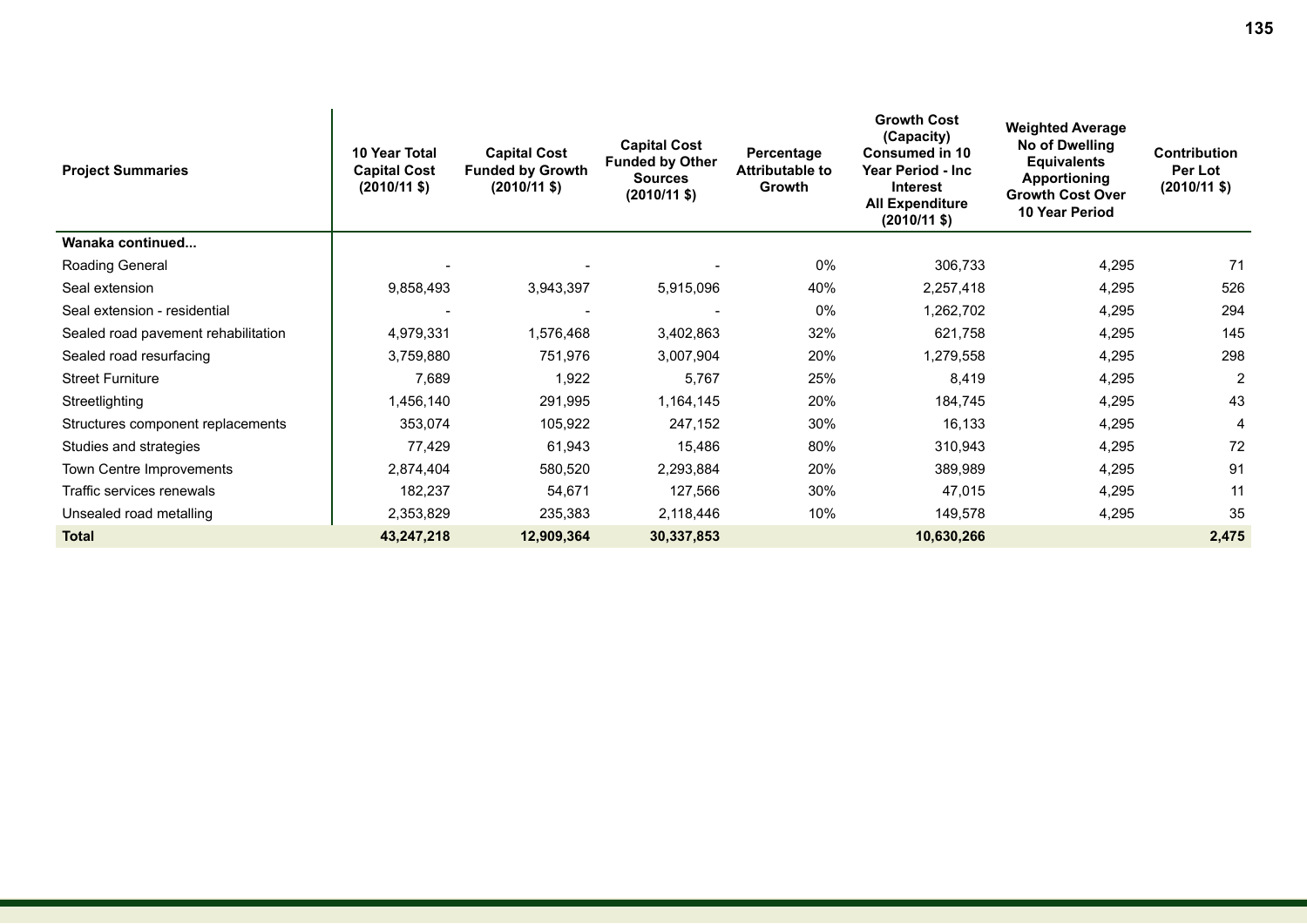| Project Summaries | 10 Year Total Capital Cost (2010/11 $) | Capital Cost Funded by Growth (2010/11 $) | Capital Cost Funded by Other Sources (2010/11 $) | Percentage Attributable to Growth | Growth Cost (Capacity) Consumed in 10 Year Period - Inc Interest All Expenditure (2010/11 $) | Weighted Average No of Dwelling Equivalents Apportioning Growth Cost Over 10 Year Period | Contribution Per Lot (2010/11 $) |
|---|---|---|---|---|---|---|---|
| **Wanaka continued...** | | | | | | | |
| Roading General | - | - | - | 0% | 306,733 | 4,295 | 71 |
| Seal extension | 9,858,493 | 3,943,397 | 5,915,096 | 40% | 2,257,418 | 4,295 | 526 |
| Seal extension - residential | - | - | - | 0% | 1,262,702 | 4,295 | 294 |
| Sealed road pavement rehabilitation | 4,979,331 | 1,576,468 | 3,402,863 | 32% | 621,758 | 4,295 | 145 |
| Sealed road resurfacing | 3,759,880 | 751,976 | 3,007,904 | 20% | 1,279,558 | 4,295 | 298 |
| Street Furniture | 7,689 | 1,922 | 5,767 | 25% | 8,419 | 4,295 | 2 |
| Streetlighting | 1,456,140 | 291,995 | 1,164,145 | 20% | 184,745 | 4,295 | 43 |
| Structures component replacements | 353,074 | 105,922 | 247,152 | 30% | 16,133 | 4,295 | 4 |
| Studies and strategies | 77,429 | 61,943 | 15,486 | 80% | 310,943 | 4,295 | 72 |
| Town Centre Improvements | 2,874,404 | 580,520 | 2,293,884 | 20% | 389,989 | 4,295 | 91 |
| Traffic services renewals | 182,237 | 54,671 | 127,566 | 30% | 47,015 | 4,295 | 11 |
| Unsealed road metalling | 2,353,829 | 235,383 | 2,118,446 | 10% | 149,578 | 4,295 | 35 |
| **Total** | **43,247,218** | **12,909,364** | **30,337,853** | | **10,630,266** | | **2,475** |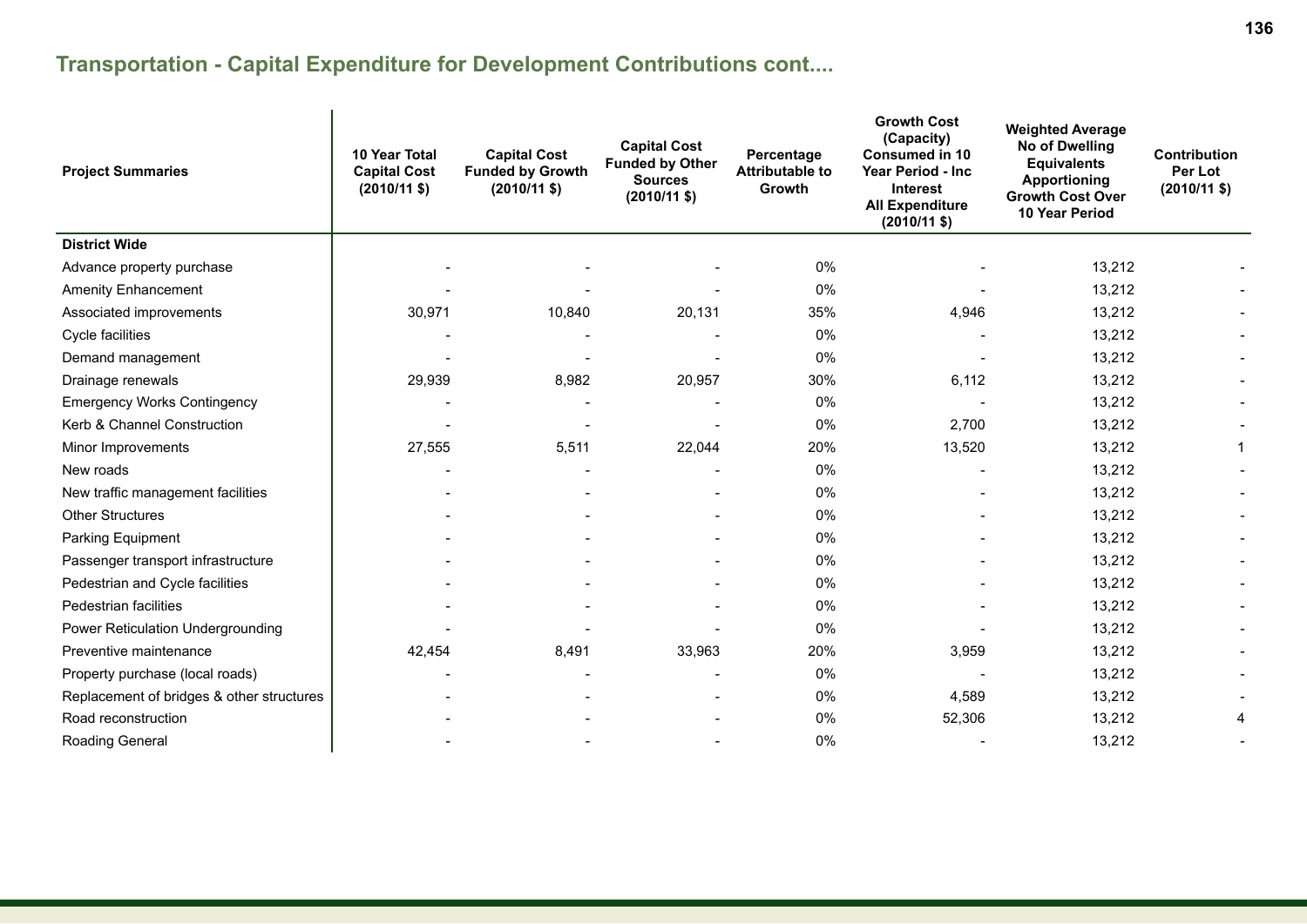## Transportation - Capital Expenditure for Development Contributions cont....

| Project Summaries | 10 Year Total Capital Cost (2010/11 $) | Capital Cost Funded by Growth (2010/11 $) | Capital Cost Funded by Other Sources (2010/11 $) | Percentage Attributable to Growth | Growth Cost (Capacity) Consumed in 10 Year Period - Inc Interest All Expenditure (2010/11 $) | Weighted Average No of Dwelling Equivalents Apportioning Growth Cost Over 10 Year Period | Contribution Per Lot (2010/11 $) |
|---|---|---|---|---|---|---|---|
| **District Wide** | | | | | | | |
| Advance property purchase | - | - | - | 0% | - | 13,212 | - |
| Amenity Enhancement | - | - | - | 0% | - | 13,212 | - |
| Associated improvements | 30,971 | 10,840 | 20,131 | 35% | 4,946 | 13,212 | - |
| Cycle facilities | - | - | - | 0% | - | 13,212 | - |
| Demand management | - | - | - | 0% | - | 13,212 | - |
| Drainage renewals | 29,939 | 8,982 | 20,957 | 30% | 6,112 | 13,212 | - |
| Emergency Works Contingency | - | - | - | 0% | - | 13,212 | - |
| Kerb & Channel Construction | - | - | - | 0% | 2,700 | 13,212 | - |
| Minor Improvements | 27,555 | 5,511 | 22,044 | 20% | 13,520 | 13,212 | 1 |
| New roads | - | - | - | 0% | - | 13,212 | - |
| New traffic management facilities | - | - | - | 0% | - | 13,212 | - |
| Other Structures | - | - | - | 0% | - | 13,212 | - |
| Parking Equipment | - | - | - | 0% | - | 13,212 | - |
| Passenger transport infrastructure | - | - | - | 0% | - | 13,212 | - |
| Pedestrian and Cycle facilities | - | - | - | 0% | - | 13,212 | - |
| Pedestrian facilities | - | - | - | 0% | - | 13,212 | - |
| Power Reticulation Undergrounding | - | - | - | 0% | - | 13,212 | - |
| Preventive maintenance | 42,454 | 8,491 | 33,963 | 20% | 3,959 | 13,212 | - |
| Property purchase (local roads) | - | - | - | 0% | - | 13,212 | - |
| Replacement of bridges & other structures | - | - | - | 0% | 4,589 | 13,212 | - |
| Road reconstruction | - | - | - | 0% | 52,306 | 13,212 | 4 |
| Roading General | - | - | - | 0% | - | 13,212 | - |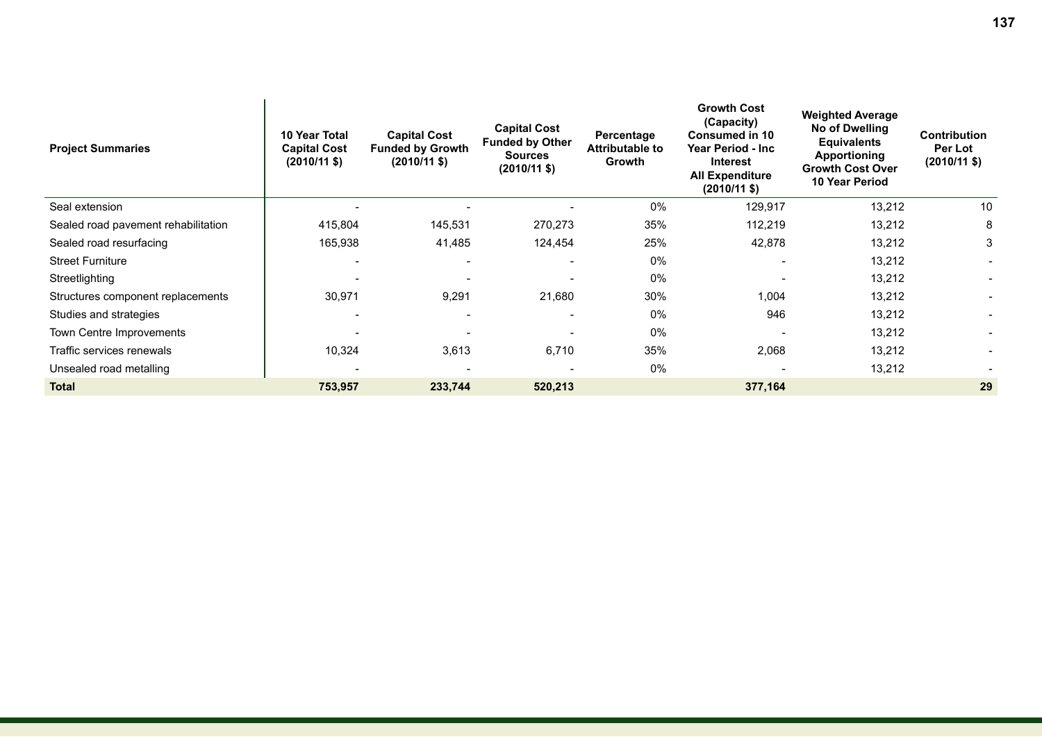| Project Summaries | 10 Year Total Capital Cost (2010/11 $) | Capital Cost Funded by Growth (2010/11 $) | Capital Cost Funded by Other Sources (2010/11 $) | Percentage Attributable to Growth | Growth Cost (Capacity) Consumed in 10 Year Period - Inc Interest All Expenditure (2010/11 $) | Weighted Average No of Dwelling Equivalents Apportioning Growth Cost Over 10 Year Period | Contribution Per Lot (2010/11 $) |
|---|---|---|---|---|---|---|---|
| Seal extension | - | - | - | 0% | 129,917 | 13,212 | 10 |
| Sealed road pavement rehabilitation | 415,804 | 145,531 | 270,273 | 35% | 112,219 | 13,212 | 8 |
| Sealed road resurfacing | 165,938 | 41,485 | 124,454 | 25% | 42,878 | 13,212 | 3 |
| Street Furniture | - | - | - | 0% | - | 13,212 | - |
| Streetlighting | - | - | - | 0% | - | 13,212 | - |
| Structures component replacements | 30,971 | 9,291 | 21,680 | 30% | 1,004 | 13,212 | - |
| Studies and strategies | - | - | - | 0% | 946 | 13,212 | - |
| Town Centre Improvements | - | - | - | 0% | - | 13,212 | - |
| Traffic services renewals | 10,324 | 3,613 | 6,710 | 35% | 2,068 | 13,212 | - |
| Unsealed road metalling | - | - | - | 0% | - | 13,212 | - |
| **Total** | **753,957** | **233,744** | **520,213** | | **377,164** | | **29** |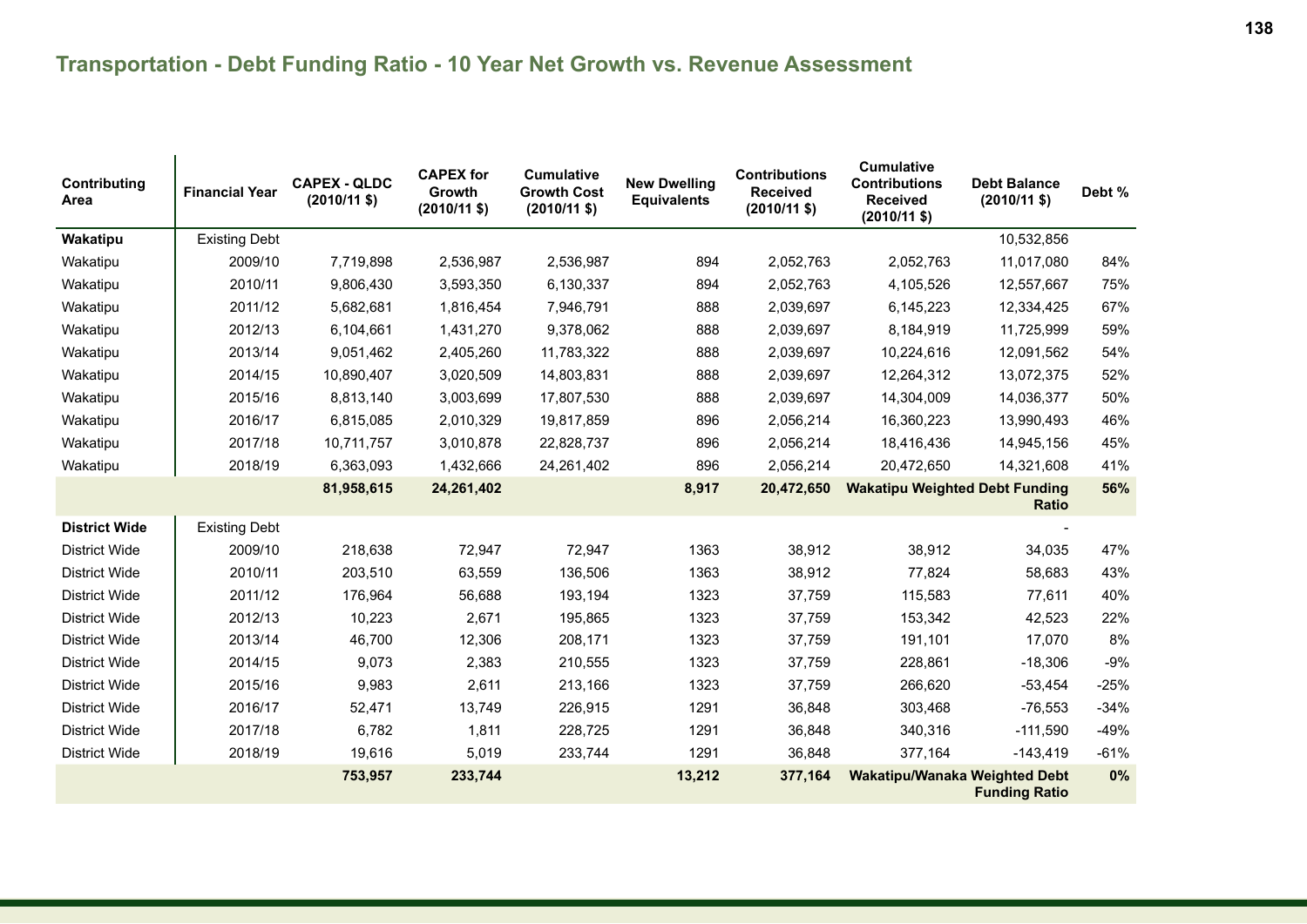## Transportation - Debt Funding Ratio - 10 Year Net Growth vs. Revenue Assessment

| Contributing Area | Financial Year | CAPEX - QLDC (2010/11 $) | CAPEX for Growth (2010/11 $) | Cumulative Growth Cost (2010/11 $) | New Dwelling Equivalents | Contributions Received (2010/11 $) | Cumulative Contributions Received (2010/11 $) | Debt Balance (2010/11 $) | Debt % |
|---|---|---|---|---|---|---|---|---|---|
| **Wakatipu** | Existing Debt | | | | | | | 10,532,856 | |
| Wakatipu | 2009/10 | 7,719,898 | 2,536,987 | 2,536,987 | 894 | 2,052,763 | 2,052,763 | 11,017,080 | 84% |
| Wakatipu | 2010/11 | 9,806,430 | 3,593,350 | 6,130,337 | 894 | 2,052,763 | 4,105,526 | 12,557,667 | 75% |
| Wakatipu | 2011/12 | 5,682,681 | 1,816,454 | 7,946,791 | 888 | 2,039,697 | 6,145,223 | 12,334,425 | 67% |
| Wakatipu | 2012/13 | 6,104,661 | 1,431,270 | 9,378,062 | 888 | 2,039,697 | 8,184,919 | 11,725,999 | 59% |
| Wakatipu | 2013/14 | 9,051,462 | 2,405,260 | 11,783,322 | 888 | 2,039,697 | 10,224,616 | 12,091,562 | 54% |
| Wakatipu | 2014/15 | 10,890,407 | 3,020,509 | 14,803,831 | 888 | 2,039,697 | 12,264,312 | 13,072,375 | 52% |
| Wakatipu | 2015/16 | 8,813,140 | 3,003,699 | 17,807,530 | 888 | 2,039,697 | 14,304,009 | 14,036,377 | 50% |
| Wakatipu | 2016/17 | 6,815,085 | 2,010,329 | 19,817,859 | 896 | 2,056,214 | 16,360,223 | 13,990,493 | 46% |
| Wakatipu | 2017/18 | 10,711,757 | 3,010,878 | 22,828,737 | 896 | 2,056,214 | 18,416,436 | 14,945,156 | 45% |
| Wakatipu | 2018/19 | 6,363,093 | 1,432,666 | 24,261,402 | 896 | 2,056,214 | 20,472,650 | 14,321,608 | 41% |
| | | **81,958,615** | **24,261,402** | | **8,917** | **20,472,650** | **Wakatipu Weighted Debt Funding Ratio** | | **56%** |
| **District Wide** | Existing Debt | | | | | | | - | |
| District Wide | 2009/10 | 218,638 | 72,947 | 72,947 | 1363 | 38,912 | 38,912 | 34,035 | 47% |
| District Wide | 2010/11 | 203,510 | 63,559 | 136,506 | 1363 | 38,912 | 77,824 | 58,683 | 43% |
| District Wide | 2011/12 | 176,964 | 56,688 | 193,194 | 1323 | 37,759 | 115,583 | 77,611 | 40% |
| District Wide | 2012/13 | 10,223 | 2,671 | 195,865 | 1323 | 37,759 | 153,342 | 42,523 | 22% |
| District Wide | 2013/14 | 46,700 | 12,306 | 208,171 | 1323 | 37,759 | 191,101 | 17,070 | 8% |
| District Wide | 2014/15 | 9,073 | 2,383 | 210,555 | 1323 | 37,759 | 228,861 | -18,306 | -9% |
| District Wide | 2015/16 | 9,983 | 2,611 | 213,166 | 1323 | 37,759 | 266,620 | -53,454 | -25% |
| District Wide | 2016/17 | 52,471 | 13,749 | 226,915 | 1291 | 36,848 | 303,468 | -76,553 | -34% |
| District Wide | 2017/18 | 6,782 | 1,811 | 228,725 | 1291 | 36,848 | 340,316 | -111,590 | -49% |
| District Wide | 2018/19 | 19,616 | 5,019 | 233,744 | 1291 | 36,848 | 377,164 | -143,419 | -61% |
| | | **753,957** | **233,744** | | **13,212** | **377,164** | **Wakatipu/Wanaka Weighted Debt Funding Ratio** | | **0%** |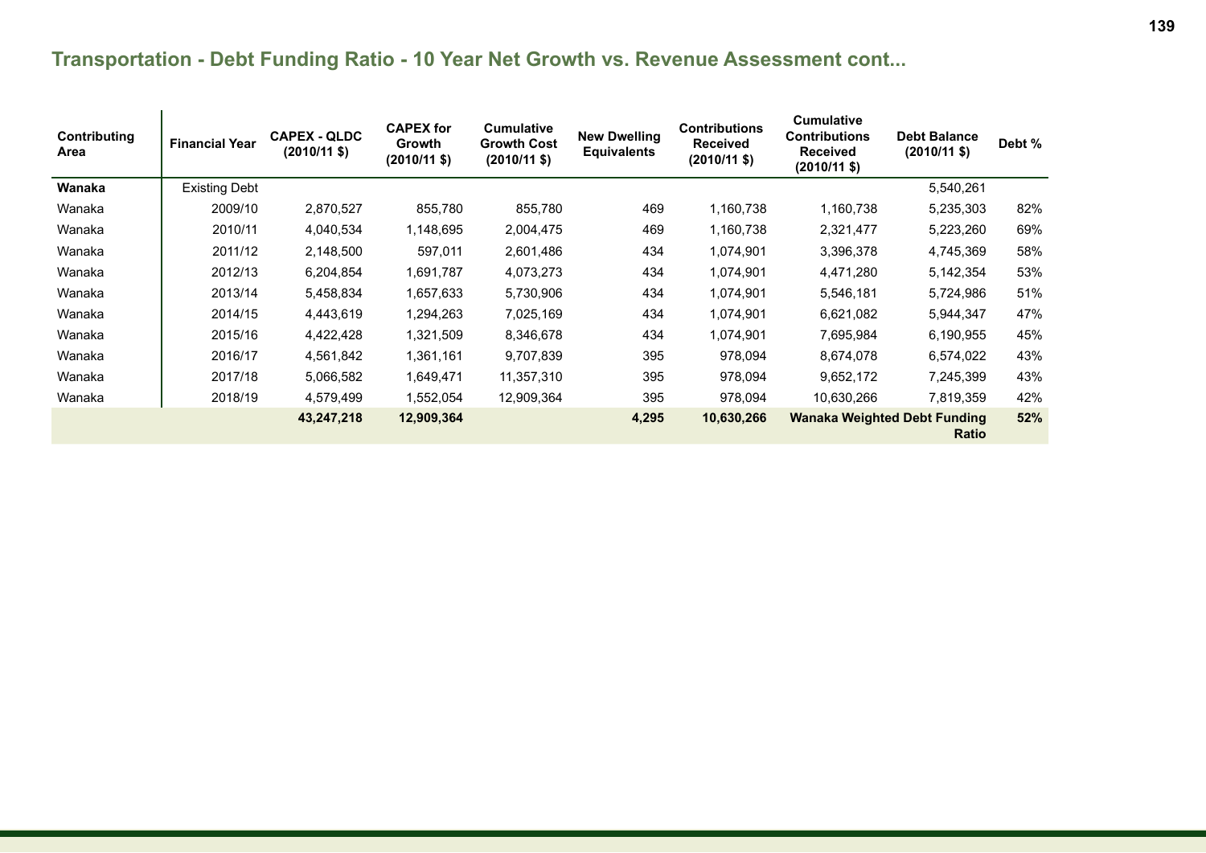## Transportation - Debt Funding Ratio - 10 Year Net Growth vs. Revenue Assessment cont...

| Contributing Area | Financial Year | CAPEX - QLDC (2010/11 $) | CAPEX for Growth (2010/11 $) | Cumulative Growth Cost (2010/11 $) | New Dwelling Equivalents | Contributions Received (2010/11 $) | Cumulative Contributions Received (2010/11 $) | Debt Balance (2010/11 $) | Debt % |
|---|---|---|---|---|---|---|---|---|---|
| **Wanaka** | Existing Debt | | | | | | | 5,540,261 | |
| Wanaka | 2009/10 | 2,870,527 | 855,780 | 855,780 | 469 | 1,160,738 | 1,160,738 | 5,235,303 | 82% |
| Wanaka | 2010/11 | 4,040,534 | 1,148,695 | 2,004,475 | 469 | 1,160,738 | 2,321,477 | 5,223,260 | 69% |
| Wanaka | 2011/12 | 2,148,500 | 597,011 | 2,601,486 | 434 | 1,074,901 | 3,396,378 | 4,745,369 | 58% |
| Wanaka | 2012/13 | 6,204,854 | 1,691,787 | 4,073,273 | 434 | 1,074,901 | 4,471,280 | 5,142,354 | 53% |
| Wanaka | 2013/14 | 5,458,834 | 1,657,633 | 5,730,906 | 434 | 1,074,901 | 5,546,181 | 5,724,986 | 51% |
| Wanaka | 2014/15 | 4,443,619 | 1,294,263 | 7,025,169 | 434 | 1,074,901 | 6,621,082 | 5,944,347 | 47% |
| Wanaka | 2015/16 | 4,422,428 | 1,321,509 | 8,346,678 | 434 | 1,074,901 | 7,695,984 | 6,190,955 | 45% |
| Wanaka | 2016/17 | 4,561,842 | 1,361,161 | 9,707,839 | 395 | 978,094 | 8,674,078 | 6,574,022 | 43% |
| Wanaka | 2017/18 | 5,066,582 | 1,649,471 | 11,357,310 | 395 | 978,094 | 9,652,172 | 7,245,399 | 43% |
| Wanaka | 2018/19 | 4,579,499 | 1,552,054 | 12,909,364 | 395 | 978,094 | 10,630,266 | 7,819,359 | 42% |
| | | **43,247,218** | **12,909,364** | | **4,295** | **10,630,266** | **Wanaka Weighted Debt Funding Ratio** | | **52%** |